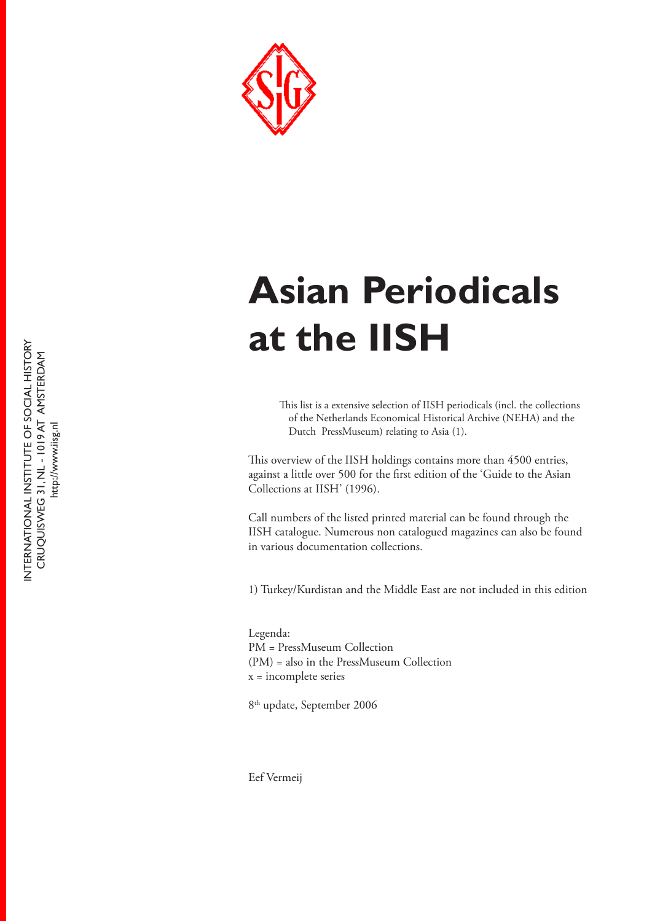INTERNATIONAL INSTITUTE OF SOCIAL HISTORY
CRUQUISWEG 31, NL - 1019 AT AMSTERDAM
http://www.iisg.nl

# Asian Periodicals at the IISH

This list is a extensive selection of IISH periodicals (incl. the collections of the Netherlands Economical Historical Archive (NEHA) and the Dutch PressMuseum) relating to Asia (1).

This overview of the IISH holdings contains more than 4500 entries, against a little over 500 for the first edition of the 'Guide to the Asian Collections at IISH' (1996).

Call numbers of the listed printed material can be found through the IISH catalogue. Numerous non catalogued magazines can also be found in various documentation collections.

1) Turkey/Kurdistan and the Middle East are not included in this edition

Legenda:
PM = PressMuseum Collection
(PM) = also in the PressMuseum Collection
x = incomplete series

8th update, September 2006

Eef Vermeij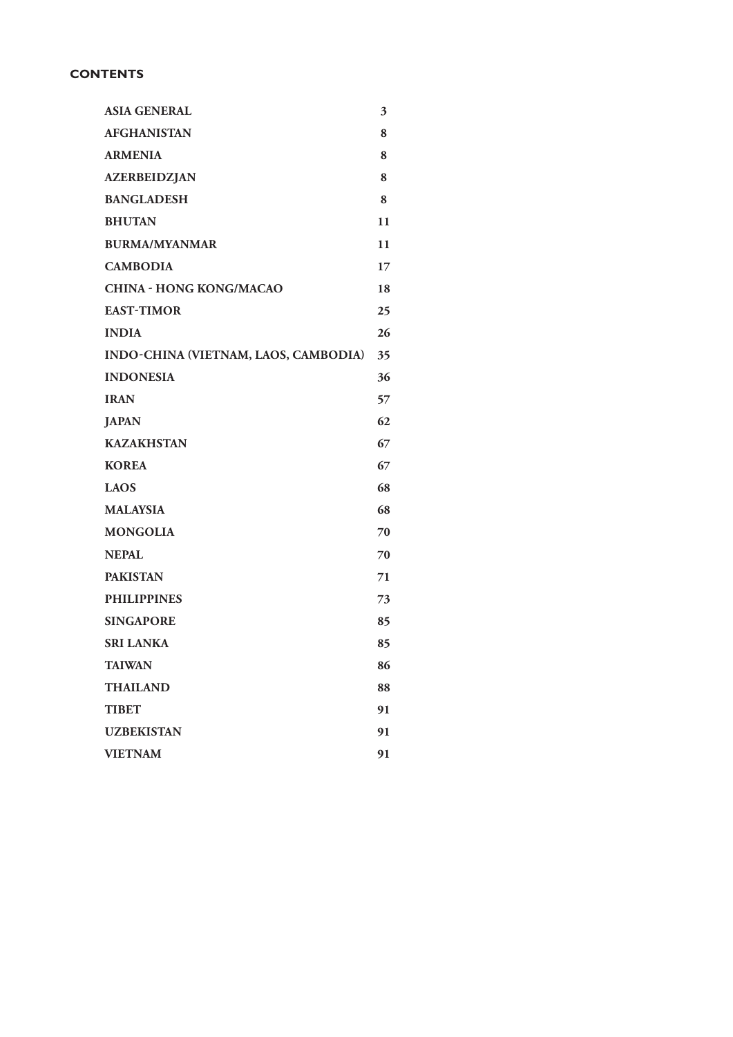# CONTENTS

| | |
|---|---|
| **ASIA GENERAL** | **3** |
| **AFGHANISTAN** | **8** |
| **ARMENIA** | **8** |
| **AZERBEIDZJAN** | **8** |
| **BANGLADESH** | **8** |
| **BHUTAN** | **11** |
| **BURMA/MYANMAR** | **11** |
| **CAMBODIA** | **17** |
| **CHINA - HONG KONG/MACAO** | **18** |
| **EAST-TIMOR** | **25** |
| **INDIA** | **26** |
| **INDO-CHINA (VIETNAM, LAOS, CAMBODIA)** | **35** |
| **INDONESIA** | **36** |
| **IRAN** | **57** |
| **JAPAN** | **62** |
| **KAZAKHSTAN** | **67** |
| **KOREA** | **67** |
| **LAOS** | **68** |
| **MALAYSIA** | **68** |
| **MONGOLIA** | **70** |
| **NEPAL** | **70** |
| **PAKISTAN** | **71** |
| **PHILIPPINES** | **73** |
| **SINGAPORE** | **85** |
| **SRI LANKA** | **85** |
| **TAIWAN** | **86** |
| **THAILAND** | **88** |
| **TIBET** | **91** |
| **UZBEKISTAN** | **91** |
| **VIETNAM** | **91** |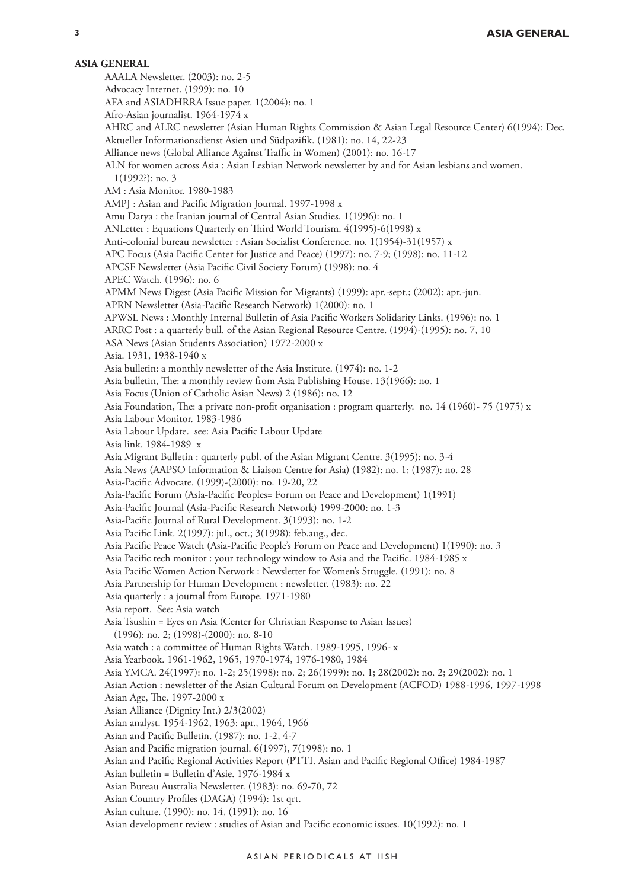## ASIA GENERAL

AAALA Newsletter. (2003): no. 2-5
Advocacy Internet. (1999): no. 10
AFA and ASIADHRRA Issue paper. 1(2004): no. 1
Afro-Asian journalist. 1964-1974 x
AHRC and ALRC newsletter (Asian Human Rights Commission & Asian Legal Resource Center) 6(1994): Dec.
Aktueller Informationsdienst Asien und Südpazifik. (1981): no. 14, 22-23
Alliance news (Global Alliance Against Traffic in Women) (2001): no. 16-17
ALN for women across Asia : Asian Lesbian Network newsletter by and for Asian lesbians and women. 1(1992?): no. 3
AM : Asia Monitor. 1980-1983
AMPJ : Asian and Pacific Migration Journal. 1997-1998 x
Amu Darya : the Iranian journal of Central Asian Studies. 1(1996): no. 1
ANLetter : Equations Quarterly on Third World Tourism. 4(1995)-6(1998) x
Anti-colonial bureau newsletter : Asian Socialist Conference. no. 1(1954)-31(1957) x
APC Focus (Asia Pacific Center for Justice and Peace) (1997): no. 7-9; (1998): no. 11-12
APCSF Newsletter (Asia Pacific Civil Society Forum) (1998): no. 4
APEC Watch. (1996): no. 6
APMM News Digest (Asia Pacific Mission for Migrants) (1999): apr.-sept.; (2002): apr.-jun.
APRN Newsletter (Asia-Pacific Research Network) 1(2000): no. 1
APWSL News : Monthly Internal Bulletin of Asia Pacific Workers Solidarity Links. (1996): no. 1
ARRC Post : a quarterly bull. of the Asian Regional Resource Centre. (1994)-(1995): no. 7, 10
ASA News (Asian Students Association) 1972-2000 x
Asia. 1931, 1938-1940 x
Asia bulletin: a monthly newsletter of the Asia Institute. (1974): no. 1-2
Asia bulletin, The: a monthly review from Asia Publishing House. 13(1966): no. 1
Asia Focus (Union of Catholic Asian News) 2 (1986): no. 12
Asia Foundation, The: a private non-profit organisation : program quarterly. no. 14 (1960)- 75 (1975) x
Asia Labour Monitor. 1983-1986
Asia Labour Update. see: Asia Pacific Labour Update
Asia link. 1984-1989 x
Asia Migrant Bulletin : quarterly publ. of the Asian Migrant Centre. 3(1995): no. 3-4
Asia News (AAPSO Information & Liaison Centre for Asia) (1982): no. 1; (1987): no. 28
Asia-Pacific Advocate. (1999)-(2000): no. 19-20, 22
Asia-Pacific Forum (Asia-Pacific Peoples= Forum on Peace and Development) 1(1991)
Asia-Pacific Journal (Asia-Pacific Research Network) 1999-2000: no. 1-3
Asia-Pacific Journal of Rural Development. 3(1993): no. 1-2
Asia Pacific Link. 2(1997): jul., oct.; 3(1998): feb.aug., dec.
Asia Pacific Peace Watch (Asia-Pacific People's Forum on Peace and Development) 1(1990): no. 3
Asia Pacific tech monitor : your technology window to Asia and the Pacific. 1984-1985 x
Asia Pacific Women Action Network : Newsletter for Women's Struggle. (1991): no. 8
Asia Partnership for Human Development : newsletter. (1983): no. 22
Asia quarterly : a journal from Europe. 1971-1980
Asia report. See: Asia watch
Asia Tsushin = Eyes on Asia (Center for Christian Response to Asian Issues) (1996): no. 2; (1998)-(2000): no. 8-10
Asia watch : a committee of Human Rights Watch. 1989-1995, 1996- x
Asia Yearbook. 1961-1962, 1965, 1970-1974, 1976-1980, 1984
Asia YMCA. 24(1997): no. 1-2; 25(1998): no. 2; 26(1999): no. 1; 28(2002): no. 2; 29(2002): no. 1
Asian Action : newsletter of the Asian Cultural Forum on Development (ACFOD) 1988-1996, 1997-1998
Asian Age, The. 1997-2000 x
Asian Alliance (Dignity Int.) 2/3(2002)
Asian analyst. 1954-1962, 1963: apr., 1964, 1966
Asian and Pacific Bulletin. (1987): no. 1-2, 4-7
Asian and Pacific migration journal. 6(1997), 7(1998): no. 1
Asian and Pacific Regional Activities Report (PTTI. Asian and Pacific Regional Office) 1984-1987
Asian bulletin = Bulletin d'Asie. 1976-1984 x
Asian Bureau Australia Newsletter. (1983): no. 69-70, 72
Asian Country Profiles (DAGA) (1994): 1st qrt.
Asian culture. (1990): no. 14, (1991): no. 16
Asian development review : studies of Asian and Pacific economic issues. 10(1992): no. 1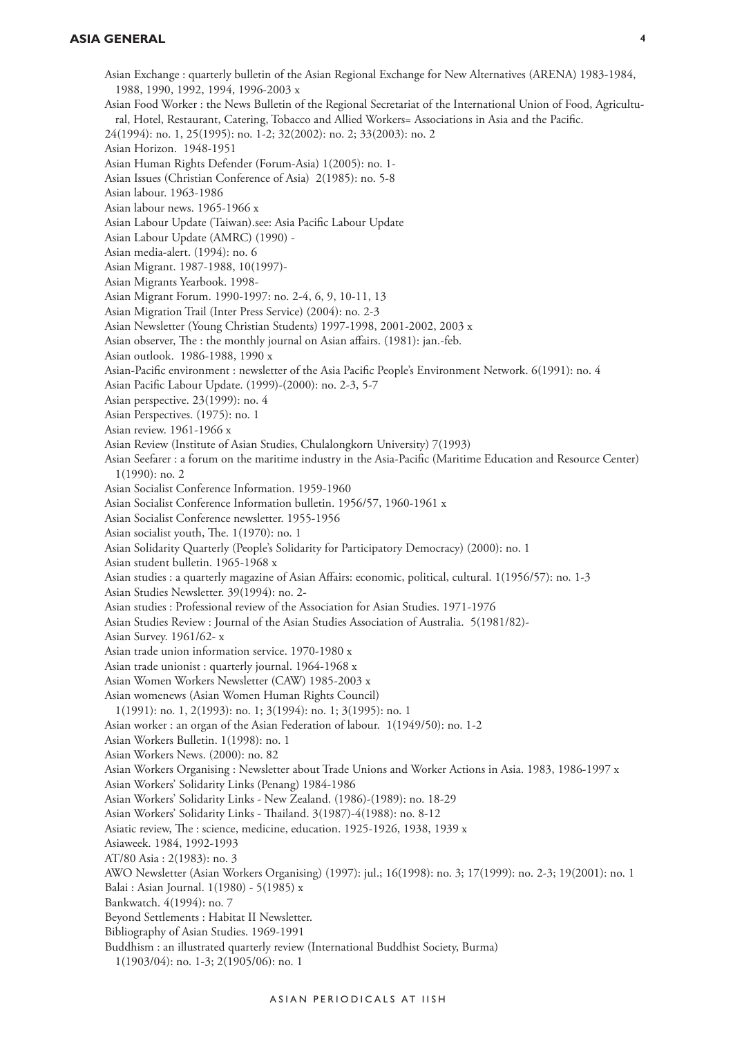Asian Exchange : quarterly bulletin of the Asian Regional Exchange for New Alternatives (ARENA) 1983-1984, 1988, 1990, 1992, 1994, 1996-2003 x

Asian Food Worker : the News Bulletin of the Regional Secretariat of the International Union of Food, Agricultural, Hotel, Restaurant, Catering, Tobacco and Allied Workers= Associations in Asia and the Pacific.
24(1994): no. 1, 25(1995): no. 1-2; 32(2002): no. 2; 33(2003): no. 2

Asian Horizon. 1948-1951

Asian Human Rights Defender (Forum-Asia) 1(2005): no. 1-

Asian Issues (Christian Conference of Asia) 2(1985): no. 5-8

Asian labour. 1963-1986

Asian labour news. 1965-1966 x

Asian Labour Update (Taiwan).see: Asia Pacific Labour Update

Asian Labour Update (AMRC) (1990) -

Asian media-alert. (1994): no. 6

Asian Migrant. 1987-1988, 10(1997)-

Asian Migrants Yearbook. 1998-

Asian Migrant Forum. 1990-1997: no. 2-4, 6, 9, 10-11, 13

Asian Migration Trail (Inter Press Service) (2004): no. 2-3

Asian Newsletter (Young Christian Students) 1997-1998, 2001-2002, 2003 x

Asian observer, The : the monthly journal on Asian affairs. (1981): jan.-feb.

Asian outlook. 1986-1988, 1990 x

Asian-Pacific environment : newsletter of the Asia Pacific People's Environment Network. 6(1991): no. 4

Asian Pacific Labour Update. (1999)-(2000): no. 2-3, 5-7

Asian perspective. 23(1999): no. 4

Asian Perspectives. (1975): no. 1

Asian review. 1961-1966 x

Asian Review (Institute of Asian Studies, Chulalongkorn University) 7(1993)

Asian Seefarer : a forum on the maritime industry in the Asia-Pacific (Maritime Education and Resource Center) 1(1990): no. 2

Asian Socialist Conference Information. 1959-1960

Asian Socialist Conference Information bulletin. 1956/57, 1960-1961 x

Asian Socialist Conference newsletter. 1955-1956

Asian socialist youth, The. 1(1970): no. 1

Asian Solidarity Quarterly (People's Solidarity for Participatory Democracy) (2000): no. 1

Asian student bulletin. 1965-1968 x

Asian studies : a quarterly magazine of Asian Affairs: economic, political, cultural. 1(1956/57): no. 1-3

Asian Studies Newsletter. 39(1994): no. 2-

Asian studies : Professional review of the Association for Asian Studies. 1971-1976

Asian Studies Review : Journal of the Asian Studies Association of Australia. 5(1981/82)-

Asian Survey. 1961/62- x

Asian trade union information service. 1970-1980 x

Asian trade unionist : quarterly journal. 1964-1968 x

Asian Women Workers Newsletter (CAW) 1985-2003 x

Asian womenews (Asian Women Human Rights Council)
1(1991): no. 1, 2(1993): no. 1; 3(1994): no. 1; 3(1995): no. 1

Asian worker : an organ of the Asian Federation of labour. 1(1949/50): no. 1-2

Asian Workers Bulletin. 1(1998): no. 1

Asian Workers News. (2000): no. 82

Asian Workers Organising : Newsletter about Trade Unions and Worker Actions in Asia. 1983, 1986-1997 x

Asian Workers' Solidarity Links (Penang) 1984-1986

Asian Workers' Solidarity Links - New Zealand. (1986)-(1989): no. 18-29

Asian Workers' Solidarity Links - Thailand. 3(1987)-4(1988): no. 8-12

Asiatic review, The : science, medicine, education. 1925-1926, 1938, 1939 x

Asiaweek. 1984, 1992-1993

AT/80 Asia : 2(1983): no. 3

AWO Newsletter (Asian Workers Organising) (1997): jul.; 16(1998): no. 3; 17(1999): no. 2-3; 19(2001): no. 1

Balai : Asian Journal. 1(1980) - 5(1985) x

Bankwatch. 4(1994): no. 7

Beyond Settlements : Habitat II Newsletter.

Bibliography of Asian Studies. 1969-1991

Buddhism : an illustrated quarterly review (International Buddhist Society, Burma)
1(1903/04): no. 1-3; 2(1905/06): no. 1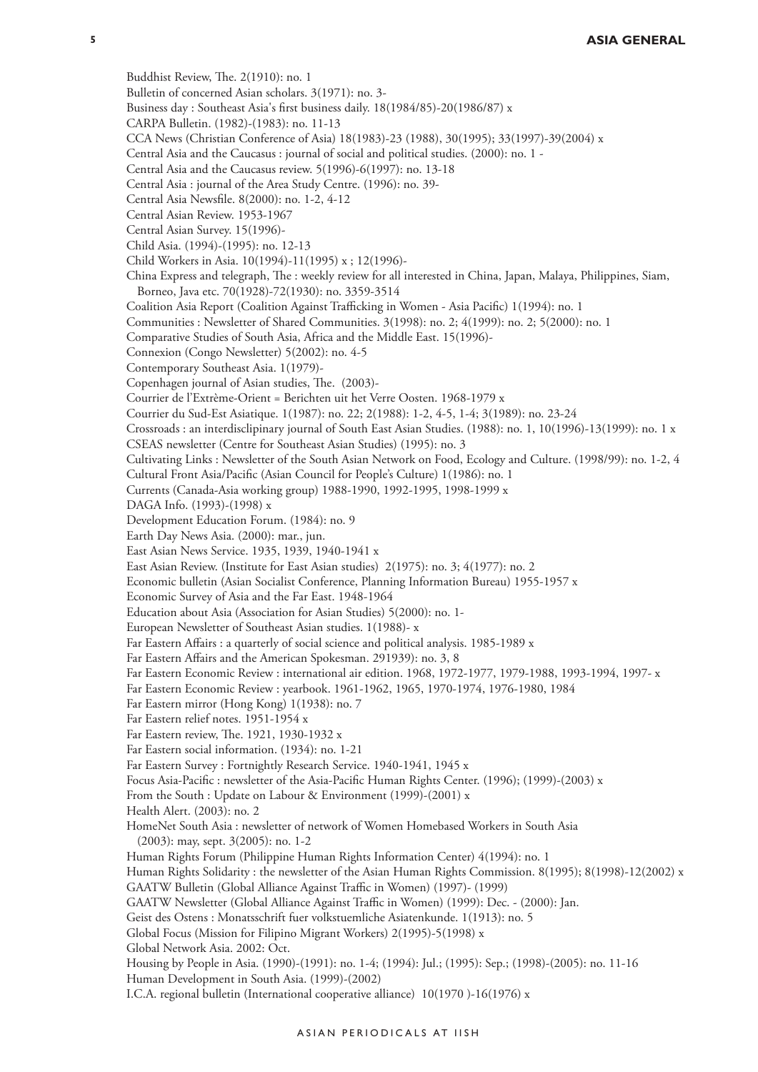Buddhist Review, The. 2(1910): no. 1
Bulletin of concerned Asian scholars. 3(1971): no. 3-
Business day : Southeast Asia's first business daily. 18(1984/85)-20(1986/87) x
CARPA Bulletin. (1982)-(1983): no. 11-13
CCA News (Christian Conference of Asia) 18(1983)-23 (1988), 30(1995); 33(1997)-39(2004) x
Central Asia and the Caucasus : journal of social and political studies. (2000): no. 1 -
Central Asia and the Caucasus review. 5(1996)-6(1997): no. 13-18
Central Asia : journal of the Area Study Centre. (1996): no. 39-
Central Asia Newsfile. 8(2000): no. 1-2, 4-12
Central Asian Review. 1953-1967
Central Asian Survey. 15(1996)-
Child Asia. (1994)-(1995): no. 12-13
Child Workers in Asia. 10(1994)-11(1995) x ; 12(1996)-
China Express and telegraph, The : weekly review for all interested in China, Japan, Malaya, Philippines, Siam, Borneo, Java etc. 70(1928)-72(1930): no. 3359-3514
Coalition Asia Report (Coalition Against Trafficking in Women - Asia Pacific) 1(1994): no. 1
Communities : Newsletter of Shared Communities. 3(1998): no. 2; 4(1999): no. 2; 5(2000): no. 1
Comparative Studies of South Asia, Africa and the Middle East. 15(1996)-
Connexion (Congo Newsletter) 5(2002): no. 4-5
Contemporary Southeast Asia. 1(1979)-
Copenhagen journal of Asian studies, The. (2003)-
Courrier de l'Extrème-Orient = Berichten uit het Verre Oosten. 1968-1979 x
Courrier du Sud-Est Asiatique. 1(1987): no. 22; 2(1988): 1-2, 4-5, 1-4; 3(1989): no. 23-24
Crossroads : an interdisclipinary journal of South East Asian Studies. (1988): no. 1, 10(1996)-13(1999): no. 1 x
CSEAS newsletter (Centre for Southeast Asian Studies) (1995): no. 3
Cultivating Links : Newsletter of the South Asian Network on Food, Ecology and Culture. (1998/99): no. 1-2, 4
Cultural Front Asia/Pacific (Asian Council for People's Culture) 1(1986): no. 1
Currents (Canada-Asia working group) 1988-1990, 1992-1995, 1998-1999 x
DAGA Info. (1993)-(1998) x
Development Education Forum. (1984): no. 9
Earth Day News Asia. (2000): mar., jun.
East Asian News Service. 1935, 1939, 1940-1941 x
East Asian Review. (Institute for East Asian studies) 2(1975): no. 3; 4(1977): no. 2
Economic bulletin (Asian Socialist Conference, Planning Information Bureau) 1955-1957 x
Economic Survey of Asia and the Far East. 1948-1964
Education about Asia (Association for Asian Studies) 5(2000): no. 1-
European Newsletter of Southeast Asian studies. 1(1988)- x
Far Eastern Affairs : a quarterly of social science and political analysis. 1985-1989 x
Far Eastern Affairs and the American Spokesman. 291939): no. 3, 8
Far Eastern Economic Review : international air edition. 1968, 1972-1977, 1979-1988, 1993-1994, 1997- x
Far Eastern Economic Review : yearbook. 1961-1962, 1965, 1970-1974, 1976-1980, 1984
Far Eastern mirror (Hong Kong) 1(1938): no. 7
Far Eastern relief notes. 1951-1954 x
Far Eastern review, The. 1921, 1930-1932 x
Far Eastern social information. (1934): no. 1-21
Far Eastern Survey : Fortnightly Research Service. 1940-1941, 1945 x
Focus Asia-Pacific : newsletter of the Asia-Pacific Human Rights Center. (1996); (1999)-(2003) x
From the South : Update on Labour & Environment (1999)-(2001) x
Health Alert. (2003): no. 2
HomeNet South Asia : newsletter of network of Women Homebased Workers in South Asia (2003): may, sept. 3(2005): no. 1-2
Human Rights Forum (Philippine Human Rights Information Center) 4(1994): no. 1
Human Rights Solidarity : the newsletter of the Asian Human Rights Commission. 8(1995); 8(1998)-12(2002) x
GAATW Bulletin (Global Alliance Against Traffic in Women) (1997)- (1999)
GAATW Newsletter (Global Alliance Against Traffic in Women) (1999): Dec. - (2000): Jan.
Geist des Ostens : Monatsschrift fuer volkstuemliche Asiatenkunde. 1(1913): no. 5
Global Focus (Mission for Filipino Migrant Workers) 2(1995)-5(1998) x
Global Network Asia. 2002: Oct.
Housing by People in Asia. (1990)-(1991): no. 1-4; (1994): Jul.; (1995): Sep.; (1998)-(2005): no. 11-16
Human Development in South Asia. (1999)-(2002)
I.C.A. regional bulletin (International cooperative alliance) 10(1970 )-16(1976) x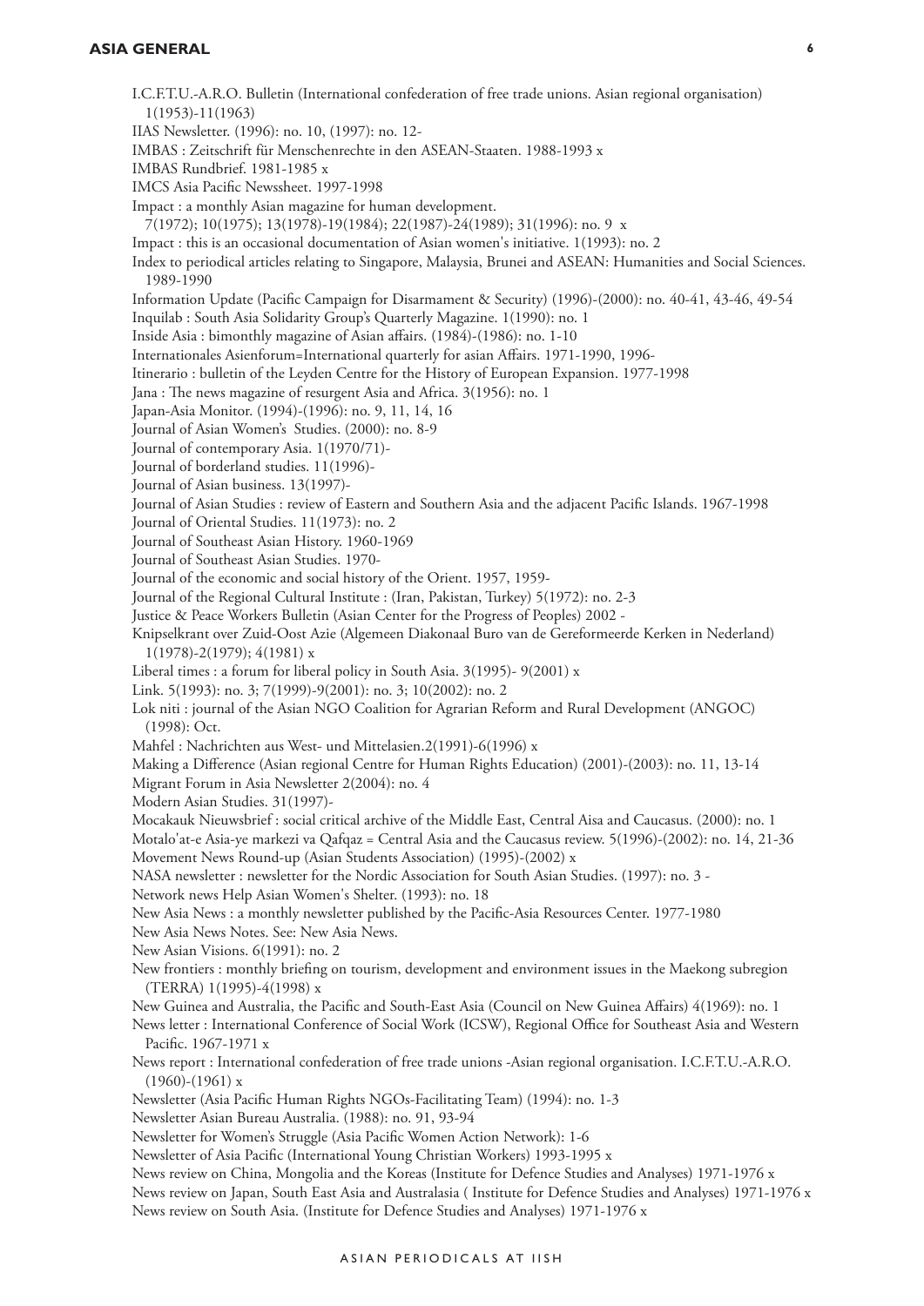I.C.F.T.U.-A.R.O. Bulletin (International confederation of free trade unions. Asian regional organisation) 1(1953)-11(1963)

IIAS Newsletter. (1996): no. 10, (1997): no. 12-

IMBAS : Zeitschrift für Menschenrechte in den ASEAN-Staaten. 1988-1993 x

IMBAS Rundbrief. 1981-1985 x

IMCS Asia Pacific Newssheet. 1997-1998

Impact : a monthly Asian magazine for human development. 7(1972); 10(1975); 13(1978)-19(1984); 22(1987)-24(1989); 31(1996): no. 9 x

Impact : this is an occasional documentation of Asian women's initiative. 1(1993): no. 2

Index to periodical articles relating to Singapore, Malaysia, Brunei and ASEAN: Humanities and Social Sciences. 1989-1990

Information Update (Pacific Campaign for Disarmament & Security) (1996)-(2000): no. 40-41, 43-46, 49-54

Inquilab : South Asia Solidarity Group's Quarterly Magazine. 1(1990): no. 1

Inside Asia : bimonthly magazine of Asian affairs. (1984)-(1986): no. 1-10

Internationales Asienforum=International quarterly for asian Affairs. 1971-1990, 1996-

Itinerario : bulletin of the Leyden Centre for the History of European Expansion. 1977-1998

Jana : The news magazine of resurgent Asia and Africa. 3(1956): no. 1

Japan-Asia Monitor. (1994)-(1996): no. 9, 11, 14, 16

Journal of Asian Women's Studies. (2000): no. 8-9

Journal of contemporary Asia. 1(1970/71)-

Journal of borderland studies. 11(1996)-

Journal of Asian business. 13(1997)-

Journal of Asian Studies : review of Eastern and Southern Asia and the adjacent Pacific Islands. 1967-1998

Journal of Oriental Studies. 11(1973): no. 2

Journal of Southeast Asian History. 1960-1969

Journal of Southeast Asian Studies. 1970-

Journal of the economic and social history of the Orient. 1957, 1959-

Journal of the Regional Cultural Institute : (Iran, Pakistan, Turkey) 5(1972): no. 2-3

Justice & Peace Workers Bulletin (Asian Center for the Progress of Peoples) 2002 -

Knipselkrant over Zuid-Oost Azie (Algemeen Diakonaal Buro van de Gereformeerde Kerken in Nederland) 1(1978)-2(1979); 4(1981) x

Liberal times : a forum for liberal policy in South Asia. 3(1995)- 9(2001) x

Link. 5(1993): no. 3; 7(1999)-9(2001): no. 3; 10(2002): no. 2

Lok niti : journal of the Asian NGO Coalition for Agrarian Reform and Rural Development (ANGOC) (1998): Oct.

Mahfel : Nachrichten aus West- und Mittelasien.2(1991)-6(1996) x

Making a Difference (Asian regional Centre for Human Rights Education) (2001)-(2003): no. 11, 13-14

Migrant Forum in Asia Newsletter 2(2004): no. 4

Modern Asian Studies. 31(1997)-

Mocakauk Nieuwsbrief : social critical archive of the Middle East, Central Aisa and Caucasus. (2000): no. 1

Motalo'at-e Asia-ye markezi va Qafqaz = Central Asia and the Caucasus review. 5(1996)-(2002): no. 14, 21-36

Movement News Round-up (Asian Students Association) (1995)-(2002) x

NASA newsletter : newsletter for the Nordic Association for South Asian Studies. (1997): no. 3 -

Network news Help Asian Women's Shelter. (1993): no. 18

New Asia News : a monthly newsletter published by the Pacific-Asia Resources Center. 1977-1980

New Asia News Notes. See: New Asia News.

New Asian Visions. 6(1991): no. 2

New frontiers : monthly briefing on tourism, development and environment issues in the Maekong subregion (TERRA) 1(1995)-4(1998) x

New Guinea and Australia, the Pacific and South-East Asia (Council on New Guinea Affairs) 4(1969): no. 1

News letter : International Conference of Social Work (ICSW), Regional Office for Southeast Asia and Western Pacific. 1967-1971 x

News report : International confederation of free trade unions -Asian regional organisation. I.C.F.T.U.-A.R.O. (1960)-(1961) x

Newsletter (Asia Pacific Human Rights NGOs-Facilitating Team) (1994): no. 1-3

Newsletter Asian Bureau Australia. (1988): no. 91, 93-94

Newsletter for Women's Struggle (Asia Pacific Women Action Network): 1-6

Newsletter of Asia Pacific (International Young Christian Workers) 1993-1995 x

News review on China, Mongolia and the Koreas (Institute for Defence Studies and Analyses) 1971-1976 x

News review on Japan, South East Asia and Australasia ( Institute for Defence Studies and Analyses) 1971-1976 x

News review on South Asia. (Institute for Defence Studies and Analyses) 1971-1976 x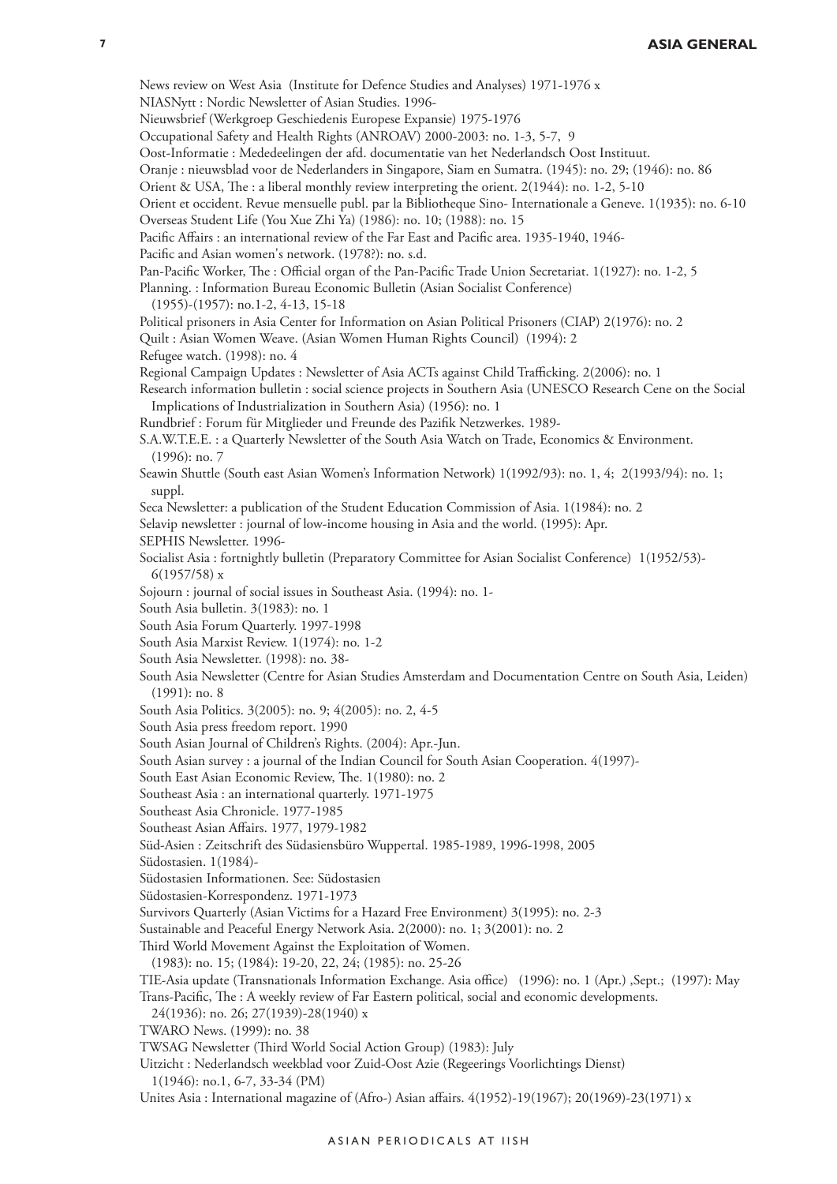News review on West Asia (Institute for Defence Studies and Analyses) 1971-1976 x

NIASNytt : Nordic Newsletter of Asian Studies. 1996-

Nieuwsbrief (Werkgroep Geschiedenis Europese Expansie) 1975-1976

Occupational Safety and Health Rights (ANROAV) 2000-2003: no. 1-3, 5-7, 9

Oost-Informatie : Mededeelingen der afd. documentatie van het Nederlandsch Oost Instituut.

Oranje : nieuwsblad voor de Nederlanders in Singapore, Siam en Sumatra. (1945): no. 29; (1946): no. 86

Orient & USA, The : a liberal monthly review interpreting the orient. 2(1944): no. 1-2, 5-10

Orient et occident. Revue mensuelle publ. par la Bibliotheque Sino- Internationale a Geneve. 1(1935): no. 6-10

Overseas Student Life (You Xue Zhi Ya) (1986): no. 10; (1988): no. 15

Pacific Affairs : an international review of the Far East and Pacific area. 1935-1940, 1946-

Pacific and Asian women's network. (1978?): no. s.d.

Pan-Pacific Worker, The : Official organ of the Pan-Pacific Trade Union Secretariat. 1(1927): no. 1-2, 5

Planning. : Information Bureau Economic Bulletin (Asian Socialist Conference) (1955)-(1957): no.1-2, 4-13, 15-18

Political prisoners in Asia Center for Information on Asian Political Prisoners (CIAP) 2(1976): no. 2

Quilt : Asian Women Weave. (Asian Women Human Rights Council) (1994): 2

Refugee watch. (1998): no. 4

Regional Campaign Updates : Newsletter of Asia ACTs against Child Trafficking. 2(2006): no. 1

Research information bulletin : social science projects in Southern Asia (UNESCO Research Cene on the Social Implications of Industrialization in Southern Asia) (1956): no. 1

Rundbrief : Forum für Mitglieder und Freunde des Pazifik Netzwerkes. 1989-

S.A.W.T.E.E. : a Quarterly Newsletter of the South Asia Watch on Trade, Economics & Environment. (1996): no. 7

Seawin Shuttle (South east Asian Women's Information Network) 1(1992/93): no. 1, 4; 2(1993/94): no. 1; suppl.

Seca Newsletter: a publication of the Student Education Commission of Asia. 1(1984): no. 2

Selavip newsletter : journal of low-income housing in Asia and the world. (1995): Apr.

SEPHIS Newsletter. 1996-

Socialist Asia : fortnightly bulletin (Preparatory Committee for Asian Socialist Conference) 1(1952/53)-6(1957/58) x

Sojourn : journal of social issues in Southeast Asia. (1994): no. 1-

South Asia bulletin. 3(1983): no. 1

South Asia Forum Quarterly. 1997-1998

South Asia Marxist Review. 1(1974): no. 1-2

South Asia Newsletter. (1998): no. 38-

South Asia Newsletter (Centre for Asian Studies Amsterdam and Documentation Centre on South Asia, Leiden) (1991): no. 8

South Asia Politics. 3(2005): no. 9; 4(2005): no. 2, 4-5

South Asia press freedom report. 1990

South Asian Journal of Children's Rights. (2004): Apr.-Jun.

South Asian survey : a journal of the Indian Council for South Asian Cooperation. 4(1997)-

South East Asian Economic Review, The. 1(1980): no. 2

Southeast Asia : an international quarterly. 1971-1975

Southeast Asia Chronicle. 1977-1985

Southeast Asian Affairs. 1977, 1979-1982

Süd-Asien : Zeitschrift des Südasiensbüro Wuppertal. 1985-1989, 1996-1998, 2005

Südostasien. 1(1984)-

Südostasien Informationen. See: Südostasien

Südostasien-Korrespondenz. 1971-1973

Survivors Quarterly (Asian Victims for a Hazard Free Environment) 3(1995): no. 2-3

Sustainable and Peaceful Energy Network Asia. 2(2000): no. 1; 3(2001): no. 2

Third World Movement Against the Exploitation of Women. (1983): no. 15; (1984): 19-20, 22, 24; (1985): no. 25-26

TIE-Asia update (Transnationals Information Exchange. Asia office) (1996): no. 1 (Apr.) ,Sept.; (1997): May

Trans-Pacific, The : A weekly review of Far Eastern political, social and economic developments. 24(1936): no. 26; 27(1939)-28(1940) x

TWARO News. (1999): no. 38

TWSAG Newsletter (Third World Social Action Group) (1983): July

Uitzicht : Nederlandsch weekblad voor Zuid-Oost Azie (Regeerings Voorlichtings Dienst) 1(1946): no.1, 6-7, 33-34 (PM)

Unites Asia : International magazine of (Afro-) Asian affairs. 4(1952)-19(1967); 20(1969)-23(1971) x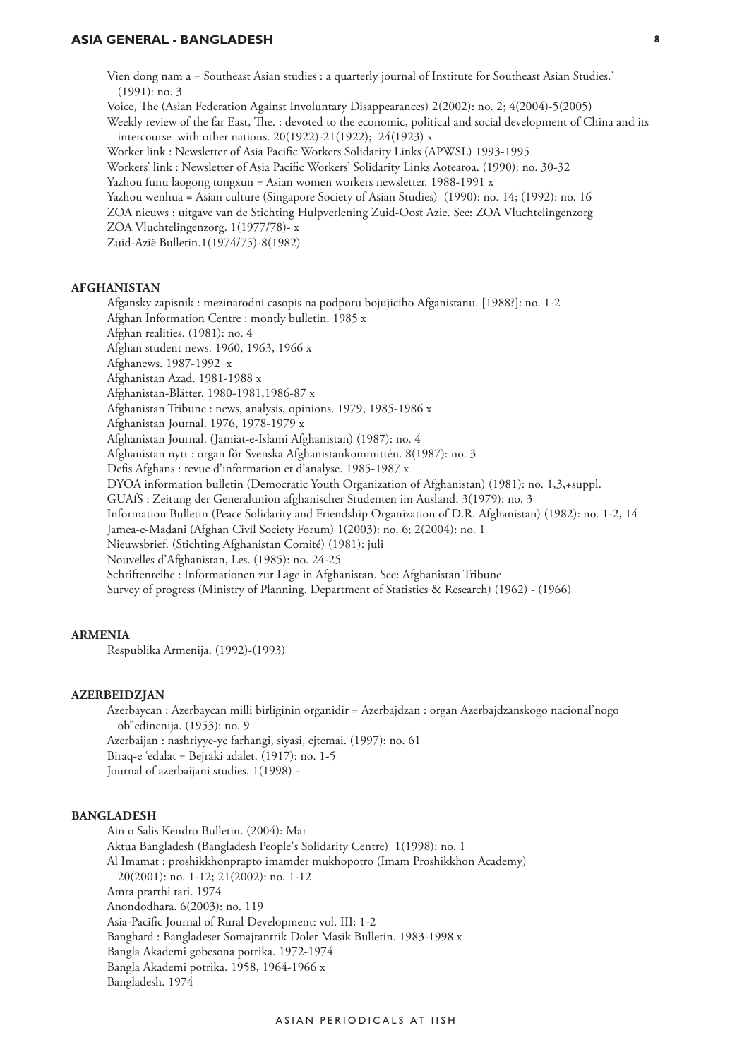Vien dong nam a = Southeast Asian studies : a quarterly journal of Institute for Southeast Asian Studies.` (1991): no. 3

Voice, The (Asian Federation Against Involuntary Disappearances) 2(2002): no. 2; 4(2004)-5(2005)

Weekly review of the far East, The. : devoted to the economic, political and social development of China and its intercourse with other nations. 20(1922)-21(1922); 24(1923) x

Worker link : Newsletter of Asia Pacific Workers Solidarity Links (APWSL) 1993-1995

Workers' link : Newsletter of Asia Pacific Workers' Solidarity Links Aotearoa. (1990): no. 30-32

Yazhou funu laogong tongxun = Asian women workers newsletter. 1988-1991 x

Yazhou wenhua = Asian culture (Singapore Society of Asian Studies) (1990): no. 14; (1992): no. 16

ZOA nieuws : uitgave van de Stichting Hulpverlening Zuid-Oost Azie. See: ZOA Vluchtelingenzorg

ZOA Vluchtelingenzorg. 1(1977/78)- x

Zuid-Azië Bulletin.1(1974/75)-8(1982)

## AFGHANISTAN

Afgansky zapisnik : mezinarodni casopis na podporu bojujiciho Afganistanu. [1988?]: no. 1-2

Afghan Information Centre : montly bulletin. 1985 x

Afghan realities. (1981): no. 4

Afghan student news. 1960, 1963, 1966 x

Afghanews. 1987-1992 x

Afghanistan Azad. 1981-1988 x

Afghanistan-Blätter. 1980-1981,1986-87 x

Afghanistan Tribune : news, analysis, opinions. 1979, 1985-1986 x

Afghanistan Journal. 1976, 1978-1979 x

Afghanistan Journal. (Jamiat-e-Islami Afghanistan) (1987): no. 4

Afghanistan nytt : organ för Svenska Afghanistankommittén. 8(1987): no. 3

Defis Afghans : revue d'information et d'analyse. 1985-1987 x

DYOA information bulletin (Democratic Youth Organization of Afghanistan) (1981): no. 1,3,+suppl.

GUAfS : Zeitung der Generalunion afghanischer Studenten im Ausland. 3(1979): no. 3

Information Bulletin (Peace Solidarity and Friendship Organization of D.R. Afghanistan) (1982): no. 1-2, 14

Jamea-e-Madani (Afghan Civil Society Forum) 1(2003): no. 6; 2(2004): no. 1

Nieuwsbrief. (Stichting Afghanistan Comité) (1981): juli

Nouvelles d'Afghanistan, Les. (1985): no. 24-25

Schriftenreihe : Informationen zur Lage in Afghanistan. See: Afghanistan Tribune

Survey of progress (Ministry of Planning. Department of Statistics & Research) (1962) - (1966)

## ARMENIA

Respublika Armenija. (1992)-(1993)

## AZERBEIDZJAN

Azerbaycan : Azerbaycan milli birliginin organidir = Azerbajdzan : organ Azerbajdzanskogo nacional'nogo ob"edinenija. (1953): no. 9

Azerbaijan : nashriyye-ye farhangi, siyasi, ejtemai. (1997): no. 61

Biraq-e 'edalat = Bejraki adalet. (1917): no. 1-5

Journal of azerbaijani studies. 1(1998) -

## BANGLADESH

Ain o Salis Kendro Bulletin. (2004): Mar

Aktua Bangladesh (Bangladesh People's Solidarity Centre) 1(1998): no. 1

Al Imamat : proshikkhonprapto imamder mukhopotro (Imam Proshikkhon Academy) 20(2001): no. 1-12; 21(2002): no. 1-12

Amra prarthi tari. 1974

Anondodhara. 6(2003): no. 119

Asia-Pacific Journal of Rural Development: vol. III: 1-2

Banghard : Bangladeser Somajtantrik Doler Masik Bulletin. 1983-1998 x

Bangla Akademi gobesona potrika. 1972-1974

Bangla Akademi potrika. 1958, 1964-1966 x

Bangladesh. 1974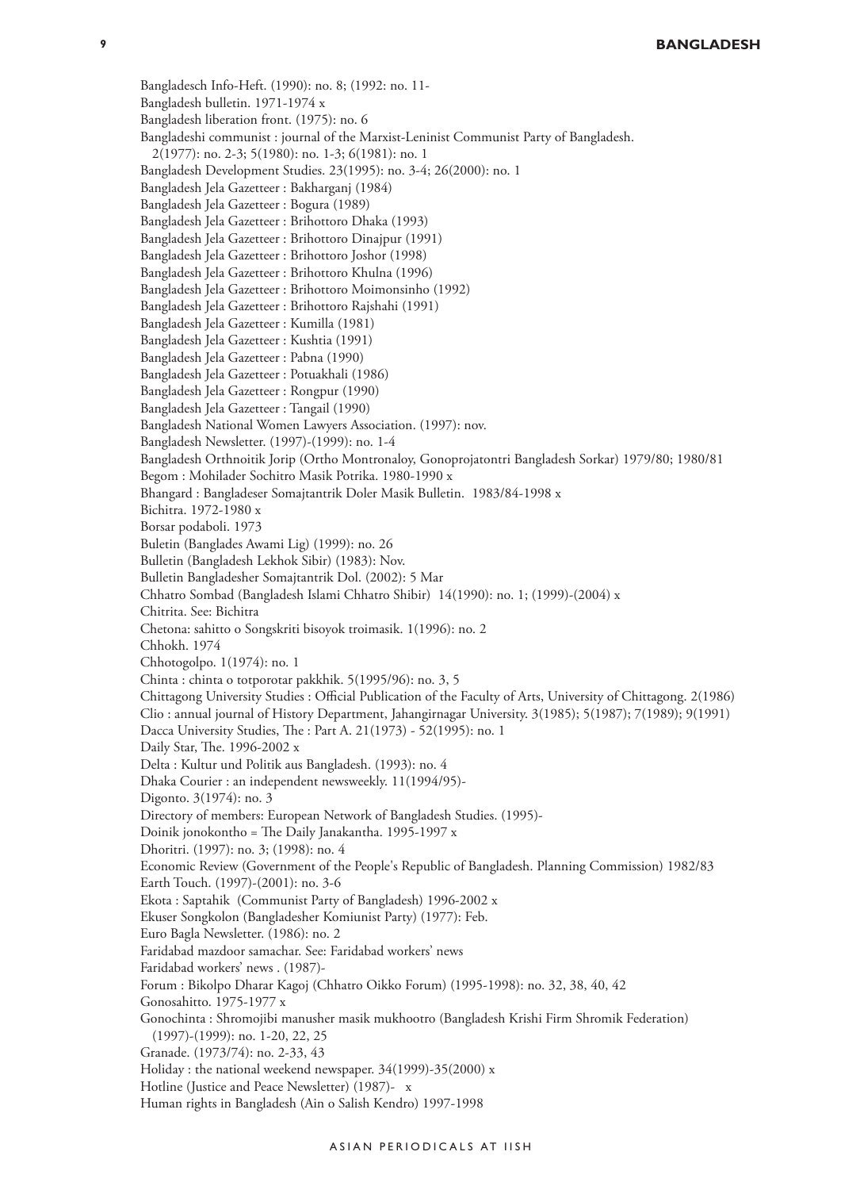Bangladesch Info-Heft. (1990): no. 8; (1992: no. 11-
Bangladesh bulletin. 1971-1974 x
Bangladesh liberation front. (1975): no. 6
Bangladeshi communist : journal of the Marxist-Leninist Communist Party of Bangladesh.
2(1977): no. 2-3; 5(1980): no. 1-3; 6(1981): no. 1
Bangladesh Development Studies. 23(1995): no. 3-4; 26(2000): no. 1
Bangladesh Jela Gazetteer : Bakharganj (1984)
Bangladesh Jela Gazetteer : Bogura (1989)
Bangladesh Jela Gazetteer : Brihottoro Dhaka (1993)
Bangladesh Jela Gazetteer : Brihottoro Dinajpur (1991)
Bangladesh Jela Gazetteer : Brihottoro Joshor (1998)
Bangladesh Jela Gazetteer : Brihottoro Khulna (1996)
Bangladesh Jela Gazetteer : Brihottoro Moimonsinho (1992)
Bangladesh Jela Gazetteer : Brihottoro Rajshahi (1991)
Bangladesh Jela Gazetteer : Kumilla (1981)
Bangladesh Jela Gazetteer : Kushtia (1991)
Bangladesh Jela Gazetteer : Pabna (1990)
Bangladesh Jela Gazetteer : Potuakhali (1986)
Bangladesh Jela Gazetteer : Rongpur (1990)
Bangladesh Jela Gazetteer : Tangail (1990)
Bangladesh National Women Lawyers Association. (1997): nov.
Bangladesh Newsletter. (1997)-(1999): no. 1-4
Bangladesh Orthnoitik Jorip (Ortho Montronaloy, Gonoprojatontri Bangladesh Sorkar) 1979/80; 1980/81
Begom : Mohilader Sochitro Masik Potrika. 1980-1990 x
Bhangard : Bangladeser Somajtantrik Doler Masik Bulletin. 1983/84-1998 x
Bichitra. 1972-1980 x
Borsar podaboli. 1973
Buletin (Banglades Awami Lig) (1999): no. 26
Bulletin (Bangladesh Lekhok Sibir) (1983): Nov.
Bulletin Bangladesher Somajtantrik Dol. (2002): 5 Mar
Chhatro Sombad (Bangladesh Islami Chhatro Shibir) 14(1990): no. 1; (1999)-(2004) x
Chitrita. See: Bichitra
Chetona: sahitto o Songskriti bisoyok troimasik. 1(1996): no. 2
Chhokh. 1974
Chhotogolpo. 1(1974): no. 1
Chinta : chinta o totporotar pakkhik. 5(1995/96): no. 3, 5
Chittagong University Studies : Official Publication of the Faculty of Arts, University of Chittagong. 2(1986)
Clio : annual journal of History Department, Jahangirnagar University. 3(1985); 5(1987); 7(1989); 9(1991)
Dacca University Studies, The : Part A. 21(1973) - 52(1995): no. 1
Daily Star, The. 1996-2002 x
Delta : Kultur und Politik aus Bangladesh. (1993): no. 4
Dhaka Courier : an independent newsweekly. 11(1994/95)-
Digonto. 3(1974): no. 3
Directory of members: European Network of Bangladesh Studies. (1995)-
Doinik jonokontho = The Daily Janakantha. 1995-1997 x
Dhoritri. (1997): no. 3; (1998): no. 4
Economic Review (Government of the People's Republic of Bangladesh. Planning Commission) 1982/83
Earth Touch. (1997)-(2001): no. 3-6
Ekota : Saptahik (Communist Party of Bangladesh) 1996-2002 x
Ekuser Songkolon (Bangladesher Komiunist Party) (1977): Feb.
Euro Bagla Newsletter. (1986): no. 2
Faridabad mazdoor samachar. See: Faridabad workers' news
Faridabad workers' news . (1987)-
Forum : Bikolpo Dharar Kagoj (Chhatro Oikko Forum) (1995-1998): no. 32, 38, 40, 42
Gonosahitto. 1975-1977 x
Gonochinta : Shromojibi manusher masik mukhootro (Bangladesh Krishi Firm Shromik Federation)
(1997)-(1999): no. 1-20, 22, 25
Granade. (1973/74): no. 2-33, 43
Holiday : the national weekend newspaper. 34(1999)-35(2000) x
Hotline (Justice and Peace Newsletter) (1987)- x
Human rights in Bangladesh (Ain o Salish Kendro) 1997-1998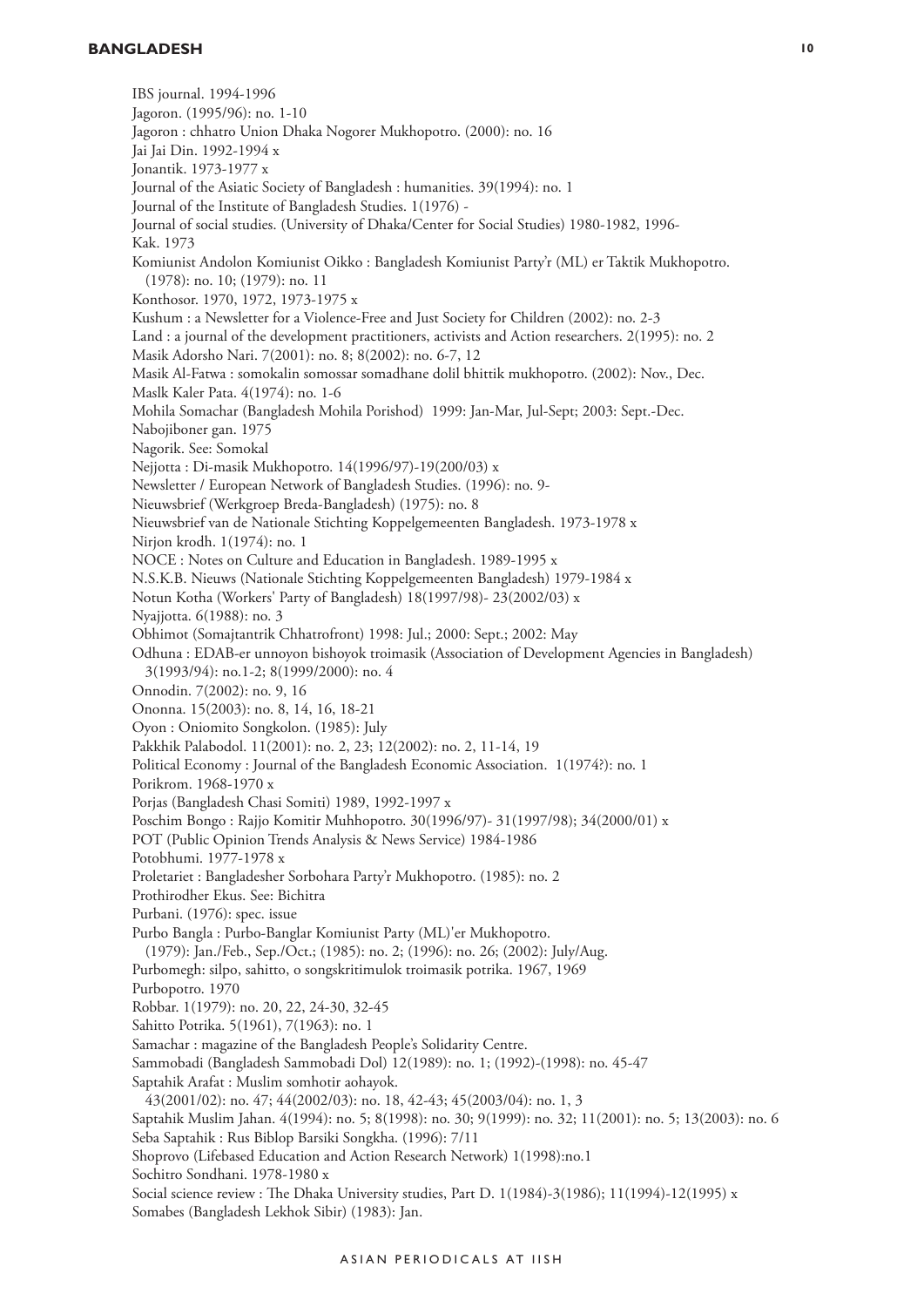IBS journal. 1994-1996
Jagoron. (1995/96): no. 1-10
Jagoron : chhatro Union Dhaka Nogorer Mukhopotro. (2000): no. 16
Jai Jai Din. 1992-1994 x
Jonantik. 1973-1977 x
Journal of the Asiatic Society of Bangladesh : humanities. 39(1994): no. 1
Journal of the Institute of Bangladesh Studies. 1(1976) -
Journal of social studies. (University of Dhaka/Center for Social Studies) 1980-1982, 1996-
Kak. 1973
Komiunist Andolon Komiunist Oikko : Bangladesh Komiunist Party'r (ML) er Taktik Mukhopotro.
  (1978): no. 10; (1979): no. 11
Konthosor. 1970, 1972, 1973-1975 x
Kushum : a Newsletter for a Violence-Free and Just Society for Children (2002): no. 2-3
Land : a journal of the development practitioners, activists and Action researchers. 2(1995): no. 2
Masik Adorsho Nari. 7(2001): no. 8; 8(2002): no. 6-7, 12
Masik Al-Fatwa : somokalin somossar somadhane dolil bhittik mukhopotro. (2002): Nov., Dec.
Maslk Kaler Pata. 4(1974): no. 1-6
Mohila Somachar (Bangladesh Mohila Porishod) 1999: Jan-Mar, Jul-Sept; 2003: Sept.-Dec.
Nabojiboner gan. 1975
Nagorik. See: Somokal
Nejjotta : Di-masik Mukhopotro. 14(1996/97)-19(200/03) x
Newsletter / European Network of Bangladesh Studies. (1996): no. 9-
Nieuwsbrief (Werkgroep Breda-Bangladesh) (1975): no. 8
Nieuwsbrief van de Nationale Stichting Koppelgemeenten Bangladesh. 1973-1978 x
Nirjon krodh. 1(1974): no. 1
NOCE : Notes on Culture and Education in Bangladesh. 1989-1995 x
N.S.K.B. Nieuws (Nationale Stichting Koppelgemeenten Bangladesh) 1979-1984 x
Notun Kotha (Workers' Party of Bangladesh) 18(1997/98)- 23(2002/03) x
Nyajjotta. 6(1988): no. 3
Obhimot (Somajtantrik Chhatrofront) 1998: Jul.; 2000: Sept.; 2002: May
Odhuna : EDAB-er unnoyon bishoyok troimasik (Association of Development Agencies in Bangladesh)
  3(1993/94): no.1-2; 8(1999/2000): no. 4
Onnodin. 7(2002): no. 9, 16
Ononna. 15(2003): no. 8, 14, 16, 18-21
Oyon : Oniomito Songkolon. (1985): July
Pakkhik Palabodol. 11(2001): no. 2, 23; 12(2002): no. 2, 11-14, 19
Political Economy : Journal of the Bangladesh Economic Association. 1(1974?): no. 1
Porikrom. 1968-1970 x
Porjas (Bangladesh Chasi Somiti) 1989, 1992-1997 x
Poschim Bongo : Rajjo Komitir Muhhopotro. 30(1996/97)- 31(1997/98); 34(2000/01) x
POT (Public Opinion Trends Analysis & News Service) 1984-1986
Potobhumi. 1977-1978 x
Proletariet : Bangladesher Sorbohara Party'r Mukhopotro. (1985): no. 2
Prothirodher Ekus. See: Bichitra
Purbani. (1976): spec. issue
Purbo Bangla : Purbo-Banglar Komiunist Party (ML)'er Mukhopotro.
  (1979): Jan./Feb., Sep./Oct.; (1985): no. 2; (1996): no. 26; (2002): July/Aug.
Purbomegh: silpo, sahitto, o songskritimulok troimasik potrika. 1967, 1969
Purbopotro. 1970
Robbar. 1(1979): no. 20, 22, 24-30, 32-45
Sahitto Potrika. 5(1961), 7(1963): no. 1
Samachar : magazine of the Bangladesh People's Solidarity Centre.
Sammobadi (Bangladesh Sammobadi Dol) 12(1989): no. 1; (1992)-(1998): no. 45-47
Saptahik Arafat : Muslim somhotir aohayok.
  43(2001/02): no. 47; 44(2002/03): no. 18, 42-43; 45(2003/04): no. 1, 3
Saptahik Muslim Jahan. 4(1994): no. 5; 8(1998): no. 30; 9(1999): no. 32; 11(2001): no. 5; 13(2003): no. 6
Seba Saptahik : Rus Biblop Barsiki Songkha. (1996): 7/11
Shoprovo (Lifebased Education and Action Research Network) 1(1998):no.1
Sochitro Sondhani. 1978-1980 x
Social science review : The Dhaka University studies, Part D. 1(1984)-3(1986); 11(1994)-12(1995) x
Somabes (Bangladesh Lekhok Sibir) (1983): Jan.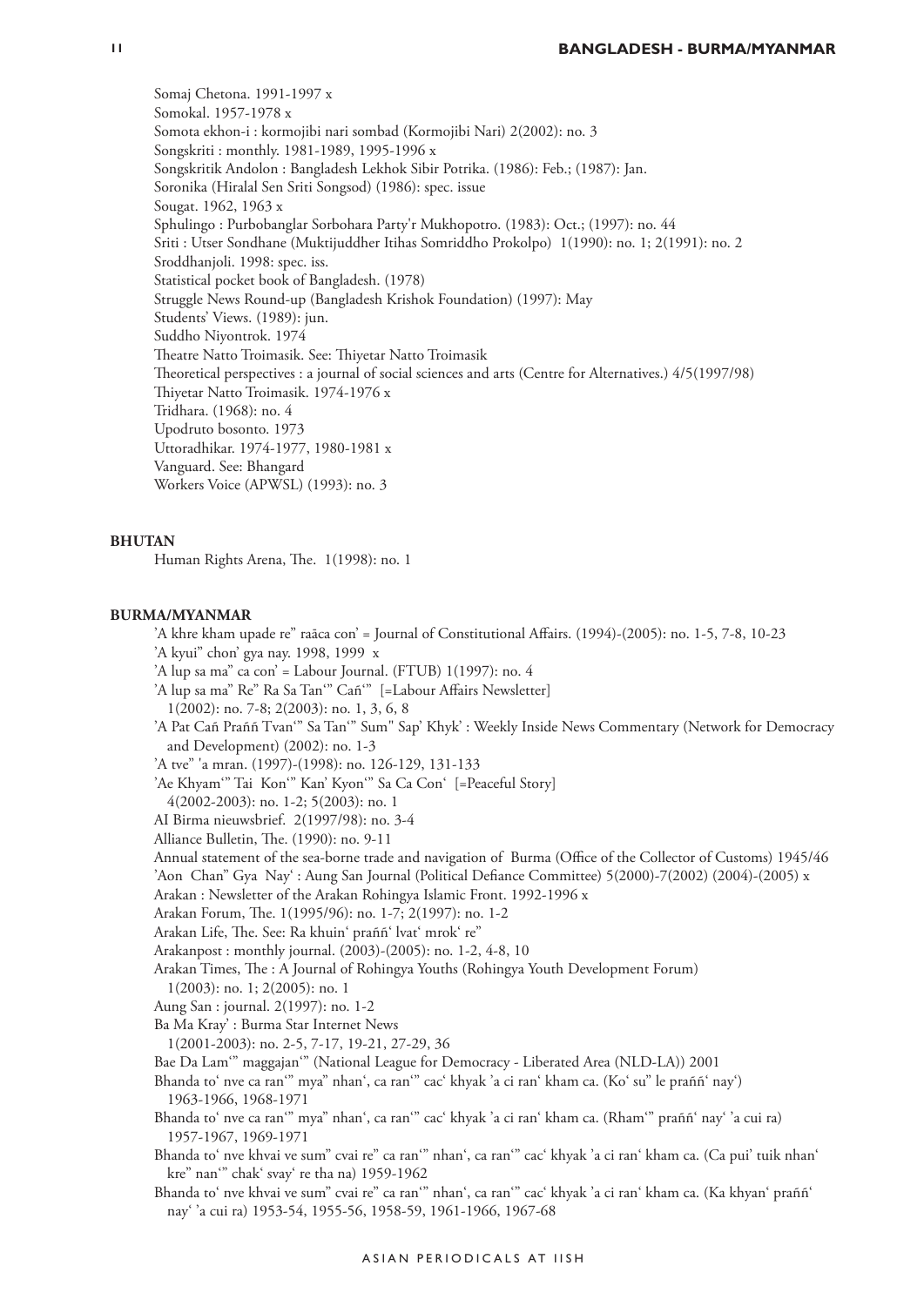Somaj Chetona. 1991-1997 x
Somokal. 1957-1978 x
Somota ekhon-i : kormojibi nari sombad (Kormojibi Nari) 2(2002): no. 3
Songskriti : monthly. 1981-1989, 1995-1996 x
Songskritik Andolon : Bangladesh Lekhok Sibir Potrika. (1986): Feb.; (1987): Jan.
Soronika (Hiralal Sen Sriti Songsod) (1986): spec. issue
Sougat. 1962, 1963 x
Sphulingo : Purbobanglar Sorbohara Party'r Mukhopotro. (1983): Oct.; (1997): no. 44
Sriti : Utser Sondhane (Muktijuddher Itihas Somriddho Prokolpo) 1(1990): no. 1; 2(1991): no. 2
Sroddhanjoli. 1998: spec. iss.
Statistical pocket book of Bangladesh. (1978)
Struggle News Round-up (Bangladesh Krishok Foundation) (1997): May
Students' Views. (1989): jun.
Suddho Niyontrok. 1974
Theatre Natto Troimasik. See: Thiyetar Natto Troimasik
Theoretical perspectives : a journal of social sciences and arts (Centre for Alternatives.) 4/5(1997/98)
Thiyetar Natto Troimasik. 1974-1976 x
Tridhara. (1968): no. 4
Upodruto bosonto. 1973
Uttoradhikar. 1974-1977, 1980-1981 x
Vanguard. See: Bhangard
Workers Voice (APWSL) (1993): no. 3

**BHUTAN**

Human Rights Arena, The. 1(1998): no. 1

**BURMA/MYANMAR**

'A khre kham upade re" raāca con' = Journal of Constitutional Affairs. (1994)-(2005): no. 1-5, 7-8, 10-23
'A kyui" chon' gya nay. 1998, 1999 x
'A lup sa ma" ca con' = Labour Journal. (FTUB) 1(1997): no. 4
'A lup sa ma" Re" Ra Sa Tan'" Cañ'" [=Labour Affairs Newsletter]
1(2002): no. 7-8; 2(2003): no. 1, 3, 6, 8
'A Pat Cañ Praññ Tvan'" Sa Tan'" Sum" Sap' Khyk' : Weekly Inside News Commentary (Network for Democracy and Development) (2002): no. 1-3
'A tve" 'a mran. (1997)-(1998): no. 126-129, 131-133
'Ae Khyam'" Tai Kon'" Kan' Kyon'" Sa Ca Con' [=Peaceful Story]
4(2002-2003): no. 1-2; 5(2003): no. 1
AI Birma nieuwsbrief. 2(1997/98): no. 3-4
Alliance Bulletin, The. (1990): no. 9-11
Annual statement of the sea-borne trade and navigation of Burma (Office of the Collector of Customs) 1945/46
'Aon Chan" Gya Nay' : Aung San Journal (Political Defiance Committee) 5(2000)-7(2002) (2004)-(2005) x
Arakan : Newsletter of the Arakan Rohingya Islamic Front. 1992-1996 x
Arakan Forum, The. 1(1995/96): no. 1-7; 2(1997): no. 1-2
Arakan Life, The. See: Ra khuin' praññ' lvat' mrok' re"
Arakanpost : monthly journal. (2003)-(2005): no. 1-2, 4-8, 10
Arakan Times, The : A Journal of Rohingya Youths (Rohingya Youth Development Forum)
1(2003): no. 1; 2(2005): no. 1
Aung San : journal. 2(1997): no. 1-2
Ba Ma Kray' : Burma Star Internet News
1(2001-2003): no. 2-5, 7-17, 19-21, 27-29, 36
Bae Da Lam'" maggajan'" (National League for Democracy - Liberated Area (NLD-LA)) 2001
Bhanda to' nve ca ran'" mya" nhan', ca ran'" cac' khyak 'a ci ran' kham ca. (Ko' su" le praññ' nay')
1963-1966, 1968-1971
Bhanda to' nve ca ran'" mya" nhan', ca ran'" cac' khyak 'a ci ran' kham ca. (Rham'" praññ' nay' 'a cui ra)
1957-1967, 1969-1971
Bhanda to' nve khvai ve sum" cvai re" ca ran'" nhan', ca ran'" cac' khyak 'a ci ran' kham ca. (Ca pui' tuik nhan' kre" nan'" chak' svay' re tha na) 1959-1962
Bhanda to' nve khvai ve sum" cvai re" ca ran'" nhan', ca ran'" cac' khyak 'a ci ran' kham ca. (Ka khyan' praññ' nay' 'a cui ra) 1953-54, 1955-56, 1958-59, 1961-1966, 1967-68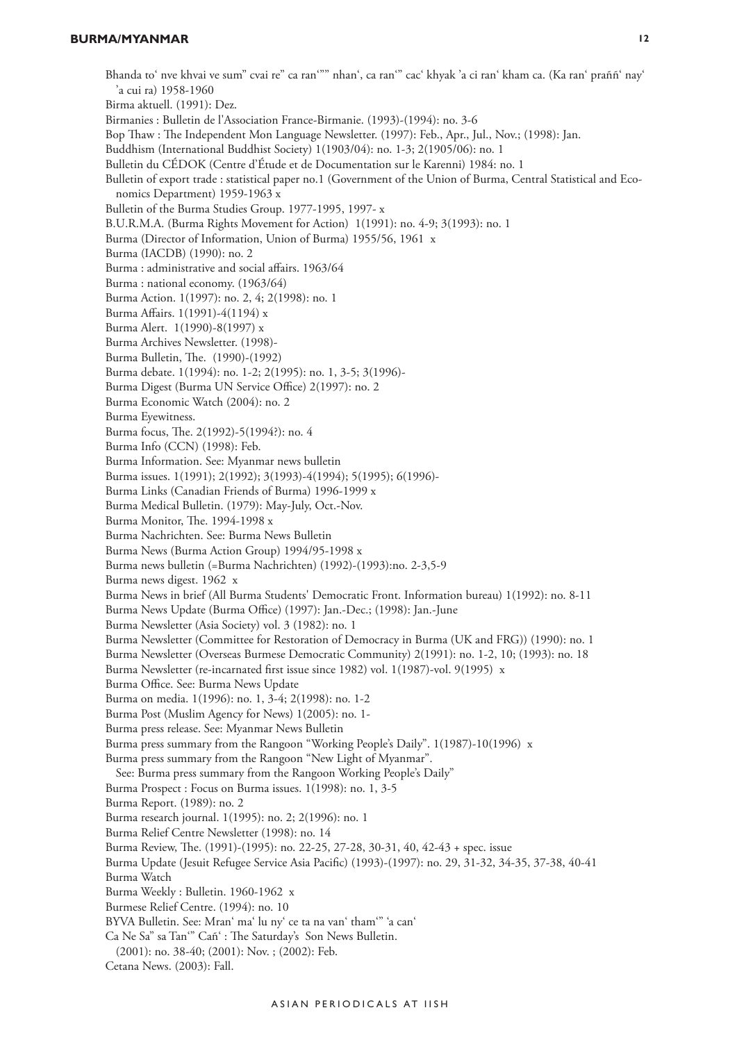Bhanda to‘ nve khvai ve sum” cvai re” ca ran‘”” nhan‘, ca ran‘” cac‘ khyak ’a ci ran‘ kham ca. (Ka ran‘ praññ‘ nay‘ ’a cui ra) 1958-1960

Birma aktuell. (1991): Dez.

Birmanies : Bulletin de l'Association France-Birmanie. (1993)-(1994): no. 3-6

Bop Thaw : The Independent Mon Language Newsletter. (1997): Feb., Apr., Jul., Nov.; (1998): Jan.

Buddhism (International Buddhist Society) 1(1903/04): no. 1-3; 2(1905/06): no. 1

Bulletin du CÉDOK (Centre d’Étude et de Documentation sur le Karenni) 1984: no. 1

Bulletin of export trade : statistical paper no.1 (Government of the Union of Burma, Central Statistical and Economics Department) 1959-1963 x

Bulletin of the Burma Studies Group. 1977-1995, 1997- x

B.U.R.M.A. (Burma Rights Movement for Action) 1(1991): no. 4-9; 3(1993): no. 1

Burma (Director of Information, Union of Burma) 1955/56, 1961 x

Burma (IACDB) (1990): no. 2

Burma : administrative and social affairs. 1963/64

Burma : national economy. (1963/64)

Burma Action. 1(1997): no. 2, 4; 2(1998): no. 1

Burma Affairs. 1(1991)-4(1194) x

Burma Alert. 1(1990)-8(1997) x

Burma Archives Newsletter. (1998)-

Burma Bulletin, The. (1990)-(1992)

Burma debate. 1(1994): no. 1-2; 2(1995): no. 1, 3-5; 3(1996)-

Burma Digest (Burma UN Service Office) 2(1997): no. 2

Burma Economic Watch (2004): no. 2

Burma Eyewitness.

Burma focus, The. 2(1992)-5(1994?): no. 4

Burma Info (CCN) (1998): Feb.

Burma Information. See: Myanmar news bulletin

Burma issues. 1(1991); 2(1992); 3(1993)-4(1994); 5(1995); 6(1996)-

Burma Links (Canadian Friends of Burma) 1996-1999 x

Burma Medical Bulletin. (1979): May-July, Oct.-Nov.

Burma Monitor, The. 1994-1998 x

Burma Nachrichten. See: Burma News Bulletin

Burma News (Burma Action Group) 1994/95-1998 x

Burma news bulletin (=Burma Nachrichten) (1992)-(1993):no. 2-3,5-9

Burma news digest. 1962 x

Burma News in brief (All Burma Students' Democratic Front. Information bureau) 1(1992): no. 8-11

Burma News Update (Burma Office) (1997): Jan.-Dec.; (1998): Jan.-June

Burma Newsletter (Asia Society) vol. 3 (1982): no. 1

Burma Newsletter (Committee for Restoration of Democracy in Burma (UK and FRG)) (1990): no. 1

Burma Newsletter (Overseas Burmese Democratic Community) 2(1991): no. 1-2, 10; (1993): no. 18

Burma Newsletter (re-incarnated first issue since 1982) vol. 1(1987)-vol. 9(1995) x

Burma Office. See: Burma News Update

Burma on media. 1(1996): no. 1, 3-4; 2(1998): no. 1-2

Burma Post (Muslim Agency for News) 1(2005): no. 1-

Burma press release. See: Myanmar News Bulletin

Burma press summary from the Rangoon “Working People’s Daily”. 1(1987)-10(1996) x

Burma press summary from the Rangoon “New Light of Myanmar”.
See: Burma press summary from the Rangoon Working People’s Daily”

Burma Prospect : Focus on Burma issues. 1(1998): no. 1, 3-5

Burma Report. (1989): no. 2

Burma research journal. 1(1995): no. 2; 2(1996): no. 1

Burma Relief Centre Newsletter (1998): no. 14

Burma Review, The. (1991)-(1995): no. 22-25, 27-28, 30-31, 40, 42-43 + spec. issue

Burma Update (Jesuit Refugee Service Asia Pacific) (1993)-(1997): no. 29, 31-32, 34-35, 37-38, 40-41

Burma Watch

Burma Weekly : Bulletin. 1960-1962 x

Burmese Relief Centre. (1994): no. 10

BYVA Bulletin. See: Mran‘ ma‘ lu ny‘ ce ta na van‘ tham‘” ‘a can‘

Ca Ne Sa” sa Tan‘” Cañ‘ : The Saturday’s Son News Bulletin.
(2001): no. 38-40; (2001): Nov. ; (2002): Feb.

Cetana News. (2003): Fall.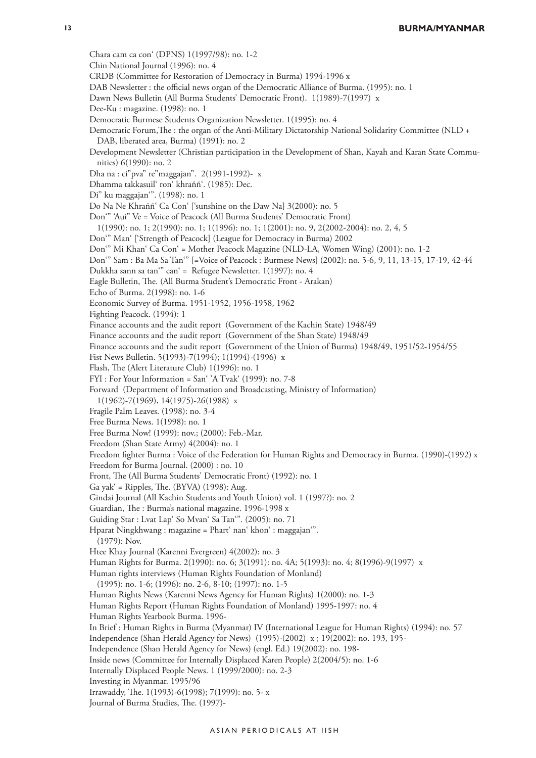Chara cam ca con‘ (DPNS) 1(1997/98): no. 1-2
Chin National Journal (1996): no. 4
CRDB (Committee for Restoration of Democracy in Burma) 1994-1996 x
DAB Newsletter : the official news organ of the Democratic Alliance of Burma. (1995): no. 1
Dawn News Bulletin (All Burma Students' Democratic Front). 1(1989)-7(1997) x
Dee-Ku : magazine. (1998): no. 1
Democratic Burmese Students Organization Newsletter. 1(1995): no. 4
Democratic Forum,The : the organ of the Anti-Military Dictatorship National Solidarity Committee (NLD + DAB, liberated area, Burma) (1991): no. 2
Development Newsletter (Christian participation in the Development of Shan, Kayah and Karan State Communities) 6(1990): no. 2
Dha na : ci"pva" re"maggajan". 2(1991-1992)- x
Dhamma takkasuil‘ ron‘ khraññ‘. (1985): Dec.
Di" ku maggajan‘". (1998): no. 1
Do Na Ne Khraññ‘ Ca Con‘ ['sunshine on the Daw Na] 3(2000): no. 5
Don‘" 'Aui" Ve = Voice of Peacock (All Burma Students' Democratic Front)
1(1990): no. 1; 2(1990): no. 1; 1(1996): no. 1; 1(2001): no. 9, 2(2002-2004): no. 2, 4, 5
Don‘" Man‘ ['Strength of Peacock] (League for Democracy in Burma) 2002
Don‘" Mi Khan‘ Ca Con‘ = Mother Peacock Magazine (NLD-LA, Women Wing) (2001): no. 1-2
Don‘" Sam : Ba Ma Sa Tan‘" [=Voice of Peacock : Burmese News] (2002): no. 5-6, 9, 11, 13-15, 17-19, 42-44
Dukkha sann sa tan‘" can‘ = Refugee Newsletter. 1(1997): no. 4
Eagle Bulletin, The. (All Burma Student's Democratic Front - Arakan)
Echo of Burma. 2(1998): no. 1-6
Economic Survey of Burma. 1951-1952, 1956-1958, 1962
Fighting Peacock. (1994): 1
Finance accounts and the audit report (Government of the Kachin State) 1948/49
Finance accounts and the audit report (Government of the Shan State) 1948/49
Finance accounts and the audit report (Government of the Union of Burma) 1948/49, 1951/52-1954/55
Fist News Bulletin. 5(1993)-7(1994); 1(1994)-(1996) x
Flash, The (Alert Literature Club) 1(1996): no. 1
FYI : For Your Information = San‘ 'A Tvak‘ (1999): no. 7-8
Forward (Department of Information and Broadcasting, Ministry of Information)
1(1962)-7(1969), 14(1975)-26(1988) x
Fragile Palm Leaves. (1998): no. 3-4
Free Burma News. 1(1998): no. 1
Free Burma Now! (1999): nov.; (2000): Feb.-Mar.
Freedom (Shan State Army) 4(2004): no. 1
Freedom fighter Burma : Voice of the Federation for Human Rights and Democracy in Burma. (1990)-(1992) x
Freedom for Burma Journal. (2000) : no. 10
Front, The (All Burma Students' Democratic Front) (1992): no. 1
Ga yak‘ = Ripples, The. (BYVA) (1998): Aug.
Gindai Journal (All Kachin Students and Youth Union) vol. 1 (1997?): no. 2
Guardian, The : Burma's national magazine. 1996-1998 x
Guiding Star : Lvat Lap‘ So Mvan‘ Sa Tan‘". (2005): no. 71
Hparat Ningkhwang : magazine = Phart‘ nan‘ khon‘ : maggajan‘".
(1979): Nov.
Htee Khay Journal (Karenni Evergreen) 4(2002): no. 3
Human Rights for Burma. 2(1990): no. 6; 3(1991): no. 4A; 5(1993): no. 4; 8(1996)-9(1997) x
Human rights interviews (Human Rights Foundation of Monland)
(1995): no. 1-6; (1996): no. 2-6, 8-10; (1997): no. 1-5
Human Rights News (Karenni News Agency for Human Rights) 1(2000): no. 1-3
Human Rights Report (Human Rights Foundation of Monland) 1995-1997: no. 4
Human Rights Yearbook Burma. 1996-
In Brief : Human Rights in Burma (Myanmar) IV (International League for Human Rights) (1994): no. 57
Independence (Shan Herald Agency for News) (1995)-(2002) x ; 19(2002): no. 193, 195-
Independence (Shan Herald Agency for News) (engl. Ed.) 19(2002): no. 198-
Inside news (Committee for Internally Displaced Karen People) 2(2004/5): no. 1-6
Internally Displaced People News. 1 (1999/2000): no. 2-3
Investing in Myanmar. 1995/96
Irrawaddy, The. 1(1993)-6(1998); 7(1999): no. 5- x
Journal of Burma Studies, The. (1997)-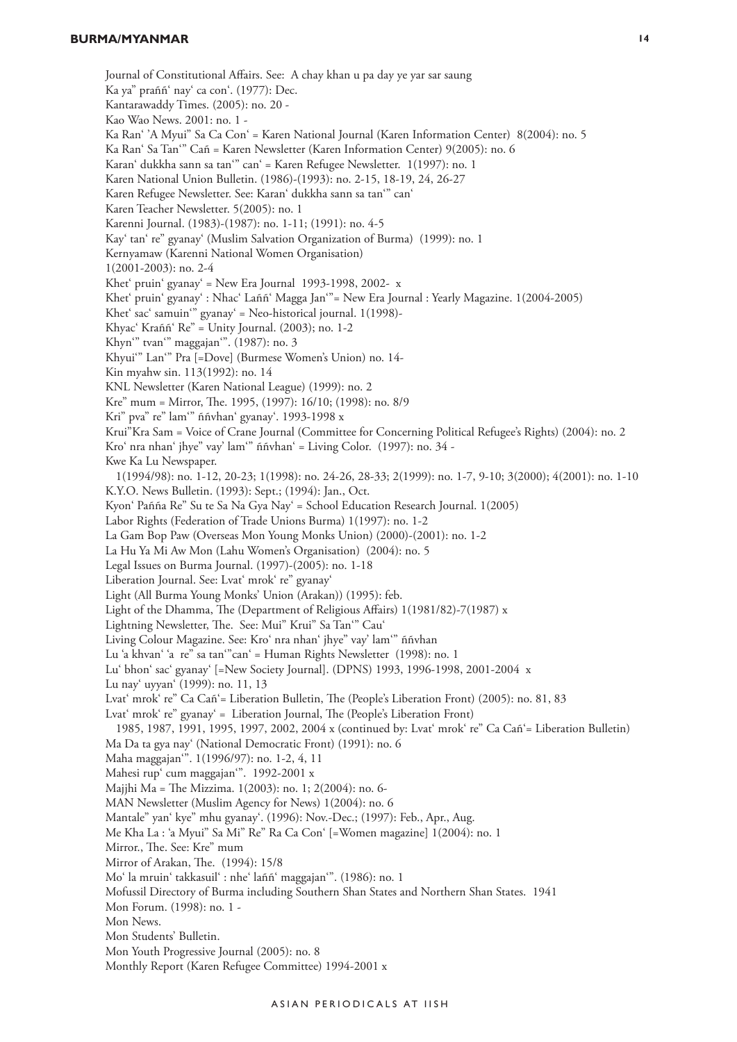Journal of Constitutional Affairs. See: A chay khan u pa day ye yar sar saung
Ka ya" praññ' nay' ca con'. (1977): Dec.
Kantarawaddy Times. (2005): no. 20 -
Kao Wao News. 2001: no. 1 -
Ka Ran' 'A Myui" Sa Ca Con' = Karen National Journal (Karen Information Center) 8(2004): no. 5
Ka Ran' Sa Tan'" Cañ = Karen Newsletter (Karen Information Center) 9(2005): no. 6
Karan' dukkha sann sa tan'" can' = Karen Refugee Newsletter. 1(1997): no. 1
Karen National Union Bulletin. (1986)-(1993): no. 2-15, 18-19, 24, 26-27
Karen Refugee Newsletter. See: Karan' dukkha sann sa tan'" can'
Karen Teacher Newsletter. 5(2005): no. 1
Karenni Journal. (1983)-(1987): no. 1-11; (1991): no. 4-5
Kay' tan' re" gyanay' (Muslim Salvation Organization of Burma) (1999): no. 1
Kernyamaw (Karenni National Women Organisation)
1(2001-2003): no. 2-4
Khet' pruin' gyanay' = New Era Journal 1993-1998, 2002- x
Khet' pruin' gyanay' : Nhac' Laññ' Magga Jan'"= New Era Journal : Yearly Magazine. 1(2004-2005)
Khet' sac' samuin'" gyanay' = Neo-historical journal. 1(1998)-
Khyac' Kraññ' Re" = Unity Journal. (2003); no. 1-2
Khyn'" tvan'" maggajan'". (1987): no. 3
Khyui'" Lan'" Pra [=Dove] (Burmese Women's Union) no. 14-
Kin myahw sin. 113(1992): no. 14
KNL Newsletter (Karen National League) (1999): no. 2
Kre" mum = Mirror, The. 1995, (1997): 16/10; (1998): no. 8/9
Kri" pva" re" lam'" ññvhan' gyanay'. 1993-1998 x
Krui"Kra Sam = Voice of Crane Journal (Committee for Concerning Political Refugee's Rights) (2004): no. 2
Kro' nra nhan' jhye" vay' lam'" ññvhan' = Living Color. (1997): no. 34 -
Kwe Ka Lu Newspaper.
1(1994/98): no. 1-12, 20-23; 1(1998): no. 24-26, 28-33; 2(1999): no. 1-7, 9-10; 3(2000); 4(2001): no. 1-10
K.Y.O. News Bulletin. (1993): Sept.; (1994): Jan., Oct.
Kyon' Pañña Re" Su te Sa Na Gya Nay' = School Education Research Journal. 1(2005)
Labor Rights (Federation of Trade Unions Burma) 1(1997): no. 1-2
La Gam Bop Paw (Overseas Mon Young Monks Union) (2000)-(2001): no. 1-2
La Hu Ya Mi Aw Mon (Lahu Women's Organisation) (2004): no. 5
Legal Issues on Burma Journal. (1997)-(2005): no. 1-18
Liberation Journal. See: Lvat' mrok' re" gyanay'
Light (All Burma Young Monks' Union (Arakan)) (1995): feb.
Light of the Dhamma, The (Department of Religious Affairs) 1(1981/82)-7(1987) x
Lightning Newsletter, The. See: Mui" Krui" Sa Tan'" Cau'
Living Colour Magazine. See: Kro' nra nhan' jhye" vay' lam'" ññvhan
Lu 'a khvan' 'a re" sa tan'"can' = Human Rights Newsletter (1998): no. 1
Lu' bhon' sac' gyanay' [=New Society Journal]. (DPNS) 1993, 1996-1998, 2001-2004 x
Lu nay' uyyan' (1999): no. 11, 13
Lvat' mrok' re" Ca Cañ'= Liberation Bulletin, The (People's Liberation Front) (2005): no. 81, 83
Lvat' mrok' re" gyanay' = Liberation Journal, The (People's Liberation Front)
1985, 1987, 1991, 1995, 1997, 2002, 2004 x (continued by: Lvat' mrok' re" Ca Cañ'= Liberation Bulletin)
Ma Da ta gya nay' (National Democratic Front) (1991): no. 6
Maha maggajan'". 1(1996/97): no. 1-2, 4, 11
Mahesi rup' cum maggajan'". 1992-2001 x
Majjhi Ma = The Mizzima. 1(2003): no. 1; 2(2004): no. 6-
MAN Newsletter (Muslim Agency for News) 1(2004): no. 6
Mantale" yan' kye" mhu gyanay'. (1996): Nov.-Dec.; (1997): Feb., Apr., Aug.
Me Kha La : 'a Myui" Sa Mi" Re" Ra Ca Con' [=Women magazine] 1(2004): no. 1
Mirror., The. See: Kre" mum
Mirror of Arakan, The. (1994): 15/8
Mo' la mruin' takkasuil' : nhe' laññ' maggajan'". (1986): no. 1
Mofussil Directory of Burma including Southern Shan States and Northern Shan States. 1941
Mon Forum. (1998): no. 1 -
Mon News.
Mon Students' Bulletin.
Mon Youth Progressive Journal (2005): no. 8
Monthly Report (Karen Refugee Committee) 1994-2001 x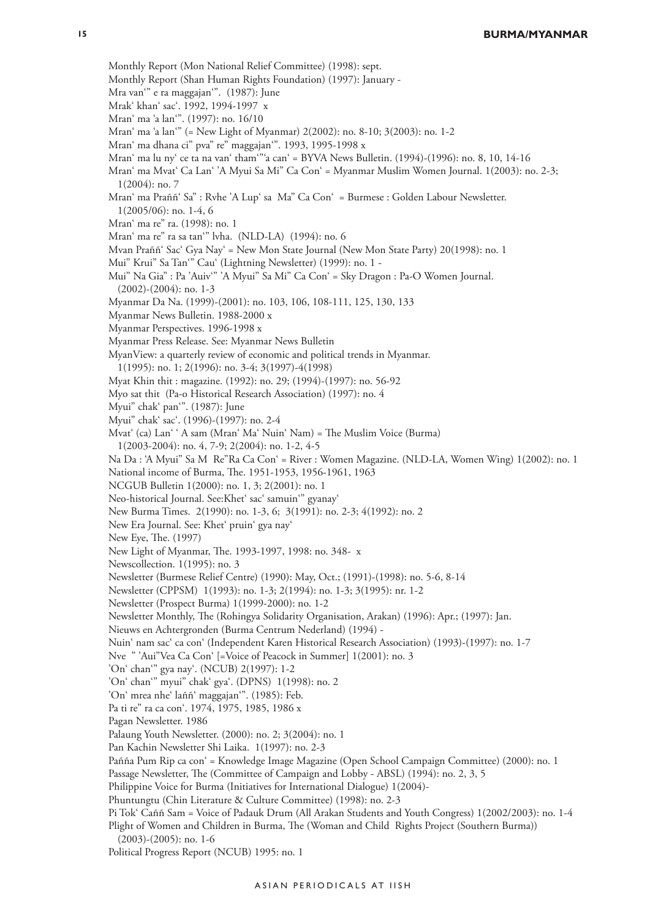Monthly Report (Mon National Relief Committee) (1998): sept.
Monthly Report (Shan Human Rights Foundation) (1997): January -
Mra van‘” e ra maggajan‘”. (1987): June
Mrak‘ khan‘ sac‘. 1992, 1994-1997 x
Mran‘ ma ‘a lan‘”. (1997): no. 16/10
Mran‘ ma ‘a lan‘” (= New Light of Myanmar) 2(2002): no. 8-10; 3(2003): no. 1-2
Mran‘ ma dhana ci” pva” re” maggajan‘”. 1993, 1995-1998 x
Mran‘ ma lu ny‘ ce ta na van‘ tham‘”‘a can‘ = BYVA News Bulletin. (1994)-(1996): no. 8, 10, 14-16
Mran‘ ma Mvat‘ Ca Lan‘ ’A Myui Sa Mi” Ca Con‘ = Myanmar Muslim Women Journal. 1(2003): no. 2-3; 1(2004): no. 7
Mran‘ ma Praññ‘ Sa” : Rvhe ’A Lup‘ sa Ma” Ca Con‘ = Burmese : Golden Labour Newsletter. 1(2005/06): no. 1-4, 6
Mran‘ ma re” ra. (1998): no. 1
Mran‘ ma re” ra sa tan‘” lvha. (NLD-LA) (1994): no. 6
Mvan Praññ‘ Sac‘ Gya Nay‘ = New Mon State Journal (New Mon State Party) 20(1998): no. 1
Mui” Krui” Sa Tan‘” Cau‘ (Lightning Newsletter) (1999): no. 1 -
Mui” Na Gia” : Pa ’Auiv‘” ’A Myui” Sa Mi” Ca Con‘ = Sky Dragon : Pa-O Women Journal. (2002)-(2004): no. 1-3
Myanmar Da Na. (1999)-(2001): no. 103, 106, 108-111, 125, 130, 133
Myanmar News Bulletin. 1988-2000 x
Myanmar Perspectives. 1996-1998 x
Myanmar Press Release. See: Myanmar News Bulletin
MyanView: a quarterly review of economic and political trends in Myanmar. 1(1995): no. 1; 2(1996): no. 3-4; 3(1997)-4(1998)
Myat Khin thit : magazine. (1992): no. 29; (1994)-(1997): no. 56-92
Myo sat thit (Pa-o Historical Research Association) (1997): no. 4
Myui” chak‘ pan‘”. (1987): June
Myui” chak‘ sac‘. (1996)-(1997): no. 2-4
Mvat‘ (ca) Lan‘ ‘ A sam (Mran‘ Ma‘ Nuin‘ Nam) = The Muslim Voice (Burma) 1(2003-2004): no. 4, 7-9; 2(2004): no. 1-2, 4-5
Na Da : ‘A Myui” Sa M Re”Ra Ca Con‘ = River : Women Magazine. (NLD-LA, Women Wing) 1(2002): no. 1
National income of Burma, The. 1951-1953, 1956-1961, 1963
NCGUB Bulletin 1(2000): no. 1, 3; 2(2001): no. 1
Neo-historical Journal. See:Khet‘ sac‘ samuin‘” gyanay‘
New Burma Times. 2(1990): no. 1-3, 6; 3(1991): no. 2-3; 4(1992): no. 2
New Era Journal. See: Khet‘ pruin‘ gya nay‘
New Eye, The. (1997)
New Light of Myanmar, The. 1993-1997, 1998: no. 348- x
Newscollection. 1(1995): no. 3
Newsletter (Burmese Relief Centre) (1990): May, Oct.; (1991)-(1998): no. 5-6, 8-14
Newsletter (CPPSM) 1(1993): no. 1-3; 2(1994): no. 1-3; 3(1995): nr. 1-2
Newsletter (Prospect Burma) 1(1999-2000): no. 1-2
Newsletter Monthly, The (Rohingya Solidarity Organisation, Arakan) (1996): Apr.; (1997): Jan.
Nieuws en Achtergronden (Burma Centrum Nederland) (1994) -
Nuin‘ nam sac‘ ca con‘ (Independent Karen Historical Research Association) (1993)-(1997): no. 1-7
Nve ” ’Aui”Vea Ca Con‘ [=Voice of Peacock in Summer] 1(2001): no. 3
’On‘ chan‘” gya nay‘. (NCUB) 2(1997): 1-2
’On‘ chan‘” myui” chak‘ gya‘. (DPNS) 1(1998): no. 2
’On‘ mrea nhe‘ laññ‘ maggajan‘”. (1985): Feb.
Pa ti re” ra ca con‘. 1974, 1975, 1985, 1986 x
Pagan Newsletter. 1986
Palaung Youth Newsletter. (2000): no. 2; 3(2004): no. 1
Pan Kachin Newsletter Shi Laika. 1(1997): no. 2-3
Paññа Pum Rip ca con‘ = Knowledge Image Magazine (Open School Campaign Committee) (2000): no. 1
Passage Newsletter, The (Committee of Campaign and Lobby - ABSL) (1994): no. 2, 3, 5
Philippine Voice for Burma (Initiatives for International Dialogue) 1(2004)-
Phuntungtu (Chin Literature & Culture Committee) (1998): no. 2-3
Pi Tok‘ Caññ Sam = Voice of Padauk Drum (All Arakan Students and Youth Congress) 1(2002/2003): no. 1-4
Plight of Women and Children in Burma, The (Woman and Child Rights Project (Southern Burma)) (2003)-(2005): no. 1-6
Political Progress Report (NCUB) 1995: no. 1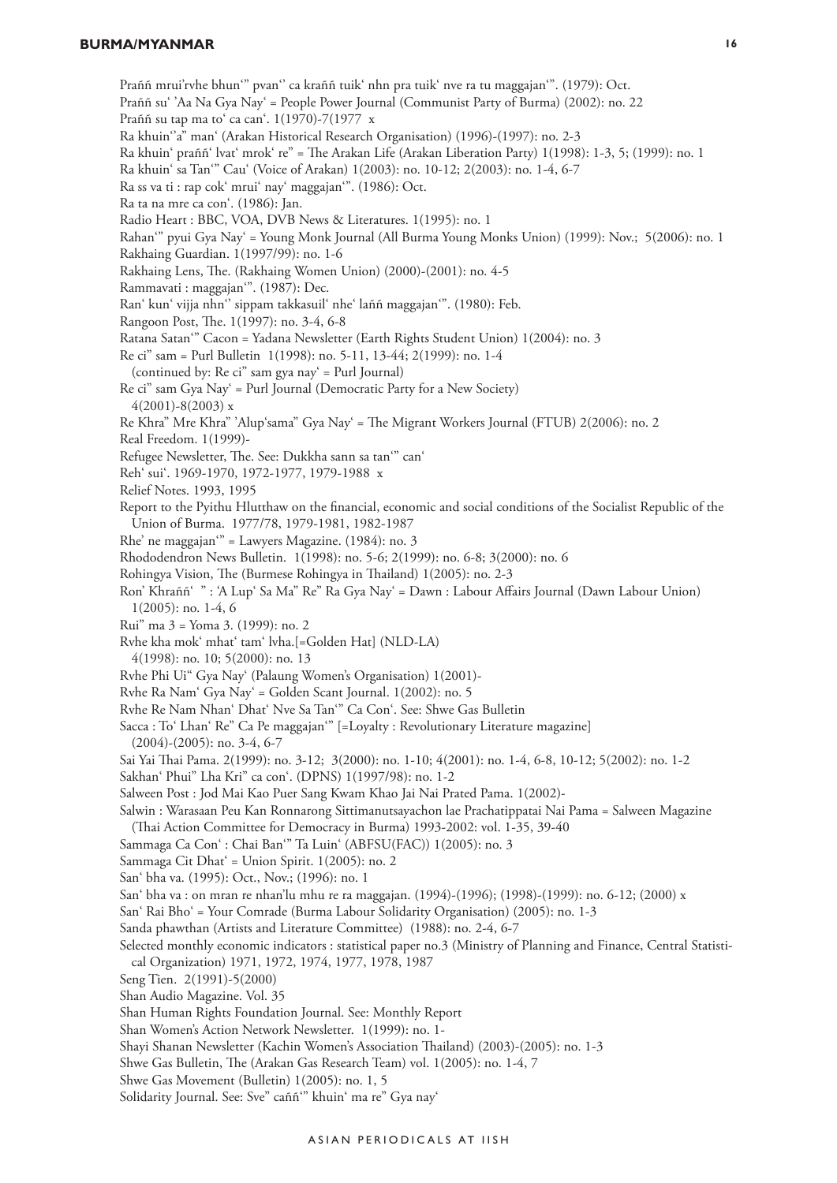Praññ mrui'rvhe bhun'" pvan'' ca kraññ tuik' nhn pra tuik' nve ra tu maggajan'". (1979): Oct.
Praññ su' 'Aa Na Gya Nay' = People Power Journal (Communist Party of Burma) (2002): no. 22
Praññ su tap ma to' ca can'. 1(1970)-7(1977 x
Ra khuin''a" man' (Arakan Historical Research Organisation) (1996)-(1997): no. 2-3
Ra khuin' praññ' lvat' mrok' re" = The Arakan Life (Arakan Liberation Party) 1(1998): 1-3, 5; (1999): no. 1
Ra khuin' sa Tan'" Cau' (Voice of Arakan) 1(2003): no. 10-12; 2(2003): no. 1-4, 6-7
Ra ss va ti : rap cok' mrui' nay' maggajan'". (1986): Oct.
Ra ta na mre ca con'. (1986): Jan.
Radio Heart : BBC, VOA, DVB News & Literatures. 1(1995): no. 1
Rahan'" pyui Gya Nay' = Young Monk Journal (All Burma Young Monks Union) (1999): Nov.; 5(2006): no. 1
Rakhaing Guardian. 1(1997/99): no. 1-6
Rakhaing Lens, The. (Rakhaing Women Union) (2000)-(2001): no. 4-5
Rammavati : maggajan'". (1987): Dec.
Ran' kun' vijja nhn'' sippam takkasuil' nhe' laññ maggajan'". (1980): Feb.
Rangoon Post, The. 1(1997): no. 3-4, 6-8
Ratana Satan'" Cacon = Yadana Newsletter (Earth Rights Student Union) 1(2004): no. 3
Re ci" sam = Purl Bulletin 1(1998): no. 5-11, 13-44; 2(1999): no. 1-4
(continued by: Re ci" sam gya nay' = Purl Journal)
Re ci" sam Gya Nay' = Purl Journal (Democratic Party for a New Society)
4(2001)-8(2003) x
Re Khra" Mre Khra" 'Alup'sama" Gya Nay' = The Migrant Workers Journal (FTUB) 2(2006): no. 2
Real Freedom. 1(1999)-
Refugee Newsletter, The. See: Dukkha sann sa tan'" can'
Reh' sui'. 1969-1970, 1972-1977, 1979-1988 x
Relief Notes. 1993, 1995
Report to the Pyithu Hlutthaw on the financial, economic and social conditions of the Socialist Republic of the Union of Burma. 1977/78, 1979-1981, 1982-1987
Rhe' ne maggajan'" = Lawyers Magazine. (1984): no. 3
Rhododendron News Bulletin. 1(1998): no. 5-6; 2(1999): no. 6-8; 3(2000): no. 6
Rohingya Vision, The (Burmese Rohingya in Thailand) 1(2005): no. 2-3
Ron' Khraññ' " : 'A Lup' Sa Ma" Re" Ra Gya Nay' = Dawn : Labour Affairs Journal (Dawn Labour Union) 1(2005): no. 1-4, 6
Rui" ma 3 = Yoma 3. (1999): no. 2
Rvhe kha mok' mhat' tam' lvha.[=Golden Hat] (NLD-LA)
4(1998): no. 10; 5(2000): no. 13
Rvhe Phi Ui" Gya Nay' (Palaung Women's Organisation) 1(2001)-
Rvhe Ra Nam' Gya Nay' = Golden Scant Journal. 1(2002): no. 5
Rvhe Re Nam Nhan' Dhat' Nve Sa Tan'" Ca Con'. See: Shwe Gas Bulletin
Sacca : To' Lhan' Re" Ca Pe maggajan'" [=Loyalty : Revolutionary Literature magazine]
(2004)-(2005): no. 3-4, 6-7
Sai Yai Thai Pama. 2(1999): no. 3-12; 3(2000): no. 1-10; 4(2001): no. 1-4, 6-8, 10-12; 5(2002): no. 1-2
Sakhan' Phui" Lha Kri" ca con'. (DPNS) 1(1997/98): no. 1-2
Salween Post : Jod Mai Kao Puer Sang Kwam Khao Jai Nai Prated Pama. 1(2002)-
Salwin : Warasaan Peu Kan Ronnarong Sittimanutsayachon lae Prachatippatai Nai Pama = Salween Magazine (Thai Action Committee for Democracy in Burma) 1993-2002: vol. 1-35, 39-40
Sammaga Ca Con' : Chai Ban'" Ta Luin' (ABFSU(FAC)) 1(2005): no. 3
Sammaga Cit Dhat' = Union Spirit. 1(2005): no. 2
San' bha va. (1995): Oct., Nov.; (1996): no. 1
San' bha va : on mran re nhan'lu mhu re ra maggajan. (1994)-(1996); (1998)-(1999): no. 6-12; (2000) x
San' Rai Bho' = Your Comrade (Burma Labour Solidarity Organisation) (2005): no. 1-3
Sanda phawthan (Artists and Literature Committee) (1988): no. 2-4, 6-7
Selected monthly economic indicators : statistical paper no.3 (Ministry of Planning and Finance, Central Statistical Organization) 1971, 1972, 1974, 1977, 1978, 1987
Seng Tien. 2(1991)-5(2000)
Shan Audio Magazine. Vol. 35
Shan Human Rights Foundation Journal. See: Monthly Report
Shan Women's Action Network Newsletter. 1(1999): no. 1-
Shayi Shanan Newsletter (Kachin Women's Association Thailand) (2003)-(2005): no. 1-3
Shwe Gas Bulletin, The (Arakan Gas Research Team) vol. 1(2005): no. 1-4, 7
Shwe Gas Movement (Bulletin) 1(2005): no. 1, 5
Solidarity Journal. See: Sve" caññ'" khuin' ma re" Gya nay'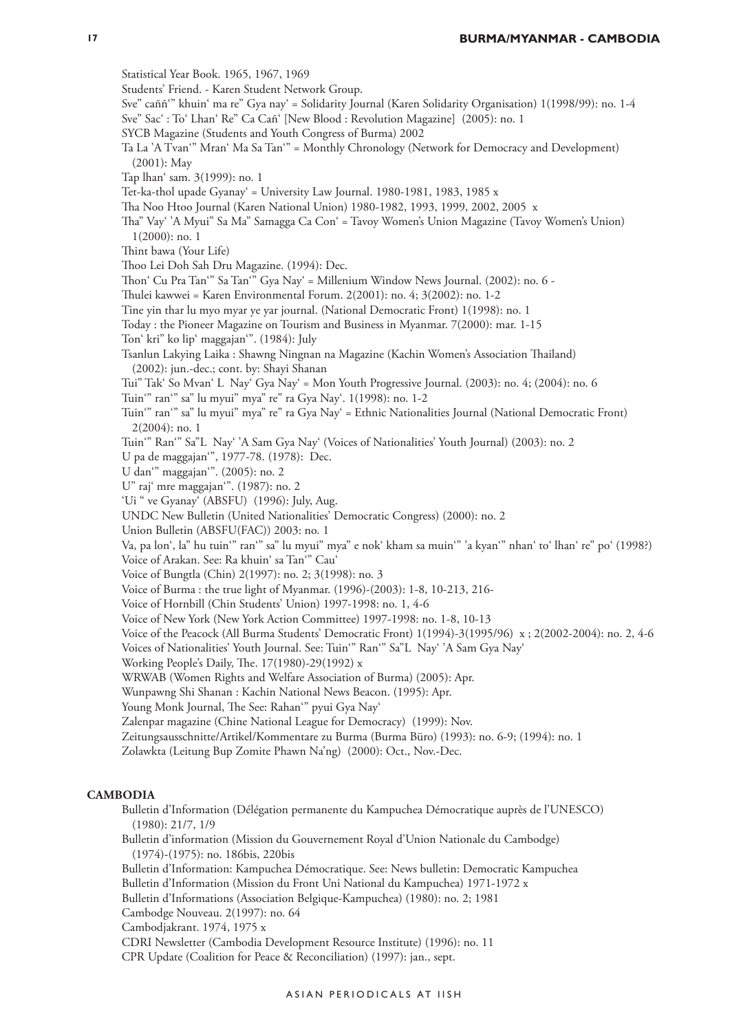Statistical Year Book. 1965, 1967, 1969

Students' Friend. - Karen Student Network Group.

Sve" caññ'" khuin' ma re" Gya nay' = Solidarity Journal (Karen Solidarity Organisation) 1(1998/99): no. 1-4

Sve" Sac' : To' Lhan' Re" Ca Cañ' [New Blood : Revolution Magazine] (2005): no. 1

SYCB Magazine (Students and Youth Congress of Burma) 2002

Ta La 'A Tvan'" Mran' Ma Sa Tan'" = Monthly Chronology (Network for Democracy and Development) (2001): May

Tap lhan' sam. 3(1999): no. 1

Tet-ka-thol upade Gyanay' = University Law Journal. 1980-1981, 1983, 1985 x

Tha Noo Htoo Journal (Karen National Union) 1980-1982, 1993, 1999, 2002, 2005 x

Tha" Vay' 'A Myui" Sa Ma" Samagga Ca Con' = Tavoy Women's Union Magazine (Tavoy Women's Union) 1(2000): no. 1

Thint bawa (Your Life)

Thoo Lei Doh Sah Dru Magazine. (1994): Dec.

Thon' Cu Pra Tan'" Sa Tan'" Gya Nay' = Millenium Window News Journal. (2002): no. 6 -

Thulei kawwei = Karen Environmental Forum. 2(2001): no. 4; 3(2002): no. 1-2

Tine yin thar lu myo myar ye yar journal. (National Democratic Front) 1(1998): no. 1

Today : the Pioneer Magazine on Tourism and Business in Myanmar. 7(2000): mar. 1-15

Ton' kri" ko lip' maggajan'". (1984): July

Tsanlun Lakying Laika : Shawng Ningnan na Magazine (Kachin Women's Association Thailand) (2002): jun.-dec.; cont. by: Shayi Shanan

Tui" Tak' So Mvan' L Nay' Gya Nay' = Mon Youth Progressive Journal. (2003): no. 4; (2004): no. 6

Tuin'" ran'" sa" lu myui" mya" re" ra Gya Nay'. 1(1998): no. 1-2

Tuin'" ran'" sa" lu myui" mya" re" ra Gya Nay' = Ethnic Nationalities Journal (National Democratic Front) 2(2004): no. 1

Tuin'" Ran'" Sa"L Nay' 'A Sam Gya Nay' (Voices of Nationalities' Youth Journal) (2003): no. 2

U pa de maggajan'", 1977-78. (1978): Dec.

U dan'" maggajan'". (2005): no. 2

U" raj' mre maggajan'". (1987): no. 2

'Ui " ve Gyanay' (ABSFU) (1996): July, Aug.

UNDC New Bulletin (United Nationalities' Democratic Congress) (2000): no. 2

Union Bulletin (ABSFU(FAC)) 2003: no. 1

Va, pa lon', la" hu tuin'" ran'" sa" lu myui" mya" e nok' kham sa muin'" 'a kyan'" nhan' to' lhan' re" po' (1998?)

Voice of Arakan. See: Ra khuin' sa Tan'" Cau'

Voice of Bungtla (Chin) 2(1997): no. 2; 3(1998): no. 3

Voice of Burma : the true light of Myanmar. (1996)-(2003): 1-8, 10-213, 216-

Voice of Hornbill (Chin Students' Union) 1997-1998: no. 1, 4-6

Voice of New York (New York Action Committee) 1997-1998: no. 1-8, 10-13

Voice of the Peacock (All Burma Students' Democratic Front) 1(1994)-3(1995/96) x ; 2(2002-2004): no. 2, 4-6

Voices of Nationalities' Youth Journal. See: Tuin'" Ran'" Sa"L Nay' 'A Sam Gya Nay'

Working People's Daily, The. 17(1980)-29(1992) x

WRWAB (Women Rights and Welfare Association of Burma) (2005): Apr.

Wunpawng Shi Shanan : Kachin National News Beacon. (1995): Apr.

Young Monk Journal, The See: Rahan'" pyui Gya Nay'

Zalenpar magazine (Chine National League for Democracy) (1999): Nov.

Zeitungsausschnitte/Artikel/Kommentare zu Burma (Burma Büro) (1993): no. 6-9; (1994): no. 1

Zolawkta (Leitung Bup Zomite Phawn Na'ng) (2000): Oct., Nov.-Dec.

## CAMBODIA

Bulletin d'Information (Délégation permanente du Kampuchea Démocratique auprès de l'UNESCO) (1980): 21/7, 1/9

Bulletin d'information (Mission du Gouvernement Royal d'Union Nationale du Cambodge) (1974)-(1975): no. 186bis, 220bis

Bulletin d'Information: Kampuchea Démocratique. See: News bulletin: Democratic Kampuchea

Bulletin d'Information (Mission du Front Uni National du Kampuchea) 1971-1972 x

Bulletin d'Informations (Association Belgique-Kampuchea) (1980): no. 2; 1981

Cambodge Nouveau. 2(1997): no. 64

Cambodjakrant. 1974, 1975 x

CDRI Newsletter (Cambodia Development Resource Institute) (1996): no. 11

CPR Update (Coalition for Peace & Reconciliation) (1997): jan., sept.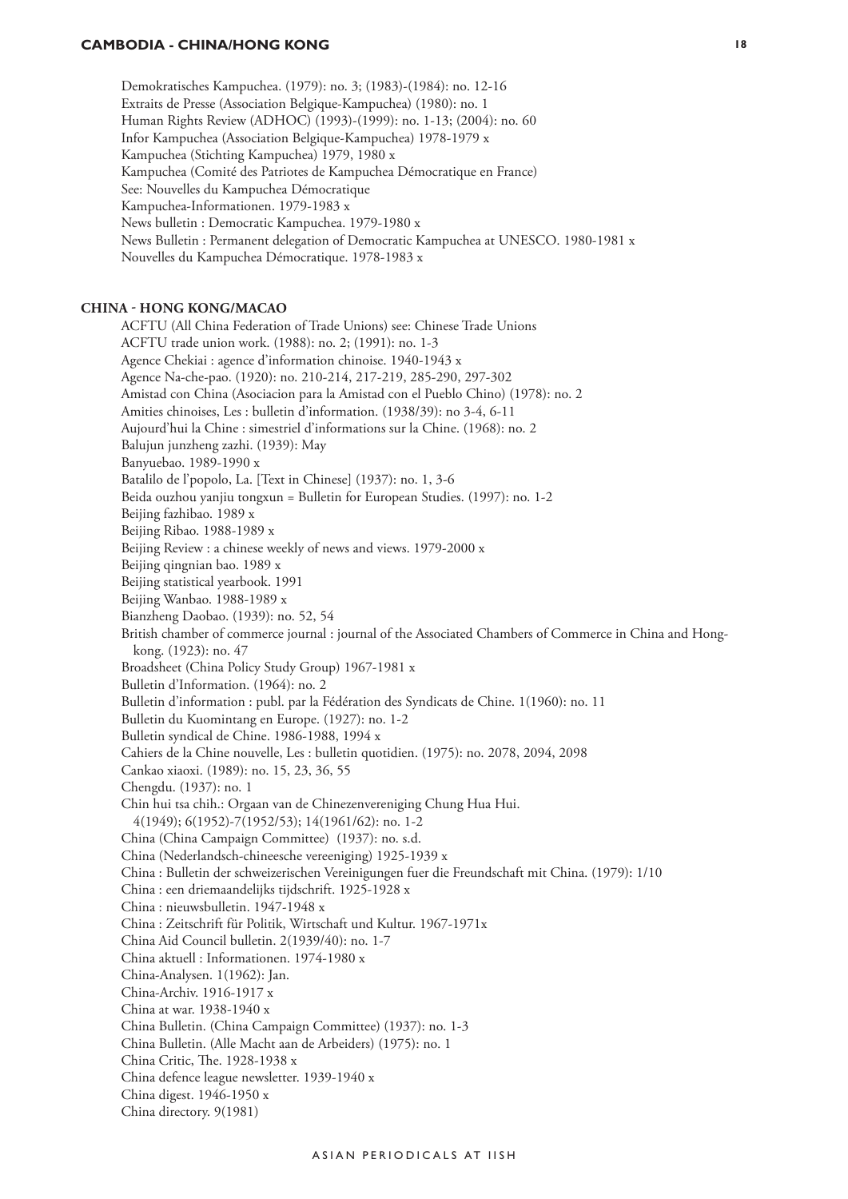Demokratisches Kampuchea. (1979): no. 3; (1983)-(1984): no. 12-16
Extraits de Presse (Association Belgique-Kampuchea) (1980): no. 1
Human Rights Review (ADHOC) (1993)-(1999): no. 1-13; (2004): no. 60
Infor Kampuchea (Association Belgique-Kampuchea) 1978-1979 x
Kampuchea (Stichting Kampuchea) 1979, 1980 x
Kampuchea (Comité des Patriotes de Kampuchea Démocratique en France)
See: Nouvelles du Kampuchea Démocratique
Kampuchea-Informationen. 1979-1983 x
News bulletin : Democratic Kampuchea. 1979-1980 x
News Bulletin : Permanent delegation of Democratic Kampuchea at UNESCO. 1980-1981 x
Nouvelles du Kampuchea Démocratique. 1978-1983 x

## CHINA - HONG KONG/MACAO

ACFTU (All China Federation of Trade Unions) see: Chinese Trade Unions
ACFTU trade union work. (1988): no. 2; (1991): no. 1-3
Agence Chekiai : agence d'information chinoise. 1940-1943 x
Agence Na-che-pao. (1920): no. 210-214, 217-219, 285-290, 297-302
Amistad con China (Asociacion para la Amistad con el Pueblo Chino) (1978): no. 2
Amities chinoises, Les : bulletin d'information. (1938/39): no 3-4, 6-11
Aujourd'hui la Chine : simestriel d'informations sur la Chine. (1968): no. 2
Balujun junzheng zazhi. (1939): May
Banyuebao. 1989-1990 x
Batalilo de l'popolo, La. [Text in Chinese] (1937): no. 1, 3-6
Beida ouzhou yanjiu tongxun = Bulletin for European Studies. (1997): no. 1-2
Beijing fazhibao. 1989 x
Beijing Ribao. 1988-1989 x
Beijing Review : a chinese weekly of news and views. 1979-2000 x
Beijing qingnian bao. 1989 x
Beijing statistical yearbook. 1991
Beijing Wanbao. 1988-1989 x
Bianzheng Daobao. (1939): no. 52, 54
British chamber of commerce journal : journal of the Associated Chambers of Commerce in China and Hong-kong. (1923): no. 47
Broadsheet (China Policy Study Group) 1967-1981 x
Bulletin d'Information. (1964): no. 2
Bulletin d'information : publ. par la Fédération des Syndicats de Chine. 1(1960): no. 11
Bulletin du Kuomintang en Europe. (1927): no. 1-2
Bulletin syndical de Chine. 1986-1988, 1994 x
Cahiers de la Chine nouvelle, Les : bulletin quotidien. (1975): no. 2078, 2094, 2098
Cankao xiaoxi. (1989): no. 15, 23, 36, 55
Chengdu. (1937): no. 1
Chin hui tsa chih.: Orgaan van de Chinezenvereniging Chung Hua Hui.
4(1949); 6(1952)-7(1952/53); 14(1961/62): no. 1-2
China (China Campaign Committee) (1937): no. s.d.
China (Nederlandsch-chineesche vereeniging) 1925-1939 x
China : Bulletin der schweizerischen Vereinigungen fuer die Freundschaft mit China. (1979): 1/10
China : een driemaandelijks tijdschrift. 1925-1928 x
China : nieuwsbulletin. 1947-1948 x
China : Zeitschrift für Politik, Wirtschaft und Kultur. 1967-1971x
China Aid Council bulletin. 2(1939/40): no. 1-7
China aktuell : Informationen. 1974-1980 x
China-Analysen. 1(1962): Jan.
China-Archiv. 1916-1917 x
China at war. 1938-1940 x
China Bulletin. (China Campaign Committee) (1937): no. 1-3
China Bulletin. (Alle Macht aan de Arbeiders) (1975): no. 1
China Critic, The. 1928-1938 x
China defence league newsletter. 1939-1940 x
China digest. 1946-1950 x
China directory. 9(1981)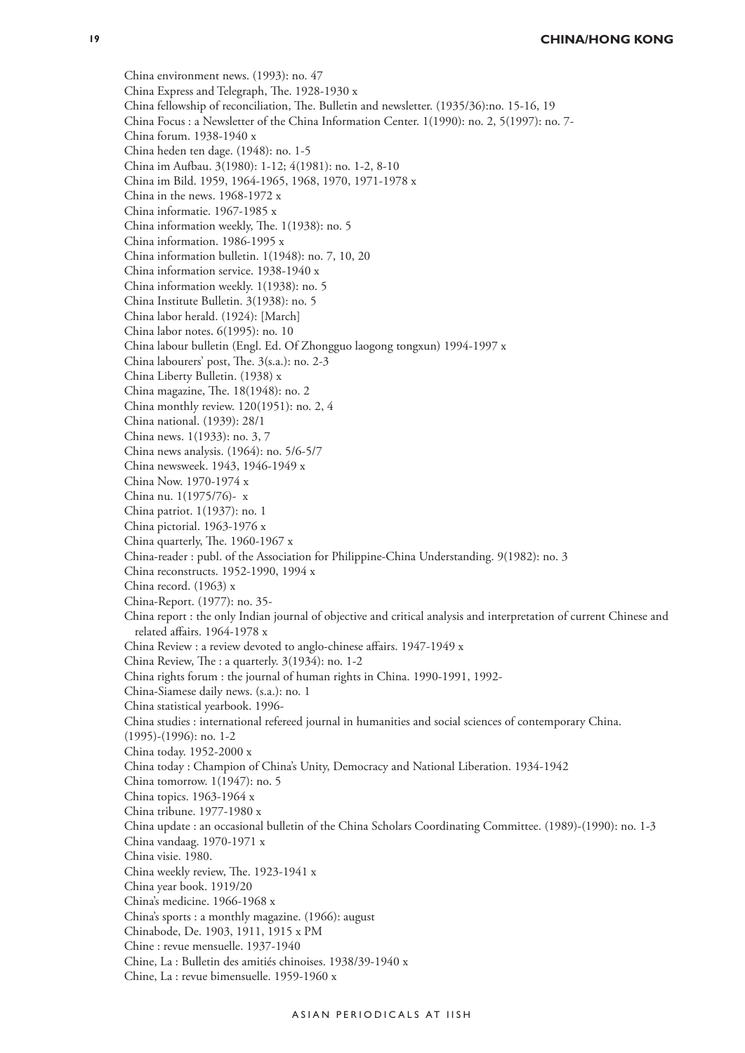China environment news. (1993): no. 47
China Express and Telegraph, The. 1928-1930 x
China fellowship of reconciliation, The. Bulletin and newsletter. (1935/36):no. 15-16, 19
China Focus : a Newsletter of the China Information Center. 1(1990): no. 2, 5(1997): no. 7-
China forum. 1938-1940 x
China heden ten dage. (1948): no. 1-5
China im Aufbau. 3(1980): 1-12; 4(1981): no. 1-2, 8-10
China im Bild. 1959, 1964-1965, 1968, 1970, 1971-1978 x
China in the news. 1968-1972 x
China informatie. 1967-1985 x
China information weekly, The. 1(1938): no. 5
China information. 1986-1995 x
China information bulletin. 1(1948): no. 7, 10, 20
China information service. 1938-1940 x
China information weekly. 1(1938): no. 5
China Institute Bulletin. 3(1938): no. 5
China labor herald. (1924): [March]
China labor notes. 6(1995): no. 10
China labour bulletin (Engl. Ed. Of Zhongguo laogong tongxun) 1994-1997 x
China labourers' post, The. 3(s.a.): no. 2-3
China Liberty Bulletin. (1938) x
China magazine, The. 18(1948): no. 2
China monthly review. 120(1951): no. 2, 4
China national. (1939): 28/1
China news. 1(1933): no. 3, 7
China news analysis. (1964): no. 5/6-5/7
China newsweek. 1943, 1946-1949 x
China Now. 1970-1974 x
China nu. 1(1975/76)- x
China patriot. 1(1937): no. 1
China pictorial. 1963-1976 x
China quarterly, The. 1960-1967 x
China-reader : publ. of the Association for Philippine-China Understanding. 9(1982): no. 3
China reconstructs. 1952-1990, 1994 x
China record. (1963) x
China-Report. (1977): no. 35-
China report : the only Indian journal of objective and critical analysis and interpretation of current Chinese and related affairs. 1964-1978 x
China Review : a review devoted to anglo-chinese affairs. 1947-1949 x
China Review, The : a quarterly. 3(1934): no. 1-2
China rights forum : the journal of human rights in China. 1990-1991, 1992-
China-Siamese daily news. (s.a.): no. 1
China statistical yearbook. 1996-
China studies : international refereed journal in humanities and social sciences of contemporary China. (1995)-(1996): no. 1-2
China today. 1952-2000 x
China today : Champion of China's Unity, Democracy and National Liberation. 1934-1942
China tomorrow. 1(1947): no. 5
China topics. 1963-1964 x
China tribune. 1977-1980 x
China update : an occasional bulletin of the China Scholars Coordinating Committee. (1989)-(1990): no. 1-3
China vandaag. 1970-1971 x
China visie. 1980.
China weekly review, The. 1923-1941 x
China year book. 1919/20
China's medicine. 1966-1968 x
China's sports : a monthly magazine. (1966): august
Chinabode, De. 1903, 1911, 1915 x PM
Chine : revue mensuelle. 1937-1940
Chine, La : Bulletin des amitiés chinoises. 1938/39-1940 x
Chine, La : revue bimensuelle. 1959-1960 x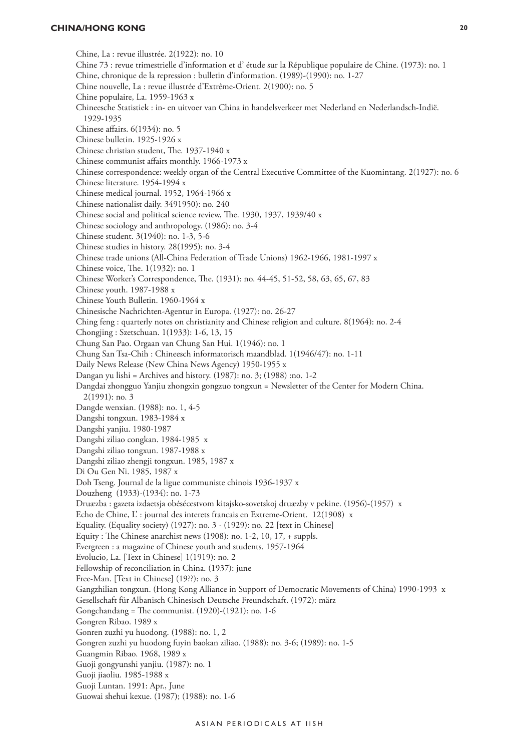Chine, La : revue illustrée. 2(1922): no. 10
Chine 73 : revue trimestrielle d'information et d' étude sur la République populaire de Chine. (1973): no. 1
Chine, chronique de la repression : bulletin d'information. (1989)-(1990): no. 1-27
Chine nouvelle, La : revue illustrée d'Extrême-Orient. 2(1900): no. 5
Chine populaire, La. 1959-1963 x
Chineesche Statistiek : in- en uitvoer van China in handelsverkeer met Nederland en Nederlandsch-Indië. 1929-1935
Chinese affairs. 6(1934): no. 5
Chinese bulletin. 1925-1926 x
Chinese christian student, The. 1937-1940 x
Chinese communist affairs monthly. 1966-1973 x
Chinese correspondence: weekly organ of the Central Executive Committee of the Kuomintang. 2(1927): no. 6
Chinese literature. 1954-1994 x
Chinese medical journal. 1952, 1964-1966 x
Chinese nationalist daily. 3491950): no. 240
Chinese social and political science review, The. 1930, 1937, 1939/40 x
Chinese sociology and anthropology. (1986): no. 3-4
Chinese student. 3(1940): no. 1-3, 5-6
Chinese studies in history. 28(1995): no. 3-4
Chinese trade unions (All-China Federation of Trade Unions) 1962-1966, 1981-1997 x
Chinese voice, The. 1(1932): no. 1
Chinese Worker's Correspondence, The. (1931): no. 44-45, 51-52, 58, 63, 65, 67, 83
Chinese youth. 1987-1988 x
Chinese Youth Bulletin. 1960-1964 x
Chinesische Nachrichten-Agentur in Europa. (1927): no. 26-27
Ching feng : quarterly notes on christianity and Chinese religion and culture. 8(1964): no. 2-4
Chongjing : Szetschuan. 1(1933): 1-6, 13, 15
Chung San Pao. Orgaan van Chung San Hui. 1(1946): no. 1
Chung San Tsa-Chih : Chineesch informatorisch maandblad. 1(1946/47): no. 1-11
Daily News Release (New China News Agency) 1950-1955 x
Dangan yu lishi = Archives and history. (1987): no. 3; (1988) :no. 1-2
Dangdai zhongguo Yanjiu zhongxin gongzuo tongxun = Newsletter of the Center for Modern China. 2(1991): no. 3
Dangde wenxian. (1988): no. 1, 4-5
Dangshi tongxun. 1983-1984 x
Dangshi yanjiu. 1980-1987
Dangshi ziliao congkan. 1984-1985 x
Dangshi ziliao tongxun. 1987-1988 x
Dangshi ziliao zhengji tongxun. 1985, 1987 x
Di Ou Gen Ni. 1985, 1987 x
Doh Tseng. Journal de la ligue communiste chinois 1936-1937 x
Douzheng (1933)-(1934): no. 1-73
Druæzba : gazeta izdaetsja obésécestvom kitajsko-sovetskoj druæzby v pekine. (1956)-(1957) x
Echo de Chine, L' : journal des interets francais en Extreme-Orient. 12(1908) x
Equality. (Equality society) (1927): no. 3 - (1929): no. 22 [text in Chinese]
Equity : The Chinese anarchist news (1908): no. 1-2, 10, 17, + suppls.
Evergreen : a magazine of Chinese youth and students. 1957-1964
Evolucio, La. [Text in Chinese] 1(1919): no. 2
Fellowship of reconciliation in China. (1937): june
Free-Man. [Text in Chinese] (19??): no. 3
Gangzhilian tongxun. (Hong Kong Alliance in Support of Democratic Movements of China) 1990-1993 x
Gesellschaft für Albanisch Chinesisch Deutsche Freundschaft. (1972): märz
Gongchandang = The communist. (1920)-(1921): no. 1-6
Gongren Ribao. 1989 x
Gonren zuzhi yu huodong. (1988): no. 1, 2
Gongren zuzhi yu huodong fuyin baokan ziliao. (1988): no. 3-6; (1989): no. 1-5
Guangmin Ribao. 1968, 1989 x
Guoji gongyunshi yanjiu. (1987): no. 1
Guoji jiaoliu. 1985-1988 x
Guoji Luntan. 1991: Apr., June
Guowai shehui kexue. (1987); (1988): no. 1-6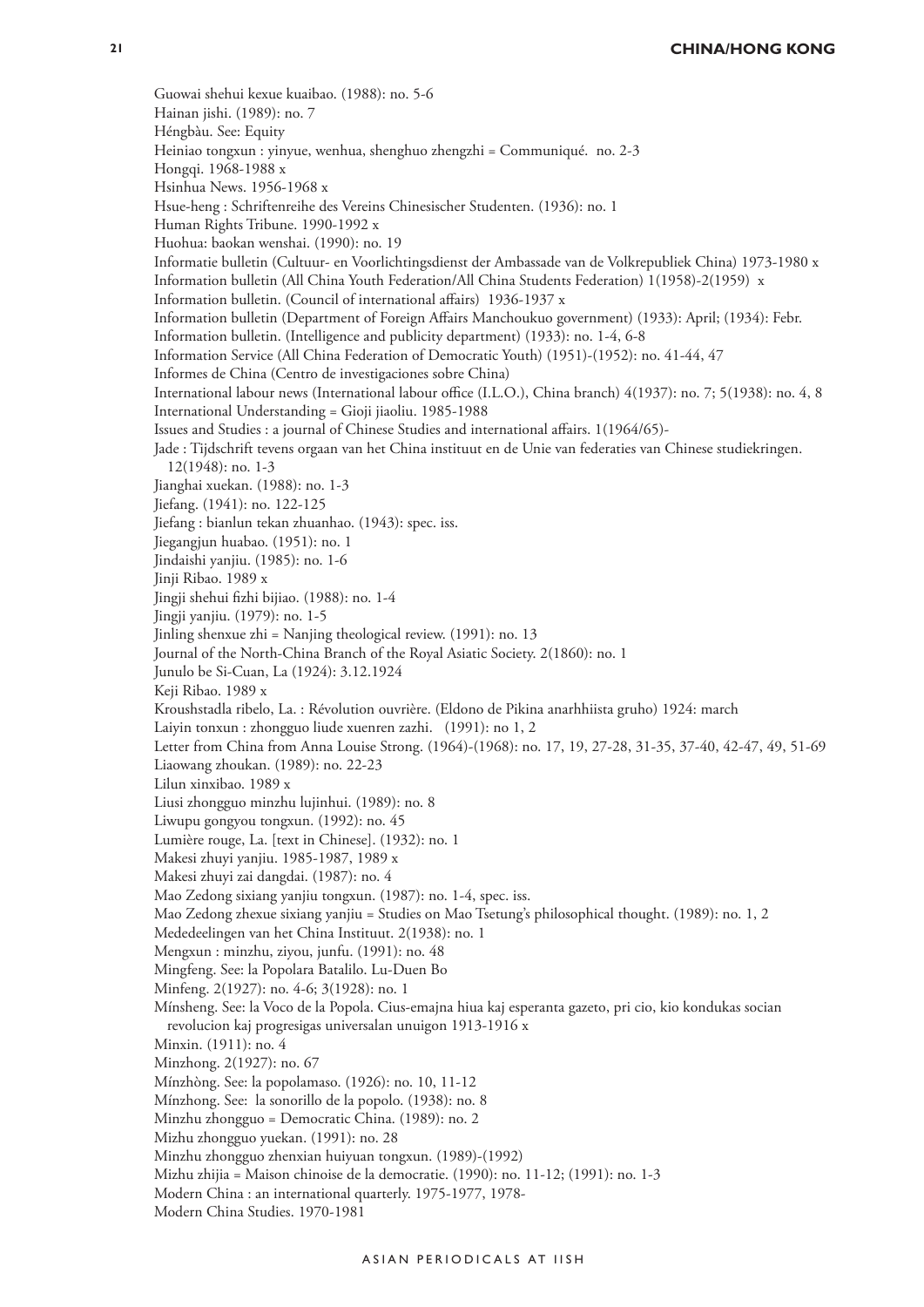Guowai shehui kexue kuaibao. (1988): no. 5-6
Hainan jishi. (1989): no. 7
Héngbàu. See: Equity
Heiniao tongxun : yinyue, wenhua, shenghuo zhengzhi = Communiqué. no. 2-3
Hongqi. 1968-1988 x
Hsinhua News. 1956-1968 x
Hsue-heng : Schriftenreihe des Vereins Chinesischer Studenten. (1936): no. 1
Human Rights Tribune. 1990-1992 x
Huohua: baokan wenshai. (1990): no. 19
Informatie bulletin (Cultuur- en Voorlichtingsdienst der Ambassade van de Volkrepubliek China) 1973-1980 x
Information bulletin (All China Youth Federation/All China Students Federation) 1(1958)-2(1959) x
Information bulletin. (Council of international affairs) 1936-1937 x
Information bulletin (Department of Foreign Affairs Manchoukuo government) (1933): April; (1934): Febr.
Information bulletin. (Intelligence and publicity department) (1933): no. 1-4, 6-8
Information Service (All China Federation of Democratic Youth) (1951)-(1952): no. 41-44, 47
Informes de China (Centro de investigaciones sobre China)
International labour news (International labour office (I.L.O.), China branch) 4(1937): no. 7; 5(1938): no. 4, 8
International Understanding = Gioji jiaoliu. 1985-1988
Issues and Studies : a journal of Chinese Studies and international affairs. 1(1964/65)-
Jade : Tijdschrift tevens orgaan van het China instituut en de Unie van federaties van Chinese studiekringen. 12(1948): no. 1-3
Jianghai xuekan. (1988): no. 1-3
Jiefang. (1941): no. 122-125
Jiefang : bianlun tekan zhuanhao. (1943): spec. iss.
Jiegangjun huabao. (1951): no. 1
Jindaishi yanjiu. (1985): no. 1-6
Jinji Ribao. 1989 x
Jingji shehui fizhi bijiao. (1988): no. 1-4
Jingji yanjiu. (1979): no. 1-5
Jinling shenxue zhi = Nanjing theological review. (1991): no. 13
Journal of the North-China Branch of the Royal Asiatic Society. 2(1860): no. 1
Junulo be Si-Cuan, La (1924): 3.12.1924
Keji Ribao. 1989 x
Kroushstadla ribelo, La. : Révolution ouvrière. (Eldono de Pikina anarhhiista gruho) 1924: march
Laiyin tonxun : zhongguo liude xuenren zazhi. (1991): no 1, 2
Letter from China from Anna Louise Strong. (1964)-(1968): no. 17, 19, 27-28, 31-35, 37-40, 42-47, 49, 51-69
Liaowang zhoukan. (1989): no. 22-23
Lilun xinxibao. 1989 x
Liusi zhongguo minzhu lujinhui. (1989): no. 8
Liwupu gongyou tongxun. (1992): no. 45
Lumière rouge, La. [text in Chinese]. (1932): no. 1
Makesi zhuyi yanjiu. 1985-1987, 1989 x
Makesi zhuyi zai dangdai. (1987): no. 4
Mao Zedong sixiang yanjiu tongxun. (1987): no. 1-4, spec. iss.
Mao Zedong zhexue sixiang yanjiu = Studies on Mao Tsetung's philosophical thought. (1989): no. 1, 2
Mededeelingen van het China Instituut. 2(1938): no. 1
Mengxun : minzhu, ziyou, junfu. (1991): no. 48
Mingfeng. See: la Popolara Batalilo. Lu-Duen Bo
Minfeng. 2(1927): no. 4-6; 3(1928): no. 1
Mínsheng. See: la Voco de la Popola. Cius-emajna hiua kaj esperanta gazeto, pri cio, kio kondukas socian revolucion kaj progresigas universalan unuigon 1913-1916 x
Minxin. (1911): no. 4
Minzhong. 2(1927): no. 67
Mínzhòng. See: la popolamaso. (1926): no. 10, 11-12
Mínzhong. See: la sonorillo de la popolo. (1938): no. 8
Minzhu zhongguo = Democratic China. (1989): no. 2
Mizhu zhongguo yuekan. (1991): no. 28
Minzhu zhongguo zhenxian huiyuan tongxun. (1989)-(1992)
Mizhu zhijia = Maison chinoise de la democratie. (1990): no. 11-12; (1991): no. 1-3
Modern China : an international quarterly. 1975-1977, 1978-
Modern China Studies. 1970-1981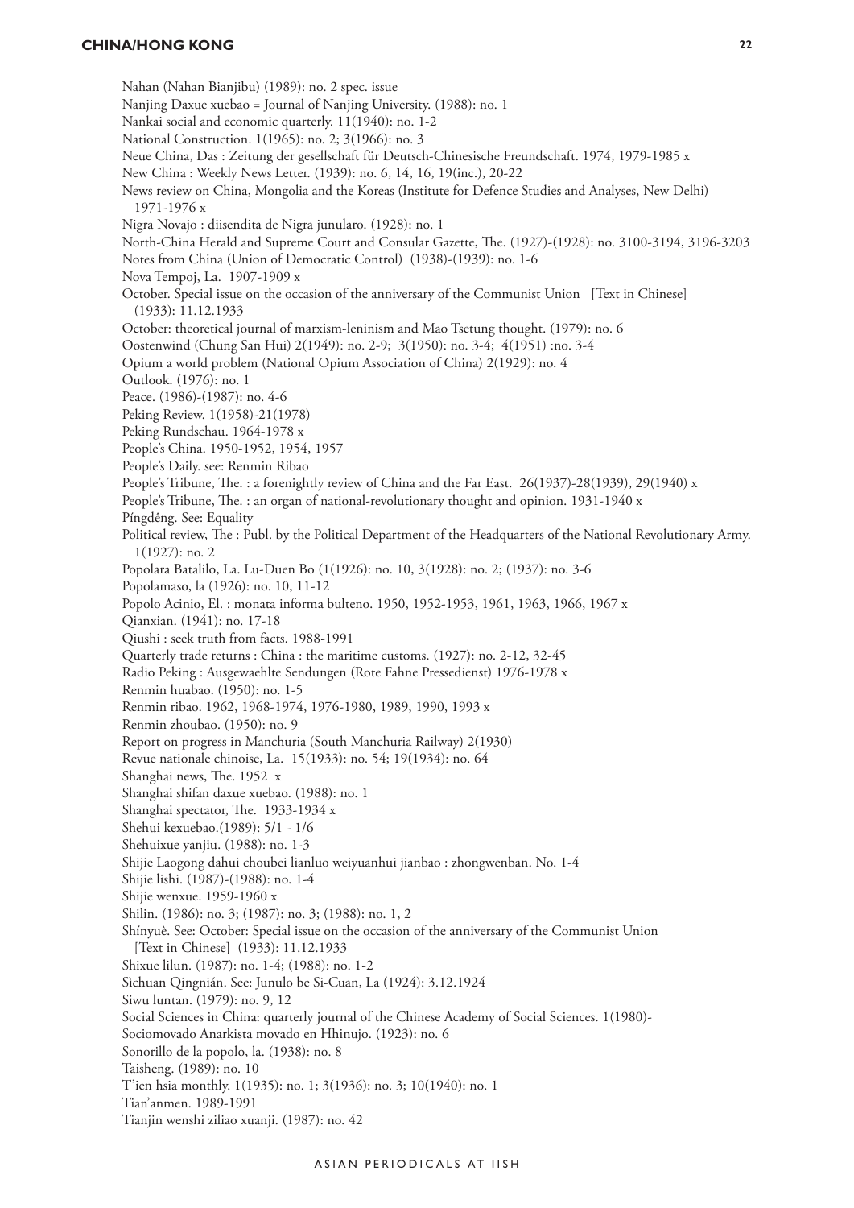Nahan (Nahan Bianjibu) (1989): no. 2 spec. issue
Nanjing Daxue xuebao = Journal of Nanjing University. (1988): no. 1
Nankai social and economic quarterly. 11(1940): no. 1-2
National Construction. 1(1965): no. 2; 3(1966): no. 3
Neue China, Das : Zeitung der gesellschaft für Deutsch-Chinesische Freundschaft. 1974, 1979-1985 x
New China : Weekly News Letter. (1939): no. 6, 14, 16, 19(inc.), 20-22
News review on China, Mongolia and the Koreas (Institute for Defence Studies and Analyses, New Delhi) 1971-1976 x
Nigra Novajo : diisendita de Nigra junularo. (1928): no. 1
North-China Herald and Supreme Court and Consular Gazette, The. (1927)-(1928): no. 3100-3194, 3196-3203
Notes from China (Union of Democratic Control) (1938)-(1939): no. 1-6
Nova Tempoj, La. 1907-1909 x
October. Special issue on the occasion of the anniversary of the Communist Union [Text in Chinese] (1933): 11.12.1933
October: theoretical journal of marxism-leninism and Mao Tsetung thought. (1979): no. 6
Oostenwind (Chung San Hui) 2(1949): no. 2-9; 3(1950): no. 3-4; 4(1951) :no. 3-4
Opium a world problem (National Opium Association of China) 2(1929): no. 4
Outlook. (1976): no. 1
Peace. (1986)-(1987): no. 4-6
Peking Review. 1(1958)-21(1978)
Peking Rundschau. 1964-1978 x
People's China. 1950-1952, 1954, 1957
People's Daily. see: Renmin Ribao
People's Tribune, The. : a forenightly review of China and the Far East. 26(1937)-28(1939), 29(1940) x
People's Tribune, The. : an organ of national-revolutionary thought and opinion. 1931-1940 x
Píngdêng. See: Equality
Political review, The : Publ. by the Political Department of the Headquarters of the National Revolutionary Army. 1(1927): no. 2
Popolara Batalilo, La. Lu-Duen Bo (1(1926): no. 10, 3(1928): no. 2; (1937): no. 3-6
Popolamaso, la (1926): no. 10, 11-12
Popolo Acinio, El. : monata informa bulteno. 1950, 1952-1953, 1961, 1963, 1966, 1967 x
Qianxian. (1941): no. 17-18
Qiushi : seek truth from facts. 1988-1991
Quarterly trade returns : China : the maritime customs. (1927): no. 2-12, 32-45
Radio Peking : Ausgewaehlte Sendungen (Rote Fahne Pressedienst) 1976-1978 x
Renmin huabao. (1950): no. 1-5
Renmin ribao. 1962, 1968-1974, 1976-1980, 1989, 1990, 1993 x
Renmin zhoubao. (1950): no. 9
Report on progress in Manchuria (South Manchuria Railway) 2(1930)
Revue nationale chinoise, La. 15(1933): no. 54; 19(1934): no. 64
Shanghai news, The. 1952 x
Shanghai shifan daxue xuebao. (1988): no. 1
Shanghai spectator, The. 1933-1934 x
Shehui kexuebao.(1989): 5/1 - 1/6
Shehuixue yanjiu. (1988): no. 1-3
Shijie Laogong dahui choubei lianluo weiyuanhui jianbao : zhongwenban. No. 1-4
Shijie lishi. (1987)-(1988): no. 1-4
Shijie wenxue. 1959-1960 x
Shilin. (1986): no. 3; (1987): no. 3; (1988): no. 1, 2
Shínyuè. See: October: Special issue on the occasion of the anniversary of the Communist Union [Text in Chinese] (1933): 11.12.1933
Shixue lilun. (1987): no. 1-4; (1988): no. 1-2
Sìchuan Qingnián. See: Junulo be Si-Cuan, La (1924): 3.12.1924
Siwu luntan. (1979): no. 9, 12
Social Sciences in China: quarterly journal of the Chinese Academy of Social Sciences. 1(1980)-
Sociomovado Anarkista movado en Hhinujo. (1923): no. 6
Sonorillo de la popolo, la. (1938): no. 8
Taisheng. (1989): no. 10
T'ien hsia monthly. 1(1935): no. 1; 3(1936): no. 3; 10(1940): no. 1
Tian'anmen. 1989-1991
Tianjin wenshi ziliao xuanji. (1987): no. 42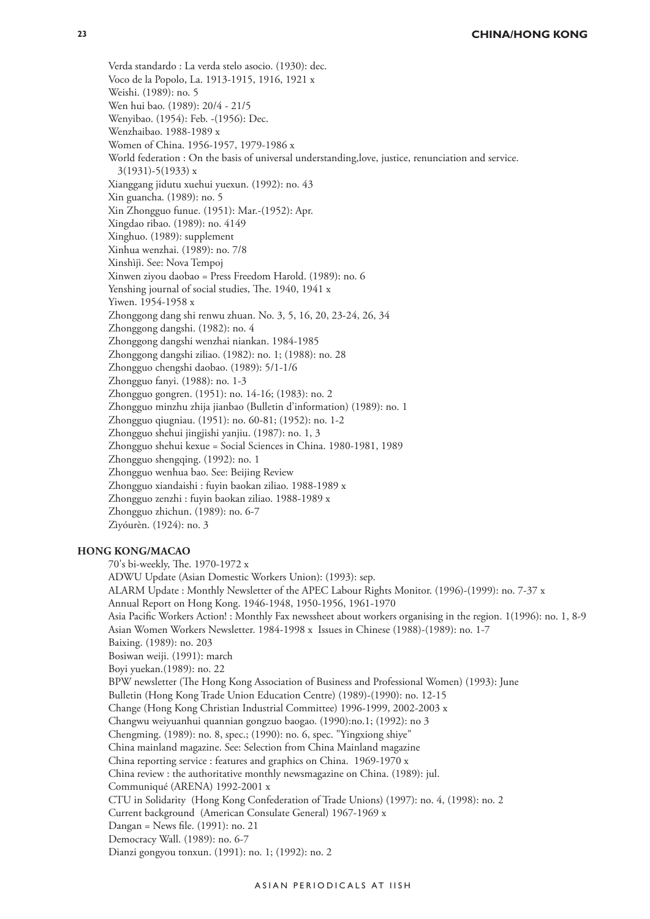Verda standardo : La verda stelo asocio. (1930): dec.
Voco de la Popolo, La. 1913-1915, 1916, 1921 x
Weishi. (1989): no. 5
Wen hui bao. (1989): 20/4 - 21/5
Wenyibao. (1954): Feb. -(1956): Dec.
Wenzhaibao. 1988-1989 x
Women of China. 1956-1957, 1979-1986 x
World federation : On the basis of universal understanding,love, justice, renunciation and service. 3(1931)-5(1933) x
Xianggang jidutu xuehui yuexun. (1992): no. 43
Xin guancha. (1989): no. 5
Xin Zhongguo funue. (1951): Mar.-(1952): Apr.
Xingdao ribao. (1989): no. 4149
Xinghuo. (1989): supplement
Xinhua wenzhai. (1989): no. 7/8
Xinshìjì. See: Nova Tempoj
Xinwen ziyou daobao = Press Freedom Harold. (1989): no. 6
Yenshing journal of social studies, The. 1940, 1941 x
Yiwen. 1954-1958 x
Zhonggong dang shi renwu zhuan. No. 3, 5, 16, 20, 23-24, 26, 34
Zhonggong dangshi. (1982): no. 4
Zhonggong dangshi wenzhai niankan. 1984-1985
Zhonggong dangshi ziliao. (1982): no. 1; (1988): no. 28
Zhongguo chengshi daobao. (1989): 5/1-1/6
Zhongguo fanyi. (1988): no. 1-3
Zhongguo gongren. (1951): no. 14-16; (1983): no. 2
Zhongguo minzhu zhija jianbao (Bulletin d'information) (1989): no. 1
Zhongguo qiugniau. (1951): no. 60-81; (1952): no. 1-2
Zhongguo shehui jingjishi yanjiu. (1987): no. 1, 3
Zhongguo shehui kexue = Social Sciences in China. 1980-1981, 1989
Zhongguo shengqing. (1992): no. 1
Zhongguo wenhua bao. See: Beijing Review
Zhongguo xiandaishi : fuyin baokan ziliao. 1988-1989 x
Zhongguo zenzhi : fuyin baokan ziliao. 1988-1989 x
Zhongguo zhichun. (1989): no. 6-7
Zìyóurèn. (1924): no. 3

**HONG KONG/MACAO**

70's bi-weekly, The. 1970-1972 x
ADWU Update (Asian Domestic Workers Union): (1993): sep.
ALARM Update : Monthly Newsletter of the APEC Labour Rights Monitor. (1996)-(1999): no. 7-37 x
Annual Report on Hong Kong. 1946-1948, 1950-1956, 1961-1970
Asia Pacific Workers Action! : Monthly Fax newssheet about workers organising in the region. 1(1996): no. 1, 8-9
Asian Women Workers Newsletter. 1984-1998 x Issues in Chinese (1988)-(1989): no. 1-7
Baixing. (1989): no. 203
Bosiwan weiji. (1991): march
Boyi yuekan.(1989): no. 22
BPW newsletter (The Hong Kong Association of Business and Professional Women) (1993): June
Bulletin (Hong Kong Trade Union Education Centre) (1989)-(1990): no. 12-15
Change (Hong Kong Christian Industrial Committee) 1996-1999, 2002-2003 x
Changwu weiyuanhui quannian gongzuo baogao. (1990):no.1; (1992): no 3
Chengming. (1989): no. 8, spec.; (1990): no. 6, spec. "Yingxiong shiye"
China mainland magazine. See: Selection from China Mainland magazine
China reporting service : features and graphics on China. 1969-1970 x
China review : the authoritative monthly newsmagazine on China. (1989): jul.
Communiqué (ARENA) 1992-2001 x
CTU in Solidarity (Hong Kong Confederation of Trade Unions) (1997): no. 4, (1998): no. 2
Current background (American Consulate General) 1967-1969 x
Dangan = News file. (1991): no. 21
Democracy Wall. (1989): no. 6-7
Dianzi gongyou tonxun. (1991): no. 1; (1992): no. 2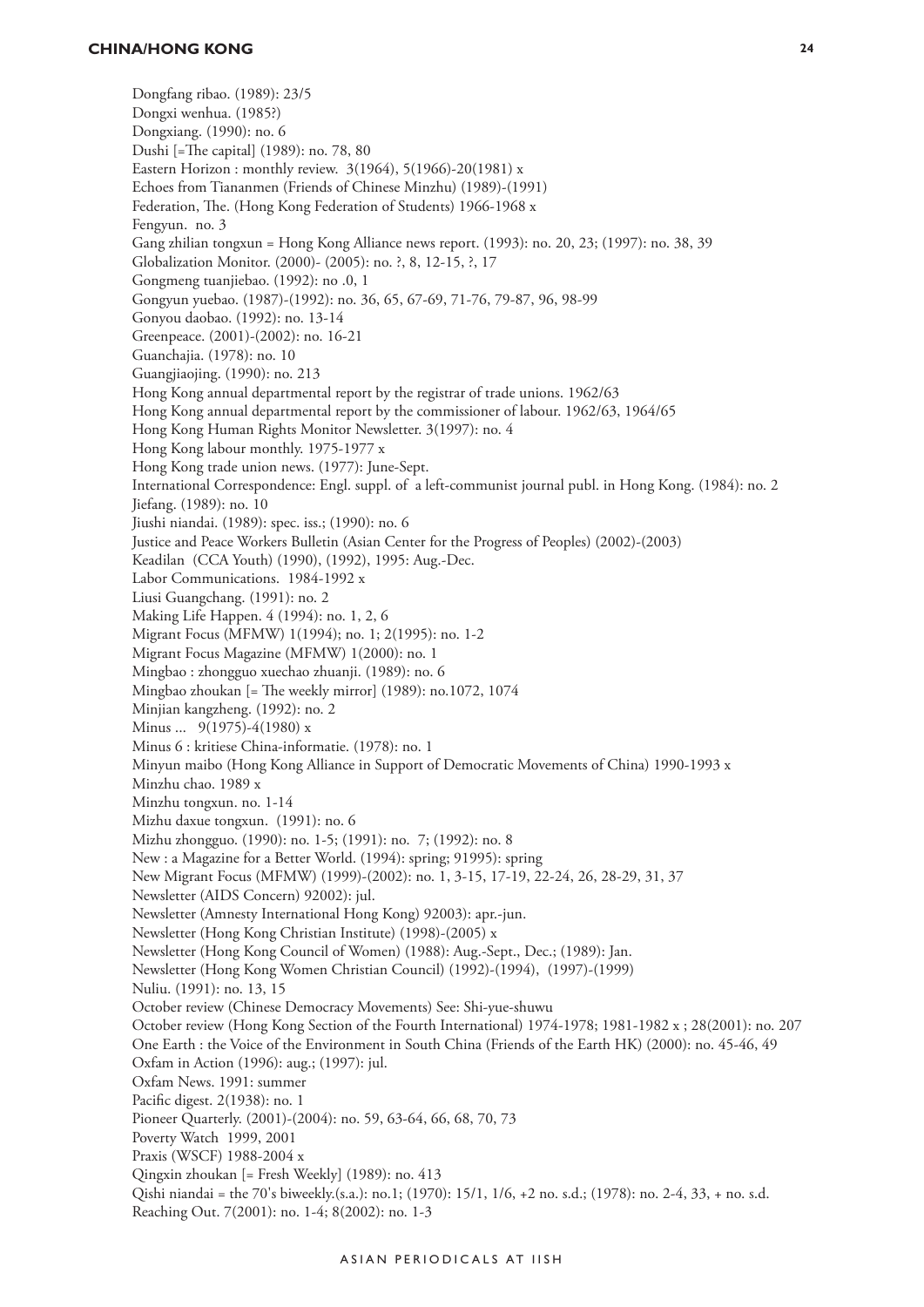Dongfang ribao. (1989): 23/5

Dongxi wenhua. (1985?)

Dongxiang. (1990): no. 6

Dushi [=The capital] (1989): no. 78, 80

Eastern Horizon : monthly review. 3(1964), 5(1966)-20(1981) x

Echoes from Tiananmen (Friends of Chinese Minzhu) (1989)-(1991)

Federation, The. (Hong Kong Federation of Students) 1966-1968 x

Fengyun. no. 3

Gang zhilian tongxun = Hong Kong Alliance news report. (1993): no. 20, 23; (1997): no. 38, 39

Globalization Monitor. (2000)- (2005): no. ?, 8, 12-15, ?, 17

Gongmeng tuanjiebao. (1992): no .0, 1

Gongyun yuebao. (1987)-(1992): no. 36, 65, 67-69, 71-76, 79-87, 96, 98-99

Gonyou daobao. (1992): no. 13-14

Greenpeace. (2001)-(2002): no. 16-21

Guanchajia. (1978): no. 10

Guangjiaojing. (1990): no. 213

Hong Kong annual departmental report by the registrar of trade unions. 1962/63

Hong Kong annual departmental report by the commissioner of labour. 1962/63, 1964/65

Hong Kong Human Rights Monitor Newsletter. 3(1997): no. 4

Hong Kong labour monthly. 1975-1977 x

Hong Kong trade union news. (1977): June-Sept.

International Correspondence: Engl. suppl. of a left-communist journal publ. in Hong Kong. (1984): no. 2

Jiefang. (1989): no. 10

Jiushi niandai. (1989): spec. iss.; (1990): no. 6

Justice and Peace Workers Bulletin (Asian Center for the Progress of Peoples) (2002)-(2003)

Keadilan (CCA Youth) (1990), (1992), 1995: Aug.-Dec.

Labor Communications. 1984-1992 x

Liusi Guangchang. (1991): no. 2

Making Life Happen. 4 (1994): no. 1, 2, 6

Migrant Focus (MFMW) 1(1994); no. 1; 2(1995): no. 1-2

Migrant Focus Magazine (MFMW) 1(2000): no. 1

Mingbao : zhongguo xuechao zhuanji. (1989): no. 6

Mingbao zhoukan [= The weekly mirror] (1989): no.1072, 1074

Minjian kangzheng. (1992): no. 2

Minus ... 9(1975)-4(1980) x

Minus 6 : kritiese China-informatie. (1978): no. 1

Minyun maibo (Hong Kong Alliance in Support of Democratic Movements of China) 1990-1993 x

Minzhu chao. 1989 x

Minzhu tongxun. no. 1-14

Mizhu daxue tongxun. (1991): no. 6

Mizhu zhongguo. (1990): no. 1-5; (1991): no. 7; (1992): no. 8

New : a Magazine for a Better World. (1994): spring; 91995): spring

New Migrant Focus (MFMW) (1999)-(2002): no. 1, 3-15, 17-19, 22-24, 26, 28-29, 31, 37

Newsletter (AIDS Concern) 92002): jul.

Newsletter (Amnesty International Hong Kong) 92003): apr.-jun.

Newsletter (Hong Kong Christian Institute) (1998)-(2005) x

Newsletter (Hong Kong Council of Women) (1988): Aug.-Sept., Dec.; (1989): Jan.

Newsletter (Hong Kong Women Christian Council) (1992)-(1994), (1997)-(1999)

Nuliu. (1991): no. 13, 15

October review (Chinese Democracy Movements) See: Shi-yue-shuwu

October review (Hong Kong Section of the Fourth International) 1974-1978; 1981-1982 x ; 28(2001): no. 207

One Earth : the Voice of the Environment in South China (Friends of the Earth HK) (2000): no. 45-46, 49

Oxfam in Action (1996): aug.; (1997): jul.

Oxfam News. 1991: summer

Pacific digest. 2(1938): no. 1

Pioneer Quarterly. (2001)-(2004): no. 59, 63-64, 66, 68, 70, 73

Poverty Watch 1999, 2001

Praxis (WSCF) 1988-2004 x

Qingxin zhoukan [= Fresh Weekly] (1989): no. 413

Qishi niandai = the 70's biweekly.(s.a.): no.1; (1970): 15/1, 1/6, +2 no. s.d.; (1978): no. 2-4, 33, + no. s.d.

Reaching Out. 7(2001): no. 1-4; 8(2002): no. 1-3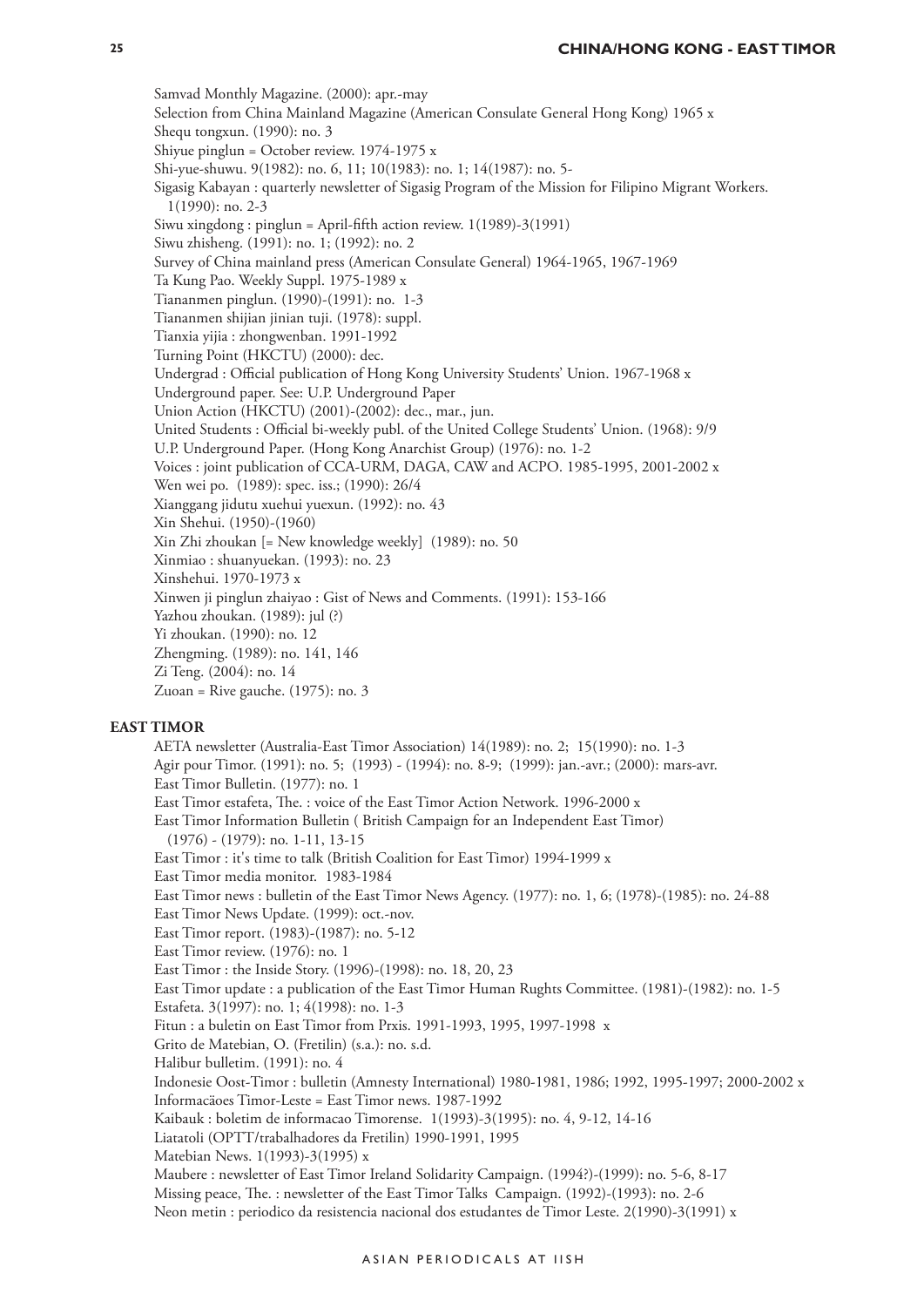Samvad Monthly Magazine. (2000): apr.-may
Selection from China Mainland Magazine (American Consulate General Hong Kong) 1965 x
Shequ tongxun. (1990): no. 3
Shiyue pinglun = October review. 1974-1975 x
Shi-yue-shuwu. 9(1982): no. 6, 11; 10(1983): no. 1; 14(1987): no. 5-
Sigasig Kabayan : quarterly newsletter of Sigasig Program of the Mission for Filipino Migrant Workers. 1(1990): no. 2-3
Siwu xingdong : pinglun = April-fifth action review. 1(1989)-3(1991)
Siwu zhisheng. (1991): no. 1; (1992): no. 2
Survey of China mainland press (American Consulate General) 1964-1965, 1967-1969
Ta Kung Pao. Weekly Suppl. 1975-1989 x
Tiananmen pinglun. (1990)-(1991): no. 1-3
Tiananmen shijian jinian tuji. (1978): suppl.
Tianxia yijia : zhongwenban. 1991-1992
Turning Point (HKCTU) (2000): dec.
Undergrad : Official publication of Hong Kong University Students' Union. 1967-1968 x
Underground paper. See: U.P. Underground Paper
Union Action (HKCTU) (2001)-(2002): dec., mar., jun.
United Students : Official bi-weekly publ. of the United College Students' Union. (1968): 9/9
U.P. Underground Paper. (Hong Kong Anarchist Group) (1976): no. 1-2
Voices : joint publication of CCA-URM, DAGA, CAW and ACPO. 1985-1995, 2001-2002 x
Wen wei po. (1989): spec. iss.; (1990): 26/4
Xianggang jidutu xuehui yuexun. (1992): no. 43
Xin Shehui. (1950)-(1960)
Xin Zhi zhoukan [= New knowledge weekly] (1989): no. 50
Xinmiao : shuanyuekan. (1993): no. 23
Xinshehui. 1970-1973 x
Xinwen ji pinglun zhaiyao : Gist of News and Comments. (1991): 153-166
Yazhou zhoukan. (1989): jul (?)
Yi zhoukan. (1990): no. 12
Zhengming. (1989): no. 141, 146
Zi Teng. (2004): no. 14
Zuoan = Rive gauche. (1975): no. 3

## EAST TIMOR

AETA newsletter (Australia-East Timor Association) 14(1989): no. 2; 15(1990): no. 1-3
Agir pour Timor. (1991): no. 5; (1993) - (1994): no. 8-9; (1999): jan.-avr.; (2000): mars-avr.
East Timor Bulletin. (1977): no. 1
East Timor estafeta, The. : voice of the East Timor Action Network. 1996-2000 x
East Timor Information Bulletin ( British Campaign for an Independent East Timor) (1976) - (1979): no. 1-11, 13-15
East Timor : it's time to talk (British Coalition for East Timor) 1994-1999 x
East Timor media monitor. 1983-1984
East Timor news : bulletin of the East Timor News Agency. (1977): no. 1, 6; (1978)-(1985): no. 24-88
East Timor News Update. (1999): oct.-nov.
East Timor report. (1983)-(1987): no. 5-12
East Timor review. (1976): no. 1
East Timor : the Inside Story. (1996)-(1998): no. 18, 20, 23
East Timor update : a publication of the East Timor Human Rughts Committee. (1981)-(1982): no. 1-5
Estafeta. 3(1997): no. 1; 4(1998): no. 1-3
Fitun : a buletin on East Timor from Prxis. 1991-1993, 1995, 1997-1998 x
Grito de Matebian, O. (Fretilin) (s.a.): no. s.d.
Halibur bulletim. (1991): no. 4
Indonesie Oost-Timor : bulletin (Amnesty International) 1980-1981, 1986; 1992, 1995-1997; 2000-2002 x
Informacäoes Timor-Leste = East Timor news. 1987-1992
Kaibauk : boletim de informacao Timorense. 1(1993)-3(1995): no. 4, 9-12, 14-16
Liatatoli (OPTT/trabalhadores da Fretilin) 1990-1991, 1995
Matebian News. 1(1993)-3(1995) x
Maubere : newsletter of East Timor Ireland Solidarity Campaign. (1994?)-(1999): no. 5-6, 8-17
Missing peace, The. : newsletter of the East Timor Talks Campaign. (1992)-(1993): no. 2-6
Neon metin : periodico da resistencia nacional dos estudantes de Timor Leste. 2(1990)-3(1991) x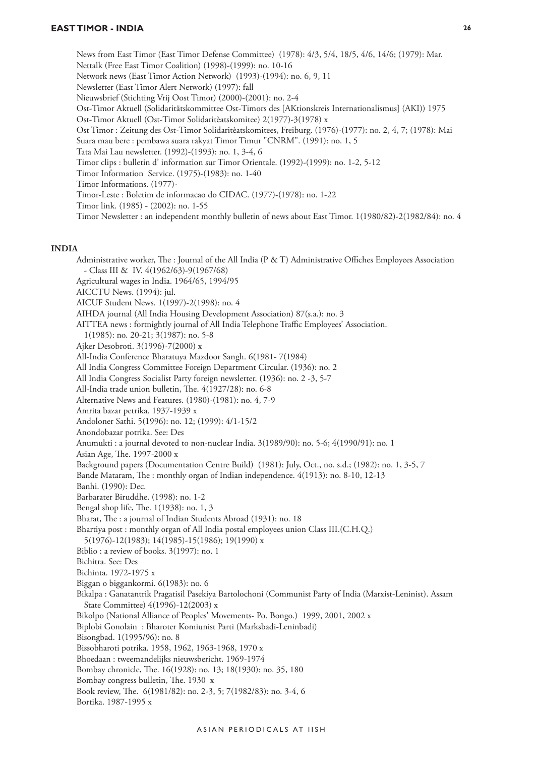News from East Timor (East Timor Defense Committee) (1978): 4/3, 5/4, 18/5, 4/6, 14/6; (1979): Mar.
Nettalk (Free East Timor Coalition) (1998)-(1999): no. 10-16
Network news (East Timor Action Network) (1993)-(1994): no. 6, 9, 11
Newsletter (East Timor Alert Network) (1997): fall
Nieuwsbrief (Stichting Vrij Oost Timor) (2000)-(2001): no. 2-4
Ost-Timor Aktuell (Solidaritätskommittee Ost-Timors des [AKtionskreis Internationalismus] (AKI)) 1975
Ost-Timor Aktuell (Ost-Timor Solidaritèatskomitee) 2(1977)-3(1978) x
Ost Timor : Zeitung des Ost-Timor Solidaritèatskomitees, Freiburg. (1976)-(1977): no. 2, 4, 7; (1978): Mai
Suara mau bere : pembawa suara rakyat Timor Timur "CNRM". (1991): no. 1, 5
Tata Mai Lau newsletter. (1992)-(1993): no. 1, 3-4, 6
Timor clips : bulletin d' information sur Timor Orientale. (1992)-(1999): no. 1-2, 5-12
Timor Information Service. (1975)-(1983): no. 1-40
Timor Informations. (1977)-
Timor-Leste : Boletim de informacao do CIDAC. (1977)-(1978): no. 1-22
Timor link. (1985) - (2002): no. 1-55
Timor Newsletter : an independent monthly bulletin of news about East Timor. 1(1980/82)-2(1982/84): no. 4

## INDIA

Administrative worker, The : Journal of the All India (P & T) Administrative Offiches Employees Association - Class III & IV. 4(1962/63)-9(1967/68)
Agricultural wages in India. 1964/65, 1994/95
AICCTU News. (1994): jul.
AICUF Student News. 1(1997)-2(1998): no. 4
AIHDA journal (All India Housing Development Association) 87(s.a.): no. 3
AITTEA news : fortnightly journal of All India Telephone Traffic Employees' Association. 1(1985): no. 20-21; 3(1987): no. 5-8
Ajker Desobroti. 3(1996)-7(2000) x
All-India Conference Bharatuya Mazdoor Sangh. 6(1981- 7(1984)
All India Congress Committee Foreign Department Circular. (1936): no. 2
All India Congress Socialist Party foreign newsletter. (1936): no. 2 -3, 5-7
All-India trade union bulletin, The. 4(1927/28): no. 6-8
Alternative News and Features. (1980)-(1981): no. 4, 7-9
Amrita bazar petrika. 1937-1939 x
Andoloner Sathi. 5(1996): no. 12; (1999): 4/1-15/2
Anondobazar potrika. See: Des
Anumukti : a journal devoted to non-nuclear India. 3(1989/90): no. 5-6; 4(1990/91): no. 1
Asian Age, The. 1997-2000 x
Background papers (Documentation Centre Build) (1981): July, Oct., no. s.d.; (1982): no. 1, 3-5, 7
Bande Mataram, The : monthly organ of Indian independence. 4(1913): no. 8-10, 12-13
Banhi. (1990): Dec.
Barbarater Biruddhe. (1998): no. 1-2
Bengal shop life, The. 1(1938): no. 1, 3
Bharat, The : a journal of Indian Students Abroad (1931): no. 18
Bhartiya post : monthly organ of All India postal employees union Class III.(C.H.Q.) 5(1976)-12(1983); 14(1985)-15(1986); 19(1990) x
Biblio : a review of books. 3(1997): no. 1
Bichitra. See: Des
Bichinta. 1972-1975 x
Biggan o biggankormi. 6(1983): no. 6
Bikalpa : Ganatantrik Pragatisil Pasekiya Bartolochoni (Communist Party of India (Marxist-Leninist). Assam State Committee) 4(1996)-12(2003) x
Bikolpo (National Alliance of Peoples' Movements- Po. Bongo.) 1999, 2001, 2002 x
Biplobi Gonolain : Bharoter Komiunist Parti (Marksbadi-Leninbadi)
Bisongbad. 1(1995/96): no. 8
Bissobharoti potrika. 1958, 1962, 1963-1968, 1970 x
Bhoedaan : tweemandelijks nieuwsbericht. 1969-1974
Bombay chronicle, The. 16(1928): no. 13; 18(1930): no. 35, 180
Bombay congress bulletin, The. 1930 x
Book review, The. 6(1981/82): no. 2-3, 5; 7(1982/83): no. 3-4, 6
Bortika. 1987-1995 x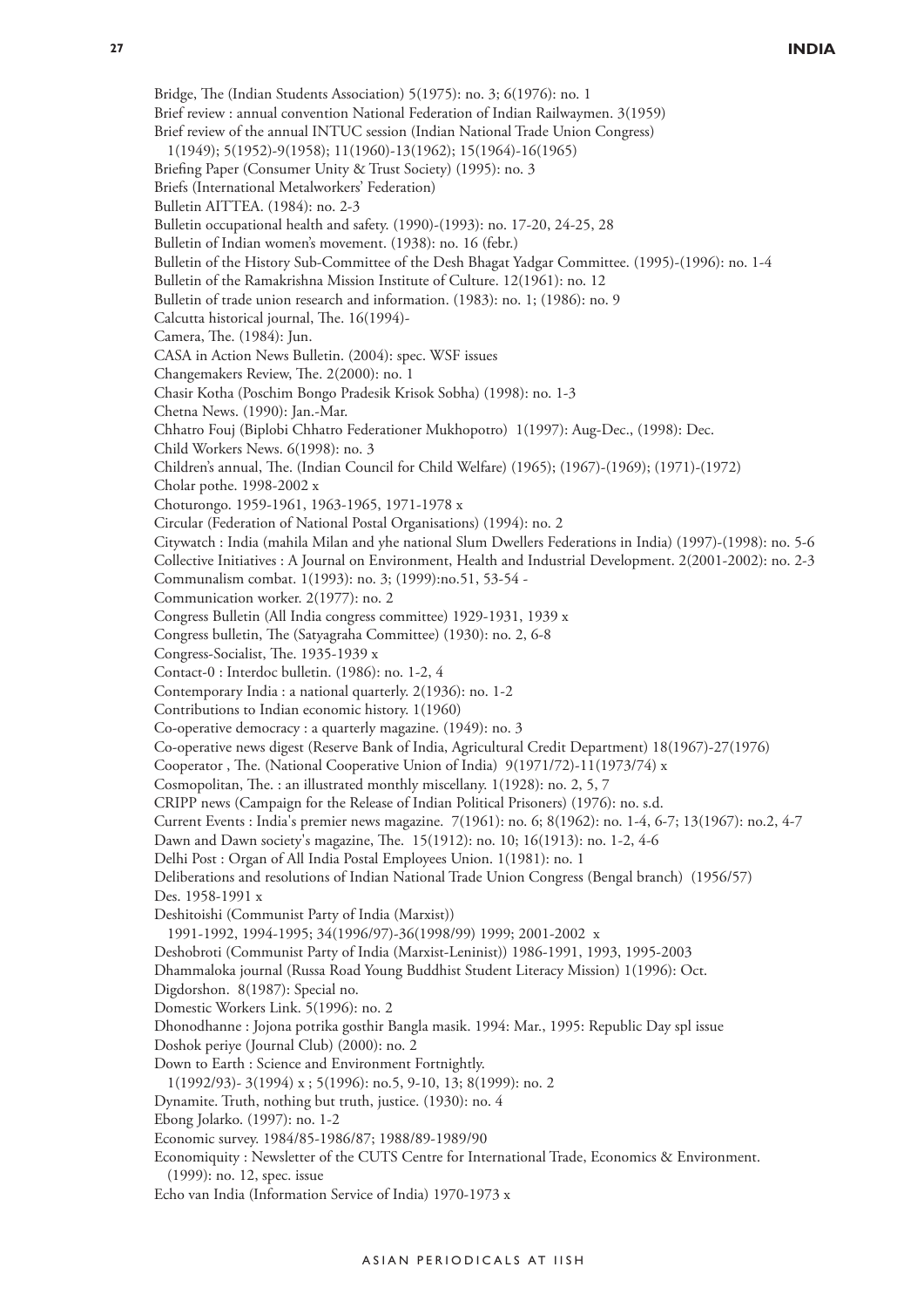Bridge, The (Indian Students Association) 5(1975): no. 3; 6(1976): no. 1
Brief review : annual convention National Federation of Indian Railwaymen. 3(1959)
Brief review of the annual INTUC session (Indian National Trade Union Congress)
1(1949); 5(1952)-9(1958); 11(1960)-13(1962); 15(1964)-16(1965)
Briefing Paper (Consumer Unity & Trust Society) (1995): no. 3
Briefs (International Metalworkers' Federation)
Bulletin AITTEA. (1984): no. 2-3
Bulletin occupational health and safety. (1990)-(1993): no. 17-20, 24-25, 28
Bulletin of Indian women's movement. (1938): no. 16 (febr.)
Bulletin of the History Sub-Committee of the Desh Bhagat Yadgar Committee. (1995)-(1996): no. 1-4
Bulletin of the Ramakrishna Mission Institute of Culture. 12(1961): no. 12
Bulletin of trade union research and information. (1983): no. 1; (1986): no. 9
Calcutta historical journal, The. 16(1994)-
Camera, The. (1984): Jun.
CASA in Action News Bulletin. (2004): spec. WSF issues
Changemakers Review, The. 2(2000): no. 1
Chasir Kotha (Poschim Bongo Pradesik Krisok Sobha) (1998): no. 1-3
Chetna News. (1990): Jan.-Mar.
Chhatro Fouj (Biplobi Chhatro Federationer Mukhopotro) 1(1997): Aug-Dec., (1998): Dec.
Child Workers News. 6(1998): no. 3
Children's annual, The. (Indian Council for Child Welfare) (1965); (1967)-(1969); (1971)-(1972)
Cholar pothe. 1998-2002 x
Choturongo. 1959-1961, 1963-1965, 1971-1978 x
Circular (Federation of National Postal Organisations) (1994): no. 2
Citywatch : India (mahila Milan and yhe national Slum Dwellers Federations in India) (1997)-(1998): no. 5-6
Collective Initiatives : A Journal on Environment, Health and Industrial Development. 2(2001-2002): no. 2-3
Communalism combat. 1(1993): no. 3; (1999):no.51, 53-54 -
Communication worker. 2(1977): no. 2
Congress Bulletin (All India congress committee) 1929-1931, 1939 x
Congress bulletin, The (Satyagraha Committee) (1930): no. 2, 6-8
Congress-Socialist, The. 1935-1939 x
Contact-0 : Interdoc bulletin. (1986): no. 1-2, 4
Contemporary India : a national quarterly. 2(1936): no. 1-2
Contributions to Indian economic history. 1(1960)
Co-operative democracy : a quarterly magazine. (1949): no. 3
Co-operative news digest (Reserve Bank of India, Agricultural Credit Department) 18(1967)-27(1976)
Cooperator , The. (National Cooperative Union of India) 9(1971/72)-11(1973/74) x
Cosmopolitan, The. : an illustrated monthly miscellany. 1(1928): no. 2, 5, 7
CRIPP news (Campaign for the Release of Indian Political Prisoners) (1976): no. s.d.
Current Events : India's premier news magazine. 7(1961): no. 6; 8(1962): no. 1-4, 6-7; 13(1967): no.2, 4-7
Dawn and Dawn society's magazine, The. 15(1912): no. 10; 16(1913): no. 1-2, 4-6
Delhi Post : Organ of All India Postal Employees Union. 1(1981): no. 1
Deliberations and resolutions of Indian National Trade Union Congress (Bengal branch) (1956/57)
Des. 1958-1991 x
Deshitoishi (Communist Party of India (Marxist))
1991-1992, 1994-1995; 34(1996/97)-36(1998/99) 1999; 2001-2002 x
Deshobroti (Communist Party of India (Marxist-Leninist)) 1986-1991, 1993, 1995-2003
Dhammaloka journal (Russa Road Young Buddhist Student Literacy Mission) 1(1996): Oct.
Digdorshon. 8(1987): Special no.
Domestic Workers Link. 5(1996): no. 2
Dhonodhanne : Jojona potrika gosthir Bangla masik. 1994: Mar., 1995: Republic Day spl issue
Doshok periye (Journal Club) (2000): no. 2
Down to Earth : Science and Environment Fortnightly.
1(1992/93)- 3(1994) x ; 5(1996): no.5, 9-10, 13; 8(1999): no. 2
Dynamite. Truth, nothing but truth, justice. (1930): no. 4
Ebong Jolarko. (1997): no. 1-2
Economic survey. 1984/85-1986/87; 1988/89-1989/90
Economiquity : Newsletter of the CUTS Centre for International Trade, Economics & Environment.
(1999): no. 12, spec. issue
Echo van India (Information Service of India) 1970-1973 x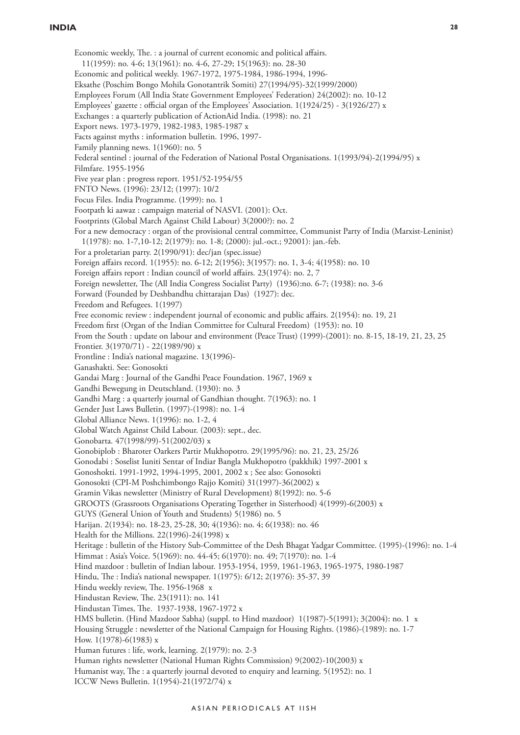Economic weekly, The. : a journal of current economic and political affairs.
11(1959): no. 4-6; 13(1961): no. 4-6, 27-29; 15(1963): no. 28-30
Economic and political weekly. 1967-1972, 1975-1984, 1986-1994, 1996-
Eksathe (Poschim Bongo Mohila Gonotantrik Somiti) 27(1994/95)-32(1999/2000)
Employees Forum (All India State Government Employees' Federation) 24(2002): no. 10-12
Employees' gazette : official organ of the Employees' Association. 1(1924/25) - 3(1926/27) x
Exchanges : a quarterly publication of ActionAid India. (1998): no. 21
Export news. 1973-1979, 1982-1983, 1985-1987 x
Facts against myths : information bulletin. 1996, 1997-
Family planning news. 1(1960): no. 5
Federal sentinel : journal of the Federation of National Postal Organisations. 1(1993/94)-2(1994/95) x
Filmfare. 1955-1956
Five year plan : progress report. 1951/52-1954/55
FNTO News. (1996): 23/12; (1997): 10/2
Focus Files. India Programme. (1999): no. 1
Footpath ki aawaz : campaign material of NASVI. (2001): Oct.
Footprints (Global March Against Child Labour) 3(2000?): no. 2
For a new democracy : organ of the provisional central committee, Communist Party of India (Marxist-Leninist)
1(1978): no. 1-7,10-12; 2(1979): no. 1-8; (2000): jul.-oct.; 92001): jan.-feb.
For a proletarian party. 2(1990/91): dec/jan (spec.issue)
Foreign affairs record. 1(1955): no. 6-12; 2(1956); 3(1957): no. 1, 3-4; 4(1958): no. 10
Foreign affairs report : Indian council of world affairs. 23(1974): no. 2, 7
Foreign newsletter, The (All India Congress Socialist Party) (1936):no. 6-7; (1938): no. 3-6
Forward (Founded by Deshbandhu chittarajan Das) (1927): dec.
Freedom and Refugees. 1(1997)
Free economic review : independent journal of economic and public affairs. 2(1954): no. 19, 21
Freedom first (Organ of the Indian Committee for Cultural Freedom) (1953): no. 10
From the South : update on labour and environment (Peace Trust) (1999)-(2001): no. 8-15, 18-19, 21, 23, 25
Frontier. 3(1970/71) - 22(1989/90) x
Frontline : India's national magazine. 13(1996)-
Ganashakti. See: Gonosokti
Gandai Marg : Journal of the Gandhi Peace Foundation. 1967, 1969 x
Gandhi Bewegung in Deutschland. (1930): no. 3
Gandhi Marg : a quarterly journal of Gandhian thought. 7(1963): no. 1
Gender Just Laws Bulletin. (1997)-(1998): no. 1-4
Global Alliance News. 1(1996): no. 1-2, 4
Global Watch Against Child Labour. (2003): sept., dec.
Gonobarta. 47(1998/99)-51(2002/03) x
Gonobiplob : Bharoter Oarkers Partir Mukhopotro. 29(1995/96): no. 21, 23, 25/26
Gonodabi : Soselist Iuniti Sentar of Indiar Bangla Mukhopotro (pakkhik) 1997-2001 x
Gonoshokti. 1991-1992, 1994-1995, 2001, 2002 x ; See also: Gonosokti
Gonosokti (CPI-M Poshchimbongo Rajjo Komiti) 31(1997)-36(2002) x
Gramin Vikas newsletter (Ministry of Rural Development) 8(1992): no. 5-6
GROOTS (Grassroots Organisations Operating Together in Sisterhood) 4(1999)-6(2003) x
GUYS (General Union of Youth and Students) 5(1986) no. 5
Harijan. 2(1934): no. 18-23, 25-28, 30; 4(1936): no. 4; 6(1938): no. 46
Health for the Millions. 22(1996)-24(1998) x
Heritage : bulletin of the History Sub-Committee of the Desh Bhagat Yadgar Committee. (1995)-(1996): no. 1-4
Himmat : Asia's Voice. 5(1969): no. 44-45; 6(1970): no. 49; 7(1970): no. 1-4
Hind mazdoor : bulletin of Indian labour. 1953-1954, 1959, 1961-1963, 1965-1975, 1980-1987
Hindu, The : India's national newspaper. 1(1975): 6/12; 2(1976): 35-37, 39
Hindu weekly review, The. 1956-1968 x
Hindustan Review, The. 23(1911): no. 141
Hindustan Times, The. 1937-1938, 1967-1972 x
HMS bulletin. (Hind Mazdoor Sabha) (suppl. to Hind mazdoor) 1(1987)-5(1991); 3(2004): no. 1 x
Housing Struggle : newsletter of the National Campaign for Housing Rights. (1986)-(1989): no. 1-7
How. 1(1978)-6(1983) x
Human futures : life, work, learning. 2(1979): no. 2-3
Human rights newsletter (National Human Rights Commission) 9(2002)-10(2003) x
Humanist way, The : a quarterly journal devoted to enquiry and learning. 5(1952): no. 1
ICCW News Bulletin. 1(1954)-21(1972/74) x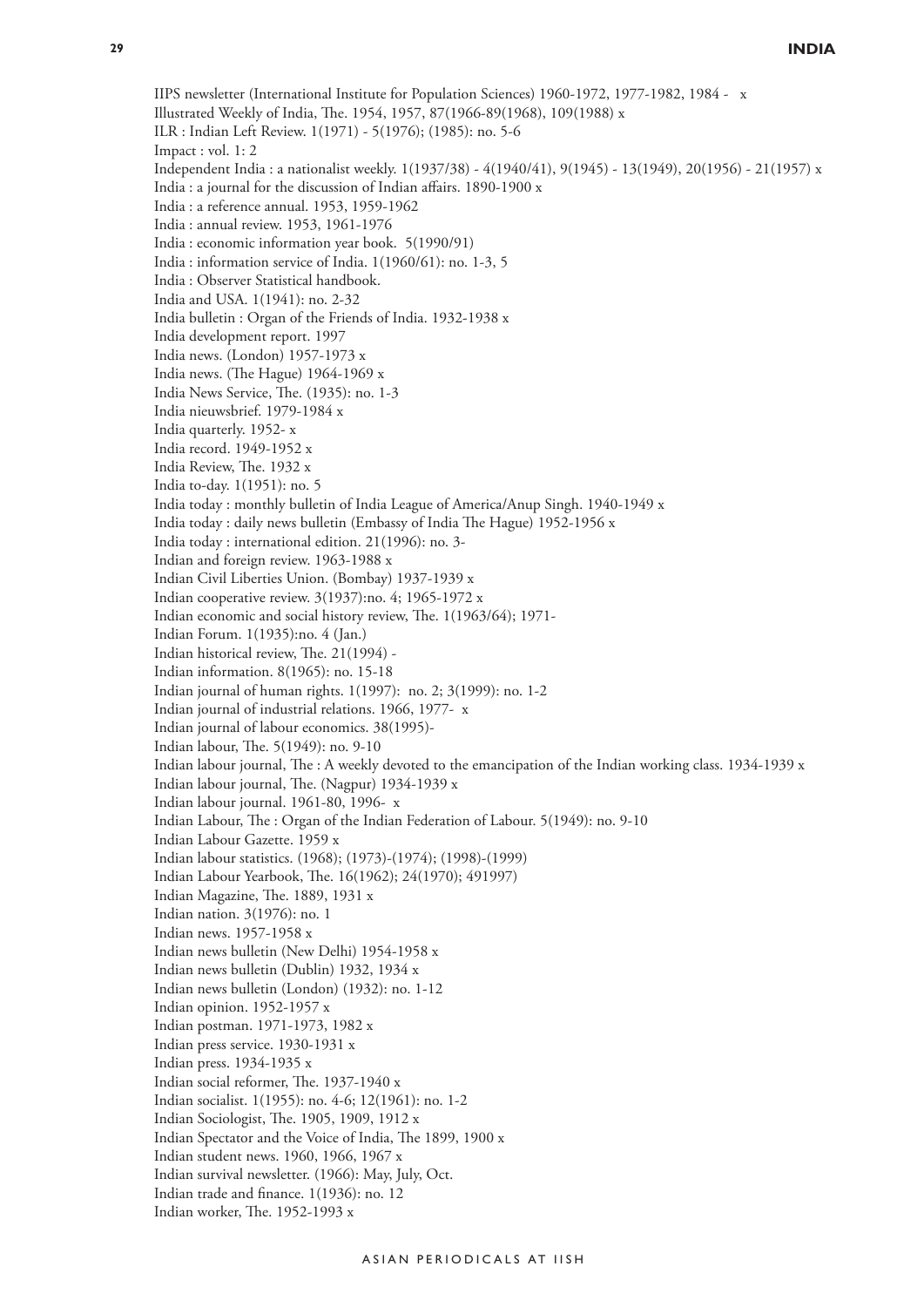IIPS newsletter (International Institute for Population Sciences) 1960-1972, 1977-1982, 1984 - x
Illustrated Weekly of India, The. 1954, 1957, 87(1966-89(1968), 109(1988) x
ILR : Indian Left Review. 1(1971) - 5(1976); (1985): no. 5-6
Impact : vol. 1: 2
Independent India : a nationalist weekly. 1(1937/38) - 4(1940/41), 9(1945) - 13(1949), 20(1956) - 21(1957) x
India : a journal for the discussion of Indian affairs. 1890-1900 x
India : a reference annual. 1953, 1959-1962
India : annual review. 1953, 1961-1976
India : economic information year book. 5(1990/91)
India : information service of India. 1(1960/61): no. 1-3, 5
India : Observer Statistical handbook.
India and USA. 1(1941): no. 2-32
India bulletin : Organ of the Friends of India. 1932-1938 x
India development report. 1997
India news. (London) 1957-1973 x
India news. (The Hague) 1964-1969 x
India News Service, The. (1935): no. 1-3
India nieuwsbrief. 1979-1984 x
India quarterly. 1952- x
India record. 1949-1952 x
India Review, The. 1932 x
India to-day. 1(1951): no. 5
India today : monthly bulletin of India League of America/Anup Singh. 1940-1949 x
India today : daily news bulletin (Embassy of India The Hague) 1952-1956 x
India today : international edition. 21(1996): no. 3-
Indian and foreign review. 1963-1988 x
Indian Civil Liberties Union. (Bombay) 1937-1939 x
Indian cooperative review. 3(1937):no. 4; 1965-1972 x
Indian economic and social history review, The. 1(1963/64); 1971-
Indian Forum. 1(1935):no. 4 (Jan.)
Indian historical review, The. 21(1994) -
Indian information. 8(1965): no. 15-18
Indian journal of human rights. 1(1997): no. 2; 3(1999): no. 1-2
Indian journal of industrial relations. 1966, 1977- x
Indian journal of labour economics. 38(1995)-
Indian labour, The. 5(1949): no. 9-10
Indian labour journal, The : A weekly devoted to the emancipation of the Indian working class. 1934-1939 x
Indian labour journal, The. (Nagpur) 1934-1939 x
Indian labour journal. 1961-80, 1996- x
Indian Labour, The : Organ of the Indian Federation of Labour. 5(1949): no. 9-10
Indian Labour Gazette. 1959 x
Indian labour statistics. (1968); (1973)-(1974); (1998)-(1999)
Indian Labour Yearbook, The. 16(1962); 24(1970); 491997)
Indian Magazine, The. 1889, 1931 x
Indian nation. 3(1976): no. 1
Indian news. 1957-1958 x
Indian news bulletin (New Delhi) 1954-1958 x
Indian news bulletin (Dublin) 1932, 1934 x
Indian news bulletin (London) (1932): no. 1-12
Indian opinion. 1952-1957 x
Indian postman. 1971-1973, 1982 x
Indian press service. 1930-1931 x
Indian press. 1934-1935 x
Indian social reformer, The. 1937-1940 x
Indian socialist. 1(1955): no. 4-6; 12(1961): no. 1-2
Indian Sociologist, The. 1905, 1909, 1912 x
Indian Spectator and the Voice of India, The 1899, 1900 x
Indian student news. 1960, 1966, 1967 x
Indian survival newsletter. (1966): May, July, Oct.
Indian trade and finance. 1(1936): no. 12
Indian worker, The. 1952-1993 x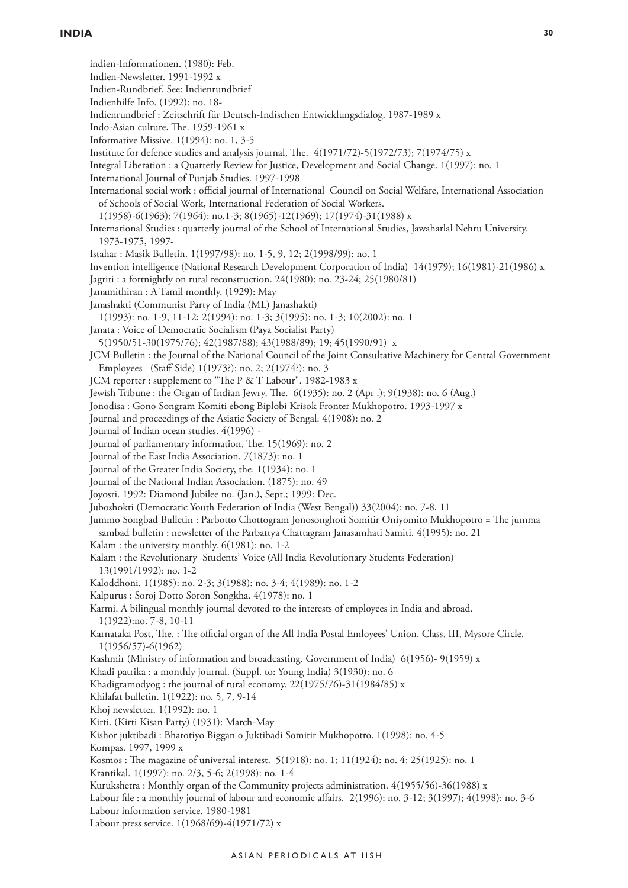indien-Informationen. (1980): Feb.
Indien-Newsletter. 1991-1992 x
Indien-Rundbrief. See: Indienrundbrief
Indienhilfe Info. (1992): no. 18-
Indienrundbrief : Zeitschrift für Deutsch-Indischen Entwicklungsdialog. 1987-1989 x
Indo-Asian culture, The. 1959-1961 x
Informative Missive. 1(1994): no. 1, 3-5
Institute for defence studies and analysis journal, The. 4(1971/72)-5(1972/73); 7(1974/75) x
Integral Liberation : a Quarterly Review for Justice, Development and Social Change. 1(1997): no. 1
International Journal of Punjab Studies. 1997-1998
International social work : official journal of International Council on Social Welfare, International Association of Schools of Social Work, International Federation of Social Workers.
1(1958)-6(1963); 7(1964): no.1-3; 8(1965)-12(1969); 17(1974)-31(1988) x
International Studies : quarterly journal of the School of International Studies, Jawaharlal Nehru University.
1973-1975, 1997-
Istahar : Masik Bulletin. 1(1997/98): no. 1-5, 9, 12; 2(1998/99): no. 1
Invention intelligence (National Research Development Corporation of India) 14(1979); 16(1981)-21(1986) x
Jagriti : a fortnightly on rural reconstruction. 24(1980): no. 23-24; 25(1980/81)
Janamithiran : A Tamil monthly. (1929): May
Janashakti (Communist Party of India (ML) Janashakti)
1(1993): no. 1-9, 11-12; 2(1994): no. 1-3; 3(1995): no. 1-3; 10(2002): no. 1
Janata : Voice of Democratic Socialism (Paya Socialist Party)
5(1950/51-30(1975/76); 42(1987/88); 43(1988/89); 19; 45(1990/91) x
JCM Bulletin : the Journal of the National Council of the Joint Consultative Machinery for Central Government Employees (Staff Side) 1(1973?): no. 2; 2(1974?): no. 3
JCM reporter : supplement to "The P & T Labour". 1982-1983 x
Jewish Tribune : the Organ of Indian Jewry, The. 6(1935): no. 2 (Apr .); 9(1938): no. 6 (Aug.)
Jonodisa : Gono Songram Komiti ebong Biplobi Krisok Fronter Mukhopotro. 1993-1997 x
Journal and proceedings of the Asiatic Society of Bengal. 4(1908): no. 2
Journal of Indian ocean studies. 4(1996) -
Journal of parliamentary information, The. 15(1969): no. 2
Journal of the East India Association. 7(1873): no. 1
Journal of the Greater India Society, the. 1(1934): no. 1
Journal of the National Indian Association. (1875): no. 49
Joyosri. 1992: Diamond Jubilee no. (Jan.), Sept.; 1999: Dec.
Juboshokti (Democratic Youth Federation of India (West Bengal)) 33(2004): no. 7-8, 11
Jummo Songbad Bulletin : Parbotto Chottogram Jonosonghoti Somitir Oniyomito Mukhopotro = The jumma sambad bulletin : newsletter of the Parbattya Chattagram Janasamhati Samiti. 4(1995): no. 21
Kalam : the university monthly. 6(1981): no. 1-2
Kalam : the Revolutionary Students' Voice (All India Revolutionary Students Federation)
13(1991/1992): no. 1-2
Kaloddhoni. 1(1985): no. 2-3; 3(1988): no. 3-4; 4(1989): no. 1-2
Kalpurus : Soroj Dotto Soron Songkha. 4(1978): no. 1
Karmi. A bilingual monthly journal devoted to the interests of employees in India and abroad.
1(1922):no. 7-8, 10-11
Karnataka Post, The. : The official organ of the All India Postal Emloyees' Union. Class, III, Mysore Circle.
1(1956/57)-6(1962)
Kashmir (Ministry of information and broadcasting. Government of India) 6(1956)- 9(1959) x
Khadi patrika : a monthly journal. (Suppl. to: Young India) 3(1930): no. 6
Khadigramodyog : the journal of rural economy. 22(1975/76)-31(1984/85) x
Khilafat bulletin. 1(1922): no. 5, 7, 9-14
Khoj newsletter. 1(1992): no. 1
Kirti. (Kirti Kisan Party) (1931): March-May
Kishor juktibadi : Bharotiyo Biggan o Juktibadi Somitir Mukhopotro. 1(1998): no. 4-5
Kompas. 1997, 1999 x
Kosmos : The magazine of universal interest. 5(1918): no. 1; 11(1924): no. 4; 25(1925): no. 1
Krantikal. 1(1997): no. 2/3, 5-6; 2(1998): no. 1-4
Kurukshetra : Monthly organ of the Community projects administration. 4(1955/56)-36(1988) x
Labour file : a monthly journal of labour and economic affairs. 2(1996): no. 3-12; 3(1997); 4(1998): no. 3-6
Labour information service. 1980-1981
Labour press service. 1(1968/69)-4(1971/72) x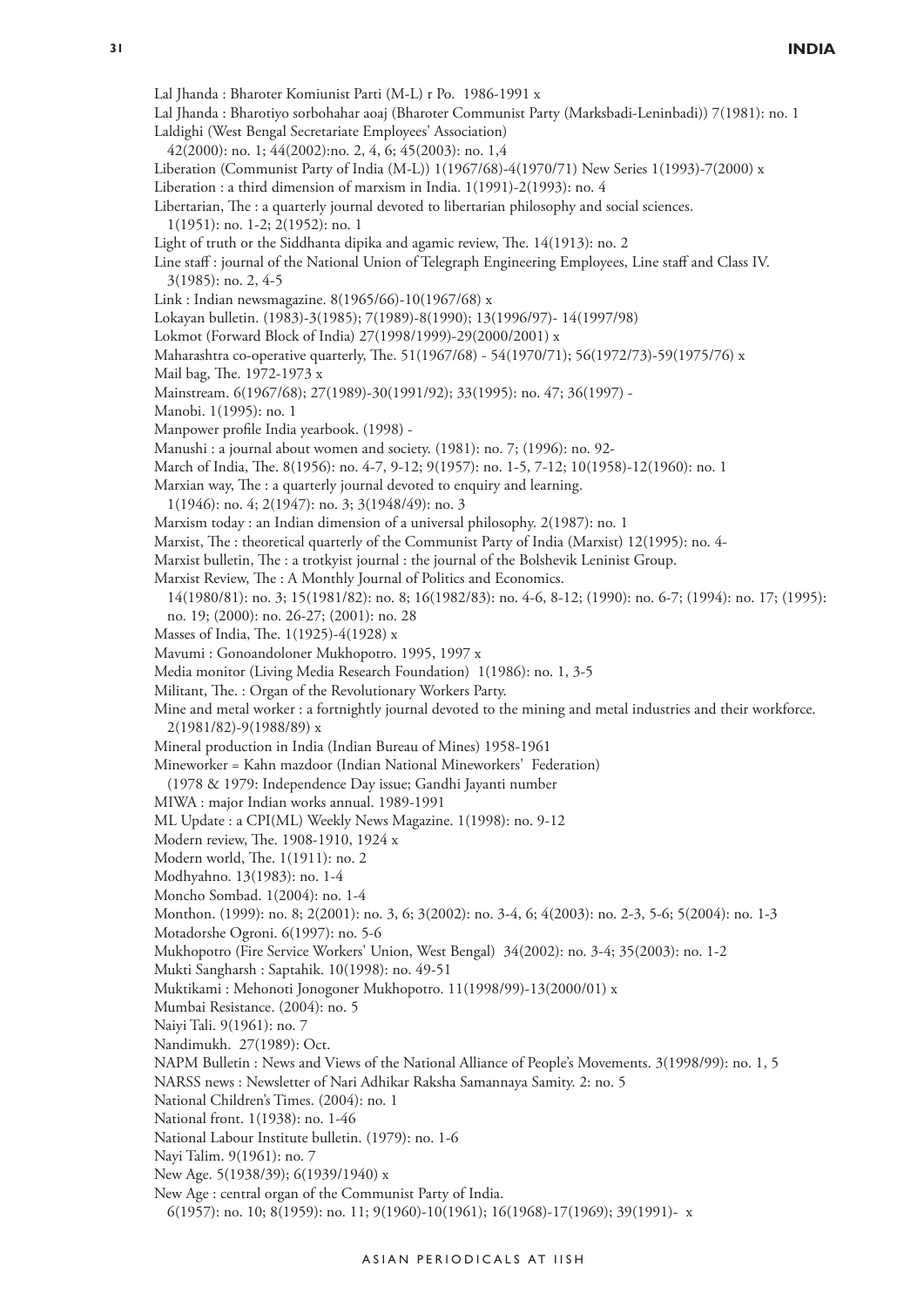Lal Jhanda : Bharoter Komiunist Parti (M-L) r Po. 1986-1991 x
Lal Jhanda : Bharotiyo sorbohahar aoaj (Bharoter Communist Party (Marksbadi-Leninbadi)) 7(1981): no. 1
Laldighi (West Bengal Secretariate Employees' Association)
42(2000): no. 1; 44(2002):no. 2, 4, 6; 45(2003): no. 1,4
Liberation (Communist Party of India (M-L)) 1(1967/68)-4(1970/71) New Series 1(1993)-7(2000) x
Liberation : a third dimension of marxism in India. 1(1991)-2(1993): no. 4
Libertarian, The : a quarterly journal devoted to libertarian philosophy and social sciences.
1(1951): no. 1-2; 2(1952): no. 1
Light of truth or the Siddhanta dipika and agamic review, The. 14(1913): no. 2
Line staff : journal of the National Union of Telegraph Engineering Employees, Line staff and Class IV.
3(1985): no. 2, 4-5
Link : Indian newsmagazine. 8(1965/66)-10(1967/68) x
Lokayan bulletin. (1983)-3(1985); 7(1989)-8(1990); 13(1996/97)- 14(1997/98)
Lokmot (Forward Block of India) 27(1998/1999)-29(2000/2001) x
Maharashtra co-operative quarterly, The. 51(1967/68) - 54(1970/71); 56(1972/73)-59(1975/76) x
Mail bag, The. 1972-1973 x
Mainstream. 6(1967/68); 27(1989)-30(1991/92); 33(1995): no. 47; 36(1997) -
Manobi. 1(1995): no. 1
Manpower profile India yearbook. (1998) -
Manushi : a journal about women and society. (1981): no. 7; (1996): no. 92-
March of India, The. 8(1956): no. 4-7, 9-12; 9(1957): no. 1-5, 7-12; 10(1958)-12(1960): no. 1
Marxian way, The : a quarterly journal devoted to enquiry and learning.
1(1946): no. 4; 2(1947): no. 3; 3(1948/49): no. 3
Marxism today : an Indian dimension of a universal philosophy. 2(1987): no. 1
Marxist, The : theoretical quarterly of the Communist Party of India (Marxist) 12(1995): no. 4-
Marxist bulletin, The : a trotkyist journal : the journal of the Bolshevik Leninist Group.
Marxist Review, The : A Monthly Journal of Politics and Economics.
14(1980/81): no. 3; 15(1981/82): no. 8; 16(1982/83): no. 4-6, 8-12; (1990): no. 6-7; (1994): no. 17; (1995): no. 19; (2000): no. 26-27; (2001): no. 28
Masses of India, The. 1(1925)-4(1928) x
Mavumi : Gonoandoloner Mukhopotro. 1995, 1997 x
Media monitor (Living Media Research Foundation) 1(1986): no. 1, 3-5
Militant, The. : Organ of the Revolutionary Workers Party.
Mine and metal worker : a fortnightly journal devoted to the mining and metal industries and their workforce.
2(1981/82)-9(1988/89) x
Mineral production in India (Indian Bureau of Mines) 1958-1961
Mineworker = Kahn mazdoor (Indian National Mineworkers' Federation)
(1978 & 1979: Independence Day issue; Gandhi Jayanti number
MIWA : major Indian works annual. 1989-1991
ML Update : a CPI(ML) Weekly News Magazine. 1(1998): no. 9-12
Modern review, The. 1908-1910, 1924 x
Modern world, The. 1(1911): no. 2
Modhyahno. 13(1983): no. 1-4
Moncho Sombad. 1(2004): no. 1-4
Monthon. (1999): no. 8; 2(2001): no. 3, 6; 3(2002): no. 3-4, 6; 4(2003): no. 2-3, 5-6; 5(2004): no. 1-3
Motadorshe Ogroni. 6(1997): no. 5-6
Mukhopotro (Fire Service Workers' Union, West Bengal) 34(2002): no. 3-4; 35(2003): no. 1-2
Mukti Sangharsh : Saptahik. 10(1998): no. 49-51
Muktikami : Mehonoti Jonogoner Mukhopotro. 11(1998/99)-13(2000/01) x
Mumbai Resistance. (2004): no. 5
Naiyi Tali. 9(1961): no. 7
Nandimukh. 27(1989): Oct.
NAPM Bulletin : News and Views of the National Alliance of People's Movements. 3(1998/99): no. 1, 5
NARSS news : Newsletter of Nari Adhikar Raksha Samannaya Samity. 2: no. 5
National Children's Times. (2004): no. 1
National front. 1(1938): no. 1-46
National Labour Institute bulletin. (1979): no. 1-6
Nayi Talim. 9(1961): no. 7
New Age. 5(1938/39); 6(1939/1940) x
New Age : central organ of the Communist Party of India.
6(1957): no. 10; 8(1959): no. 11; 9(1960)-10(1961); 16(1968)-17(1969); 39(1991)- x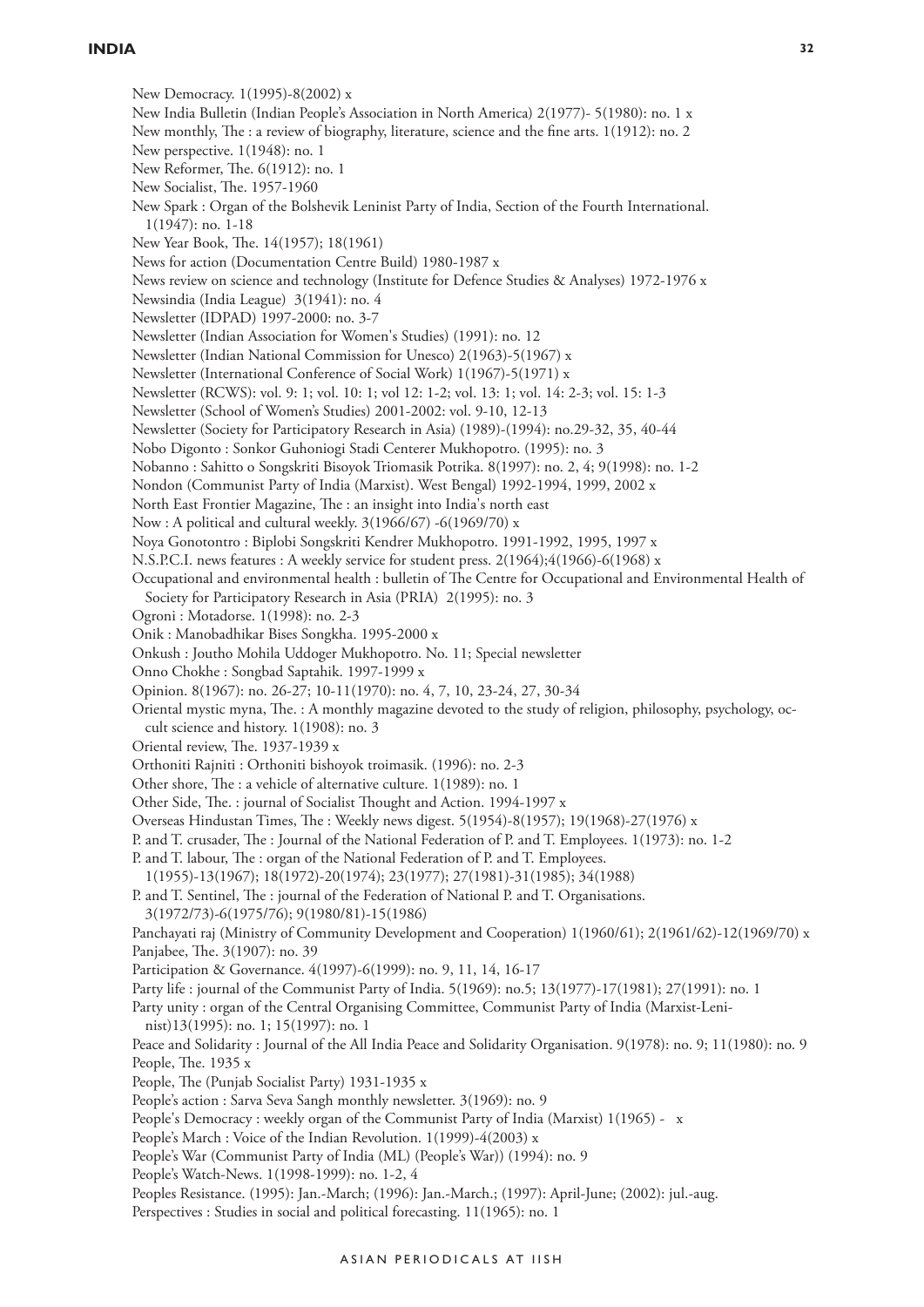New Democracy. 1(1995)-8(2002) x
New India Bulletin (Indian People's Association in North America) 2(1977)- 5(1980): no. 1 x
New monthly, The : a review of biography, literature, science and the fine arts. 1(1912): no. 2
New perspective. 1(1948): no. 1
New Reformer, The. 6(1912): no. 1
New Socialist, The. 1957-1960
New Spark : Organ of the Bolshevik Leninist Party of India, Section of the Fourth International. 1(1947): no. 1-18
New Year Book, The. 14(1957); 18(1961)
News for action (Documentation Centre Build) 1980-1987 x
News review on science and technology (Institute for Defence Studies & Analyses) 1972-1976 x
Newsindia (India League) 3(1941): no. 4
Newsletter (IDPAD) 1997-2000: no. 3-7
Newsletter (Indian Association for Women's Studies) (1991): no. 12
Newsletter (Indian National Commission for Unesco) 2(1963)-5(1967) x
Newsletter (International Conference of Social Work) 1(1967)-5(1971) x
Newsletter (RCWS): vol. 9: 1; vol. 10: 1; vol 12: 1-2; vol. 13: 1; vol. 14: 2-3; vol. 15: 1-3
Newsletter (School of Women's Studies) 2001-2002: vol. 9-10, 12-13
Newsletter (Society for Participatory Research in Asia) (1989)-(1994): no.29-32, 35, 40-44
Nobo Digonto : Sonkor Guhoniogi Stadi Centerer Mukhopotro. (1995): no. 3
Nobanno : Sahitto o Songskriti Bisoyok Triomasik Potrika. 8(1997): no. 2, 4; 9(1998): no. 1-2
Nondon (Communist Party of India (Marxist). West Bengal) 1992-1994, 1999, 2002 x
North East Frontier Magazine, The : an insight into India's north east
Now : A political and cultural weekly. 3(1966/67) -6(1969/70) x
Noya Gonotontro : Biplobi Songskriti Kendrer Mukhopotro. 1991-1992, 1995, 1997 x
N.S.P.C.I. news features : A weekly service for student press. 2(1964);4(1966)-6(1968) x
Occupational and environmental health : bulletin of The Centre for Occupational and Environmental Health of Society for Participatory Research in Asia (PRIA) 2(1995): no. 3
Ogroni : Motadorse. 1(1998): no. 2-3
Onik : Manobadhikar Bises Songkha. 1995-2000 x
Onkush : Joutho Mohila Uddoger Mukhopotro. No. 11; Special newsletter
Onno Chokhe : Songbad Saptahik. 1997-1999 x
Opinion. 8(1967): no. 26-27; 10-11(1970): no. 4, 7, 10, 23-24, 27, 30-34
Oriental mystic myna, The. : A monthly magazine devoted to the study of religion, philosophy, psychology, occult science and history. 1(1908): no. 3
Oriental review, The. 1937-1939 x
Orthoniti Rajniti : Orthoniti bishoyok troimasik. (1996): no. 2-3
Other shore, The : a vehicle of alternative culture. 1(1989): no. 1
Other Side, The. : journal of Socialist Thought and Action. 1994-1997 x
Overseas Hindustan Times, The : Weekly news digest. 5(1954)-8(1957); 19(1968)-27(1976) x
P. and T. crusader, The : Journal of the National Federation of P. and T. Employees. 1(1973): no. 1-2
P. and T. labour, The : organ of the National Federation of P. and T. Employees. 1(1955)-13(1967); 18(1972)-20(1974); 23(1977); 27(1981)-31(1985); 34(1988)
P. and T. Sentinel, The : journal of the Federation of National P. and T. Organisations. 3(1972/73)-6(1975/76); 9(1980/81)-15(1986)
Panchayati raj (Ministry of Community Development and Cooperation) 1(1960/61); 2(1961/62)-12(1969/70) x
Panjabee, The. 3(1907): no. 39
Participation & Governance. 4(1997)-6(1999): no. 9, 11, 14, 16-17
Party life : journal of the Communist Party of India. 5(1969): no.5; 13(1977)-17(1981); 27(1991): no. 1
Party unity : organ of the Central Organising Committee, Communist Party of India (Marxist-Leninist)13(1995): no. 1; 15(1997): no. 1
Peace and Solidarity : Journal of the All India Peace and Solidarity Organisation. 9(1978): no. 9; 11(1980): no. 9
People, The. 1935 x
People, The (Punjab Socialist Party) 1931-1935 x
People's action : Sarva Seva Sangh monthly newsletter. 3(1969): no. 9
People's Democracy : weekly organ of the Communist Party of India (Marxist) 1(1965) - x
People's March : Voice of the Indian Revolution. 1(1999)-4(2003) x
People's War (Communist Party of India (ML) (People's War)) (1994): no. 9
People's Watch-News. 1(1998-1999): no. 1-2, 4
Peoples Resistance. (1995): Jan.-March; (1996): Jan.-March.; (1997): April-June; (2002): jul.-aug.
Perspectives : Studies in social and political forecasting. 11(1965): no. 1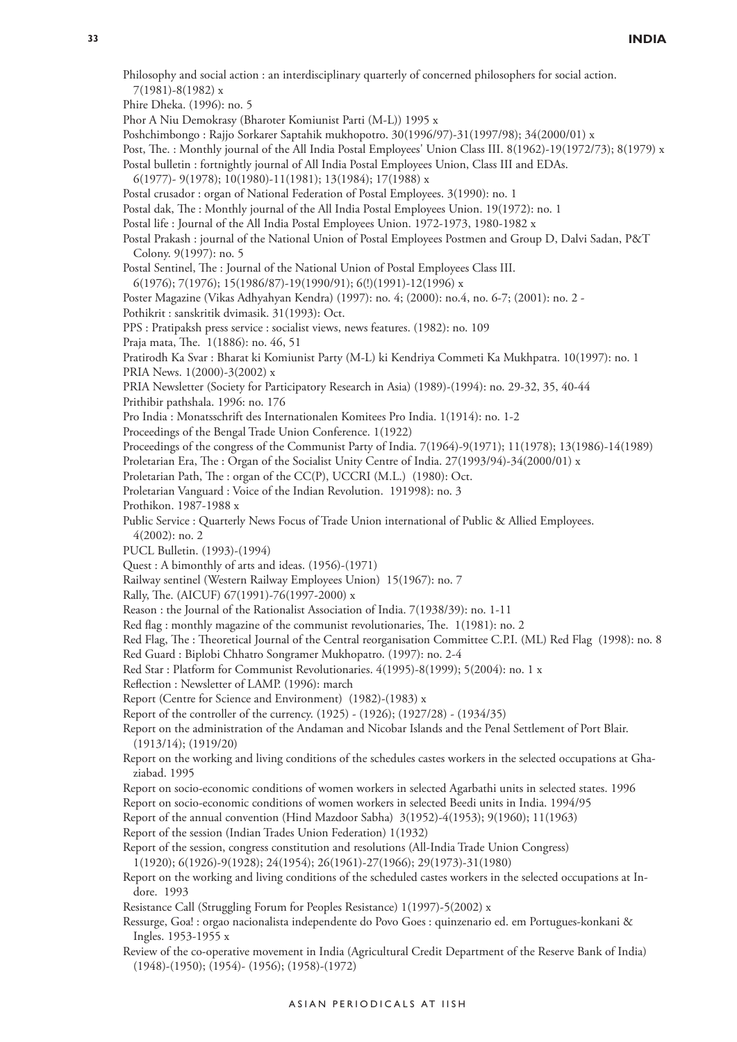Philosophy and social action : an interdisciplinary quarterly of concerned philosophers for social action. 7(1981)-8(1982) x

Phire Dheka. (1996): no. 5

Phor A Niu Demokrasy (Bharoter Komiunist Parti (M-L)) 1995 x

Poshchimbongo : Rajjo Sorkarer Saptahik mukhopotro. 30(1996/97)-31(1997/98); 34(2000/01) x

Post, The. : Monthly journal of the All India Postal Employees' Union Class III. 8(1962)-19(1972/73); 8(1979) x

Postal bulletin : fortnightly journal of All India Postal Employees Union, Class III and EDAs. 6(1977)- 9(1978); 10(1980)-11(1981); 13(1984); 17(1988) x

Postal crusador : organ of National Federation of Postal Employees. 3(1990): no. 1

Postal dak, The : Monthly journal of the All India Postal Employees Union. 19(1972): no. 1

Postal life : Journal of the All India Postal Employees Union. 1972-1973, 1980-1982 x

Postal Prakash : journal of the National Union of Postal Employees Postmen and Group D, Dalvi Sadan, P&T Colony. 9(1997): no. 5

Postal Sentinel, The : Journal of the National Union of Postal Employees Class III. 6(1976); 7(1976); 15(1986/87)-19(1990/91); 6(!)(1991)-12(1996) x

Poster Magazine (Vikas Adhyahyan Kendra) (1997): no. 4; (2000): no.4, no. 6-7; (2001): no. 2 -

Pothikrit : sanskritik dvimasik. 31(1993): Oct.

PPS : Pratipaksh press service : socialist views, news features. (1982): no. 109

Praja mata, The. 1(1886): no. 46, 51

Pratirodh Ka Svar : Bharat ki Komiunist Party (M-L) ki Kendriya Commeti Ka Mukhpatra. 10(1997): no. 1

PRIA News. 1(2000)-3(2002) x

PRIA Newsletter (Society for Participatory Research in Asia) (1989)-(1994): no. 29-32, 35, 40-44

Prithibir pathshala. 1996: no. 176

Pro India : Monatsschrift des Internationalen Komitees Pro India. 1(1914): no. 1-2

Proceedings of the Bengal Trade Union Conference. 1(1922)

Proceedings of the congress of the Communist Party of India. 7(1964)-9(1971); 11(1978); 13(1986)-14(1989)

Proletarian Era, The : Organ of the Socialist Unity Centre of India. 27(1993/94)-34(2000/01) x

Proletarian Path, The : organ of the CC(P), UCCRI (M.L.) (1980): Oct.

Proletarian Vanguard : Voice of the Indian Revolution. 191998): no. 3

Prothikon. 1987-1988 x

Public Service : Quarterly News Focus of Trade Union international of Public & Allied Employees. 4(2002): no. 2

PUCL Bulletin. (1993)-(1994)

Quest : A bimonthly of arts and ideas. (1956)-(1971)

Railway sentinel (Western Railway Employees Union) 15(1967): no. 7

Rally, The. (AICUF) 67(1991)-76(1997-2000) x

Reason : the Journal of the Rationalist Association of India. 7(1938/39): no. 1-11

Red flag : monthly magazine of the communist revolutionaries, The. 1(1981): no. 2

Red Flag, The : Theoretical Journal of the Central reorganisation Committee C.P.I. (ML) Red Flag (1998): no. 8

Red Guard : Biplobi Chhatro Songramer Mukhopatro. (1997): no. 2-4

Red Star : Platform for Communist Revolutionaries. 4(1995)-8(1999); 5(2004): no. 1 x

Reflection : Newsletter of LAMP. (1996): march

Report (Centre for Science and Environment) (1982)-(1983) x

Report of the controller of the currency. (1925) - (1926); (1927/28) - (1934/35)

Report on the administration of the Andaman and Nicobar Islands and the Penal Settlement of Port Blair. (1913/14); (1919/20)

Report on the working and living conditions of the schedules castes workers in the selected occupations at Ghaziabad. 1995

Report on socio-economic conditions of women workers in selected Agarbathi units in selected states. 1996

Report on socio-economic conditions of women workers in selected Beedi units in India. 1994/95

Report of the annual convention (Hind Mazdoor Sabha) 3(1952)-4(1953); 9(1960); 11(1963)

Report of the session (Indian Trades Union Federation) 1(1932)

Report of the session, congress constitution and resolutions (All-India Trade Union Congress) 1(1920); 6(1926)-9(1928); 24(1954); 26(1961)-27(1966); 29(1973)-31(1980)

Report on the working and living conditions of the scheduled castes workers in the selected occupations at Indore. 1993

Resistance Call (Struggling Forum for Peoples Resistance) 1(1997)-5(2002) x

Ressurge, Goa! : orgao nacionalista independente do Povo Goes : quinzenario ed. em Portugues-konkani & Ingles. 1953-1955 x

Review of the co-operative movement in India (Agricultural Credit Department of the Reserve Bank of India) (1948)-(1950); (1954)- (1956); (1958)-(1972)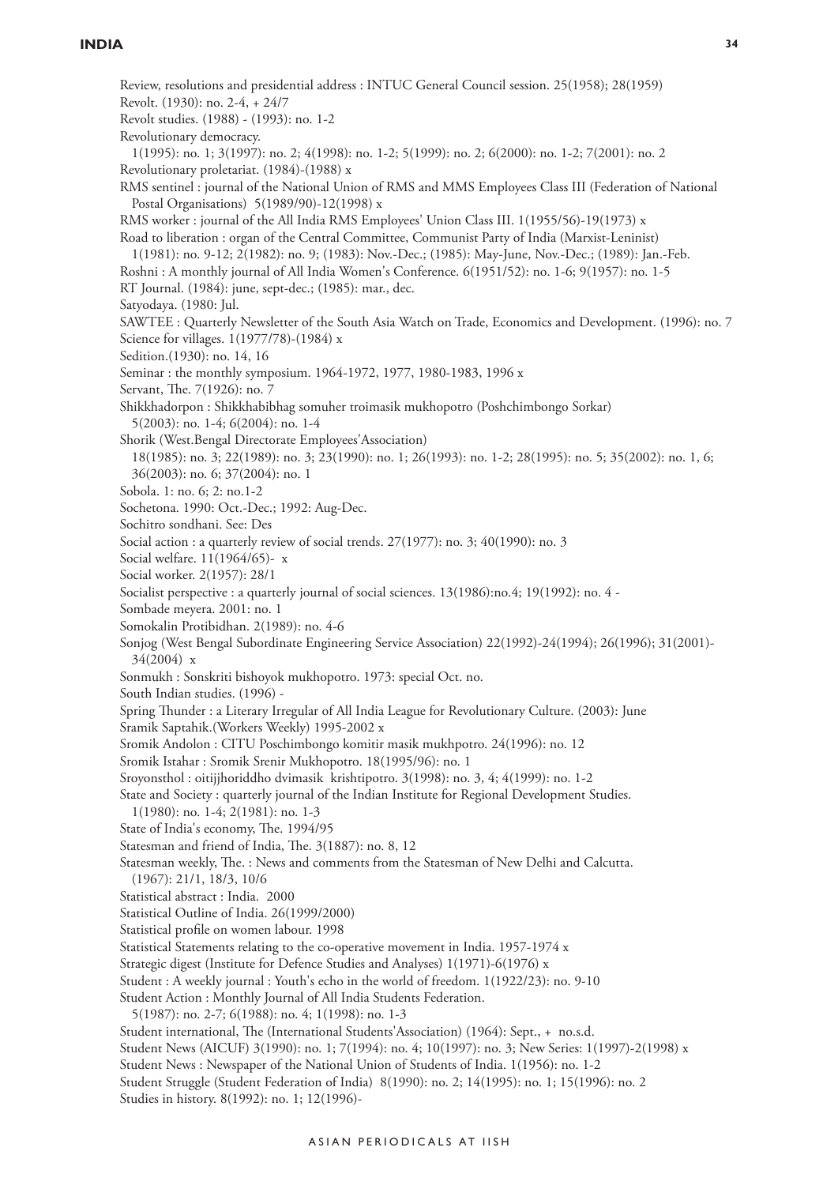Review, resolutions and presidential address : INTUC General Council session. 25(1958); 28(1959)
Revolt. (1930): no. 2-4, + 24/7
Revolt studies. (1988) - (1993): no. 1-2
Revolutionary democracy.
1(1995): no. 1; 3(1997): no. 2; 4(1998): no. 1-2; 5(1999): no. 2; 6(2000): no. 1-2; 7(2001): no. 2
Revolutionary proletariat. (1984)-(1988) x
RMS sentinel : journal of the National Union of RMS and MMS Employees Class III (Federation of National Postal Organisations) 5(1989/90)-12(1998) x
RMS worker : journal of the All India RMS Employees' Union Class III. 1(1955/56)-19(1973) x
Road to liberation : organ of the Central Committee, Communist Party of India (Marxist-Leninist)
1(1981): no. 9-12; 2(1982): no. 9; (1983): Nov.-Dec.; (1985): May-June, Nov.-Dec.; (1989): Jan.-Feb.
Roshni : A monthly journal of All India Women's Conference. 6(1951/52): no. 1-6; 9(1957): no. 1-5
RT Journal. (1984): june, sept-dec.; (1985): mar., dec.
Satyodaya. (1980: Jul.
SAWTEE : Quarterly Newsletter of the South Asia Watch on Trade, Economics and Development. (1996): no. 7
Science for villages. 1(1977/78)-(1984) x
Sedition.(1930): no. 14, 16
Seminar : the monthly symposium. 1964-1972, 1977, 1980-1983, 1996 x
Servant, The. 7(1926): no. 7
Shikkhadorpon : Shikkhabibhag somuher troimasik mukhopotro (Poshchimbongo Sorkar)
5(2003): no. 1-4; 6(2004): no. 1-4
Shorik (West.Bengal Directorate Employees'Association)
18(1985): no. 3; 22(1989): no. 3; 23(1990): no. 1; 26(1993): no. 1-2; 28(1995): no. 5; 35(2002): no. 1, 6; 36(2003): no. 6; 37(2004): no. 1
Sobola. 1: no. 6; 2: no.1-2
Sochetona. 1990: Oct.-Dec.; 1992: Aug-Dec.
Sochitro sondhani. See: Des
Social action : a quarterly review of social trends. 27(1977): no. 3; 40(1990): no. 3
Social welfare. 11(1964/65)- x
Social worker. 2(1957): 28/1
Socialist perspective : a quarterly journal of social sciences. 13(1986):no.4; 19(1992): no. 4 -
Sombade meyera. 2001: no. 1
Somokalin Protibidhan. 2(1989): no. 4-6
Sonjog (West Bengal Subordinate Engineering Service Association) 22(1992)-24(1994); 26(1996); 31(2001)-34(2004) x
Sonmukh : Sonskriti bishoyok mukhopotro. 1973: special Oct. no.
South Indian studies. (1996) -
Spring Thunder : a Literary Irregular of All India League for Revolutionary Culture. (2003): June
Sramik Saptahik.(Workers Weekly) 1995-2002 x
Sromik Andolon : CITU Poschimbongo komitir masik mukhpotro. 24(1996): no. 12
Sromik Istahar : Sromik Srenir Mukhopotro. 18(1995/96): no. 1
Sroyonsthol : oitijjhoriddho dvimasik krishtipotro. 3(1998): no. 3, 4; 4(1999): no. 1-2
State and Society : quarterly journal of the Indian Institute for Regional Development Studies.
1(1980): no. 1-4; 2(1981): no. 1-3
State of India's economy, The. 1994/95
Statesman and friend of India, The. 3(1887): no. 8, 12
Statesman weekly, The. : News and comments from the Statesman of New Delhi and Calcutta.
(1967): 21/1, 18/3, 10/6
Statistical abstract : India. 2000
Statistical Outline of India. 26(1999/2000)
Statistical profile on women labour. 1998
Statistical Statements relating to the co-operative movement in India. 1957-1974 x
Strategic digest (Institute for Defence Studies and Analyses) 1(1971)-6(1976) x
Student : A weekly journal : Youth's echo in the world of freedom. 1(1922/23): no. 9-10
Student Action : Monthly Journal of All India Students Federation.
5(1987): no. 2-7; 6(1988): no. 4; 1(1998): no. 1-3
Student international, The (International Students'Association) (1964): Sept., + no.s.d.
Student News (AICUF) 3(1990): no. 1; 7(1994): no. 4; 10(1997): no. 3; New Series: 1(1997)-2(1998) x
Student News : Newspaper of the National Union of Students of India. 1(1956): no. 1-2
Student Struggle (Student Federation of India) 8(1990): no. 2; 14(1995): no. 1; 15(1996): no. 2
Studies in history. 8(1992): no. 1; 12(1996)-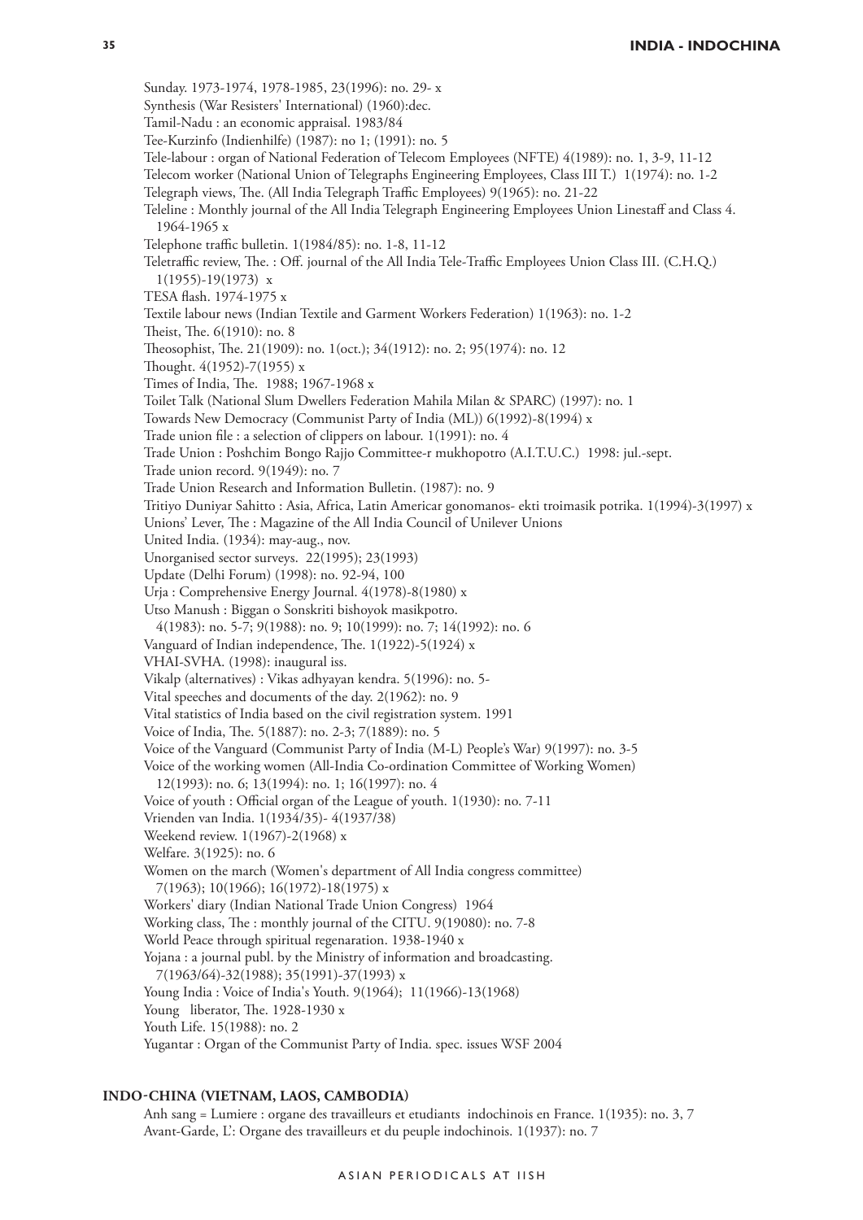Sunday. 1973-1974, 1978-1985, 23(1996): no. 29- x
Synthesis (War Resisters' International) (1960):dec.
Tamil-Nadu : an economic appraisal. 1983/84
Tee-Kurzinfo (Indienhilfe) (1987): no 1; (1991): no. 5
Tele-labour : organ of National Federation of Telecom Employees (NFTE) 4(1989): no. 1, 3-9, 11-12
Telecom worker (National Union of Telegraphs Engineering Employees, Class III T.) 1(1974): no. 1-2
Telegraph views, The. (All India Telegraph Traffic Employees) 9(1965): no. 21-22
Teleline : Monthly journal of the All India Telegraph Engineering Employees Union Linestaff and Class 4. 1964-1965 x
Telephone traffic bulletin. 1(1984/85): no. 1-8, 11-12
Teletraffic review, The. : Off. journal of the All India Tele-Traffic Employees Union Class III. (C.H.Q.) 1(1955)-19(1973) x
TESA flash. 1974-1975 x
Textile labour news (Indian Textile and Garment Workers Federation) 1(1963): no. 1-2
Theist, The. 6(1910): no. 8
Theosophist, The. 21(1909): no. 1(oct.); 34(1912): no. 2; 95(1974): no. 12
Thought. 4(1952)-7(1955) x
Times of India, The. 1988; 1967-1968 x
Toilet Talk (National Slum Dwellers Federation Mahila Milan & SPARC) (1997): no. 1
Towards New Democracy (Communist Party of India (ML)) 6(1992)-8(1994) x
Trade union file : a selection of clippers on labour. 1(1991): no. 4
Trade Union : Poshchim Bongo Rajjo Committee-r mukhopotro (A.I.T.U.C.) 1998: jul.-sept.
Trade union record. 9(1949): no. 7
Trade Union Research and Information Bulletin. (1987): no. 9
Tritiyo Duniyar Sahitto : Asia, Africa, Latin Americar gonomanos- ekti troimasik potrika. 1(1994)-3(1997) x
Unions' Lever, The : Magazine of the All India Council of Unilever Unions
United India. (1934): may-aug., nov.
Unorganised sector surveys. 22(1995); 23(1993)
Update (Delhi Forum) (1998): no. 92-94, 100
Urja : Comprehensive Energy Journal. 4(1978)-8(1980) x
Utso Manush : Biggan o Sonskriti bishoyok masikpotro. 4(1983): no. 5-7; 9(1988): no. 9; 10(1999): no. 7; 14(1992): no. 6
Vanguard of Indian independence, The. 1(1922)-5(1924) x
VHAI-SVHA. (1998): inaugural iss.
Vikalp (alternatives) : Vikas adhyayan kendra. 5(1996): no. 5-
Vital speeches and documents of the day. 2(1962): no. 9
Vital statistics of India based on the civil registration system. 1991
Voice of India, The. 5(1887): no. 2-3; 7(1889): no. 5
Voice of the Vanguard (Communist Party of India (M-L) People's War) 9(1997): no. 3-5
Voice of the working women (All-India Co-ordination Committee of Working Women) 12(1993): no. 6; 13(1994): no. 1; 16(1997): no. 4
Voice of youth : Official organ of the League of youth. 1(1930): no. 7-11
Vrienden van India. 1(1934/35)- 4(1937/38)
Weekend review. 1(1967)-2(1968) x
Welfare. 3(1925): no. 6
Women on the march (Women's department of All India congress committee) 7(1963); 10(1966); 16(1972)-18(1975) x
Workers' diary (Indian National Trade Union Congress) 1964
Working class, The : monthly journal of the CITU. 9(19080): no. 7-8
World Peace through spiritual regenaration. 1938-1940 x
Yojana : a journal publ. by the Ministry of information and broadcasting. 7(1963/64)-32(1988); 35(1991)-37(1993) x
Young India : Voice of India's Youth. 9(1964); 11(1966)-13(1968)
Young liberator, The. 1928-1930 x
Youth Life. 15(1988): no. 2
Yugantar : Organ of the Communist Party of India. spec. issues WSF 2004

## INDO-CHINA (VIETNAM, LAOS, CAMBODIA)

Anh sang = Lumiere : organe des travailleurs et etudiants indochinois en France. 1(1935): no. 3, 7
Avant-Garde, L': Organe des travailleurs et du peuple indochinois. 1(1937): no. 7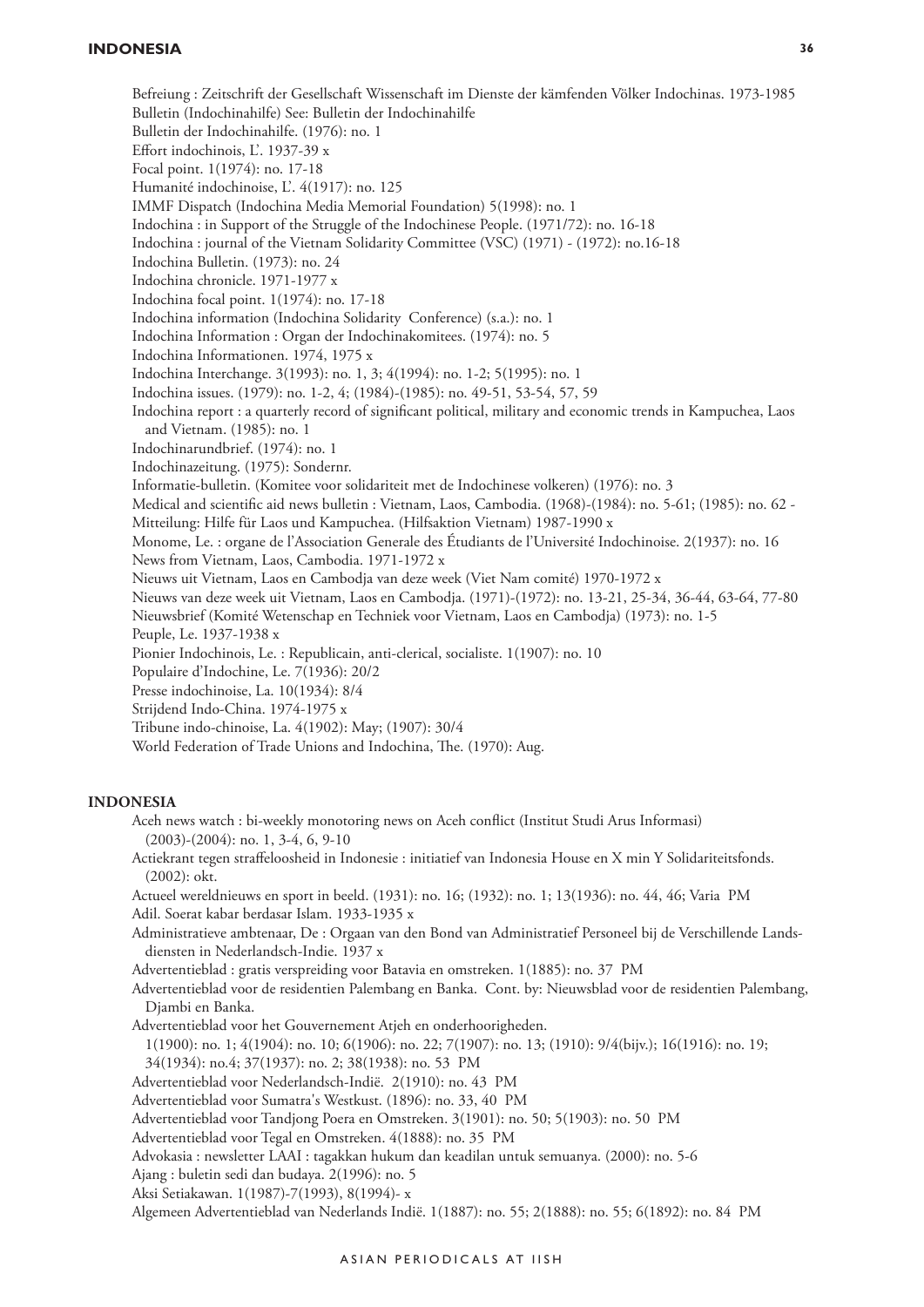Befreiung : Zeitschrift der Gesellschaft Wissenschaft im Dienste der kämfenden Völker Indochinas. 1973-1985
Bulletin (Indochinahilfe) See: Bulletin der Indochinahilfe
Bulletin der Indochinahilfe. (1976): no. 1
Effort indochinois, L'. 1937-39 x
Focal point. 1(1974): no. 17-18
Humanité indochinoise, L'. 4(1917): no. 125
IMMF Dispatch (Indochina Media Memorial Foundation) 5(1998): no. 1
Indochina : in Support of the Struggle of the Indochinese People. (1971/72): no. 16-18
Indochina : journal of the Vietnam Solidarity Committee (VSC) (1971) - (1972): no.16-18
Indochina Bulletin. (1973): no. 24
Indochina chronicle. 1971-1977 x
Indochina focal point. 1(1974): no. 17-18
Indochina information (Indochina Solidarity Conference) (s.a.): no. 1
Indochina Information : Organ der Indochinakomitees. (1974): no. 5
Indochina Informationen. 1974, 1975 x
Indochina Interchange. 3(1993): no. 1, 3; 4(1994): no. 1-2; 5(1995): no. 1
Indochina issues. (1979): no. 1-2, 4; (1984)-(1985): no. 49-51, 53-54, 57, 59
Indochina report : a quarterly record of significant political, military and economic trends in Kampuchea, Laos and Vietnam. (1985): no. 1
Indochinarundbrief. (1974): no. 1
Indochinazeitung. (1975): Sondernr.
Informatie-bulletin. (Komitee voor solidariteit met de Indochinese volkeren) (1976): no. 3
Medical and scientific aid news bulletin : Vietnam, Laos, Cambodia. (1968)-(1984): no. 5-61; (1985): no. 62 -
Mitteilung: Hilfe für Laos und Kampuchea. (Hilfsaktion Vietnam) 1987-1990 x
Monome, Le. : organe de l'Association Generale des Étudiants de l'Université Indochinoise. 2(1937): no. 16
News from Vietnam, Laos, Cambodia. 1971-1972 x
Nieuws uit Vietnam, Laos en Cambodja van deze week (Viet Nam comité) 1970-1972 x
Nieuws van deze week uit Vietnam, Laos en Cambodja. (1971)-(1972): no. 13-21, 25-34, 36-44, 63-64, 77-80
Nieuwsbrief (Komité Wetenschap en Techniek voor Vietnam, Laos en Cambodja) (1973): no. 1-5
Peuple, Le. 1937-1938 x
Pionier Indochinois, Le. : Republicain, anti-clerical, socialiste. 1(1907): no. 10
Populaire d'Indochine, Le. 7(1936): 20/2
Presse indochinoise, La. 10(1934): 8/4
Strijdend Indo-China. 1974-1975 x
Tribune indo-chinoise, La. 4(1902): May; (1907): 30/4
World Federation of Trade Unions and Indochina, The. (1970): Aug.

## INDONESIA

Aceh news watch : bi-weekly monotoring news on Aceh conflict (Institut Studi Arus Informasi) (2003)-(2004): no. 1, 3-4, 6, 9-10
Actiekrant tegen straffeloosheid in Indonesie : initiatief van Indonesia House en X min Y Solidariteitsfonds. (2002): okt.
Actueel wereldnieuws en sport in beeld. (1931): no. 16; (1932): no. 1; 13(1936): no. 44, 46; Varia PM
Adil. Soerat kabar berdasar Islam. 1933-1935 x
Administratieve ambtenaar, De : Orgaan van den Bond van Administratief Personeel bij de Verschillende Landsdiensten in Nederlandsch-Indie. 1937 x
Advertentieblad : gratis verspreiding voor Batavia en omstreken. 1(1885): no. 37 PM
Advertentieblad voor de residentien Palembang en Banka. Cont. by: Nieuwsblad voor de residentien Palembang, Djambi en Banka.
Advertentieblad voor het Gouvernement Atjeh en onderhoorigheden. 1(1900): no. 1; 4(1904): no. 10; 6(1906): no. 22; 7(1907): no. 13; (1910): 9/4(bijv.); 16(1916): no. 19; 34(1934): no.4; 37(1937): no. 2; 38(1938): no. 53 PM
Advertentieblad voor Nederlandsch-Indië. 2(1910): no. 43 PM
Advertentieblad voor Sumatra's Westkust. (1896): no. 33, 40 PM
Advertentieblad voor Tandjong Poera en Omstreken. 3(1901): no. 50; 5(1903): no. 50 PM
Advertentieblad voor Tegal en Omstreken. 4(1888): no. 35 PM
Advokasia : newsletter LAAI : tagakkan hukum dan keadilan untuk semuanya. (2000): no. 5-6
Ajang : buletin sedi dan budaya. 2(1996): no. 5
Aksi Setiakawan. 1(1987)-7(1993), 8(1994)- x
Algemeen Advertentieblad van Nederlands Indië. 1(1887): no. 55; 2(1888): no. 55; 6(1892): no. 84 PM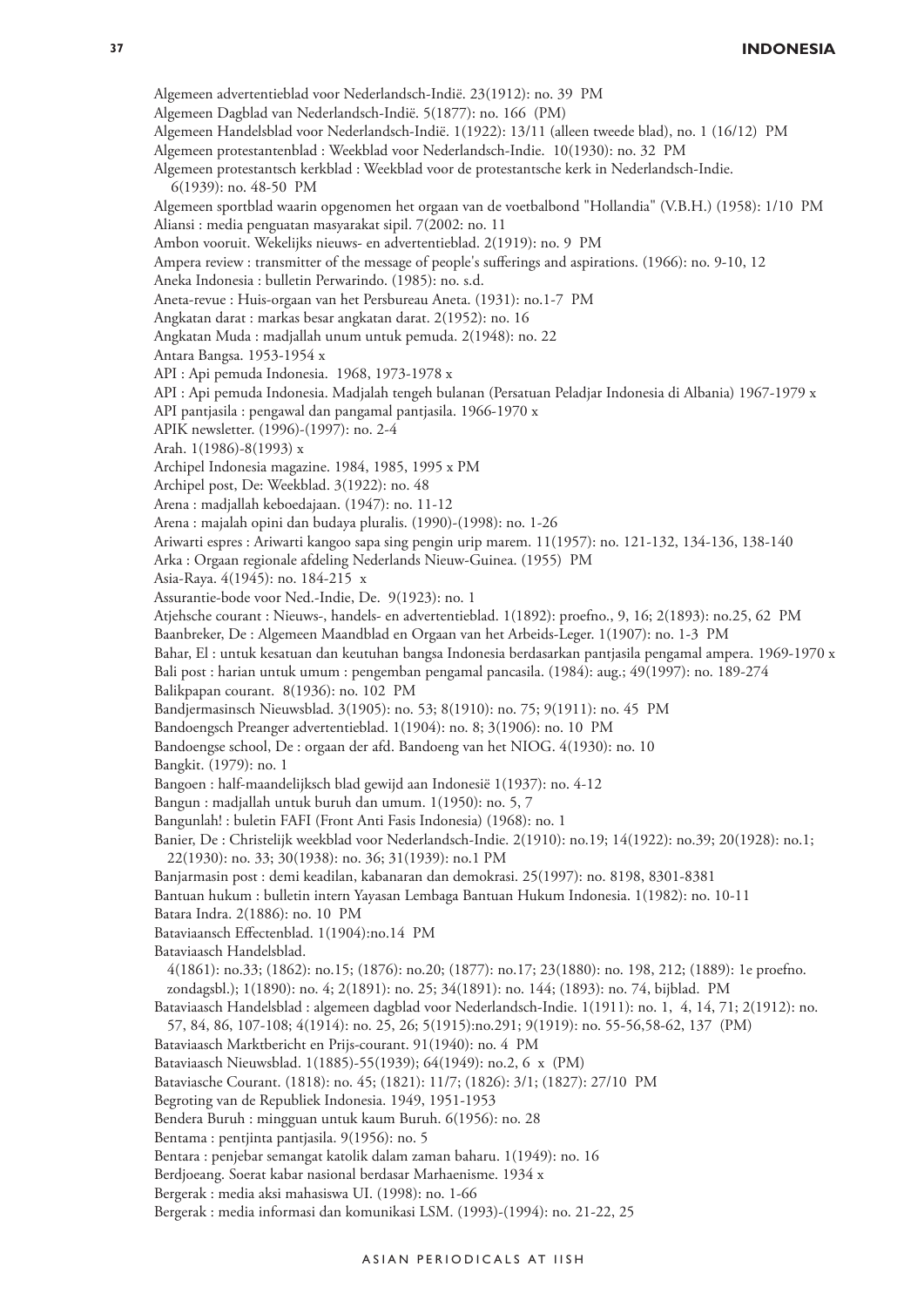Algemeen advertentieblad voor Nederlandsch-Indië. 23(1912): no. 39 PM
Algemeen Dagblad van Nederlandsch-Indië. 5(1877): no. 166 (PM)
Algemeen Handelsblad voor Nederlandsch-Indië. 1(1922): 13/11 (alleen tweede blad), no. 1 (16/12) PM
Algemeen protestantenblad : Weekblad voor Nederlandsch-Indie. 10(1930): no. 32 PM
Algemeen protestantsch kerkblad : Weekblad voor de protestantsche kerk in Nederlandsch-Indie. 6(1939): no. 48-50 PM
Algemeen sportblad waarin opgenomen het orgaan van de voetbalbond "Hollandia" (V.B.H.) (1958): 1/10 PM
Aliansi : media penguatan masyarakat sipil. 7(2002: no. 11
Ambon vooruit. Wekelijks nieuws- en advertentieblad. 2(1919): no. 9 PM
Ampera review : transmitter of the message of people's sufferings and aspirations. (1966): no. 9-10, 12
Aneka Indonesia : bulletin Perwarindo. (1985): no. s.d.
Aneta-revue : Huis-orgaan van het Persbureau Aneta. (1931): no.1-7 PM
Angkatan darat : markas besar angkatan darat. 2(1952): no. 16
Angkatan Muda : madjallah unum untuk pemuda. 2(1948): no. 22
Antara Bangsa. 1953-1954 x
API : Api pemuda Indonesia. 1968, 1973-1978 x
API : Api pemuda Indonesia. Madjalah tengeh bulanan (Persatuan Peladjar Indonesia di Albania) 1967-1979 x
API pantjasila : pengawal dan pangamal pantjasila. 1966-1970 x
APIK newsletter. (1996)-(1997): no. 2-4
Arah. 1(1986)-8(1993) x
Archipel Indonesia magazine. 1984, 1985, 1995 x PM
Archipel post, De: Weekblad. 3(1922): no. 48
Arena : madjallah keboedajaan. (1947): no. 11-12
Arena : majalah opini dan budaya pluralis. (1990)-(1998): no. 1-26
Ariwarti espres : Ariwarti kangoo sapa sing pengin urip marem. 11(1957): no. 121-132, 134-136, 138-140
Arka : Orgaan regionale afdeling Nederlands Nieuw-Guinea. (1955) PM
Asia-Raya. 4(1945): no. 184-215 x
Assurantie-bode voor Ned.-Indie, De. 9(1923): no. 1
Atjehsche courant : Nieuws-, handels- en advertentieblad. 1(1892): proefno., 9, 16; 2(1893): no.25, 62 PM
Baanbreker, De : Algemeen Maandblad en Orgaan van het Arbeids-Leger. 1(1907): no. 1-3 PM
Bahar, El : untuk kesatuan dan keutuhan bangsa Indonesia berdasarkan pantjasila pengamal ampera. 1969-1970 x
Bali post : harian untuk umum : pengemban pengamal pancasila. (1984): aug.; 49(1997): no. 189-274
Balikpapan courant. 8(1936): no. 102 PM
Bandjermasinsch Nieuwsblad. 3(1905): no. 53; 8(1910): no. 75; 9(1911): no. 45 PM
Bandoengsch Preanger advertentieblad. 1(1904): no. 8; 3(1906): no. 10 PM
Bandoengse school, De : orgaan der afd. Bandoeng van het NIOG. 4(1930): no. 10
Bangkit. (1979): no. 1
Bangoen : half-maandelijksch blad gewijd aan Indonesië 1(1937): no. 4-12
Bangun : madjallah untuk buruh dan umum. 1(1950): no. 5, 7
Bangunlah! : buletin FAFI (Front Anti Fasis Indonesia) (1968): no. 1
Banier, De : Christelijk weekblad voor Nederlandsch-Indie. 2(1910): no.19; 14(1922): no.39; 20(1928): no.1; 22(1930): no. 33; 30(1938): no. 36; 31(1939): no.1 PM
Banjarmasin post : demi keadilan, kabanaran dan demokrasi. 25(1997): no. 8198, 8301-8381
Bantuan hukum : bulletin intern Yayasan Lembaga Bantuan Hukum Indonesia. 1(1982): no. 10-11
Batara Indra. 2(1886): no. 10 PM
Bataviaansch Effectenblad. 1(1904):no.14 PM
Bataviaasch Handelsblad. 4(1861): no.33; (1862): no.15; (1876): no.20; (1877): no.17; 23(1880): no. 198, 212; (1889): 1e proefno. zondagsbl.); 1(1890): no. 4; 2(1891): no. 25; 34(1891): no. 144; (1893): no. 74, bijblad. PM
Bataviaasch Handelsblad : algemeen dagblad voor Nederlandsch-Indie. 1(1911): no. 1, 4, 14, 71; 2(1912): no. 57, 84, 86, 107-108; 4(1914): no. 25, 26; 5(1915):no.291; 9(1919): no. 55-56,58-62, 137 (PM)
Bataviaasch Marktbericht en Prijs-courant. 91(1940): no. 4 PM
Bataviaasch Nieuwsblad. 1(1885)-55(1939); 64(1949): no.2, 6 x (PM)
Bataviasche Courant. (1818): no. 45; (1821): 11/7; (1826): 3/1; (1827): 27/10 PM
Begroting van de Republiek Indonesia. 1949, 1951-1953
Bendera Buruh : mingguan untuk kaum Buruh. 6(1956): no. 28
Bentama : pentjinta pantjasila. 9(1956): no. 5
Bentara : penjebar semangat katolik dalam zaman baharu. 1(1949): no. 16
Berdjoeang. Soerat kabar nasional berdasar Marhaenisme. 1934 x
Bergerak : media aksi mahasiswa UI. (1998): no. 1-66
Bergerak : media informasi dan komunikasi LSM. (1993)-(1994): no. 21-22, 25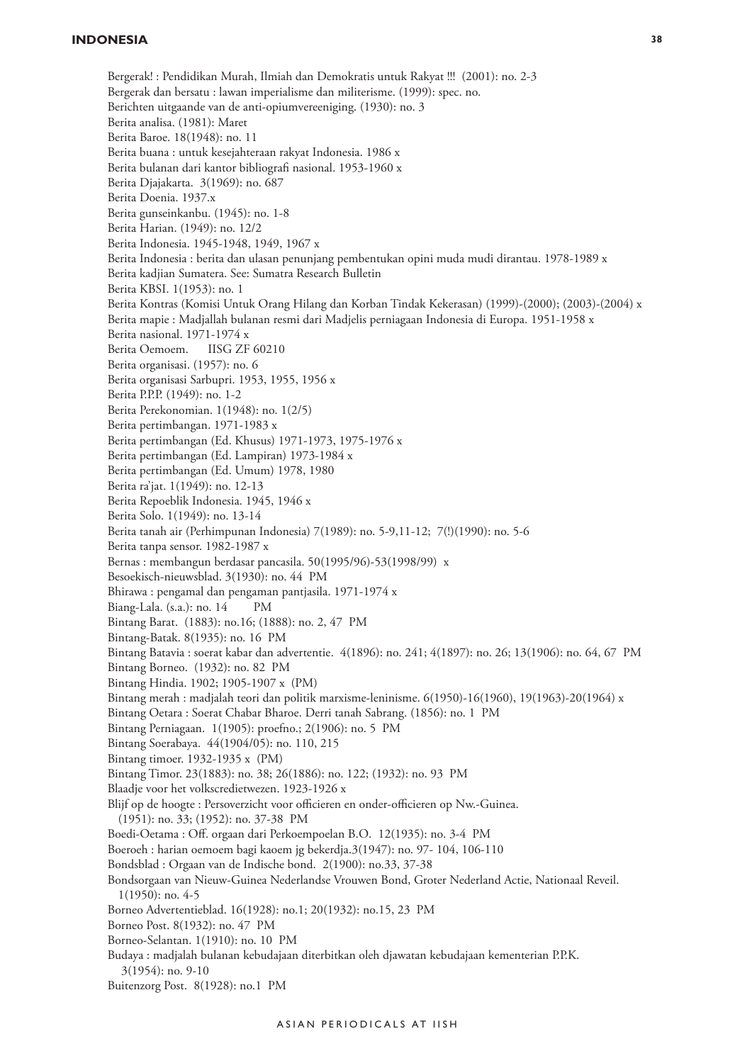Bergerak! : Pendidikan Murah, Ilmiah dan Demokratis untuk Rakyat !!! (2001): no. 2-3
Bergerak dan bersatu : lawan imperialisme dan militerisme. (1999): spec. no.
Berichten uitgaande van de anti-opiumvereeniging. (1930): no. 3
Berita analisa. (1981): Maret
Berita Baroe. 18(1948): no. 11
Berita buana : untuk kesejahteraan rakyat Indonesia. 1986 x
Berita bulanan dari kantor bibliografi nasional. 1953-1960 x
Berita Djajakarta. 3(1969): no. 687
Berita Doenia. 1937.x
Berita gunseinkanbu. (1945): no. 1-8
Berita Harian. (1949): no. 12/2
Berita Indonesia. 1945-1948, 1949, 1967 x
Berita Indonesia : berita dan ulasan penunjang pembentukan opini muda mudi dirantau. 1978-1989 x
Berita kadjian Sumatera. See: Sumatra Research Bulletin
Berita KBSI. 1(1953): no. 1
Berita Kontras (Komisi Untuk Orang Hilang dan Korban Tindak Kekerasan) (1999)-(2000); (2003)-(2004) x
Berita mapie : Madjallah bulanan resmi dari Madjelis perniagaan Indonesia di Europa. 1951-1958 x
Berita nasional. 1971-1974 x
Berita Oemoem. IISG ZF 60210
Berita organisasi. (1957): no. 6
Berita organisasi Sarbupri. 1953, 1955, 1956 x
Berita P.P.P. (1949): no. 1-2
Berita Perekonomian. 1(1948): no. 1(2/5)
Berita pertimbangan. 1971-1983 x
Berita pertimbangan (Ed. Khusus) 1971-1973, 1975-1976 x
Berita pertimbangan (Ed. Lampiran) 1973-1984 x
Berita pertimbangan (Ed. Umum) 1978, 1980
Berita ra'jat. 1(1949): no. 12-13
Berita Repoeblik Indonesia. 1945, 1946 x
Berita Solo. 1(1949): no. 13-14
Berita tanah air (Perhimpunan Indonesia) 7(1989): no. 5-9,11-12; 7(!)(1990): no. 5-6
Berita tanpa sensor. 1982-1987 x
Bernas : membangun berdasar pancasila. 50(1995/96)-53(1998/99) x
Besoekisch-nieuwsblad. 3(1930): no. 44 PM
Bhirawa : pengamal dan pengaman pantjasila. 1971-1974 x
Biang-Lala. (s.a.): no. 14 PM
Bintang Barat. (1883): no.16; (1888): no. 2, 47 PM
Bintang-Batak. 8(1935): no. 16 PM
Bintang Batavia : soerat kabar dan advertentie. 4(1896): no. 241; 4(1897): no. 26; 13(1906): no. 64, 67 PM
Bintang Borneo. (1932): no. 82 PM
Bintang Hindia. 1902; 1905-1907 x (PM)
Bintang merah : madjalah teori dan politik marxisme-leninisme. 6(1950)-16(1960), 19(1963)-20(1964) x
Bintang Oetara : Soerat Chabar Bharoe. Derri tanah Sabrang. (1856): no. 1 PM
Bintang Perniagaan. 1(1905): proefno.; 2(1906): no. 5 PM
Bintang Soerabaya. 44(1904/05): no. 110, 215
Bintang timoer. 1932-1935 x (PM)
Bintang Timor. 23(1883): no. 38; 26(1886): no. 122; (1932): no. 93 PM
Blaadje voor het volkscredietwezen. 1923-1926 x
Blijf op de hoogte : Persoverzicht voor officieren en onder-officieren op Nw.-Guinea.
(1951): no. 33; (1952): no. 37-38 PM
Boedi-Oetama : Off. orgaan dari Perkoempoelan B.O. 12(1935): no. 3-4 PM
Boeroeh : harian oemoem bagi kaoem jg bekerdja.3(1947): no. 97- 104, 106-110
Bondsblad : Orgaan van de Indische bond. 2(1900): no.33, 37-38
Bondsorgaan van Nieuw-Guinea Nederlandse Vrouwen Bond, Groter Nederland Actie, Nationaal Reveil.
1(1950): no. 4-5
Borneo Advertentieblad. 16(1928): no.1; 20(1932): no.15, 23 PM
Borneo Post. 8(1932): no. 47 PM
Borneo-Selantan. 1(1910): no. 10 PM
Budaya : madjalah bulanan kebudajaan diterbitkan oleh djawatan kebudajaan kementerian P.P.K.
3(1954): no. 9-10
Buitenzorg Post. 8(1928): no.1 PM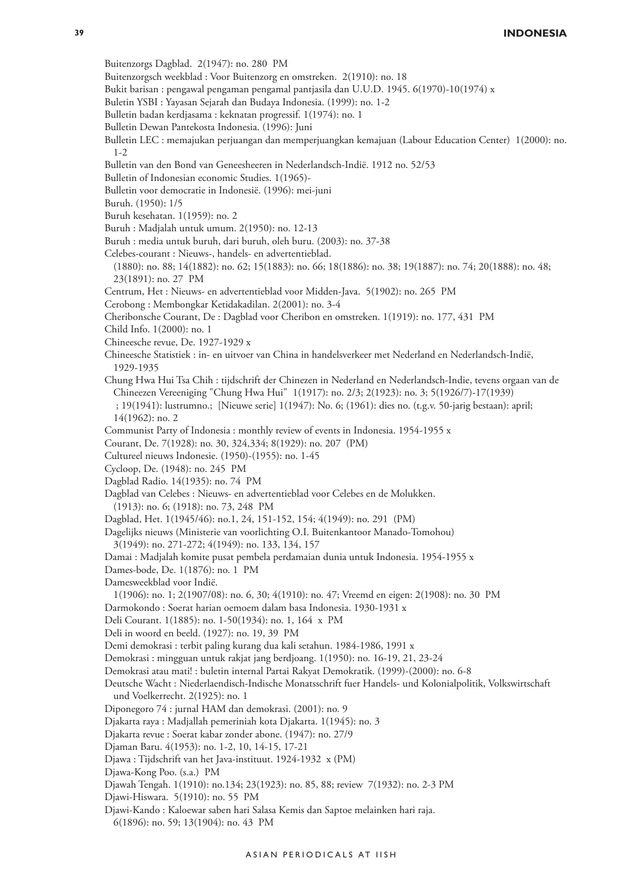Buitenzorgs Dagblad. 2(1947): no. 280 PM

Buitenzorgsch weekblad : Voor Buitenzorg en omstreken. 2(1910): no. 18

Bukit barisan : pengawal pengaman pengamal pantjasila dan U.U.D. 1945. 6(1970)-10(1974) x

Buletin YSBI : Yayasan Sejarah dan Budaya Indonesia. (1999): no. 1-2

Bulletin badan kerdjasama : keknatan progressif. 1(1974): no. 1

Bulletin Dewan Pantekosta Indonesia. (1996): Juni

Bulletin LEC : memajukan perjuangan dan memperjuangkan kemajuan (Labour Education Center) 1(2000): no. 1-2

Bulletin van den Bond van Geneesheeren in Nederlandsch-Indië. 1912 no. 52/53

Bulletin of Indonesian economic Studies. 1(1965)-

Bulletin voor democratie in Indonesië. (1996): mei-juni

Buruh. (1950): 1/5

Buruh kesehatan. 1(1959): no. 2

Buruh : Madjalah untuk umum. 2(1950): no. 12-13

Buruh : media untuk buruh, dari buruh, oleh buru. (2003): no. 37-38

Celebes-courant : Nieuws-, handels- en advertentieblad.
(1880): no. 88; 14(1882): no. 62; 15(1883): no. 66; 18(1886): no. 38; 19(1887): no. 74; 20(1888): no. 48; 23(1891): no. 27 PM

Centrum, Het : Nieuws- en advertentieblad voor Midden-Java. 5(1902): no. 265 PM

Cerobong : Membongkar Ketidakadilan. 2(2001): no. 3-4

Cheribonsche Courant, De : Dagblad voor Cheribon en omstreken. 1(1919): no. 177, 431 PM

Child Info. 1(2000): no. 1

Chineesche revue, De. 1927-1929 x

Chineesche Statistiek : in- en uitvoer van China in handelsverkeer met Nederland en Nederlandsch-Indië, 1929-1935

Chung Hwa Hui Tsa Chih : tijdschrift der Chinezen in Nederland en Nederlandsch-Indie, tevens orgaan van de Chineezen Vereeniging "Chung Hwa Hui" 1(1917): no. 2/3; 2(1923): no. 3; 5(1926/7)-17(1939) ; 19(1941): lustrumno.; [Nieuwe serie] 1(1947): No. 6; (1961): dies no. (t.g.v. 50-jarig bestaan): april; 14(1962): no. 2

Communist Party of Indonesia : monthly review of events in Indonesia. 1954-1955 x

Courant, De. 7(1928): no. 30, 324,334; 8(1929): no. 207 (PM)

Cultureel nieuws Indonesie. (1950)-(1955): no. 1-45

Cycloop, De. (1948): no. 245 PM

Dagblad Radio. 14(1935): no. 74 PM

Dagblad van Celebes : Nieuws- en advertentieblad voor Celebes en de Molukken.
(1913): no. 6; (1918): no. 73, 248 PM

Dagblad, Het. 1(1945/46): no.1, 24, 151-152, 154; 4(1949): no. 291 (PM)

Dagelijks nieuws (Ministerie van voorlichting O.I. Buitenkantoor Manado-Tomohou)
3(1949): no. 271-272; 4(1949): no. 133, 134, 157

Damai : Madjalah komite pusat pembela perdamaian dunia untuk Indonesia. 1954-1955 x

Dames-bode, De. 1(1876): no. 1 PM

Damesweekblad voor Indië.
1(1906): no. 1; 2(1907/08): no. 6, 30; 4(1910): no. 47; Vreemd en eigen: 2(1908): no. 30 PM

Darmokondo : Soerat harian oemoem dalam basa Indonesia. 1930-1931 x

Deli Courant. 1(1885): no. 1-50(1934): no. 1, 164 x PM

Deli in woord en beeld. (1927): no. 19, 39 PM

Demi demokrasi : terbit paling kurang dua kali setahun. 1984-1986, 1991 x

Demokrasi : mingguan untuk rakjat jang berdjoang. 1(1950): no. 16-19, 21, 23-24

Demokrasi atau mati! : buletin internal Partai Rakyat Demokratik. (1999)-(2000): no. 6-8

Deutsche Wacht : Niederlaendisch-Indische Monatsschrift fuer Handels- und Kolonialpolitik, Volkswirtschaft und Voelkerrecht. 2(1925): no. 1

Diponegoro 74 : jurnal HAM dan demokrasi. (2001): no. 9

Djakarta raya : Madjallah pemeriniah kota Djakarta. 1(1945): no. 3

Djakarta revue : Soerat kabar zonder abone. (1947): no. 27/9

Djaman Baru. 4(1953): no. 1-2, 10, 14-15, 17-21

Djawa : Tijdschrift van het Java-instituut. 1924-1932 x (PM)

Djawa-Kong Poo. (s.a.) PM

Djawah Tengah. 1(1910): no.134; 23(1923): no. 85, 88; review 7(1932): no. 2-3 PM

Djawi-Hiswara. 5(1910): no. 55 PM

Djawi-Kando : Kaloewar saben hari Salasa Kemis dan Saptoe melainken hari raja.
6(1896): no. 59; 13(1904): no. 43 PM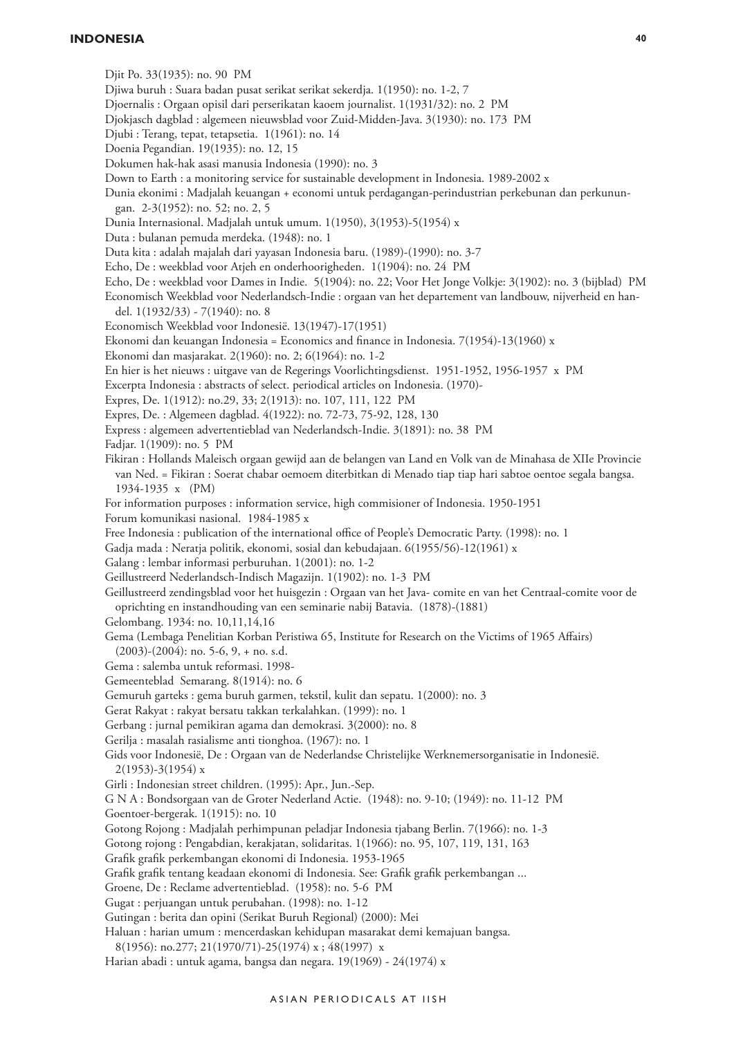Djit Po. 33(1935): no. 90  PM

Djiwa buruh : Suara badan pusat serikat serikat sekerdja. 1(1950): no. 1-2, 7

Djoernalis : Orgaan opisil dari perserikatan kaoem journalist. 1(1931/32): no. 2  PM

Djokjasch dagblad : algemeen nieuwsblad voor Zuid-Midden-Java. 3(1930): no. 173  PM

Djubi : Terang, tepat, tetapsetia.  1(1961): no. 14

Doenia Pegandian. 19(1935): no. 12, 15

Dokumen hak-hak asasi manusia Indonesia (1990): no. 3

Down to Earth : a monitoring service for sustainable development in Indonesia. 1989-2002 x

Dunia ekonimi : Madjalah keuangan + economi untuk perdagangan-perindustrian perkebunan dan perkunungan.  2-3(1952): no. 52; no. 2, 5

Dunia Internasional. Madjalah untuk umum. 1(1950), 3(1953)-5(1954) x

Duta : bulanan pemuda merdeka. (1948): no. 1

Duta kita : adalah majalah dari yayasan Indonesia baru. (1989)-(1990): no. 3-7

Echo, De : weekblad voor Atjeh en onderhoorigheden.  1(1904): no. 24  PM

Echo, De : weekblad voor Dames in Indie.  5(1904): no. 22; Voor Het Jonge Volkje: 3(1902): no. 3 (bijblad)  PM

Economisch Weekblad voor Nederlandsch-Indie : orgaan van het departement van landbouw, nijverheid en handel. 1(1932/33) - 7(1940): no. 8

Economisch Weekblad voor Indonesië. 13(1947)-17(1951)

Ekonomi dan keuangan Indonesia = Economics and finance in Indonesia. 7(1954)-13(1960) x

Ekonomi dan masjarakat. 2(1960): no. 2; 6(1964): no. 1-2

En hier is het nieuws : uitgave van de Regerings Voorlichtingsdienst.  1951-1952, 1956-1957  x  PM

Excerpta Indonesia : abstracts of select. periodical articles on Indonesia. (1970)-

Expres, De. 1(1912): no.29, 33; 2(1913): no. 107, 111, 122  PM

Expres, De. : Algemeen dagblad. 4(1922): no. 72-73, 75-92, 128, 130

Express : algemeen advertentieblad van Nederlandsch-Indie. 3(1891): no. 38  PM

Fadjar. 1(1909): no. 5  PM

Fikiran : Hollands Maleisch orgaan gewijd aan de belangen van Land en Volk van de Minahasa de XIIe Provincie van Ned. = Fikiran : Soerat chabar oemoem diterbitkan di Menado tiap tiap hari sabtoe oentoe segala bangsa.  1934-1935  x   (PM)

For information purposes : information service, high commisioner of Indonesia. 1950-1951

Forum komunikasi nasional.  1984-1985 x

Free Indonesia : publication of the international office of People's Democratic Party. (1998): no. 1

Gadja mada : Neratja politik, ekonomi, sosial dan kebudajaan. 6(1955/56)-12(1961) x

Galang : lembar informasi perburuhan. 1(2001): no. 1-2

Geillustreerd Nederlandsch-Indisch Magazijn. 1(1902): no. 1-3  PM

Geillustreerd zendingsblad voor het huisgezin : Orgaan van het Java- comite en van het Centraal-comite voor de oprichting en instandhouding van een seminarie nabij Batavia.  (1878)-(1881)

Gelombang. 1934: no. 10,11,14,16

Gema (Lembaga Penelitian Korban Peristiwa 65, Institute for Research on the Victims of 1965 Affairs) (2003)-(2004): no. 5-6, 9, + no. s.d.

Gema : salemba untuk reformasi. 1998-

Gemeenteblad  Semarang. 8(1914): no. 6

Gemuruh garteks : gema buruh garmen, tekstil, kulit dan sepatu. 1(2000): no. 3

Gerat Rakyat : rakyat bersatu takkan terkalahkan. (1999): no. 1

Gerbang : jurnal pemikiran agama dan demokrasi. 3(2000): no. 8

Gerilja : masalah rasialisme anti tionghoa. (1967): no. 1

Gids voor Indonesië, De : Orgaan van de Nederlandse Christelijke Werknemersorganisatie in Indonesië. 2(1953)-3(1954) x

Girli : Indonesian street children. (1995): Apr., Jun.-Sep.

G N A : Bondsorgaan van de Groter Nederland Actie.  (1948): no. 9-10; (1949): no. 11-12  PM

Goentoer-bergerak. 1(1915): no. 10

Gotong Rojong : Madjalah perhimpunan peladjar Indonesia tjabang Berlin. 7(1966): no. 1-3

Gotong rojong : Pengabdian, kerakjatan, solidaritas. 1(1966): no. 95, 107, 119, 131, 163

Grafik grafik perkembangan ekonomi di Indonesia. 1953-1965

Grafik grafik tentang keadaan ekonomi di Indonesia. See: Grafik grafik perkembangan ...

Groene, De : Reclame advertentieblad.  (1958): no. 5-6  PM

Gugat : perjuangan untuk perubahan. (1998): no. 1-12

Gutingan : berita dan opini (Serikat Buruh Regional) (2000): Mei

Haluan : harian umum : mencerdaskan kehidupan masarakat demi kemajuan bangsa. 8(1956): no.277; 21(1970/71)-25(1974) x ; 48(1997)  x

Harian abadi : untuk agama, bangsa dan negara. 19(1969) - 24(1974) x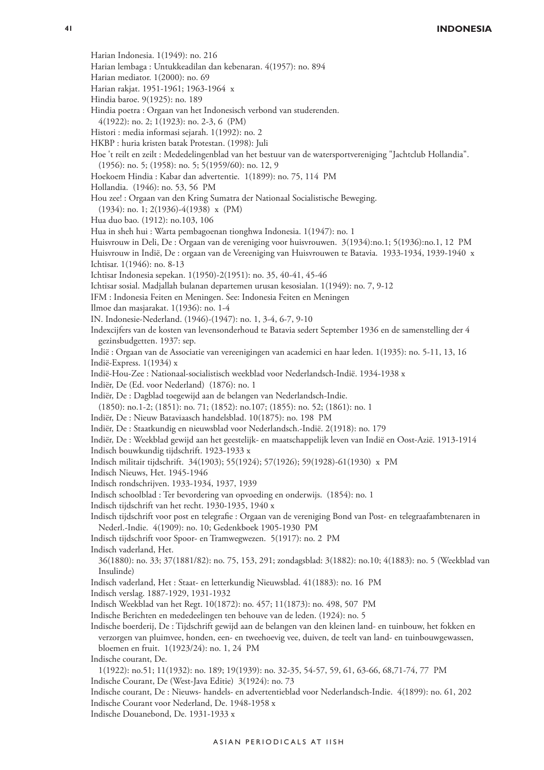Harian Indonesia. 1(1949): no. 216

Harian lembaga : Untukkeadilan dan kebenaran. 4(1957): no. 894

Harian mediator. 1(2000): no. 69

Harian rakjat. 1951-1961; 1963-1964 x

Hindia baroe. 9(1925): no. 189

Hindia poetra : Orgaan van het Indonesisch verbond van studerenden.
4(1922): no. 2; 1(1923): no. 2-3, 6 (PM)

Histori : media informasi sejarah. 1(1992): no. 2

HKBP : huria kristen batak Protestan. (1998): Juli

Hoe 't reilt en zeilt : Mededelingenblad van het bestuur van de watersportvereniging "Jachtclub Hollandia".
(1956): no. 5; (1958): no. 5; 5(1959/60): no. 12, 9

Hoekoem Hindia : Kabar dan advertentie. 1(1899): no. 75, 114 PM

Hollandia. (1946): no. 53, 56 PM

Hou zee! : Orgaan van den Kring Sumatra der Nationaal Socialistische Beweging.
(1934): no. 1; 2(1936)-4(1938) x (PM)

Hua duo bao. (1912): no.103, 106

Hua in sheh hui : Warta pembagoenan tionghwa Indonesia. 1(1947): no. 1

Huisvrouw in Deli, De : Orgaan van de vereniging voor huisvrouwen. 3(1934):no.1; 5(1936):no.1, 12 PM

Huisvrouw in Indië, De : orgaan van de Vereeniging van Huisvrouwen te Batavia. 1933-1934, 1939-1940 x

Ichtisar. 1(1946): no. 8-13

Ichtisar Indonesia sepekan. 1(1950)-2(1951): no. 35, 40-41, 45-46

Ichtisar sosial. Madjallah bulanan departemen urusan kesosialan. 1(1949): no. 7, 9-12

IFM : Indonesia Feiten en Meningen. See: Indonesia Feiten en Meningen

Ilmoe dan masjarakat. 1(1936): no. 1-4

IN. Indonesie-Nederland. (1946)-(1947): no. 1, 3-4, 6-7, 9-10

Indexcijfers van de kosten van levensonderhoud te Batavia sedert September 1936 en de samenstelling der 4 gezinsbudgetten. 1937: sep.

Indië : Orgaan van de Associatie van vereenigingen van academici en haar leden. 1(1935): no. 5-11, 13, 16

Indië-Express. 1(1934) x

Indië-Hou-Zee : Nationaal-socialistisch weekblad voor Nederlandsch-Indië. 1934-1938 x

Indiër, De (Ed. voor Nederland) (1876): no. 1

Indiër, De : Dagblad toegewijd aan de belangen van Nederlandsch-Indie.
(1850): no.1-2; (1851): no. 71; (1852): no.107; (1855): no. 52; (1861): no. 1

Indiër, De : Nieuw Bataviaasch handelsblad. 10(1875): no. 198 PM

Indiër, De : Staatkundig en nieuwsblad voor Nederlandsch.-Indië. 2(1918): no. 179

Indiër, De : Weekblad gewijd aan het geestelijk- en maatschappelijk leven van Indië en Oost-Azië. 1913-1914

Indisch bouwkundig tijdschrift. 1923-1933 x

Indisch militair tijdschrift. 34(1903); 55(1924); 57(1926); 59(1928)-61(1930) x PM

Indisch Nieuws, Het. 1945-1946

Indisch rondschrijven. 1933-1934, 1937, 1939

Indisch schoolblad : Ter bevordering van opvoeding en onderwijs. (1854): no. 1

Indisch tijdschrift van het recht. 1930-1935, 1940 x

Indisch tijdschrift voor post en telegrafie : Orgaan van de vereniging Bond van Post- en telegraafambtenaren in Nederl.-Indie. 4(1909): no. 10; Gedenkboek 1905-1930 PM

Indisch tijdschrift voor Spoor- en Tramwegwezen. 5(1917): no. 2 PM

Indisch vaderland, Het.
36(1880): no. 33; 37(1881/82): no. 75, 153, 291; zondagsblad: 3(1882): no.10; 4(1883): no. 5 (Weekblad van Insulinde)

Indisch vaderland, Het : Staat- en letterkundig Nieuwsblad. 41(1883): no. 16 PM

Indisch verslag. 1887-1929, 1931-1932

Indisch Weekblad van het Regt. 10(1872): no. 457; 11(1873): no. 498, 507 PM

Indische Berichten en mededeelingen ten behouve van de leden. (1924): no. 5

Indische boerderij, De : Tijdschrift gewijd aan de belangen van den kleinen land- en tuinbouw, het fokken en verzorgen van pluimvee, honden, een- en tweehoevig vee, duiven, de teelt van land- en tuinbouwgewassen, bloemen en fruit. 1(1923/24): no. 1, 24 PM

Indische courant, De.
1(1922): no.51; 11(1932): no. 189; 19(1939): no. 32-35, 54-57, 59, 61, 63-66, 68,71-74, 77 PM

Indische Courant, De (West-Java Editie) 3(1924): no. 73

Indische courant, De : Nieuws- handels- en advertentieblad voor Nederlandsch-Indie. 4(1899): no. 61, 202

Indische Courant voor Nederland, De. 1948-1958 x

Indische Douanebond, De. 1931-1933 x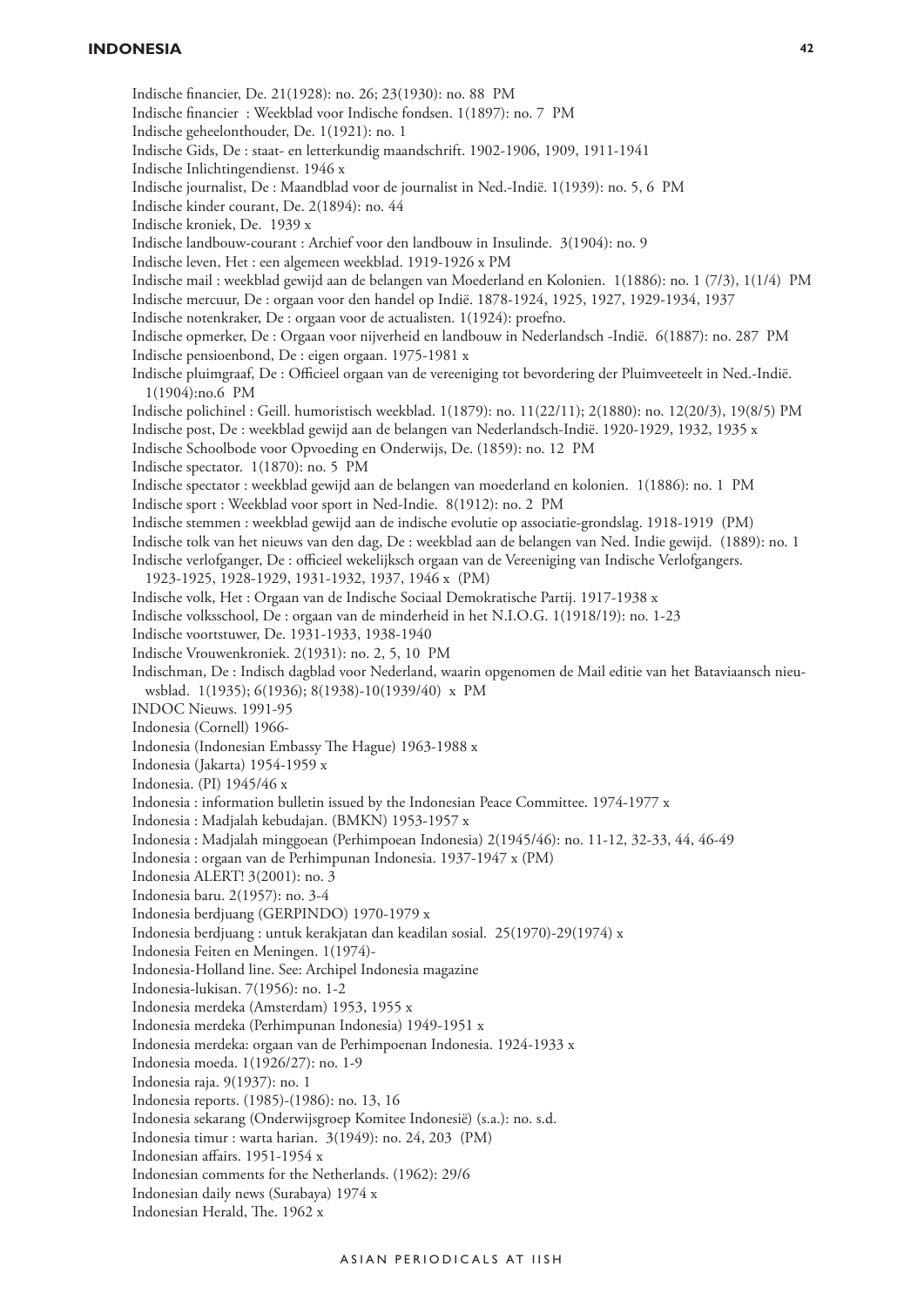Indische financier, De. 21(1928): no. 26; 23(1930): no. 88 PM
Indische financier : Weekblad voor Indische fondsen. 1(1897): no. 7 PM
Indische geheelonthouder, De. 1(1921): no. 1
Indische Gids, De : staat- en letterkundig maandschrift. 1902-1906, 1909, 1911-1941
Indische Inlichtingendienst. 1946 x
Indische journalist, De : Maandblad voor de journalist in Ned.-Indië. 1(1939): no. 5, 6 PM
Indische kinder courant, De. 2(1894): no. 44
Indische kroniek, De. 1939 x
Indische landbouw-courant : Archief voor den landbouw in Insulinde. 3(1904): no. 9
Indische leven, Het : een algemeen weekblad. 1919-1926 x PM
Indische mail : weekblad gewijd aan de belangen van Moederland en Kolonien. 1(1886): no. 1 (7/3), 1(1/4) PM
Indische mercuur, De : orgaan voor den handel op Indië. 1878-1924, 1925, 1927, 1929-1934, 1937
Indische notenkraker, De : orgaan voor de actualisten. 1(1924): proefno.
Indische opmerker, De : Orgaan voor nijverheid en landbouw in Nederlandsch -Indië. 6(1887): no. 287 PM
Indische pensioenbond, De : eigen orgaan. 1975-1981 x
Indische pluimgraaf, De : Officieel orgaan van de vereeniging tot bevordering der Pluimveeteelt in Ned.-Indië. 1(1904):no.6 PM
Indische polichinel : Geill. humoristisch weekblad. 1(1879): no. 11(22/11); 2(1880): no. 12(20/3), 19(8/5) PM
Indische post, De : weekblad gewijd aan de belangen van Nederlandsch-Indië. 1920-1929, 1932, 1935 x
Indische Schoolbode voor Opvoeding en Onderwijs, De. (1859): no. 12 PM
Indische spectator. 1(1870): no. 5 PM
Indische spectator : weekblad gewijd aan de belangen van moederland en kolonien. 1(1886): no. 1 PM
Indische sport : Weekblad voor sport in Ned-Indie. 8(1912): no. 2 PM
Indische stemmen : weekblad gewijd aan de indische evolutie op associatie-grondslag. 1918-1919 (PM)
Indische tolk van het nieuws van den dag, De : weekblad aan de belangen van Ned. Indie gewijd. (1889): no. 1
Indische verlofganger, De : officieel wekelijksch orgaan van de Vereeniging van Indische Verlofgangers. 1923-1925, 1928-1929, 1931-1932, 1937, 1946 x (PM)
Indische volk, Het : Orgaan van de Indische Sociaal Demokratische Partij. 1917-1938 x
Indische volksschool, De : orgaan van de minderheid in het N.I.O.G. 1(1918/19): no. 1-23
Indische voortstuwer, De. 1931-1933, 1938-1940
Indische Vrouwenkroniek. 2(1931): no. 2, 5, 10 PM
Indischman, De : Indisch dagblad voor Nederland, waarin opgenomen de Mail editie van het Bataviaansch nieuwsblad. 1(1935); 6(1936); 8(1938)-10(1939/40) x PM
INDOC Nieuws. 1991-95
Indonesia (Cornell) 1966-
Indonesia (Indonesian Embassy The Hague) 1963-1988 x
Indonesia (Jakarta) 1954-1959 x
Indonesia. (PI) 1945/46 x
Indonesia : information bulletin issued by the Indonesian Peace Committee. 1974-1977 x
Indonesia : Madjalah kebudajan. (BMKN) 1953-1957 x
Indonesia : Madjalah minggoean (Perhimpoean Indonesia) 2(1945/46): no. 11-12, 32-33, 44, 46-49
Indonesia : orgaan van de Perhimpunan Indonesia. 1937-1947 x (PM)
Indonesia ALERT! 3(2001): no. 3
Indonesia baru. 2(1957): no. 3-4
Indonesia berdjuang (GERPINDO) 1970-1979 x
Indonesia berdjuang : untuk kerakjatan dan keadilan sosial. 25(1970)-29(1974) x
Indonesia Feiten en Meningen. 1(1974)-
Indonesia-Holland line. See: Archipel Indonesia magazine
Indonesia-lukisan. 7(1956): no. 1-2
Indonesia merdeka (Amsterdam) 1953, 1955 x
Indonesia merdeka (Perhimpunan Indonesia) 1949-1951 x
Indonesia merdeka: orgaan van de Perhimpoenan Indonesia. 1924-1933 x
Indonesia moeda. 1(1926/27): no. 1-9
Indonesia raja. 9(1937): no. 1
Indonesia reports. (1985)-(1986): no. 13, 16
Indonesia sekarang (Onderwijsgroep Komitee Indonesië) (s.a.): no. s.d.
Indonesia timur : warta harian. 3(1949): no. 24, 203 (PM)
Indonesian affairs. 1951-1954 x
Indonesian comments for the Netherlands. (1962): 29/6
Indonesian daily news (Surabaya) 1974 x
Indonesian Herald, The. 1962 x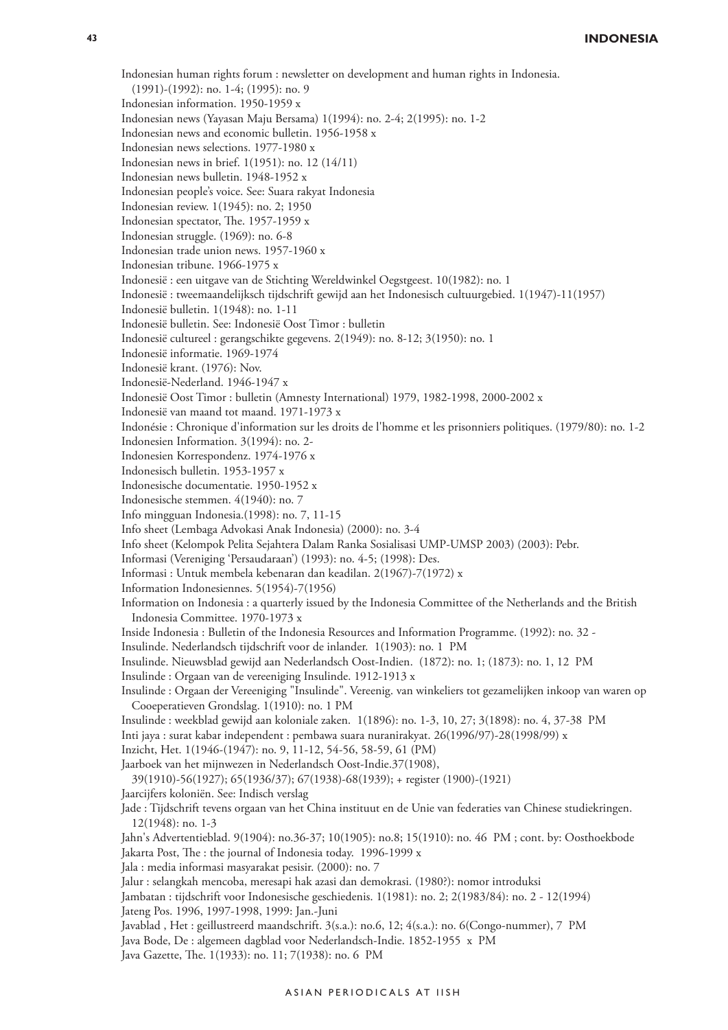Indonesian human rights forum : newsletter on development and human rights in Indonesia. (1991)-(1992): no. 1-4; (1995): no. 9
Indonesian information. 1950-1959 x
Indonesian news (Yayasan Maju Bersama) 1(1994): no. 2-4; 2(1995): no. 1-2
Indonesian news and economic bulletin. 1956-1958 x
Indonesian news selections. 1977-1980 x
Indonesian news in brief. 1(1951): no. 12 (14/11)
Indonesian news bulletin. 1948-1952 x
Indonesian people's voice. See: Suara rakyat Indonesia
Indonesian review. 1(1945): no. 2; 1950
Indonesian spectator, The. 1957-1959 x
Indonesian struggle. (1969): no. 6-8
Indonesian trade union news. 1957-1960 x
Indonesian tribune. 1966-1975 x
Indonesië : een uitgave van de Stichting Wereldwinkel Oegstgeest. 10(1982): no. 1
Indonesië : tweemaandelijksch tijdschrift gewijd aan het Indonesisch cultuurgebied. 1(1947)-11(1957)
Indonesië bulletin. 1(1948): no. 1-11
Indonesië bulletin. See: Indonesië Oost Timor : bulletin
Indonesië cultureel : gerangschikte gegevens. 2(1949): no. 8-12; 3(1950): no. 1
Indonesië informatie. 1969-1974
Indonesië krant. (1976): Nov.
Indonesië-Nederland. 1946-1947 x
Indonesië Oost Timor : bulletin (Amnesty International) 1979, 1982-1998, 2000-2002 x
Indonesië van maand tot maand. 1971-1973 x
Indonésie : Chronique d'information sur les droits de l'homme et les prisonniers politiques. (1979/80): no. 1-2
Indonesien Information. 3(1994): no. 2-
Indonesien Korrespondenz. 1974-1976 x
Indonesisch bulletin. 1953-1957 x
Indonesische documentatie. 1950-1952 x
Indonesische stemmen. 4(1940): no. 7
Info mingguan Indonesia.(1998): no. 7, 11-15
Info sheet (Lembaga Advokasi Anak Indonesia) (2000): no. 3-4
Info sheet (Kelompok Pelita Sejahtera Dalam Ranka Sosialisasi UMP-UMSP 2003) (2003): Pebr.
Informasi (Vereniging 'Persaudaraan') (1993): no. 4-5; (1998): Des.
Informasi : Untuk membela kebenaran dan keadilan. 2(1967)-7(1972) x
Information Indonesiennes. 5(1954)-7(1956)
Information on Indonesia : a quarterly issued by the Indonesia Committee of the Netherlands and the British Indonesia Committee. 1970-1973 x
Inside Indonesia : Bulletin of the Indonesia Resources and Information Programme. (1992): no. 32 -
Insulinde. Nederlandsch tijdschrift voor de inlander. 1(1903): no. 1 PM
Insulinde. Nieuwsblad gewijd aan Nederlandsch Oost-Indien. (1872): no. 1; (1873): no. 1, 12 PM
Insulinde : Orgaan van de vereeniging Insulinde. 1912-1913 x
Insulinde : Orgaan der Vereeniging "Insulinde". Vereenig. van winkeliers tot gezamelijken inkoop van waren op Cooeperatieven Grondslag. 1(1910): no. 1 PM
Insulinde : weekblad gewijd aan koloniale zaken. 1(1896): no. 1-3, 10, 27; 3(1898): no. 4, 37-38 PM
Inti jaya : surat kabar independent : pembawa suara nuranirakyat. 26(1996/97)-28(1998/99) x
Inzicht, Het. 1(1946-(1947): no. 9, 11-12, 54-56, 58-59, 61 (PM)
Jaarboek van het mijnwezen in Nederlandsch Oost-Indie.37(1908), 39(1910)-56(1927); 65(1936/37); 67(1938)-68(1939); + register (1900)-(1921)
Jaarcijfers koloniën. See: Indisch verslag
Jade : Tijdschrift tevens orgaan van het China instituut en de Unie van federaties van Chinese studiekringen. 12(1948): no. 1-3
Jahn's Advertentieblad. 9(1904): no.36-37; 10(1905): no.8; 15(1910): no. 46 PM ; cont. by: Oosthoekbode
Jakarta Post, The : the journal of Indonesia today. 1996-1999 x
Jala : media informasi masyarakat pesisir. (2000): no. 7
Jalur : selangkah mencoba, meresapi hak azasi dan demokrasi. (1980?): nomor introduksi
Jambatan : tijdschrift voor Indonesische geschiedenis. 1(1981): no. 2; 2(1983/84): no. 2 - 12(1994)
Jateng Pos. 1996, 1997-1998, 1999: Jan.-Juni
Javablad , Het : geillustreerd maandschrift. 3(s.a.): no.6, 12; 4(s.a.): no. 6(Congo-nummer), 7 PM
Java Bode, De : algemeen dagblad voor Nederlandsch-Indie. 1852-1955 x PM
Java Gazette, The. 1(1933): no. 11; 7(1938): no. 6 PM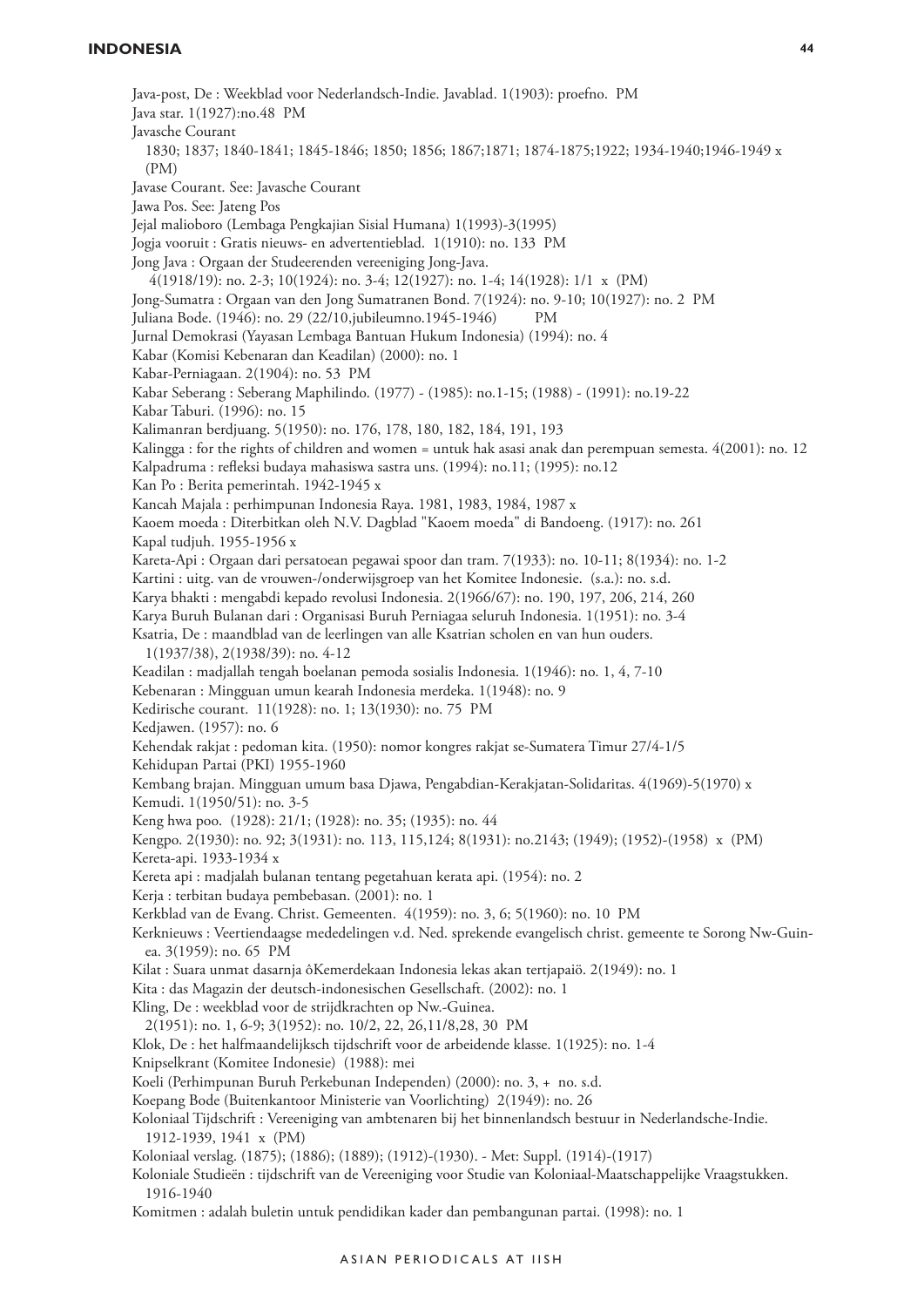Java-post, De : Weekblad voor Nederlandsch-Indie. Javablad. 1(1903): proefno. PM
Java star. 1(1927):no.48 PM
Javasche Courant
1830; 1837; 1840-1841; 1845-1846; 1850; 1856; 1867;1871; 1874-1875;1922; 1934-1940;1946-1949 x (PM)
Javase Courant. See: Javasche Courant
Jawa Pos. See: Jateng Pos
Jejal malioboro (Lembaga Pengkajian Sisial Humana) 1(1993)-3(1995)
Jogja vooruit : Gratis nieuws- en advertentieblad. 1(1910): no. 133 PM
Jong Java : Orgaan der Studeerenden vereeniging Jong-Java.
4(1918/19): no. 2-3; 10(1924): no. 3-4; 12(1927): no. 1-4; 14(1928): 1/1 x (PM)
Jong-Sumatra : Orgaan van den Jong Sumatranen Bond. 7(1924): no. 9-10; 10(1927): no. 2 PM
Juliana Bode. (1946): no. 29 (22/10,jubileumno.1945-1946) PM
Jurnal Demokrasi (Yayasan Lembaga Bantuan Hukum Indonesia) (1994): no. 4
Kabar (Komisi Kebenaran dan Keadilan) (2000): no. 1
Kabar-Perniagaan. 2(1904): no. 53 PM
Kabar Seberang : Seberang Maphilindo. (1977) - (1985): no.1-15; (1988) - (1991): no.19-22
Kabar Taburi. (1996): no. 15
Kalimanran berdjuang. 5(1950): no. 176, 178, 180, 182, 184, 191, 193
Kalingga : for the rights of children and women = untuk hak asasi anak dan perempuan semesta. 4(2001): no. 12
Kalpadruma : refleksi budaya mahasiswa sastra uns. (1994): no.11; (1995): no.12
Kan Po : Berita pemerintah. 1942-1945 x
Kancah Majala : perhimpunan Indonesia Raya. 1981, 1983, 1984, 1987 x
Kaoem moeda : Diterbitkan oleh N.V. Dagblad "Kaoem moeda" di Bandoeng. (1917): no. 261
Kapal tudjuh. 1955-1956 x
Kareta-Api : Orgaan dari persatoean pegawai spoor dan tram. 7(1933): no. 10-11; 8(1934): no. 1-2
Kartini : uitg. van de vrouwen-/onderwijsgroep van het Komitee Indonesie. (s.a.): no. s.d.
Karya bhakti : mengabdi kepado revolusi Indonesia. 2(1966/67): no. 190, 197, 206, 214, 260
Karya Buruh Bulanan dari : Organisasi Buruh Perniagaa seluruh Indonesia. 1(1951): no. 3-4
Ksatria, De : maandblad van de leerlingen van alle Ksatrian scholen en van hun ouders.
1(1937/38), 2(1938/39): no. 4-12
Keadilan : madjallah tengah boelanan pemoda sosialis Indonesia. 1(1946): no. 1, 4, 7-10
Kebenaran : Mingguan umun kearah Indonesia merdeka. 1(1948): no. 9
Kedirische courant. 11(1928): no. 1; 13(1930): no. 75 PM
Kedjawen. (1957): no. 6
Kehendak rakjat : pedoman kita. (1950): nomor kongres rakjat se-Sumatera Timur 27/4-1/5
Kehidupan Partai (PKI) 1955-1960
Kembang brajan. Mingguan umum basa Djawa, Pengabdian-Kerakjatan-Solidaritas. 4(1969)-5(1970) x
Kemudi. 1(1950/51): no. 3-5
Keng hwa poo. (1928): 21/1; (1928): no. 35; (1935): no. 44
Kengpo. 2(1930): no. 92; 3(1931): no. 113, 115,124; 8(1931): no.2143; (1949); (1952)-(1958) x (PM)
Kereta-api. 1933-1934 x
Kereta api : madjalah bulanan tentang pegetahuan kerata api. (1954): no. 2
Kerja : terbitan budaya pembebasan. (2001): no. 1
Kerkblad van de Evang. Christ. Gemeenten. 4(1959): no. 3, 6; 5(1960): no. 10 PM
Kerknieuws : Veertiendaagse mededelingen v.d. Ned. sprekende evangelisch christ. gemeente te Sorong Nw-Guinea. 3(1959): no. 65 PM
Kilat : Suara unmat dasarnja ôKemerdekaan Indonesia lekas akan tertjapaiö. 2(1949): no. 1
Kita : das Magazin der deutsch-indonesischen Gesellschaft. (2002): no. 1
Kling, De : weekblad voor de strijdkrachten op Nw.-Guinea.
2(1951): no. 1, 6-9; 3(1952): no. 10/2, 22, 26,11/8,28, 30 PM
Klok, De : het halfmaandelijksch tijdschrift voor de arbeidende klasse. 1(1925): no. 1-4
Knipselkrant (Komitee Indonesie) (1988): mei
Koeli (Perhimpunan Buruh Perkebunan Independen) (2000): no. 3, + no. s.d.
Koepang Bode (Buitenkantoor Ministerie van Voorlichting) 2(1949): no. 26
Koloniaal Tijdschrift : Vereeniging van ambtenaren bij het binnenlandsch bestuur in Nederlandsche-Indie.
1912-1939, 1941 x (PM)
Koloniaal verslag. (1875); (1886); (1889); (1912)-(1930). - Met: Suppl. (1914)-(1917)
Koloniale Studieën : tijdschrift van de Vereeniging voor Studie van Koloniaal-Maatschappelijke Vraagstukken.
1916-1940
Komitmen : adalah buletin untuk pendidikan kader dan pembangunan partai. (1998): no. 1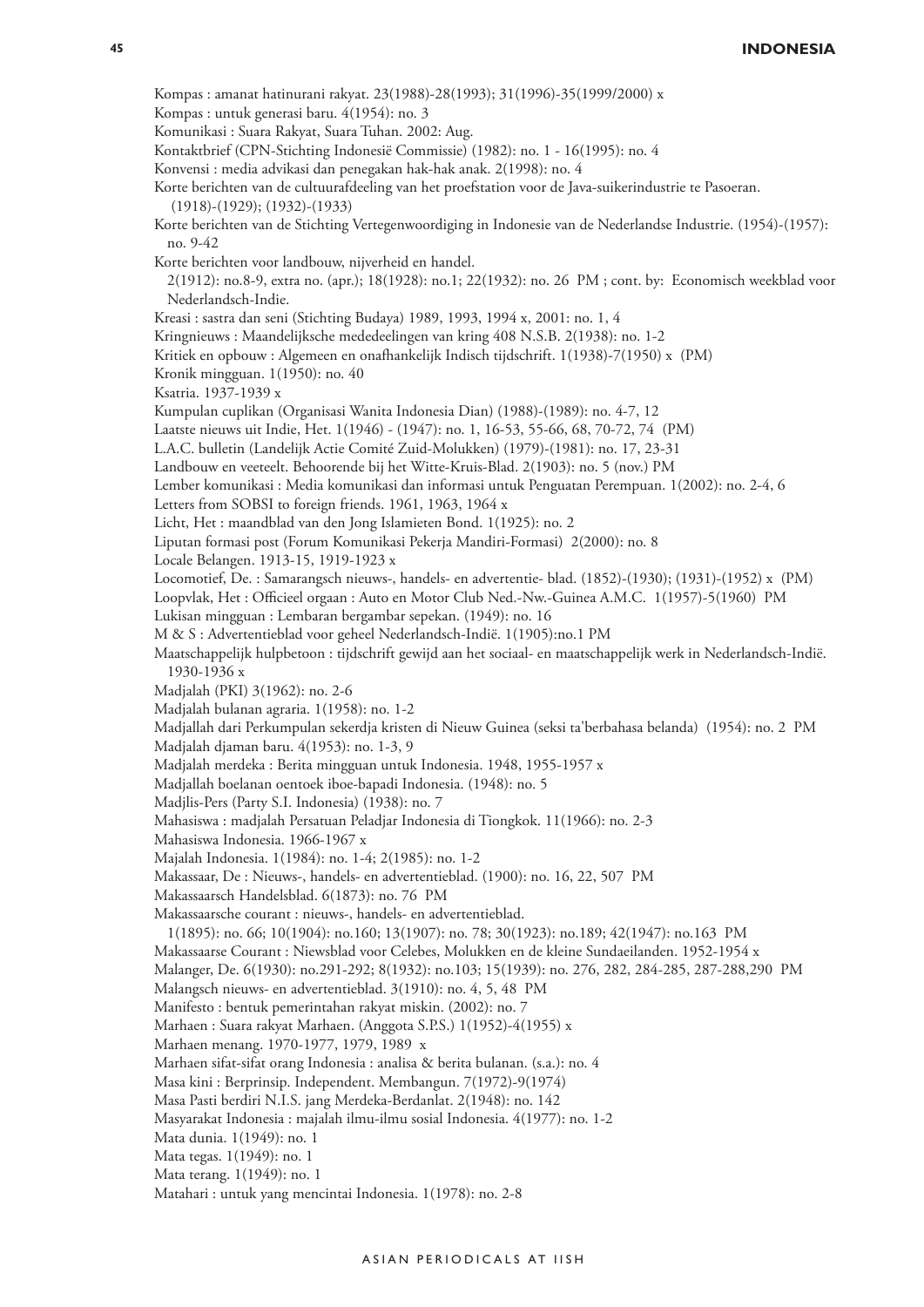Kompas : amanat hatinurani rakyat. 23(1988)-28(1993); 31(1996)-35(1999/2000) x
Kompas : untuk generasi baru. 4(1954): no. 3
Komunikasi : Suara Rakyat, Suara Tuhan. 2002: Aug.
Kontaktbrief (CPN-Stichting Indonesië Commissie) (1982): no. 1 - 16(1995): no. 4
Konvensi : media advikasi dan penegakan hak-hak anak. 2(1998): no. 4
Korte berichten van de cultuurafdeeling van het proefstation voor de Java-suikerindustrie te Pasoeran. (1918)-(1929); (1932)-(1933)
Korte berichten van de Stichting Vertegenwoordiging in Indonesie van de Nederlandse Industrie. (1954)-(1957): no. 9-42
Korte berichten voor landbouw, nijverheid en handel. 2(1912): no.8-9, extra no. (apr.); 18(1928): no.1; 22(1932): no. 26 PM ; cont. by: Economisch weekblad voor Nederlandsch-Indie.
Kreasi : sastra dan seni (Stichting Budaya) 1989, 1993, 1994 x, 2001: no. 1, 4
Kringnieuws : Maandelijksche mededeelingen van kring 408 N.S.B. 2(1938): no. 1-2
Kritiek en opbouw : Algemeen en onafhankelijk Indisch tijdschrift. 1(1938)-7(1950) x (PM)
Kronik mingguan. 1(1950): no. 40
Ksatria. 1937-1939 x
Kumpulan cuplikan (Organisasi Wanita Indonesia Dian) (1988)-(1989): no. 4-7, 12
Laatste nieuws uit Indie, Het. 1(1946) - (1947): no. 1, 16-53, 55-66, 68, 70-72, 74 (PM)
L.A.C. bulletin (Landelijk Actie Comité Zuid-Molukken) (1979)-(1981): no. 17, 23-31
Landbouw en veeteelt. Behoorende bij het Witte-Kruis-Blad. 2(1903): no. 5 (nov.) PM
Lember komunikasi : Media komunikasi dan informasi untuk Penguatan Perempuan. 1(2002): no. 2-4, 6
Letters from SOBSI to foreign friends. 1961, 1963, 1964 x
Licht, Het : maandblad van den Jong Islamieten Bond. 1(1925): no. 2
Liputan formasi post (Forum Komunikasi Pekerja Mandiri-Formasi) 2(2000): no. 8
Locale Belangen. 1913-15, 1919-1923 x
Locomotief, De. : Samarangsch nieuws-, handels- en advertentie- blad. (1852)-(1930); (1931)-(1952) x (PM)
Loopvlak, Het : Officieel orgaan : Auto en Motor Club Ned.-Nw.-Guinea A.M.C. 1(1957)-5(1960) PM
Lukisan mingguan : Lembaran bergambar sepekan. (1949): no. 16
M & S : Advertentieblad voor geheel Nederlandsch-Indië. 1(1905):no.1 PM
Maatschappelijk hulpbetoon : tijdschrift gewijd aan het sociaal- en maatschappelijk werk in Nederlandsch-Indië. 1930-1936 x
Madjalah (PKI) 3(1962): no. 2-6
Madjalah bulanan agraria. 1(1958): no. 1-2
Madjallah dari Perkumpulan sekerdja kristen di Nieuw Guinea (seksi ta'berbahasa belanda) (1954): no. 2 PM
Madjalah djaman baru. 4(1953): no. 1-3, 9
Madjalah merdeka : Berita mingguan untuk Indonesia. 1948, 1955-1957 x
Madjallah boelanan oentoek iboe-bapadi Indonesia. (1948): no. 5
Madjlis-Pers (Party S.I. Indonesia) (1938): no. 7
Mahasiswa : madjalah Persatuan Peladjar Indonesia di Tiongkok. 11(1966): no. 2-3
Mahasiswa Indonesia. 1966-1967 x
Majalah Indonesia. 1(1984): no. 1-4; 2(1985): no. 1-2
Makassaar, De : Nieuws-, handels- en advertentieblad. (1900): no. 16, 22, 507 PM
Makassaarsch Handelsblad. 6(1873): no. 76 PM
Makassaarsche courant : nieuws-, handels- en advertentieblad. 1(1895): no. 66; 10(1904): no.160; 13(1907): no. 78; 30(1923): no.189; 42(1947): no.163 PM
Makassaarse Courant : Niewsblad voor Celebes, Molukken en de kleine Sundaeilanden. 1952-1954 x
Malanger, De. 6(1930): no.291-292; 8(1932): no.103; 15(1939): no. 276, 282, 284-285, 287-288,290 PM
Malangsch nieuws- en advertentieblad. 3(1910): no. 4, 5, 48 PM
Manifesto : bentuk pemerintahan rakyat miskin. (2002): no. 7
Marhaen : Suara rakyat Marhaen. (Anggota S.P.S.) 1(1952)-4(1955) x
Marhaen menang. 1970-1977, 1979, 1989 x
Marhaen sifat-sifat orang Indonesia : analisa & berita bulanan. (s.a.): no. 4
Masa kini : Berprinsip. Independent. Membangun. 7(1972)-9(1974)
Masa Pasti berdiri N.I.S. jang Merdeka-Berdanlat. 2(1948): no. 142
Masyarakat Indonesia : majalah ilmu-ilmu sosial Indonesia. 4(1977): no. 1-2
Mata dunia. 1(1949): no. 1
Mata tegas. 1(1949): no. 1
Mata terang. 1(1949): no. 1
Matahari : untuk yang mencintai Indonesia. 1(1978): no. 2-8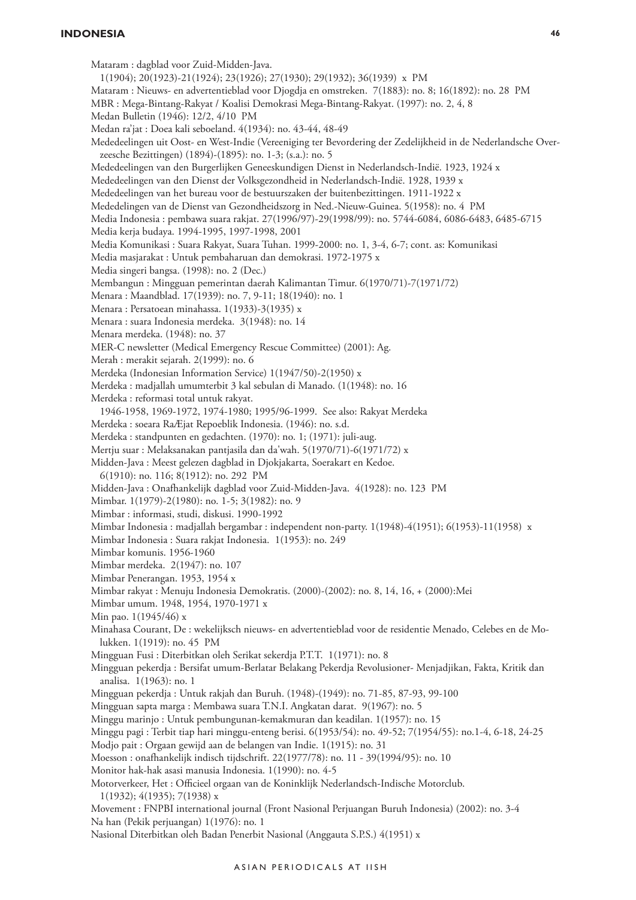Mataram : dagblad voor Zuid-Midden-Java.
1(1904); 20(1923)-21(1924); 23(1926); 27(1930); 29(1932); 36(1939) x PM

Mataram : Nieuws- en advertentieblad voor Djogdja en omstreken. 7(1883): no. 8; 16(1892): no. 28 PM

MBR : Mega-Bintang-Rakyat / Koalisi Demokrasi Mega-Bintang-Rakyat. (1997): no. 2, 4, 8

Medan Bulletin (1946): 12/2, 4/10 PM

Medan ra'jat : Doea kali seboeland. 4(1934): no. 43-44, 48-49

Mededeelingen uit Oost- en West-Indie (Vereeniging ter Bevordering der Zedelijkheid in de Nederlandsche Overzeesche Bezittingen) (1894)-(1895): no. 1-3; (s.a.): no. 5

Mededeelingen van den Burgerlijken Geneeskundigen Dienst in Nederlandsch-Indië. 1923, 1924 x

Mededeelingen van den Dienst der Volksgezondheid in Nederlandsch-Indië. 1928, 1939 x

Mededeelingen van het bureau voor de bestuurszaken der buitenbezittingen. 1911-1922 x

Mededelingen van de Dienst van Gezondheidszorg in Ned.-Nieuw-Guinea. 5(1958): no. 4 PM

Media Indonesia : pembawa suara rakjat. 27(1996/97)-29(1998/99): no. 5744-6084, 6086-6483, 6485-6715

Media kerja budaya. 1994-1995, 1997-1998, 2001

Media Komunikasi : Suara Rakyat, Suara Tuhan. 1999-2000: no. 1, 3-4, 6-7; cont. as: Komunikasi

Media masjarakat : Untuk pembaharuan dan demokrasi. 1972-1975 x

Media singeri bangsa. (1998): no. 2 (Dec.)

Membangun : Mingguan pemerintan daerah Kalimantan Timur. 6(1970/71)-7(1971/72)

Menara : Maandblad. 17(1939): no. 7, 9-11; 18(1940): no. 1

Menara : Persatoean minahassa. 1(1933)-3(1935) x

Menara : suara Indonesia merdeka. 3(1948): no. 14

Menara merdeka. (1948): no. 37

MER-C newsletter (Medical Emergency Rescue Committee) (2001): Ag.

Merah : merakit sejarah. 2(1999): no. 6

Merdeka (Indonesian Information Service) 1(1947/50)-2(1950) x

Merdeka : madjallah umumterbit 3 kal sebulan di Manado. (1(1948): no. 16

Merdeka : reformasi total untuk rakyat.
1946-1958, 1969-1972, 1974-1980; 1995/96-1999. See also: Rakyat Merdeka

Merdeka : soeara RaÆjat Repoeblik Indonesia. (1946): no. s.d.

Merdeka : standpunten en gedachten. (1970): no. 1; (1971): juli-aug.

Mertju suar : Melaksanakan pantjasila dan da'wah. 5(1970/71)-6(1971/72) x

Midden-Java : Meest gelezen dagblad in Djokjakarta, Soerakart en Kedoe.
6(1910): no. 116; 8(1912): no. 292 PM

Midden-Java : Onafhankelijk dagblad voor Zuid-Midden-Java. 4(1928): no. 123 PM

Mimbar. 1(1979)-2(1980): no. 1-5; 3(1982): no. 9

Mimbar : informasi, studi, diskusi. 1990-1992

Mimbar Indonesia : madjallah bergambar : independent non-party. 1(1948)-4(1951); 6(1953)-11(1958) x

Mimbar Indonesia : Suara rakjat Indonesia. 1(1953): no. 249

Mimbar komunis. 1956-1960

Mimbar merdeka. 2(1947): no. 107

Mimbar Penerangan. 1953, 1954 x

Mimbar rakyat : Menuju Indonesia Demokratis. (2000)-(2002): no. 8, 14, 16, + (2000):Mei

Mimbar umum. 1948, 1954, 1970-1971 x

Min pao. 1(1945/46) x

Minahasa Courant, De : wekelijksch nieuws- en advertentieblad voor de residentie Menado, Celebes en de Molukken. 1(1919): no. 45 PM

Mingguan Fusi : Diterbitkan oleh Serikat sekerdja P.T.T. 1(1971): no. 8

Mingguan pekerdja : Bersifat umum-Berlatar Belakang Pekerdja Revolusioner- Menjadjikan, Fakta, Kritik dan analisa. 1(1963): no. 1

Mingguan pekerdja : Untuk rakjah dan Buruh. (1948)-(1949): no. 71-85, 87-93, 99-100

Mingguan sapta marga : Membawa suara T.N.I. Angkatan darat. 9(1967): no. 5

Minggu marinjo : Untuk pembungunan-kemakmuran dan keadilan. 1(1957): no. 15

Minggu pagi : Terbit tiap hari minggu-enteng berisi. 6(1953/54): no. 49-52; 7(1954/55): no.1-4, 6-18, 24-25

Modjo pait : Orgaan gewijd aan de belangen van Indie. 1(1915): no. 31

Moesson : onafhankelijk indisch tijdschrift. 22(1977/78): no. 11 - 39(1994/95): no. 10

Monitor hak-hak asasi manusia Indonesia. 1(1990): no. 4-5

Motorverkeer, Het : Officieel orgaan van de Koninklijk Nederlandsch-Indische Motorclub.
1(1932); 4(1935); 7(1938) x

Movement : FNPBI international journal (Front Nasional Perjuangan Buruh Indonesia) (2002): no. 3-4

Na han (Pekik perjuangan) 1(1976): no. 1

Nasional Diterbitkan oleh Badan Penerbit Nasional (Anggauta S.P.S.) 4(1951) x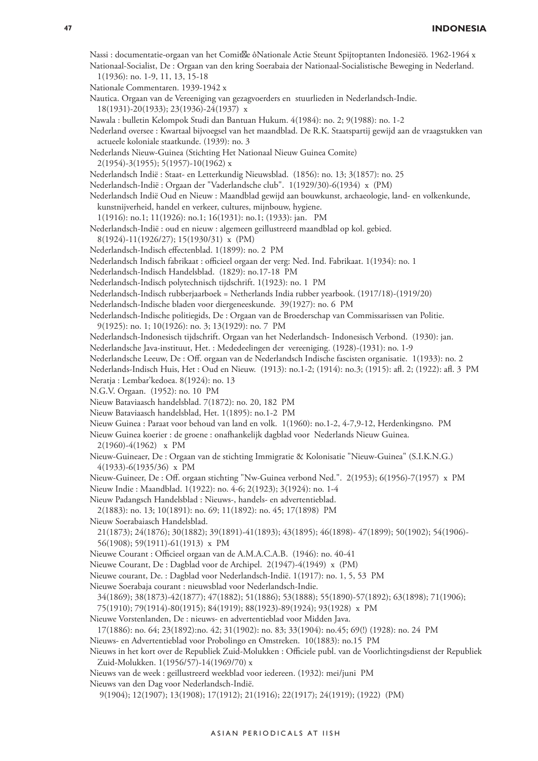Nassi : documentatie-orgaan van het Comit�e ôNationale Actie Steunt Spijtoptanten Indonesiëö. 1962-1964 x

Nationaal-Socialist, De : Orgaan van den kring Soerabaia der Nationaal-Socialistische Beweging in Nederland.
1(1936): no. 1-9, 11, 13, 15-18

Nationale Commentaren. 1939-1942 x

Nautica. Orgaan van de Vereeniging van gezagvoerders en stuurlieden in Nederlandsch-Indie.
18(1931)-20(1933); 23(1936)-24(1937) x

Nawala : bulletin Kelompok Studi dan Bantuan Hukum. 4(1984): no. 2; 9(1988): no. 1-2

Nederland oversee : Kwartaal bijvoegsel van het maandblad. De R.K. Staatspartij gewijd aan de vraagstukken van actueele koloniale staatkunde. (1939): no. 3

Nederlands Nieuw-Guinea (Stichting Het Nationaal Nieuw Guinea Comite)
2(1954)-3(1955); 5(1957)-10(1962) x

Nederlandsch Indië : Staat- en Letterkundig Nieuwsblad. (1856): no. 13; 3(1857): no. 25

Nederlandsch-Indië : Orgaan der "Vaderlandsche club". 1(1929/30)-6(1934) x (PM)

Nederlandsch Indië Oud en Nieuw : Maandblad gewijd aan bouwkunst, archaeologie, land- en volkenkunde, kunstnijverheid, handel en verkeer, cultures, mijnbouw, hygiene.
1(1916): no.1; 11(1926): no.1; 16(1931): no.1; (1933): jan. PM

Nederlandsch-Indië : oud en nieuw : algemeen geillustreerd maandblad op kol. gebied.
8(1924)-11(1926/27); 15(1930/31) x (PM)

Nederlandsch-Indisch effectenblad. 1(1899): no. 2 PM

Nederlandsch Indisch fabrikaat : officieel orgaan der verg: Ned. Ind. Fabrikaat. 1(1934): no. 1

Nederlandsch-Indisch Handelsblad. (1829): no.17-18 PM

Nederlandsch-Indisch polytechnisch tijdschrift. 1(1923): no. 1 PM

Nederlandsch-Indisch rubberjaarboek = Netherlands India rubber yearbook. (1917/18)-(1919/20)

Nederlandsch-Indische bladen voor diergeneeskunde. 39(1927): no. 6 PM

Nederlandsch-Indische politiegids, De : Orgaan van de Broederschap van Commissarissen van Politie.
9(1925): no. 1; 10(1926): no. 3; 13(1929): no. 7 PM

Nederlandsch-Indonesisch tijdschrift. Orgaan van het Nederlandsch- Indonesisch Verbond. (1930): jan.

Nederlandsche Java-instituut, Het. : Mededeelingen der vereeniging. (1928)-(1931): no. 1-9

Nederlandsche Leeuw, De : Off. orgaan van de Nederlandsch Indische fascisten organisatie. 1(1933): no. 2

Nederlands-Indisch Huis, Het : Oud en Nieuw. (1913): no.1-2; (1914): no.3; (1915): afl. 2; (1922): afl. 3 PM

Neratja : Lembar'kedoea. 8(1924): no. 13

N.G.V. Orgaan. (1952): no. 10 PM

Nieuw Bataviaasch handelsblad. 7(1872): no. 20, 182 PM

Nieuw Bataviaasch handelsblad, Het. 1(1895): no.1-2 PM

Nieuw Guinea : Paraat voor behoud van land en volk. 1(1960): no.1-2, 4-7,9-12, Herdenkingsno. PM

Nieuw Guinea koerier : de groene : onafhankelijk dagblad voor Nederlands Nieuw Guinea.
2(1960)-4(1962) x PM

Nieuw-Guineaer, De : Orgaan van de stichting Immigratie & Kolonisatie "Nieuw-Guinea" (S.I.K.N.G.)
4(1933)-6(1935/36) x PM

Nieuw-Guineer, De : Off. orgaan stichting "Nw-Guinea verbond Ned.". 2(1953); 6(1956)-7(1957) x PM

Nieuw Indie : Maandblad. 1(1922): no. 4-6; 2(1923); 3(1924): no. 1-4

Nieuw Padangsch Handelsblad : Nieuws-, handels- en advertentieblad.
2(1883): no. 13; 10(1891): no. 69; 11(1892): no. 45; 17(1898) PM

Nieuw Soerabaiasch Handelsblad.
21(1873); 24(1876); 30(1882); 39(1891)-41(1893); 43(1895); 46(1898)- 47(1899); 50(1902); 54(1906)-56(1908); 59(1911)-61(1913) x PM

Nieuwe Courant : Officieel orgaan van de A.M.A.C.A.B. (1946): no. 40-41

Nieuwe Courant, De : Dagblad voor de Archipel. 2(1947)-4(1949) x (PM)

Nieuwe courant, De. : Dagblad voor Nederlandsch-Indië. 1(1917): no. 1, 5, 53 PM

Nieuwe Soerabaja courant : nieuwsblad voor Nederlandsch-Indie.
34(1869); 38(1873)-42(1877); 47(1882); 51(1886); 53(1888); 55(1890)-57(1892); 63(1898); 71(1906); 75(1910); 79(1914)-80(1915); 84(1919); 88(1923)-89(1924); 93(1928) x PM

Nieuwe Vorstenlanden, De : nieuws- en advertentieblad voor Midden Java.
17(1886): no. 64; 23(1892):no. 42; 31(1902): no. 83; 33(1904): no.45; 69(!) (1928): no. 24 PM

Nieuws- en Advertentieblad voor Probolingo en Omstreken. 10(1883): no.15 PM

Nieuws in het kort over de Republiek Zuid-Molukken : Officiele publ. van de Voorlichtingsdienst der Republiek Zuid-Molukken. 1(1956/57)-14(1969/70) x

Nieuws van de week : geillustreerd weekblad voor iedereen. (1932): mei/juni PM

Nieuws van den Dag voor Nederlandsch-Indië.
9(1904); 12(1907); 13(1908); 17(1912); 21(1916); 22(1917); 24(1919); (1922) (PM)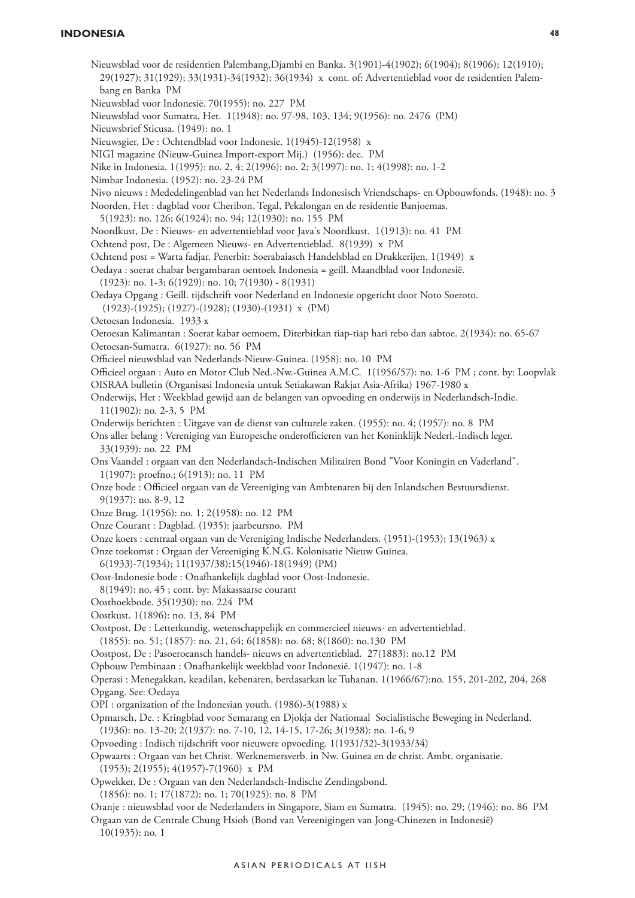Nieuwsblad voor de residentien Palembang,Djambi en Banka. 3(1901)-4(1902); 6(1904); 8(1906); 12(1910); 29(1927); 31(1929); 33(1931)-34(1932); 36(1934) x cont. of: Advertentieblad voor de residentien Palembang en Banka PM

Nieuwsblad voor Indonesië. 70(1955): no. 227 PM

Nieuwsblad voor Sumatra, Het. 1(1948): no. 97-98, 103, 134; 9(1956): no. 2476 (PM)

Nieuwsbrief Sticusa. (1949): no. 1

Nieuwsgier, De : Ochtendblad voor Indonesie. 1(1945)-12(1958) x

NIGI magazine (Nieuw-Guinea Import-export Mij.) (1956): dec. PM

Nike in Indonesia. 1(1995): no. 2, 4; 2(1996): no. 2; 3(1997): no. 1; 4(1998): no. 1-2

Nimbar Indonesia. (1952): no. 23-24 PM

Nivo nieuws : Mededelingenblad van het Nederlands Indonesisch Vriendschaps- en Opbouwfonds. (1948): no. 3

Noorden, Het : dagblad voor Cheribon, Tegal, Pekalongan en de residentie Banjoemas. 5(1923): no. 126; 6(1924): no. 94; 12(1930): no. 155 PM

Noordkust, De : Nieuws- en advertentieblad voor Java's Noordkust. 1(1913): no. 41 PM

Ochtend post, De : Algemeen Nieuws- en Advertentieblad. 8(1939) x PM

Ochtend post = Warta fadjar. Penerbit: Soerabaiasch Handelsblad en Drukkerijen. 1(1949) x

Oedaya : soerat chabar bergambaran oentoek Indonesia = geill. Maandblad voor Indonesië. (1923): no. 1-3; 6(1929): no. 10; 7(1930) - 8(1931)

Oedaya Opgang : Geill. tijdschrift voor Nederland en Indonesie opgericht door Noto Soeroto. (1923)-(1925); (1927)-(1928); (1930)-(1931) x (PM)

Oetoesan Indonesia. 1933 x

Oetoesan Kalimantan : Soerat kabar oemoem, Diterbitkan tiap-tiap hari rebo dan sabtoe. 2(1934): no. 65-67

Oetoesan-Sumatra. 6(1927): no. 56 PM

Officieel nieuwsblad van Nederlands-Nieuw-Guinea. (1958): no. 10 PM

Officieel orgaan : Auto en Motor Club Ned.-Nw.-Guinea A.M.C. 1(1956/57): no. 1-6 PM ; cont. by: Loopvlak

OISRAA bulletin (Organisasi Indonesia untuk Setiakawan Rakjat Asia-Afrika) 1967-1980 x

Onderwijs, Het : Weekblad gewijd aan de belangen van opvoeding en onderwijs in Nederlandsch-Indie. 11(1902): no. 2-3, 5 PM

Onderwijs berichten : Uitgave van de dienst van culturele zaken. (1955): no. 4; (1957): no. 8 PM

Ons aller belang : Vereniging van Europesche onderofficieren van het Koninklijk Nederl.-Indisch leger. 33(1939): no. 22 PM

Ons Vaandel : orgaan van den Nederlandsch-Indischen Militairen Bond "Voor Koningin en Vaderland". 1(1907): proefno.; 6(1913): no. 11 PM

Onze bode : Officieel orgaan van de Vereeniging van Ambtenaren bij den Inlandschen Bestuursdienst. 9(1937): no. 8-9, 12

Onze Brug. 1(1956): no. 1; 2(1958): no. 12 PM

Onze Courant : Dagblad. (1935): jaarbeursno. PM

Onze koers : centraal orgaan van de Vereniging Indische Nederlanders. (1951)-(1953); 13(1963) x

Onze toekomst : Orgaan der Vereeniging K.N.G. Kolonisatie Nieuw Guinea. 6(1933)-7(1934); 11(1937/38);15(1946)-18(1949) (PM)

Oost-Indonesie bode : Onafhankelijk dagblad voor Oost-Indonesie. 8(1949): no. 45 ; cont. by: Makassaarse courant

Oosthoekbode. 35(1930): no. 224 PM

Oostkust. 1(1896): no. 13, 84 PM

Oostpost, De : Letterkundig, wetenschappelijk en commercieel nieuws- en advertentieblad. (1855): no. 51; (1857): no. 21, 64; 6(1858): no. 68; 8(1860): no.130 PM

Oostpost, De : Pasoeroeansch handels- nieuws en advertentieblad. 27(1883): no.12 PM

Opbouw Pembinaan : Onafhankelijk weekblad voor Indonesië. 1(1947): no. 1-8

Operasi : Menegakkan, keadilan, kebenaren, berdasarkan ke Tuhanan. 1(1966/67):no. 155, 201-202, 204, 268

Opgang. See: Oedaya

OPI : organization of the Indonesian youth. (1986)-3(1988) x

Opmarsch, De. : Kringblad voor Semarang en Djokja der Nationaal Socialistische Beweging in Nederland. (1936): no. 13-20; 2(1937): no. 7-10, 12, 14-15, 17-26; 3(1938): no. 1-6, 9

Opvoeding : Indisch tijdschrift voor nieuwere opvoeding. 1(1931/32)-3(1933/34)

Opwaarts : Orgaan van het Christ. Werknemersverb. in Nw. Guinea en de christ. Ambt. organisatie. (1953); 2(1955); 4(1957)-7(1960) x PM

Opwekker, De : Orgaan van den Nederlandsch-Indische Zendingsbond. (1856): no. 1; 17(1872): no. 1; 70(1925): no. 8 PM

Oranje : nieuwsblad voor de Nederlanders in Singapore, Siam en Sumatra. (1945): no. 29; (1946): no. 86 PM

Orgaan van de Centrale Chung Hsioh (Bond van Vereenigingen van Jong-Chinezen in Indonesië) 10(1935): no. 1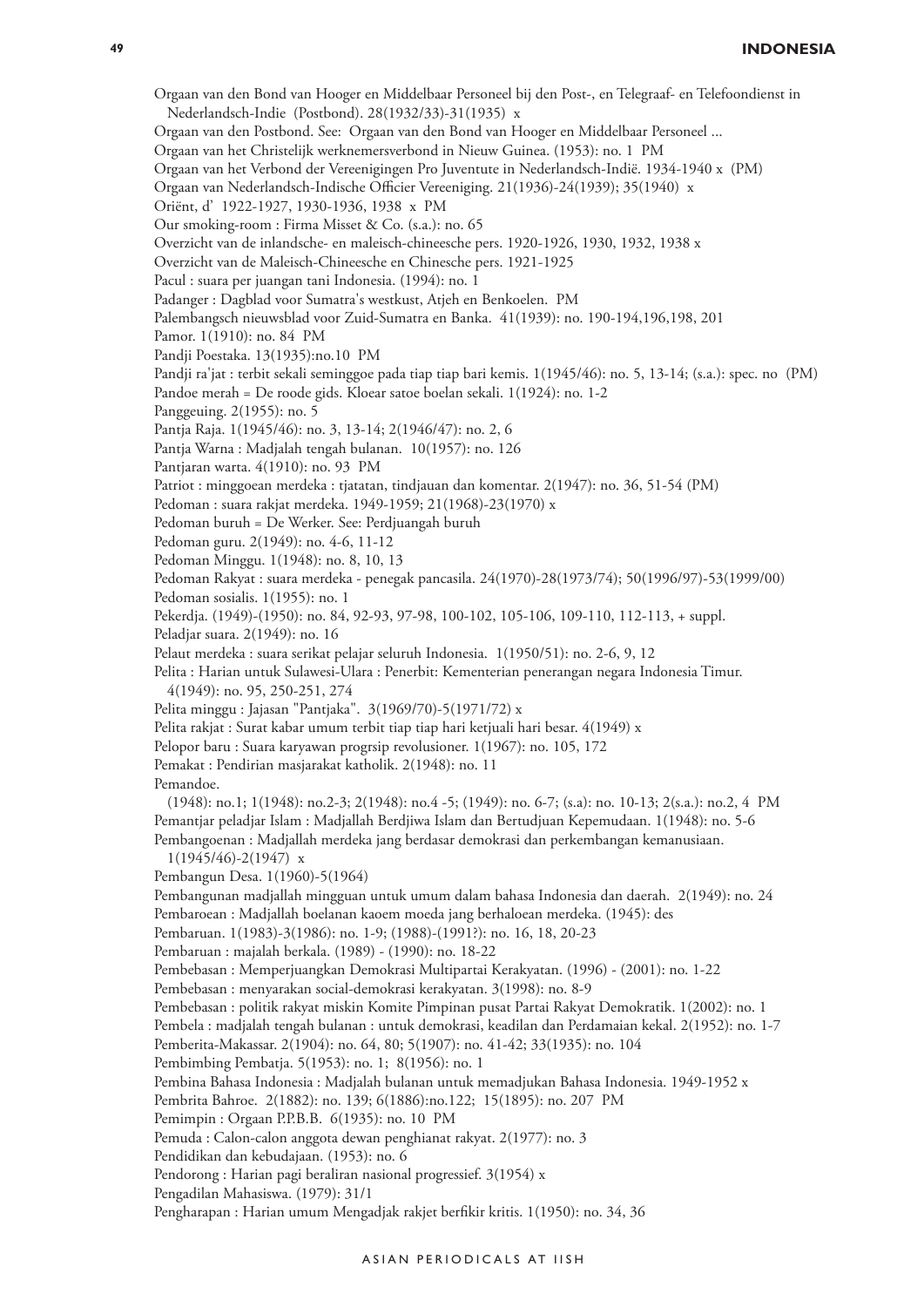Orgaan van den Bond van Hooger en Middelbaar Personeel bij den Post-, en Telegraaf- en Telefoondienst in Nederlandsch-Indie (Postbond). 28(1932/33)-31(1935) x

Orgaan van den Postbond. See: Orgaan van den Bond van Hooger en Middelbaar Personeel ...

Orgaan van het Christelijk werknemersverbond in Nieuw Guinea. (1953): no. 1 PM

Orgaan van het Verbond der Vereenigingen Pro Juventute in Nederlandsch-Indië. 1934-1940 x (PM)

Orgaan van Nederlandsch-Indische Officier Vereeniging. 21(1936)-24(1939); 35(1940) x

Oriënt, d' 1922-1927, 1930-1936, 1938 x PM

Our smoking-room : Firma Misset & Co. (s.a.): no. 65

Overzicht van de inlandsche- en maleisch-chineesche pers. 1920-1926, 1930, 1932, 1938 x

Overzicht van de Maleisch-Chineesche en Chinesche pers. 1921-1925

Pacul : suara per juangan tani Indonesia. (1994): no. 1

Padanger : Dagblad voor Sumatra's westkust, Atjeh en Benkoelen. PM

Palembangsch nieuwsblad voor Zuid-Sumatra en Banka. 41(1939): no. 190-194,196,198, 201

Pamor. 1(1910): no. 84 PM

Pandji Poestaka. 13(1935):no.10 PM

Pandji ra'jat : terbit sekali seminggoe pada tiap tiap bari kemis. 1(1945/46): no. 5, 13-14; (s.a.): spec. no (PM)

Pandoe merah = De roode gids. Kloear satoe boelan sekali. 1(1924): no. 1-2

Panggeuing. 2(1955): no. 5

Pantja Raja. 1(1945/46): no. 3, 13-14; 2(1946/47): no. 2, 6

Pantja Warna : Madjalah tengah bulanan. 10(1957): no. 126

Pantjaran warta. 4(1910): no. 93 PM

Patriot : minggoean merdeka : tjatatan, tindjauan dan komentar. 2(1947): no. 36, 51-54 (PM)

Pedoman : suara rakjat merdeka. 1949-1959; 21(1968)-23(1970) x

Pedoman buruh = De Werker. See: Perdjuangah buruh

Pedoman guru. 2(1949): no. 4-6, 11-12

Pedoman Minggu. 1(1948): no. 8, 10, 13

Pedoman Rakyat : suara merdeka - penegak pancasila. 24(1970)-28(1973/74); 50(1996/97)-53(1999/00)

Pedoman sosialis. 1(1955): no. 1

Pekerdja. (1949)-(1950): no. 84, 92-93, 97-98, 100-102, 105-106, 109-110, 112-113, + suppl.

Peladjar suara. 2(1949): no. 16

Pelaut merdeka : suara serikat pelajar seluruh Indonesia. 1(1950/51): no. 2-6, 9, 12

Pelita : Harian untuk Sulawesi-Ulara : Penerbit: Kementerian penerangan negara Indonesia Timur. 4(1949): no. 95, 250-251, 274

Pelita minggu : Jajasan "Pantjaka". 3(1969/70)-5(1971/72) x

Pelita rakjat : Surat kabar umum terbit tiap tiap hari ketjuali hari besar. 4(1949) x

Pelopor baru : Suara karyawan progrsip revolusioner. 1(1967): no. 105, 172

Pemakat : Pendirian masjarakat katholik. 2(1948): no. 11

Pemandoe.
(1948): no.1; 1(1948): no.2-3; 2(1948): no.4 -5; (1949): no. 6-7; (s.a): no. 10-13; 2(s.a.): no.2, 4 PM

Pemantjar peladjar Islam : Madjallah Berdjiwa Islam dan Bertudjuan Kepemudaan. 1(1948): no. 5-6

Pembangoenan : Madjallah merdeka jang berdasar demokrasi dan perkembangan kemanusiaan. 1(1945/46)-2(1947) x

Pembangun Desa. 1(1960)-5(1964)

Pembangunan madjallah mingguan untuk umum dalam bahasa Indonesia dan daerah. 2(1949): no. 24

Pembaroean : Madjallah boelanan kaoem moeda jang berhaloean merdeka. (1945): des

Pembaruan. 1(1983)-3(1986): no. 1-9; (1988)-(1991?): no. 16, 18, 20-23

Pembaruan : majalah berkala. (1989) - (1990): no. 18-22

Pembebasan : Memperjuangkan Demokrasi Multipartai Kerakyatan. (1996) - (2001): no. 1-22

Pembebasan : menyarakan social-demokrasi kerakyatan. 3(1998): no. 8-9

Pembebasan : politik rakyat miskin Komite Pimpinan pusat Partai Rakyat Demokratik. 1(2002): no. 1

Pembela : madjalah tengah bulanan : untuk demokrasi, keadilan dan Perdamaian kekal. 2(1952): no. 1-7

Pemberita-Makassar. 2(1904): no. 64, 80; 5(1907): no. 41-42; 33(1935): no. 104

Pembimbing Pembatja. 5(1953): no. 1; 8(1956): no. 1

Pembina Bahasa Indonesia : Madjalah bulanan untuk memadjukan Bahasa Indonesia. 1949-1952 x

Pembrita Bahroe. 2(1882): no. 139; 6(1886):no.122; 15(1895): no. 207 PM

Pemimpin : Orgaan P.P.B.B. 6(1935): no. 10 PM

Pemuda : Calon-calon anggota dewan penghianat rakyat. 2(1977): no. 3

Pendidikan dan kebudajaan. (1953): no. 6

Pendorong : Harian pagi beraliran nasional progressief. 3(1954) x

Pengadilan Mahasiswa. (1979): 31/1

Pengharapan : Harian umum Mengadjak rakjet berfikir kritis. 1(1950): no. 34, 36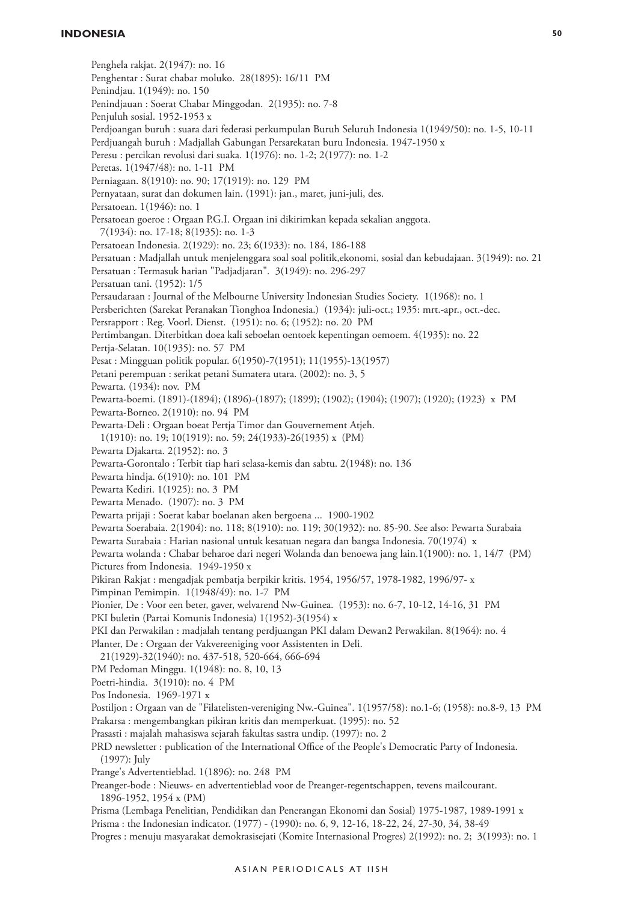Penghela rakjat. 2(1947): no. 16
Penghentar : Surat chabar moluko. 28(1895): 16/11 PM
Penindjau. 1(1949): no. 150
Penindjauan : Soerat Chabar Minggodan. 2(1935): no. 7-8
Penjuluh sosial. 1952-1953 x
Perdjoangan buruh : suara dari federasi perkumpulan Buruh Seluruh Indonesia 1(1949/50): no. 1-5, 10-11
Perdjuangah buruh : Madjallah Gabungan Persarekatan buru Indonesia. 1947-1950 x
Peresu : percikan revolusi dari suaka. 1(1976): no. 1-2; 2(1977): no. 1-2
Peretas. 1(1947/48): no. 1-11 PM
Perniagaan. 8(1910): no. 90; 17(1919): no. 129 PM
Pernyataan, surat dan dokumen lain. (1991): jan., maret, juni-juli, des.
Persatoean. 1(1946): no. 1
Persatoean goeroe : Orgaan P.G.I. Orgaan ini dikirimkan kepada sekalian anggota.
7(1934): no. 17-18; 8(1935): no. 1-3
Persatoean Indonesia. 2(1929): no. 23; 6(1933): no. 184, 186-188
Persatuan : Madjallah untuk menjelenggara soal soal politik,ekonomi, sosial dan kebudajaan. 3(1949): no. 21
Persatuan : Termasuk harian "Padjadjaran". 3(1949): no. 296-297
Persatuan tani. (1952): 1/5
Persaudaraan : Journal of the Melbourne University Indonesian Studies Society. 1(1968): no. 1
Persberichten (Sarekat Peranakan Tionghoa Indonesia.) (1934): juli-oct.; 1935: mrt.-apr., oct.-dec.
Persrapport : Reg. Voorl. Dienst. (1951): no. 6; (1952): no. 20 PM
Pertimbangan. Diterbitkan doea kali seboelan oentoek kepentingan oemoem. 4(1935): no. 22
Pertja-Selatan. 10(1935): no. 57 PM
Pesat : Mingguan politik popular. 6(1950)-7(1951); 11(1955)-13(1957)
Petani perempuan : serikat petani Sumatera utara. (2002): no. 3, 5
Pewarta. (1934): nov. PM
Pewarta-boemi. (1891)-(1894); (1896)-(1897); (1899); (1902); (1904); (1907); (1920); (1923) x PM
Pewarta-Borneo. 2(1910): no. 94 PM
Pewarta-Deli : Orgaan boeat Pertja Timor dan Gouvernement Atjeh.
1(1910): no. 19; 10(1919): no. 59; 24(1933)-26(1935) x (PM)
Pewarta Djakarta. 2(1952): no. 3
Pewarta-Gorontalo : Terbit tiap hari selasa-kemis dan sabtu. 2(1948): no. 136
Pewarta hindja. 6(1910): no. 101 PM
Pewarta Kediri. 1(1925): no. 3 PM
Pewarta Menado. (1907): no. 3 PM
Pewarta prijaji : Soerat kabar boelanan aken bergoena ... 1900-1902
Pewarta Soerabaia. 2(1904): no. 118; 8(1910): no. 119; 30(1932): no. 85-90. See also: Pewarta Surabaia
Pewarta Surabaia : Harian nasional untuk kesatuan negara dan bangsa Indonesia. 70(1974) x
Pewarta wolanda : Chabar beharoe dari negeri Wolanda dan benoewa jang lain.1(1900): no. 1, 14/7 (PM)
Pictures from Indonesia. 1949-1950 x
Pikiran Rakjat : mengadjak pembatja berpikir kritis. 1954, 1956/57, 1978-1982, 1996/97- x
Pimpinan Pemimpin. 1(1948/49): no. 1-7 PM
Pionier, De : Voor een beter, gaver, welvarend Nw-Guinea. (1953): no. 6-7, 10-12, 14-16, 31 PM
PKI buletin (Partai Komunis Indonesia) 1(1952)-3(1954) x
PKI dan Perwakilan : madjalah tentang perdjuangan PKI dalam Dewan2 Perwakilan. 8(1964): no. 4
Planter, De : Orgaan der Vakvereeniging voor Assistenten in Deli.
21(1929)-32(1940): no. 437-518, 520-664, 666-694
PM Pedoman Minggu. 1(1948): no. 8, 10, 13
Poetri-hindia. 3(1910): no. 4 PM
Pos Indonesia. 1969-1971 x
Postiljon : Orgaan van de "Filatelisten-vereniging Nw.-Guinea". 1(1957/58): no.1-6; (1958): no.8-9, 13 PM
Prakarsa : mengembangkan pikiran kritis dan memperkuat. (1995): no. 52
Prasasti : majalah mahasiswa sejarah fakultas sastra undip. (1997): no. 2
PRD newsletter : publication of the International Office of the People's Democratic Party of Indonesia.
(1997): July
Prange's Advertentieblad. 1(1896): no. 248 PM
Preanger-bode : Nieuws- en advertentieblad voor de Preanger-regentschappen, tevens mailcourant.
1896-1952, 1954 x (PM)
Prisma (Lembaga Penelitian, Pendidikan dan Penerangan Ekonomi dan Sosial) 1975-1987, 1989-1991 x
Prisma : the Indonesian indicator. (1977) - (1990): no. 6, 9, 12-16, 18-22, 24, 27-30, 34, 38-49
Progres : menuju masyarakat demokrasisejati (Komite Internasional Progres) 2(1992): no. 2; 3(1993): no. 1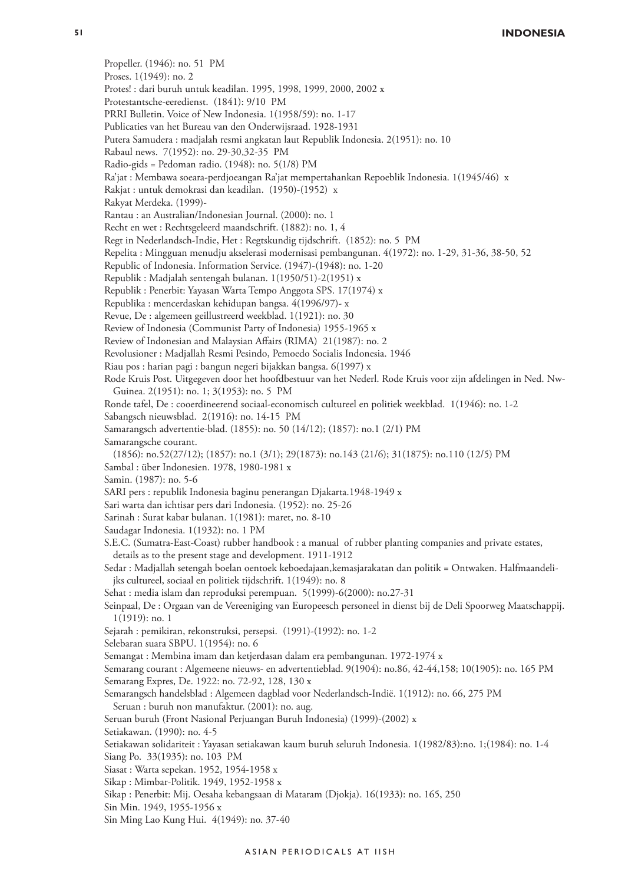Propeller. (1946): no. 51 PM
Proses. 1(1949): no. 2
Protes! : dari buruh untuk keadilan. 1995, 1998, 1999, 2000, 2002 x
Protestantsche-eeredienst. (1841): 9/10 PM
PRRI Bulletin. Voice of New Indonesia. 1(1958/59): no. 1-17
Publicaties van het Bureau van den Onderwijsraad. 1928-1931
Putera Samudera : madjalah resmi angkatan laut Republik Indonesia. 2(1951): no. 10
Rabaul news. 7(1952): no. 29-30,32-35 PM
Radio-gids = Pedoman radio. (1948): no. 5(1/8) PM
Ra'jat : Membawa soeara-perdjoeangan Ra'jat mempertahankan Repoeblik Indonesia. 1(1945/46) x
Rakjat : untuk demokrasi dan keadilan. (1950)-(1952) x
Rakyat Merdeka. (1999)-
Rantau : an Australian/Indonesian Journal. (2000): no. 1
Recht en wet : Rechtsgeleerd maandschrift. (1882): no. 1, 4
Regt in Nederlandsch-Indie, Het : Regtskundig tijdschrift. (1852): no. 5 PM
Repelita : Mingguan menudju akselerasi modernisasi pembangunan. 4(1972): no. 1-29, 31-36, 38-50, 52
Republic of Indonesia. Information Service. (1947)-(1948): no. 1-20
Republik : Madjalah sentengah bulanan. 1(1950/51)-2(1951) x
Republik : Penerbit: Yayasan Warta Tempo Anggota SPS. 17(1974) x
Republika : mencerdaskan kehidupan bangsa. 4(1996/97)- x
Revue, De : algemeen geillustreerd weekblad. 1(1921): no. 30
Review of Indonesia (Communist Party of Indonesia) 1955-1965 x
Review of Indonesian and Malaysian Affairs (RIMA) 21(1987): no. 2
Revolusioner : Madjallah Resmi Pesindo, Pemoedo Socialis Indonesia. 1946
Riau pos : harian pagi : bangun negeri bijakkan bangsa. 6(1997) x
Rode Kruis Post. Uitgegeven door het hoofdbestuur van het Nederl. Rode Kruis voor zijn afdelingen in Ned. Nw-Guinea. 2(1951): no. 1; 3(1953): no. 5 PM
Ronde tafel, De : cooerdineerend sociaal-economisch cultureel en politiek weekblad. 1(1946): no. 1-2
Sabangsch nieuwsblad. 2(1916): no. 14-15 PM
Samarangsch advertentie-blad. (1855): no. 50 (14/12); (1857): no.1 (2/1) PM
Samarangsche courant.
(1856): no.52(27/12); (1857): no.1 (3/1); 29(1873): no.143 (21/6); 31(1875): no.110 (12/5) PM
Sambal : über Indonesien. 1978, 1980-1981 x
Samin. (1987): no. 5-6
SARI pers : republik Indonesia baginu penerangan Djakarta.1948-1949 x
Sari warta dan ichtisar pers dari Indonesia. (1952): no. 25-26
Sarinah : Surat kabar bulanan. 1(1981): maret, no. 8-10
Saudagar Indonesia. 1(1932): no. 1 PM
S.E.C. (Sumatra-East-Coast) rubber handbook : a manual of rubber planting companies and private estates, details as to the present stage and development. 1911-1912
Sedar : Madjallah setengah boelan oentoek keboedajaan,kemasjarakatan dan politik = Ontwaken. Halfmaandelijks cultureel, sociaal en politiek tijdschrift. 1(1949): no. 8
Sehat : media islam dan reproduksi perempuan. 5(1999)-6(2000): no.27-31
Seinpaal, De : Orgaan van de Vereeniging van Europeesch personeel in dienst bij de Deli Spoorweg Maatschappij. 1(1919): no. 1
Sejarah : pemikiran, rekonstruksi, persepsi. (1991)-(1992): no. 1-2
Selebaran suara SBPU. 1(1954): no. 6
Semangat : Membina imam dan ketjerdasan dalam era pembangunan. 1972-1974 x
Semarang courant : Algemeene nieuws- en advertentieblad. 9(1904): no.86, 42-44,158; 10(1905): no. 165 PM
Semarang Expres, De. 1922: no. 72-92, 128, 130 x
Semarangsch handelsblad : Algemeen dagblad voor Nederlandsch-Indië. 1(1912): no. 66, 275 PM
Seruan : buruh non manufaktur. (2001): no. aug.
Seruan buruh (Front Nasional Perjuangan Buruh Indonesia) (1999)-(2002) x
Setiakawan. (1990): no. 4-5
Setiakawan solidariteit : Yayasan setiakawan kaum buruh seluruh Indonesia. 1(1982/83):no. 1;(1984): no. 1-4
Siang Po. 33(1935): no. 103 PM
Siasat : Warta sepekan. 1952, 1954-1958 x
Sikap : Mimbar-Politik. 1949, 1952-1958 x
Sikap : Penerbit: Mij. Oesaha kebangsaan di Mataram (Djokja). 16(1933): no. 165, 250
Sin Min. 1949, 1955-1956 x
Sin Ming Lao Kung Hui. 4(1949): no. 37-40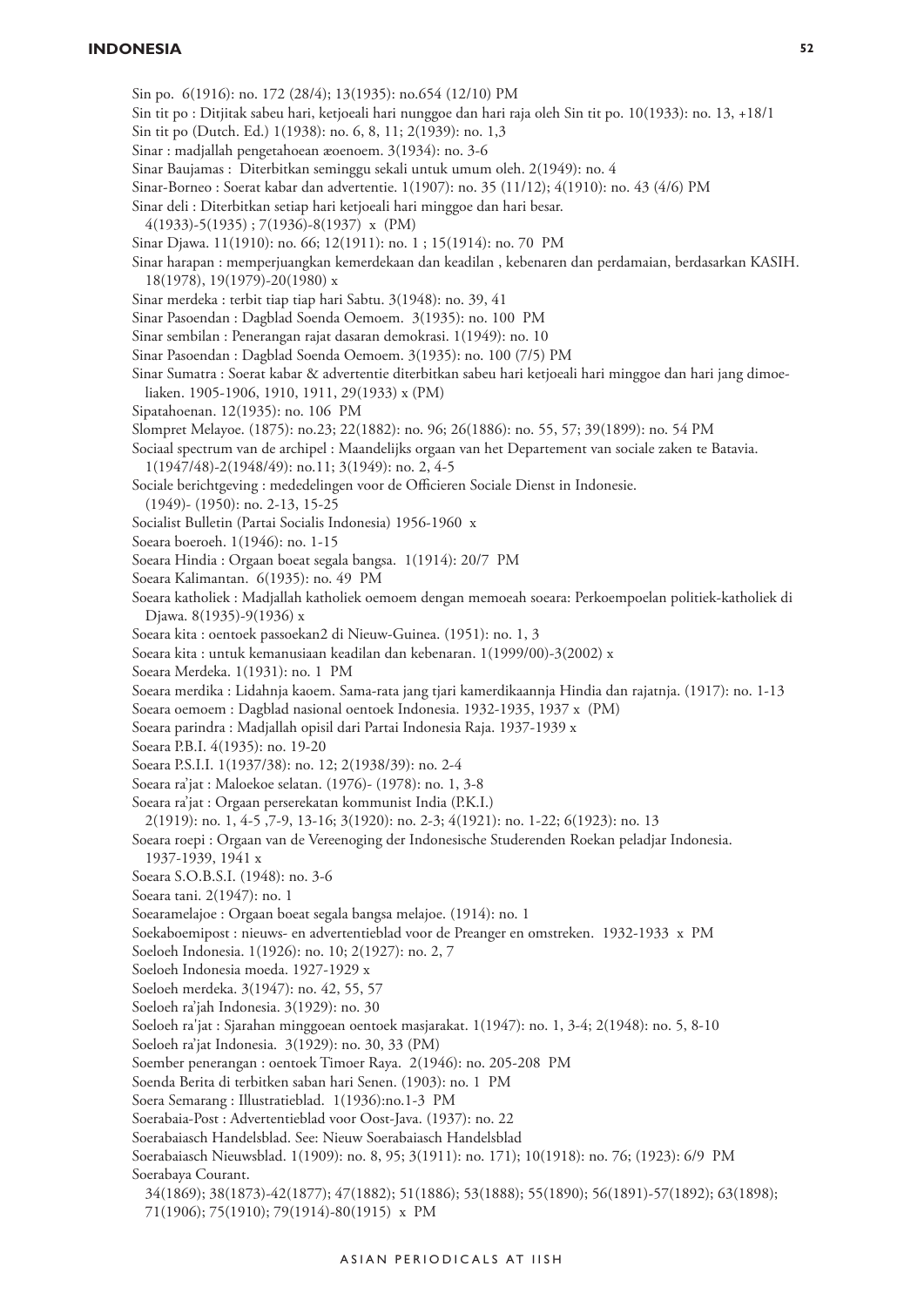Sin po. 6(1916): no. 172 (28/4); 13(1935): no.654 (12/10) PM

Sin tit po : Ditjitak sabeu hari, ketjoeali hari nunggoe dan hari raja oleh Sin tit po. 10(1933): no. 13, +18/1

Sin tit po (Dutch. Ed.) 1(1938): no. 6, 8, 11; 2(1939): no. 1,3

Sinar : madjallah pengetahoean æoenoem. 3(1934): no. 3-6

Sinar Baujamas : Diterbitkan seminggu sekali untuk umum oleh. 2(1949): no. 4

Sinar-Borneo : Soerat kabar dan advertentie. 1(1907): no. 35 (11/12); 4(1910): no. 43 (4/6) PM

Sinar deli : Diterbitkan setiap hari ketjoeali hari minggoe dan hari besar.
4(1933)-5(1935) ; 7(1936)-8(1937) x (PM)

Sinar Djawa. 11(1910): no. 66; 12(1911): no. 1 ; 15(1914): no. 70 PM

Sinar harapan : memperjuangkan kemerdekaan dan keadilan , kebenaren dan perdamaian, berdasarkan KASIH.
18(1978), 19(1979)-20(1980) x

Sinar merdeka : terbit tiap tiap hari Sabtu. 3(1948): no. 39, 41

Sinar Pasoendan : Dagblad Soenda Oemoem. 3(1935): no. 100 PM

Sinar sembilan : Penerangan rajat dasaran demokrasi. 1(1949): no. 10

Sinar Pasoendan : Dagblad Soenda Oemoem. 3(1935): no. 100 (7/5) PM

Sinar Sumatra : Soerat kabar & advertentie diterbitkan sabeu hari ketjoeali hari minggoe dan hari jang dimoe-
liaken. 1905-1906, 1910, 1911, 29(1933) x (PM)

Sipatahoenan. 12(1935): no. 106 PM

Slompret Melayoe. (1875): no.23; 22(1882): no. 96; 26(1886): no. 55, 57; 39(1899): no. 54 PM

Sociaal spectrum van de archipel : Maandelijks orgaan van het Departement van sociale zaken te Batavia.
1(1947/48)-2(1948/49): no.11; 3(1949): no. 2, 4-5

Sociale berichtgeving : mededelingen voor de Officieren Sociale Dienst in Indonesie.
(1949)- (1950): no. 2-13, 15-25

Socialist Bulletin (Partai Socialis Indonesia) 1956-1960 x

Soeara boeroeh. 1(1946): no. 1-15

Soeara Hindia : Orgaan boeat segala bangsa. 1(1914): 20/7 PM

Soeara Kalimantan. 6(1935): no. 49 PM

Soeara katholiek : Madjallah katholiek oemoem dengan memoeah soeara: Perkoempoelan politiek-katholiek di
Djawa. 8(1935)-9(1936) x

Soeara kita : oentoek passoekan2 di Nieuw-Guinea. (1951): no. 1, 3

Soeara kita : untuk kemanusiaan keadilan dan kebenaran. 1(1999/00)-3(2002) x

Soeara Merdeka. 1(1931): no. 1 PM

Soeara merdika : Lidahnja kaoem. Sama-rata jang tjari kamerdikaannja Hindia dan rajatnja. (1917): no. 1-13

Soeara oemoem : Dagblad nasional oentoek Indonesia. 1932-1935, 1937 x (PM)

Soeara parindra : Madjallah opisil dari Partai Indonesia Raja. 1937-1939 x

Soeara P.B.I. 4(1935): no. 19-20

Soeara P.S.I.I. 1(1937/38): no. 12; 2(1938/39): no. 2-4

Soeara ra'jat : Maloekoe selatan. (1976)- (1978): no. 1, 3-8

Soeara ra'jat : Orgaan perserekatan kommunist India (P.K.I.)
2(1919): no. 1, 4-5 ,7-9, 13-16; 3(1920): no. 2-3; 4(1921): no. 1-22; 6(1923): no. 13

Soeara roepi : Orgaan van de Vereenoging der Indonesische Studerenden Roekan peladjar Indonesia.
1937-1939, 1941 x

Soeara S.O.B.S.I. (1948): no. 3-6

Soeara tani. 2(1947): no. 1

Soearamelajoe : Orgaan boeat segala bangsa melajoe. (1914): no. 1

Soekaboemipost : nieuws- en advertentieblad voor de Preanger en omstreken. 1932-1933 x PM

Soeloeh Indonesia. 1(1926): no. 10; 2(1927): no. 2, 7

Soeloeh Indonesia moeda. 1927-1929 x

Soeloeh merdeka. 3(1947): no. 42, 55, 57

Soeloeh ra'jah Indonesia. 3(1929): no. 30

Soeloeh ra'jat : Sjarahan minggoean oentoek masjarakat. 1(1947): no. 1, 3-4; 2(1948): no. 5, 8-10

Soeloeh ra'jat Indonesia. 3(1929): no. 30, 33 (PM)

Soember penerangan : oentoek Timoer Raya. 2(1946): no. 205-208 PM

Soenda Berita di terbitken saban hari Senen. (1903): no. 1 PM

Soera Semarang : Illustratieblad. 1(1936):no.1-3 PM

Soerabaia-Post : Advertentieblad voor Oost-Java. (1937): no. 22

Soerabaiasch Handelsblad. See: Nieuw Soerabaiasch Handelsblad

Soerabaiasch Nieuwsblad. 1(1909): no. 8, 95; 3(1911): no. 171); 10(1918): no. 76; (1923): 6/9 PM

Soerabaya Courant.
34(1869); 38(1873)-42(1877); 47(1882); 51(1886); 53(1888); 55(1890); 56(1891)-57(1892); 63(1898);
71(1906); 75(1910); 79(1914)-80(1915) x PM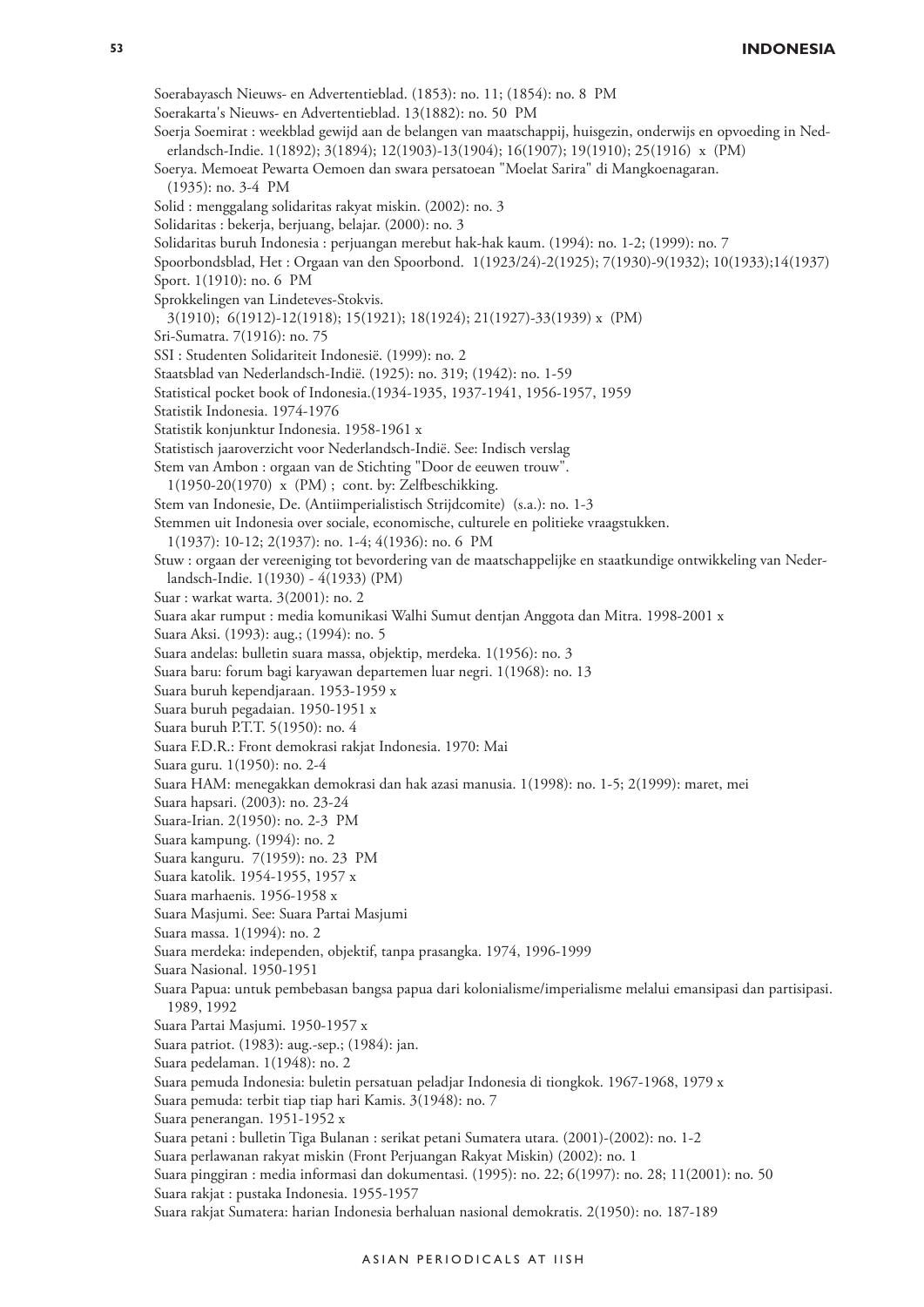Soerabayasch Nieuws- en Advertentieblad. (1853): no. 11; (1854): no. 8 PM

Soerakarta's Nieuws- en Advertentieblad. 13(1882): no. 50 PM

Soerja Soemirat : weekblad gewijd aan de belangen van maatschappij, huisgezin, onderwijs en opvoeding in Nederlandsch-Indie. 1(1892); 3(1894); 12(1903)-13(1904); 16(1907); 19(1910); 25(1916) x (PM)

Soerya. Memoeat Pewarta Oemoen dan swara persatoean "Moelat Sarira" di Mangkoenagaran. (1935): no. 3-4 PM

Solid : menggalang solidaritas rakyat miskin. (2002): no. 3

Solidaritas : bekerja, berjuang, belajar. (2000): no. 3

Solidaritas buruh Indonesia : perjuangan merebut hak-hak kaum. (1994): no. 1-2; (1999): no. 7

Spoorbondsblad, Het : Orgaan van den Spoorbond. 1(1923/24)-2(1925); 7(1930)-9(1932); 10(1933);14(1937)

Sport. 1(1910): no. 6 PM

Sprokkelingen van Lindeteves-Stokvis. 3(1910); 6(1912)-12(1918); 15(1921); 18(1924); 21(1927)-33(1939) x (PM)

Sri-Sumatra. 7(1916): no. 75

SSI : Studenten Solidariteit Indonesië. (1999): no. 2

Staatsblad van Nederlandsch-Indië. (1925): no. 319; (1942): no. 1-59

Statistical pocket book of Indonesia.(1934-1935, 1937-1941, 1956-1957, 1959

Statistik Indonesia. 1974-1976

Statistik konjunktur Indonesia. 1958-1961 x

Statistisch jaaroverzicht voor Nederlandsch-Indië. See: Indisch verslag

Stem van Ambon : orgaan van de Stichting "Door de eeuwen trouw". 1(1950-20(1970) x (PM) ; cont. by: Zelfbeschikking.

Stem van Indonesie, De. (Antiimperialistisch Strijdcomite) (s.a.): no. 1-3

Stemmen uit Indonesia over sociale, economische, culturele en politieke vraagstukken. 1(1937): 10-12; 2(1937): no. 1-4; 4(1936): no. 6 PM

Stuw : orgaan der vereeniging tot bevordering van de maatschappelijke en staatkundige ontwikkeling van Nederlandsch-Indie. 1(1930) - 4(1933) (PM)

Suar : warkat warta. 3(2001): no. 2

Suara akar rumput : media komunikasi Walhi Sumut dentjan Anggota dan Mitra. 1998-2001 x

Suara Aksi. (1993): aug.; (1994): no. 5

Suara andelas: bulletin suara massa, objektip, merdeka. 1(1956): no. 3

Suara baru: forum bagi karyawan departemen luar negri. 1(1968): no. 13

Suara buruh kependjaraan. 1953-1959 x

Suara buruh pegadaian. 1950-1951 x

Suara buruh P.T.T. 5(1950): no. 4

Suara F.D.R.: Front demokrasi rakjat Indonesia. 1970: Mai

Suara guru. 1(1950): no. 2-4

Suara HAM: menegakkan demokrasi dan hak azasi manusia. 1(1998): no. 1-5; 2(1999): maret, mei

Suara hapsari. (2003): no. 23-24

Suara-Irian. 2(1950): no. 2-3 PM

Suara kampung. (1994): no. 2

Suara kanguru. 7(1959): no. 23 PM

Suara katolik. 1954-1955, 1957 x

Suara marhaenis. 1956-1958 x

Suara Masjumi. See: Suara Partai Masjumi

Suara massa. 1(1994): no. 2

Suara merdeka: independen, objektif, tanpa prasangka. 1974, 1996-1999

Suara Nasional. 1950-1951

Suara Papua: untuk pembebasan bangsa papua dari kolonialisme/imperialisme melalui emansipasi dan partisipasi. 1989, 1992

Suara Partai Masjumi. 1950-1957 x

Suara patriot. (1983): aug.-sep.; (1984): jan.

Suara pedelaman. 1(1948): no. 2

Suara pemuda Indonesia: buletin persatuan peladjar Indonesia di tiongkok. 1967-1968, 1979 x

Suara pemuda: terbit tiap tiap hari Kamis. 3(1948): no. 7

Suara penerangan. 1951-1952 x

Suara petani : bulletin Tiga Bulanan : serikat petani Sumatera utara. (2001)-(2002): no. 1-2

Suara perlawanan rakyat miskin (Front Perjuangan Rakyat Miskin) (2002): no. 1

Suara pinggiran : media informasi dan dokumentasi. (1995): no. 22; 6(1997): no. 28; 11(2001): no. 50

Suara rakjat : pustaka Indonesia. 1955-1957

Suara rakjat Sumatera: harian Indonesia berhaluan nasional demokratis. 2(1950): no. 187-189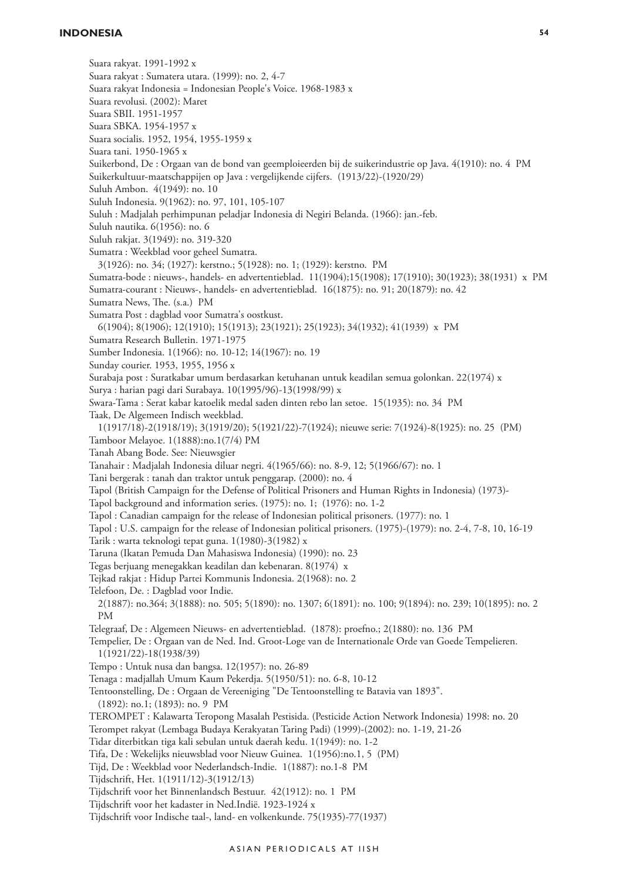Suara rakyat. 1991-1992 x
Suara rakyat : Sumatera utara. (1999): no. 2, 4-7
Suara rakyat Indonesia = Indonesian People's Voice. 1968-1983 x
Suara revolusi. (2002): Maret
Suara SBII. 1951-1957
Suara SBKA. 1954-1957 x
Suara socialis. 1952, 1954, 1955-1959 x
Suara tani. 1950-1965 x
Suikerbond, De : Orgaan van de bond van geemploieerden bij de suikerindustrie op Java. 4(1910): no. 4 PM
Suikerkultuur-maatschappijen op Java : vergelijkende cijfers. (1913/22)-(1920/29)
Suluh Ambon. 4(1949): no. 10
Suluh Indonesia. 9(1962): no. 97, 101, 105-107
Suluh : Madjalah perhimpunan peladjar Indonesia di Negiri Belanda. (1966): jan.-feb.
Suluh nautika. 6(1956): no. 6
Suluh rakjat. 3(1949): no. 319-320
Sumatra : Weekblad voor geheel Sumatra.
3(1926): no. 34; (1927): kerstno.; 5(1928): no. 1; (1929): kerstno. PM
Sumatra-bode : nieuws-, handels- en advertentieblad. 11(1904);15(1908); 17(1910); 30(1923); 38(1931) x PM
Sumatra-courant : Nieuws-, handels- en advertentieblad. 16(1875): no. 91; 20(1879): no. 42
Sumatra News, The. (s.a.) PM
Sumatra Post : dagblad voor Sumatra's oostkust.
6(1904); 8(1906); 12(1910); 15(1913); 23(1921); 25(1923); 34(1932); 41(1939) x PM
Sumatra Research Bulletin. 1971-1975
Sumber Indonesia. 1(1966): no. 10-12; 14(1967): no. 19
Sunday courier. 1953, 1955, 1956 x
Surabaja post : Suratkabar umum berdasarkan ketuhanan untuk keadilan semua golonkan. 22(1974) x
Surya : harian pagi dari Surabaya. 10(1995/96)-13(1998/99) x
Swara-Tama : Serat kabar katoelik medal saden dinten rebo lan setoe. 15(1935): no. 34 PM
Taak, De Algemeen Indisch weekblad.
1(1917/18)-2(1918/19); 3(1919/20); 5(1921/22)-7(1924); nieuwe serie: 7(1924)-8(1925): no. 25 (PM)
Tamboor Melayoe. 1(1888):no.1(7/4) PM
Tanah Abang Bode. See: Nieuwsgier
Tanahair : Madjalah Indonesia diluar negri. 4(1965/66): no. 8-9, 12; 5(1966/67): no. 1
Tani bergerak : tanah dan traktor untuk penggarap. (2000): no. 4
Tapol (British Campaign for the Defense of Political Prisoners and Human Rights in Indonesia) (1973)-
Tapol background and information series. (1975): no. 1; (1976): no. 1-2
Tapol : Canadian campaign for the release of Indonesian political prisoners. (1977): no. 1
Tapol : U.S. campaign for the release of Indonesian political prisoners. (1975)-(1979): no. 2-4, 7-8, 10, 16-19
Tarik : warta teknologi tepat guna. 1(1980)-3(1982) x
Taruna (Ikatan Pemuda Dan Mahasiswa Indonesia) (1990): no. 23
Tegas berjuang menegakkan keadilan dan kebenaran. 8(1974) x
Tejkad rakjat : Hidup Partei Kommunis Indonesia. 2(1968): no. 2
Telefoon, De. : Dagblad voor Indie.
2(1887): no.364; 3(1888): no. 505; 5(1890): no. 1307; 6(1891): no. 100; 9(1894): no. 239; 10(1895): no. 2 PM
Telegraaf, De : Algemeen Nieuws- en advertentieblad. (1878): proefno.; 2(1880): no. 136 PM
Tempelier, De : Orgaan van de Ned. Ind. Groot-Loge van de Internationale Orde van Goede Tempelieren.
1(1921/22)-18(1938/39)
Tempo : Untuk nusa dan bangsa. 12(1957): no. 26-89
Tenaga : madjallah Umum Kaum Pekerdja. 5(1950/51): no. 6-8, 10-12
Tentoonstelling, De : Orgaan de Vereeniging "De Tentoonstelling te Batavia van 1893".
(1892): no.1; (1893): no. 9 PM
TEROMPET : Kalawarta Teropong Masalah Pestisida. (Pesticide Action Network Indonesia) 1998: no. 20
Terompet rakyat (Lembaga Budaya Kerakyatan Taring Padi) (1999)-(2002): no. 1-19, 21-26
Tidar diterbitkan tiga kali sebulan untuk daerah kedu. 1(1949): no. 1-2
Tifa, De : Wekelijks nieuwsblad voor Nieuw Guinea. 1(1956):no.1, 5 (PM)
Tijd, De : Weekblad voor Nederlandsch-Indie. 1(1887): no.1-8 PM
Tijdschrift, Het. 1(1911/12)-3(1912/13)
Tijdschrift voor het Binnenlandsch Bestuur. 42(1912): no. 1 PM
Tijdschrift voor het kadaster in Ned.Indië. 1923-1924 x
Tijdschrift voor Indische taal-, land- en volkenkunde. 75(1935)-77(1937)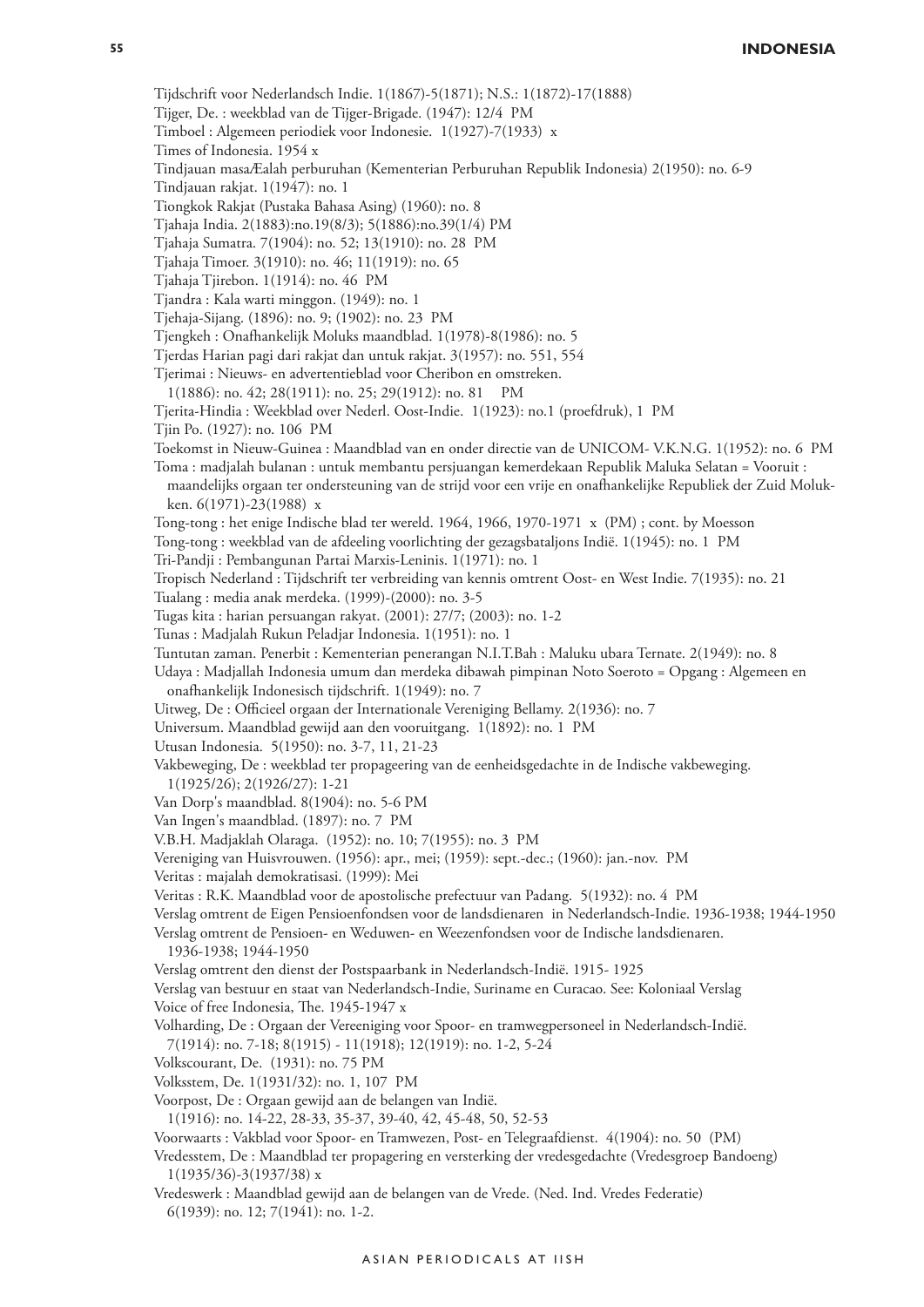Tijdschrift voor Nederlandsch Indie. 1(1867)-5(1871); N.S.: 1(1872)-17(1888)
Tijger, De. : weekblad van de Tijger-Brigade. (1947): 12/4 PM
Timboel : Algemeen periodiek voor Indonesie. 1(1927)-7(1933) x
Times of Indonesia. 1954 x
Tindjauan masaÆalah perburuhan (Kementerian Perburuhan Republik Indonesia) 2(1950): no. 6-9
Tindjauan rakjat. 1(1947): no. 1
Tiongkok Rakjat (Pustaka Bahasa Asing) (1960): no. 8
Tjahaja India. 2(1883):no.19(8/3); 5(1886):no.39(1/4) PM
Tjahaja Sumatra. 7(1904): no. 52; 13(1910): no. 28 PM
Tjahaja Timoer. 3(1910): no. 46; 11(1919): no. 65
Tjahaja Tjirebon. 1(1914): no. 46 PM
Tjandra : Kala warti minggon. (1949): no. 1
Tjehaja-Sijang. (1896): no. 9; (1902): no. 23 PM
Tjengkeh : Onafhankelijk Moluks maandblad. 1(1978)-8(1986): no. 5
Tjerdas Harian pagi dari rakjat dan untuk rakjat. 3(1957): no. 551, 554
Tjerimai : Nieuws- en advertentieblad voor Cheribon en omstreken.
  1(1886): no. 42; 28(1911): no. 25; 29(1912): no. 81 PM
Tjerita-Hindia : Weekblad over Nederl. Oost-Indie. 1(1923): no.1 (proefdruk), 1 PM
Tjin Po. (1927): no. 106 PM
Toekomst in Nieuw-Guinea : Maandblad van en onder directie van de UNICOM- V.K.N.G. 1(1952): no. 6 PM
Toma : madjalah bulanan : untuk membantu persjuangan kemerdekaan Republik Maluka Selatan = Vooruit :
  maandelijks orgaan ter ondersteuning van de strijd voor een vrije en onafhankelijke Republiek der Zuid Molukken. 6(1971)-23(1988) x
Tong-tong : het enige Indische blad ter wereld. 1964, 1966, 1970-1971 x (PM) ; cont. by Moesson
Tong-tong : weekblad van de afdeeling voorlichting der gezagsbataljons Indië. 1(1945): no. 1 PM
Tri-Pandji : Pembangunan Partai Marxis-Leninis. 1(1971): no. 1
Tropisch Nederland : Tijdschrift ter verbreiding van kennis omtrent Oost- en West Indie. 7(1935): no. 21
Tualang : media anak merdeka. (1999)-(2000): no. 3-5
Tugas kita : harian persuangan rakyat. (2001): 27/7; (2003): no. 1-2
Tunas : Madjalah Rukun Peladjar Indonesia. 1(1951): no. 1
Tuntutan zaman. Penerbit : Kementerian penerangan N.I.T.Bah : Maluku ubara Ternate. 2(1949): no. 8
Udaya : Madjallah Indonesia umum dan merdeka dibawah pimpinan Noto Soeroto = Opgang : Algemeen en
  onafhankelijk Indonesisch tijdschrift. 1(1949): no. 7
Uitweg, De : Officieel orgaan der Internationale Vereniging Bellamy. 2(1936): no. 7
Universum. Maandblad gewijd aan den vooruitgang. 1(1892): no. 1 PM
Utusan Indonesia. 5(1950): no. 3-7, 11, 21-23
Vakbeweging, De : weekblad ter propageering van de eenheidsgedachte in de Indische vakbeweging.
  1(1925/26); 2(1926/27): 1-21
Van Dorp's maandblad. 8(1904): no. 5-6 PM
Van Ingen's maandblad. (1897): no. 7 PM
V.B.H. Madjaklah Olaraga. (1952): no. 10; 7(1955): no. 3 PM
Vereniging van Huisvrouwen. (1956): apr., mei; (1959): sept.-dec.; (1960): jan.-nov. PM
Veritas : majalah demokratisasi. (1999): Mei
Veritas : R.K. Maandblad voor de apostolische prefectuur van Padang. 5(1932): no. 4 PM
Verslag omtrent de Eigen Pensioenfondsen voor de landsdienaren in Nederlandsch-Indie. 1936-1938; 1944-1950
Verslag omtrent de Pensioen- en Weduwen- en Weezenfondsen voor de Indische landsdienaren.
  1936-1938; 1944-1950
Verslag omtrent den dienst der Postspaarbank in Nederlandsch-Indië. 1915- 1925
Verslag van bestuur en staat van Nederlandsch-Indie, Suriname en Curacao. See: Koloniaal Verslag
Voice of free Indonesia, The. 1945-1947 x
Volharding, De : Orgaan der Vereeniging voor Spoor- en tramwegpersoneel in Nederlandsch-Indië.
  7(1914): no. 7-18; 8(1915) - 11(1918); 12(1919): no. 1-2, 5-24
Volkscourant, De. (1931): no. 75 PM
Volksstem, De. 1(1931/32): no. 1, 107 PM
Voorpost, De : Orgaan gewijd aan de belangen van Indië.
  1(1916): no. 14-22, 28-33, 35-37, 39-40, 42, 45-48, 50, 52-53
Voorwaarts : Vakblad voor Spoor- en Tramwezen, Post- en Telegraafdienst. 4(1904): no. 50 (PM)
Vredesstem, De : Maandblad ter propagering en versterking der vredesgedachte (Vredesgroep Bandoeng)
  1(1935/36)-3(1937/38) x
Vredeswerk : Maandblad gewijd aan de belangen van de Vrede. (Ned. Ind. Vredes Federatie)
  6(1939): no. 12; 7(1941): no. 1-2.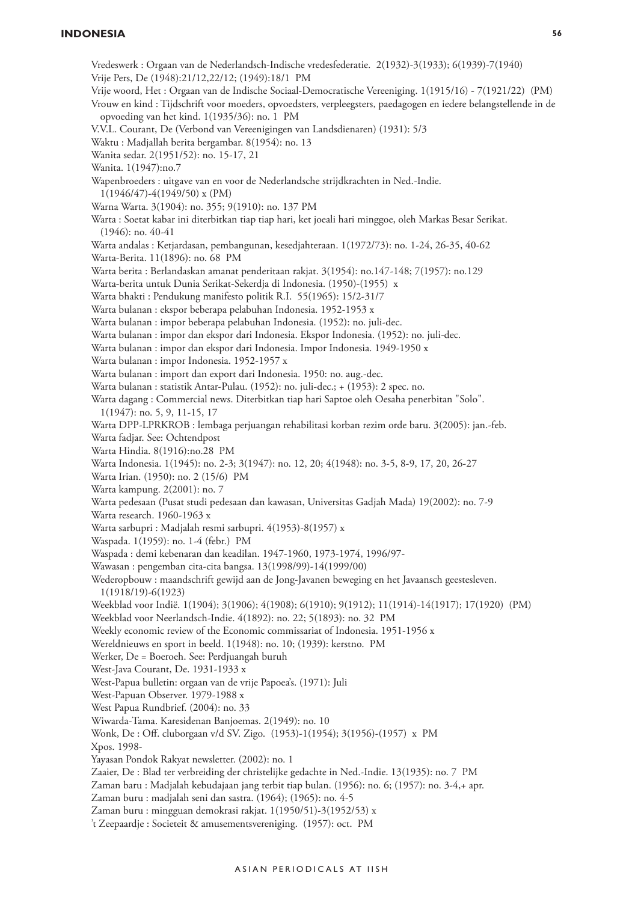Vredeswerk : Orgaan van de Nederlandsch-Indische vredesfederatie. 2(1932)-3(1933); 6(1939)-7(1940)
Vrije Pers, De (1948):21/12,22/12; (1949):18/1 PM
Vrije woord, Het : Orgaan van de Indische Sociaal-Democratische Vereeniging. 1(1915/16) - 7(1921/22) (PM)
Vrouw en kind : Tijdschrift voor moeders, opvoedsters, verpleegsters, paedagogen en iedere belangstellende in de opvoeding van het kind. 1(1935/36): no. 1 PM
V.V.L. Courant, De (Verbond van Vereenigingen van Landsdienaren) (1931): 5/3
Waktu : Madjallah berita bergambar. 8(1954): no. 13
Wanita sedar. 2(1951/52): no. 15-17, 21
Wanita. 1(1947):no.7
Wapenbroeders : uitgave van en voor de Nederlandsche strijdkrachten in Ned.-Indie. 1(1946/47)-4(1949/50) x (PM)
Warna Warta. 3(1904): no. 355; 9(1910): no. 137 PM
Warta : Soetat kabar ini diterbitkan tiap tiap hari, ket joeali hari minggoe, oleh Markas Besar Serikat. (1946): no. 40-41
Warta andalas : Ketjerdasan, pembangunan, kesedjahteraan. 1(1972/73): no. 1-24, 26-35, 40-62
Warta-Berita. 11(1896): no. 68 PM
Warta berita : Berlandaskan amanat penderitaan rakjat. 3(1954): no.147-148; 7(1957): no.129
Warta-berita untuk Dunia Serikat-Sekerdja di Indonesia. (1950)-(1955) x
Warta bhakti : Pendukung manifesto politik R.I. 55(1965): 15/2-31/7
Warta bulanan : ekspor beberapa pelabuhan Indonesia. 1952-1953 x
Warta bulanan : impor beberapa pelabuhan Indonesia. (1952): no. juli-dec.
Warta bulanan : impor dan ekspor dari Indonesia. Ekspor Indonesia. (1952): no. juli-dec.
Warta bulanan : impor dan ekspor dari Indonesia. Impor Indonesia. 1949-1950 x
Warta bulanan : impor Indonesia. 1952-1957 x
Warta bulanan : import dan export dari Indonesia. 1950: no. aug.-dec.
Warta bulanan : statistik Antar-Pulau. (1952): no. juli-dec.; + (1953): 2 spec. no.
Warta dagang : Commercial news. Diterbitkan tiap hari Saptoe oleh Oesaha penerbitan "Solo". 1(1947): no. 5, 9, 11-15, 17
Warta DPP-LPRKROB : lembaga perjuangan rehabilitasi korban rezim orde baru. 3(2005): jan.-feb.
Warta fadjar. See: Ochtendpost
Warta Hindia. 8(1916):no.28 PM
Warta Indonesia. 1(1945): no. 2-3; 3(1947): no. 12, 20; 4(1948): no. 3-5, 8-9, 17, 20, 26-27
Warta Irian. (1950): no. 2 (15/6) PM
Warta kampung. 2(2001): no. 7
Warta pedesaan (Pusat studi pedesaan dan kawasan, Universitas Gadjah Mada) 19(2002): no. 7-9
Warta research. 1960-1963 x
Warta sarbupri : Madjalah resmi sarbupri. 4(1953)-8(1957) x
Waspada. 1(1959): no. 1-4 (febr.) PM
Waspada : demi kebenaran dan keadilan. 1947-1960, 1973-1974, 1996/97-
Wawasan : pengemban cita-cita bangsa. 13(1998/99)-14(1999/00)
Wederopbouw : maandschrift gewijd aan de Jong-Javanen beweging en het Javaansch geestesleven. 1(1918/19)-6(1923)
Weekblad voor Indië. 1(1904); 3(1906); 4(1908); 6(1910); 9(1912); 11(1914)-14(1917); 17(1920) (PM)
Weekblad voor Neerlandsch-Indie. 4(1892): no. 22; 5(1893): no. 32 PM
Weekly economic review of the Economic commissariat of Indonesia. 1951-1956 x
Wereldnieuws en sport in beeld. 1(1948): no. 10; (1939): kerstno. PM
Werker, De = Boeroeh. See: Perdjuangah buruh
West-Java Courant, De. 1931-1933 x
West-Papua bulletin: orgaan van de vrije Papoea's. (1971): Juli
West-Papuan Observer. 1979-1988 x
West Papua Rundbrief. (2004): no. 33
Wiwarda-Tama. Karesidenan Banjoemas. 2(1949): no. 10
Wonk, De : Off. cluborgaan v/d SV. Zigo. (1953)-1(1954); 3(1956)-(1957) x PM
Xpos. 1998-
Yayasan Pondok Rakyat newsletter. (2002): no. 1
Zaaier, De : Blad ter verbreiding der christelijke gedachte in Ned.-Indie. 13(1935): no. 7 PM
Zaman baru : Madjalah kebudajaan jang terbit tiap bulan. (1956): no. 6; (1957): no. 3-4,+ apr.
Zaman buru : madjalah seni dan sastra. (1964); (1965): no. 4-5
Zaman buru : mingguan demokrasi rakjat. 1(1950/51)-3(1952/53) x
't Zeepaardje : Societeit & amusementsvereniging. (1957): oct. PM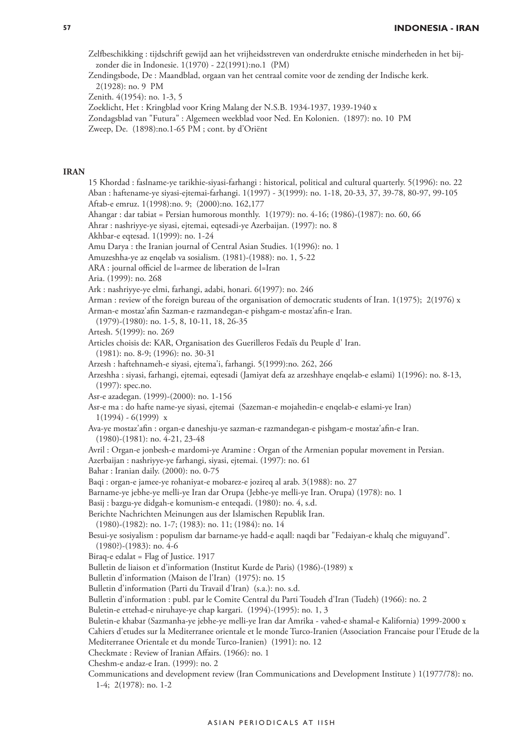Zelfbeschikking : tijdschrift gewijd aan het vrijheidsstreven van onderdrukte etnische minderheden in het bijzonder die in Indonesie. 1(1970) - 22(1991):no.1 (PM)

Zendingsbode, De : Maandblad, orgaan van het centraal comite voor de zending der Indische kerk. 2(1928): no. 9 PM

Zenith. 4(1954): no. 1-3, 5

Zoeklicht, Het : Kringblad voor Kring Malang der N.S.B. 1934-1937, 1939-1940 x

Zondagsblad van "Futura" : Algemeen weekblad voor Ned. En Kolonien. (1897): no. 10 PM

Zweep, De. (1898):no.1-65 PM ; cont. by d'Oriënt

## IRAN

15 Khordad : faslname-ye tarikhie-siyasi-farhangi : historical, political and cultural quarterly. 5(1996): no. 22

Aban : haftename-ye siyasi-ejtemai-farhangi. 1(1997) - 3(1999): no. 1-18, 20-33, 37, 39-78, 80-97, 99-105

Aftab-e emruz. 1(1998):no. 9; (2000):no. 162,177

Ahangar : dar tabiat = Persian humorous monthly. 1(1979): no. 4-16; (1986)-(1987): no. 60, 66

Ahrar : nashriyye-ye siyasi, ejtemai, eqtesadi-ye Azerbaijan. (1997): no. 8

Akhbar-e eqtesad. 1(1999): no. 1-24

Amu Darya : the Iranian journal of Central Asian Studies. 1(1996): no. 1

Amuzeshha-ye az enqelab va sosialism. (1981)-(1988): no. 1, 5-22

ARA : journal officiel de l=armee de liberation de l=Iran

Aria. (1999): no. 268

Ark : nashriyye-ye elmi, farhangi, adabi, honari. 6(1997): no. 246

Arman : review of the foreign bureau of the organisation of democratic students of Iran. 1(1975); 2(1976) x

Arman-e mostaz'afin Sazman-e razmandegan-e pishgam-e mostaz'afin-e Iran. (1979)-(1980): no. 1-5, 8, 10-11, 18, 26-35

Artesh. 5(1999): no. 269

Articles choisis de: KAR, Organisation des Guerilleros Fedaïs du Peuple d' Iran. (1981): no. 8-9; (1996): no. 30-31

Arzesh : haftehnameh-e siyasi, ejtema'i, farhangi. 5(1999):no. 262, 266

Arzeshha : siyasi, farhangi, ejtemai, eqtesadi (Jamiyat defa az arzeshhaye enqelab-e eslami) 1(1996): no. 8-13, (1997): spec.no.

Asr-e azadegan. (1999)-(2000): no. 1-156

Asr-e ma : do hafte name-ye siyasi, ejtemai (Sazeman-e mojahedin-e enqelab-e eslami-ye Iran) 1(1994) - 6(1999) x

Ava-ye mostaz'afin : organ-e daneshju-ye sazman-e razmandegan-e pishgam-e mostaz'afin-e Iran. (1980)-(1981): no. 4-21, 23-48

Avril : Organ-e jonbesh-e mardomi-ye Aramine : Organ of the Armenian popular movement in Persian.

Azerbaijan : nashriyye-ye farhangi, siyasi, ejtemai. (1997): no. 61

Bahar : Iranian daily. (2000): no. 0-75

Baqi : organ-e jamee-ye rohaniyat-e mobarez-e jozireq al arab. 3(1988): no. 27

Barname-ye jebhe-ye melli-ye Iran dar Orupa (Jebhe-ye melli-ye Iran. Orupa) (1978): no. 1

Basij : bazgu-ye didgah-e komunism-e enteqadi. (1980): no. 4, s.d.

Berichte Nachrichten Meinungen aus der Islamischen Republik Iran. (1980)-(1982): no. 1-7; (1983): no. 11; (1984): no. 14

Besui-ye sosiyalism : populism dar barname-ye hadd-e aqall: naqdi bar "Fedaiyan-e khalq che miguyand". (1980?)-(1983): no. 4-6

Biraq-e edalat = Flag of Justice. 1917

Bulletin de liaison et d'information (Institut Kurde de Paris) (1986)-(1989) x

Bulletin d'information (Maison de l'Iran) (1975): no. 15

Bulletin d'information (Parti du Travail d'Iran) (s.a.): no. s.d.

Bulletin d'information : publ. par le Comite Central du Parti Toudeh d'Iran (Tudeh) (1966): no. 2

Buletin-e ettehad-e niruhaye-ye chap kargari. (1994)-(1995): no. 1, 3

Buletin-e khabar (Sazmanha-ye jebhe-ye melli-ye Iran dar Amrika - vahed-e shamal-e Kalifornia) 1999-2000 x

Cahiers d'etudes sur la Mediterranee orientale et le monde Turco-Iranien (Association Francaise pour l'Etude de la Mediterranee Orientale et du monde Turco-Iranien) (1991): no. 12

Checkmate : Review of Iranian Affairs. (1966): no. 1

Cheshm-e andaz-e Iran. (1999): no. 2

Communications and development review (Iran Communications and Development Institute ) 1(1977/78): no. 1-4; 2(1978): no. 1-2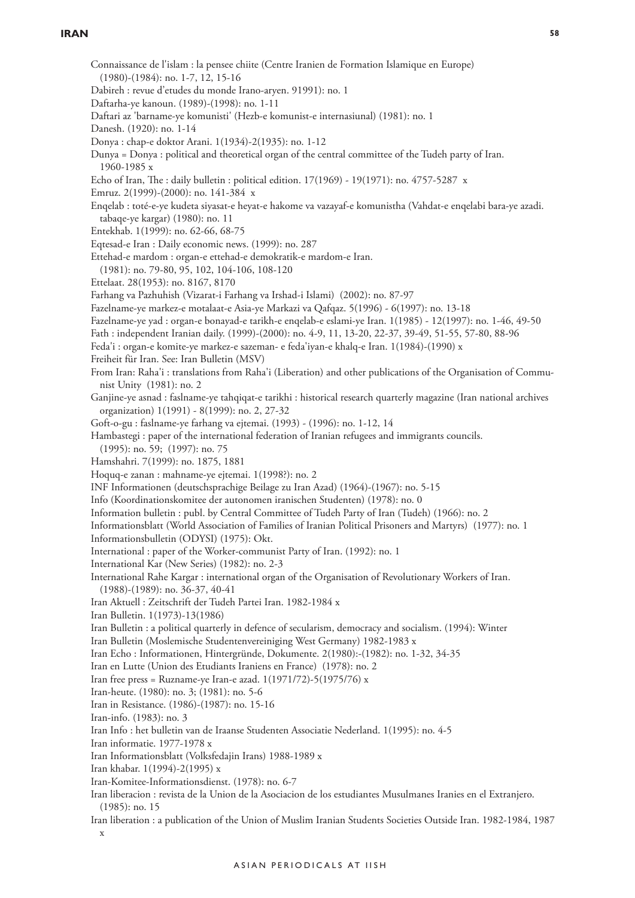Connaissance de l'islam : la pensee chiite (Centre Iranien de Formation Islamique en Europe) (1980)-(1984): no. 1-7, 12, 15-16

Dabireh : revue d'etudes du monde Irano-aryen. 91991): no. 1

Daftarha-ye kanoun. (1989)-(1998): no. 1-11

Daftari az 'barname-ye komunisti' (Hezb-e komunist-e internasiunal) (1981): no. 1

Danesh. (1920): no. 1-14

Donya : chap-e doktor Arani. 1(1934)-2(1935): no. 1-12

Dunya = Donya : political and theoretical organ of the central committee of the Tudeh party of Iran. 1960-1985 x

Echo of Iran, The : daily bulletin : political edition. 17(1969) - 19(1971): no. 4757-5287 x

Emruz. 2(1999)-(2000): no. 141-384 x

Enqelab : toté-e-ye kudeta siyasat-e heyat-e hakome va vazayaf-e komunistha (Vahdat-e enqelabi bara-ye azadi. tabaqe-ye kargar) (1980): no. 11

Entekhab. 1(1999): no. 62-66, 68-75

Eqtesad-e Iran : Daily economic news. (1999): no. 287

Ettehad-e mardom : organ-e ettehad-e demokratik-e mardom-e Iran. (1981): no. 79-80, 95, 102, 104-106, 108-120

Ettelaat. 28(1953): no. 8167, 8170

Farhang va Pazhuhish (Vizarat-i Farhang va Irshad-i Islami) (2002): no. 87-97

Fazelname-ye markez-e motalaat-e Asia-ye Markazi va Qafqaz. 5(1996) - 6(1997): no. 13-18

Fazelname-ye yad : organ-e bonayad-e tarikh-e enqelab-e eslami-ye Iran. 1(1985) - 12(1997): no. 1-46, 49-50

Fath : independent Iranian daily. (1999)-(2000): no. 4-9, 11, 13-20, 22-37, 39-49, 51-55, 57-80, 88-96

Feda'i : organ-e komite-ye markez-e sazeman- e feda'iyan-e khalq-e Iran. 1(1984)-(1990) x

Freiheit für Iran. See: Iran Bulletin (MSV)

From Iran: Raha'i : translations from Raha'i (Liberation) and other publications of the Organisation of Communist Unity (1981): no. 2

Ganjine-ye asnad : faslname-ye tahqiqat-e tarikhi : historical research quarterly magazine (Iran national archives organization) 1(1991) - 8(1999): no. 2, 27-32

Goft-o-gu : faslname-ye farhang va ejtemai. (1993) - (1996): no. 1-12, 14

Hambastegi : paper of the international federation of Iranian refugees and immigrants councils. (1995): no. 59; (1997): no. 75

Hamshahri. 7(1999): no. 1875, 1881

Hoquq-e zanan : mahname-ye ejtemai. 1(1998?): no. 2

INF Informationen (deutschsprachige Beilage zu Iran Azad) (1964)-(1967): no. 5-15

Info (Koordinationskomitee der autonomen iranischen Studenten) (1978): no. 0

Information bulletin : publ. by Central Committee of Tudeh Party of Iran (Tudeh) (1966): no. 2

Informationsblatt (World Association of Families of Iranian Political Prisoners and Martyrs) (1977): no. 1

Informationsbulletin (ODYSI) (1975): Okt.

International : paper of the Worker-communist Party of Iran. (1992): no. 1

International Kar (New Series) (1982): no. 2-3

International Rahe Kargar : international organ of the Organisation of Revolutionary Workers of Iran. (1988)-(1989): no. 36-37, 40-41

Iran Aktuell : Zeitschrift der Tudeh Partei Iran. 1982-1984 x

Iran Bulletin. 1(1973)-13(1986)

Iran Bulletin : a political quarterly in defence of secularism, democracy and socialism. (1994): Winter

Iran Bulletin (Moslemische Studentenvereiniging West Germany) 1982-1983 x

Iran Echo : Informationen, Hintergründe, Dokumente. 2(1980):-(1982): no. 1-32, 34-35

Iran en Lutte (Union des Etudiants Iraniens en France) (1978): no. 2

Iran free press = Ruzname-ye Iran-e azad. 1(1971/72)-5(1975/76) x

Iran-heute. (1980): no. 3; (1981): no. 5-6

Iran in Resistance. (1986)-(1987): no. 15-16

Iran-info. (1983): no. 3

Iran Info : het bulletin van de Iraanse Studenten Associatie Nederland. 1(1995): no. 4-5

Iran informatie. 1977-1978 x

Iran Informationsblatt (Volksfedajin Irans) 1988-1989 x

Iran khabar. 1(1994)-2(1995) x

Iran-Komitee-Informationsdienst. (1978): no. 6-7

Iran liberacion : revista de la Union de la Asociacion de los estudiantes Musulmanes Iranies en el Extranjero. (1985): no. 15

Iran liberation : a publication of the Union of Muslim Iranian Students Societies Outside Iran. 1982-1984, 1987 x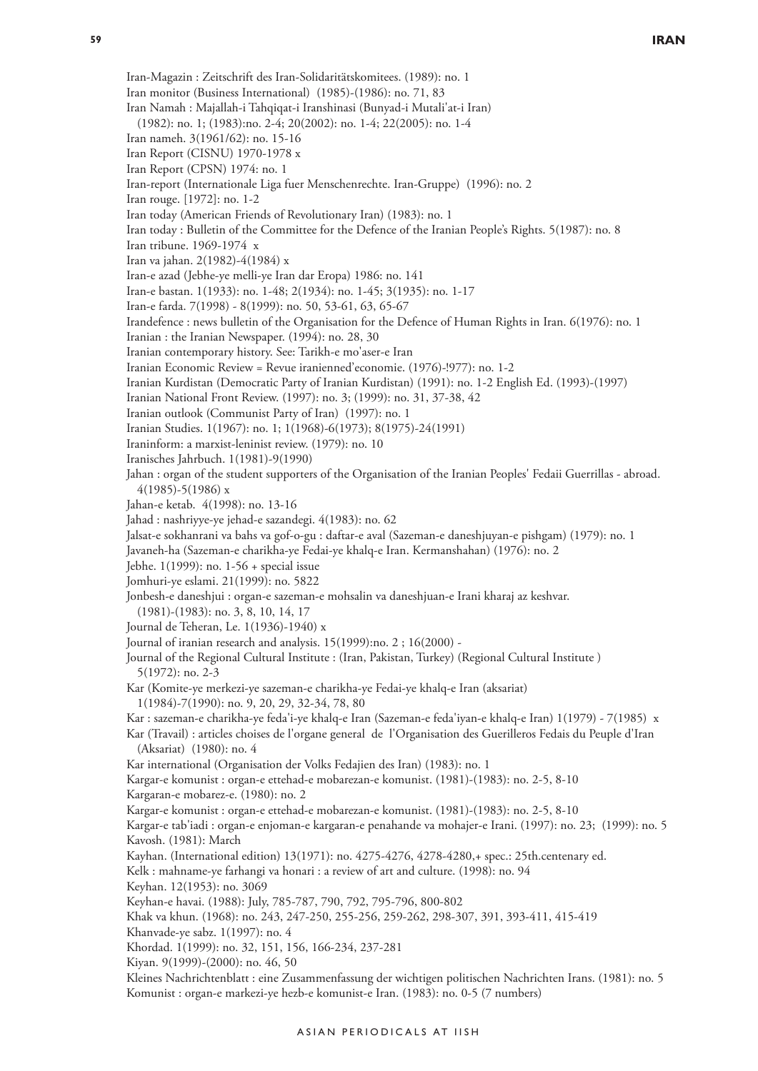Iran-Magazin : Zeitschrift des Iran-Solidaritätskomitees. (1989): no. 1
Iran monitor (Business International) (1985)-(1986): no. 71, 83
Iran Namah : Majallah-i Tahqiqat-i Iranshinasi (Bunyad-i Mutali'at-i Iran)
(1982): no. 1; (1983):no. 2-4; 20(2002): no. 1-4; 22(2005): no. 1-4
Iran nameh. 3(1961/62): no. 15-16
Iran Report (CISNU) 1970-1978 x
Iran Report (CPSN) 1974: no. 1
Iran-report (Internationale Liga fuer Menschenrechte. Iran-Gruppe) (1996): no. 2
Iran rouge. [1972]: no. 1-2
Iran today (American Friends of Revolutionary Iran) (1983): no. 1
Iran today : Bulletin of the Committee for the Defence of the Iranian People's Rights. 5(1987): no. 8
Iran tribune. 1969-1974 x
Iran va jahan. 2(1982)-4(1984) x
Iran-e azad (Jebhe-ye melli-ye Iran dar Eropa) 1986: no. 141
Iran-e bastan. 1(1933): no. 1-48; 2(1934): no. 1-45; 3(1935): no. 1-17
Iran-e farda. 7(1998) - 8(1999): no. 50, 53-61, 63, 65-67
Irandefence : news bulletin of the Organisation for the Defence of Human Rights in Iran. 6(1976): no. 1
Iranian : the Iranian Newspaper. (1994): no. 28, 30
Iranian contemporary history. See: Tarikh-e mo'aser-e Iran
Iranian Economic Review = Revue iranienned'economie. (1976)-!977): no. 1-2
Iranian Kurdistan (Democratic Party of Iranian Kurdistan) (1991): no. 1-2 English Ed. (1993)-(1997)
Iranian National Front Review. (1997): no. 3; (1999): no. 31, 37-38, 42
Iranian outlook (Communist Party of Iran) (1997): no. 1
Iranian Studies. 1(1967): no. 1; 1(1968)-6(1973); 8(1975)-24(1991)
Iraninform: a marxist-leninist review. (1979): no. 10
Iranisches Jahrbuch. 1(1981)-9(1990)
Jahan : organ of the student supporters of the Organisation of the Iranian Peoples' Fedaii Guerrillas - abroad.
4(1985)-5(1986) x
Jahan-e ketab. 4(1998): no. 13-16
Jahad : nashriyye-ye jehad-e sazandegi. 4(1983): no. 62
Jalsat-e sokhanrani va bahs va gof-o-gu : daftar-e aval (Sazeman-e daneshjuyan-e pishgam) (1979): no. 1
Javaneh-ha (Sazeman-e charikha-ye Fedai-ye khalq-e Iran. Kermanshahan) (1976): no. 2
Jebhe. 1(1999): no. 1-56 + special issue
Jomhuri-ye eslami. 21(1999): no. 5822
Jonbesh-e daneshjui : organ-e sazeman-e mohsalin va daneshjuan-e Irani kharaj az keshvar.
(1981)-(1983): no. 3, 8, 10, 14, 17
Journal de Teheran, Le. 1(1936)-1940) x
Journal of iranian research and analysis. 15(1999):no. 2 ; 16(2000) -
Journal of the Regional Cultural Institute : (Iran, Pakistan, Turkey) (Regional Cultural Institute )
5(1972): no. 2-3
Kar (Komite-ye merkezi-ye sazeman-e charikha-ye Fedai-ye khalq-e Iran (aksariat)
1(1984)-7(1990): no. 9, 20, 29, 32-34, 78, 80
Kar : sazeman-e charikha-ye feda'i-ye khalq-e Iran (Sazeman-e feda'iyan-e khalq-e Iran) 1(1979) - 7(1985) x
Kar (Travail) : articles choises de l'organe general de l'Organisation des Guerilleros Fedais du Peuple d'Iran
(Aksariat) (1980): no. 4
Kar international (Organisation der Volks Fedajien des Iran) (1983): no. 1
Kargar-e komunist : organ-e ettehad-e mobarezan-e komunist. (1981)-(1983): no. 2-5, 8-10
Kargaran-e mobarez-e. (1980): no. 2
Kargar-e komunist : organ-e ettehad-e mobarezan-e komunist. (1981)-(1983): no. 2-5, 8-10
Kargar-e tab'iadi : organ-e enjoman-e kargaran-e penahande va mohajer-e Irani. (1997): no. 23; (1999): no. 5
Kavosh. (1981): March
Kayhan. (International edition) 13(1971): no. 4275-4276, 4278-4280,+ spec.: 25th.centenary ed.
Kelk : mahname-ye farhangi va honari : a review of art and culture. (1998): no. 94
Keyhan. 12(1953): no. 3069
Keyhan-e havai. (1988): July, 785-787, 790, 792, 795-796, 800-802
Khak va khun. (1968): no. 243, 247-250, 255-256, 259-262, 298-307, 391, 393-411, 415-419
Khanvade-ye sabz. 1(1997): no. 4
Khordad. 1(1999): no. 32, 151, 156, 166-234, 237-281
Kiyan. 9(1999)-(2000): no. 46, 50
Kleines Nachrichtenblatt : eine Zusammenfassung der wichtigen politischen Nachrichten Irans. (1981): no. 5
Komunist : organ-e markezi-ye hezb-e komunist-e Iran. (1983): no. 0-5 (7 numbers)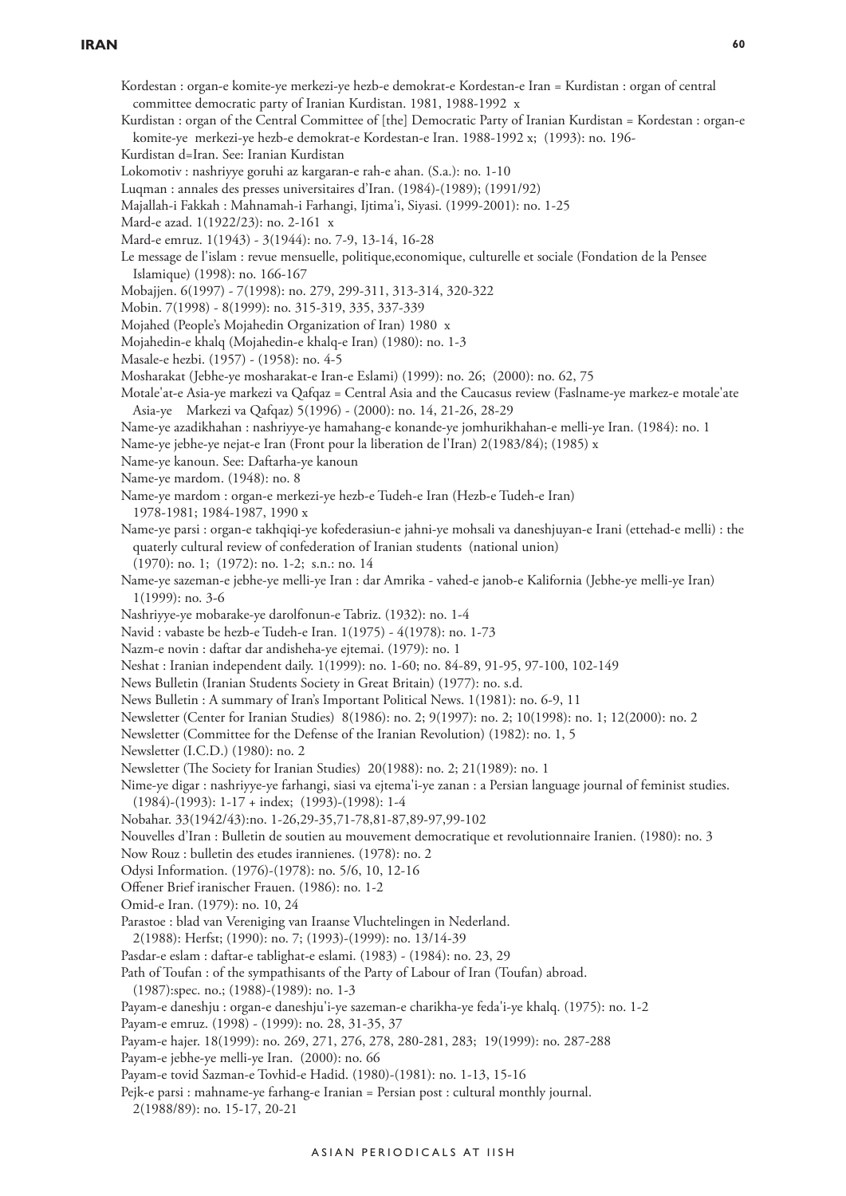Kordestan : organ-e komite-ye merkezi-ye hezb-e demokrat-e Kordestan-e Iran = Kurdistan : organ of central committee democratic party of Iranian Kurdistan. 1981, 1988-1992 x

Kurdistan : organ of the Central Committee of [the] Democratic Party of Iranian Kurdistan = Kordestan : organ-e komite-ye merkezi-ye hezb-e demokrat-e Kordestan-e Iran. 1988-1992 x; (1993): no. 196-

Kurdistan d=Iran. See: Iranian Kurdistan

Lokomotiv : nashriyye goruhi az kargaran-e rah-e ahan. (S.a.): no. 1-10

Luqman : annales des presses universitaires d'Iran. (1984)-(1989); (1991/92)

Majallah-i Fakkah : Mahnamah-i Farhangi, Ijtima'i, Siyasi. (1999-2001): no. 1-25

Mard-e azad. 1(1922/23): no. 2-161 x

Mard-e emruz. 1(1943) - 3(1944): no. 7-9, 13-14, 16-28

Le message de l'islam : revue mensuelle, politique,economique, culturelle et sociale (Fondation de la Pensee Islamique) (1998): no. 166-167

Mobajjen. 6(1997) - 7(1998): no. 279, 299-311, 313-314, 320-322

Mobin. 7(1998) - 8(1999): no. 315-319, 335, 337-339

Mojahed (People's Mojahedin Organization of Iran) 1980 x

Mojahedin-e khalq (Mojahedin-e khalq-e Iran) (1980): no. 1-3

Masale-e hezbi. (1957) - (1958): no. 4-5

Mosharakat (Jebhe-ye mosharakat-e Iran-e Eslami) (1999): no. 26; (2000): no. 62, 75

Motale'at-e Asia-ye markezi va Qafqaz = Central Asia and the Caucasus review (Faslname-ye markez-e motale'ate Asia-ye Markezi va Qafqaz) 5(1996) - (2000): no. 14, 21-26, 28-29

Name-ye azadikhahan : nashriyye-ye hamahang-e konande-ye jomhurikhahan-e melli-ye Iran. (1984): no. 1

Name-ye jebhe-ye nejat-e Iran (Front pour la liberation de l'Iran) 2(1983/84); (1985) x

Name-ye kanoun. See: Daftarha-ye kanoun

Name-ye mardom. (1948): no. 8

Name-ye mardom : organ-e merkezi-ye hezb-e Tudeh-e Iran (Hezb-e Tudeh-e Iran) 1978-1981; 1984-1987, 1990 x

Name-ye parsi : organ-e takhqiqi-ye kofederasiun-e jahni-ye mohsali va daneshjuyan-e Irani (ettehad-e melli) : the quaterly cultural review of confederation of Iranian students (national union) (1970): no. 1; (1972): no. 1-2; s.n.: no. 14

Name-ye sazeman-e jebhe-ye melli-ye Iran : dar Amrika - vahed-e janob-e Kalifornia (Jebhe-ye melli-ye Iran) 1(1999): no. 3-6

Nashriyye-ye mobarake-ye darolfonun-e Tabriz. (1932): no. 1-4

Navid : vabaste be hezb-e Tudeh-e Iran. 1(1975) - 4(1978): no. 1-73

Nazm-e novin : daftar dar andisheha-ye ejtemai. (1979): no. 1

Neshat : Iranian independent daily. 1(1999): no. 1-60; no. 84-89, 91-95, 97-100, 102-149

News Bulletin (Iranian Students Society in Great Britain) (1977): no. s.d.

News Bulletin : A summary of Iran's Important Political News. 1(1981): no. 6-9, 11

Newsletter (Center for Iranian Studies) 8(1986): no. 2; 9(1997): no. 2; 10(1998): no. 1; 12(2000): no. 2

Newsletter (Committee for the Defense of the Iranian Revolution) (1982): no. 1, 5

Newsletter (I.C.D.) (1980): no. 2

Newsletter (The Society for Iranian Studies) 20(1988): no. 2; 21(1989): no. 1

Nime-ye digar : nashriyye-ye farhangi, siasi va ejtema'i-ye zanan : a Persian language journal of feminist studies. (1984)-(1993): 1-17 + index; (1993)-(1998): 1-4

Nobahar. 33(1942/43):no. 1-26,29-35,71-78,81-87,89-97,99-102

Nouvelles d'Iran : Bulletin de soutien au mouvement democratique et revolutionnaire Iranien. (1980): no. 3

Now Rouz : bulletin des etudes irannienes. (1978): no. 2

Odysi Information. (1976)-(1978): no. 5/6, 10, 12-16

Offener Brief iranischer Frauen. (1986): no. 1-2

Omid-e Iran. (1979): no. 10, 24

Parastoe : blad van Vereniging van Iraanse Vluchtelingen in Nederland. 2(1988): Herfst; (1990): no. 7; (1993)-(1999): no. 13/14-39

Pasdar-e eslam : daftar-e tablighat-e eslami. (1983) - (1984): no. 23, 29

Path of Toufan : of the sympathisants of the Party of Labour of Iran (Toufan) abroad. (1987):spec. no.; (1988)-(1989): no. 1-3

Payam-e daneshju : organ-e daneshju'i-ye sazeman-e charikha-ye feda'i-ye khalq. (1975): no. 1-2

Payam-e emruz. (1998) - (1999): no. 28, 31-35, 37

Payam-e hajer. 18(1999): no. 269, 271, 276, 278, 280-281, 283; 19(1999): no. 287-288

Payam-e jebhe-ye melli-ye Iran. (2000): no. 66

Payam-e tovid Sazman-e Tovhid-e Hadid. (1980)-(1981): no. 1-13, 15-16

Pejk-e parsi : mahname-ye farhang-e Iranian = Persian post : cultural monthly journal. 2(1988/89): no. 15-17, 20-21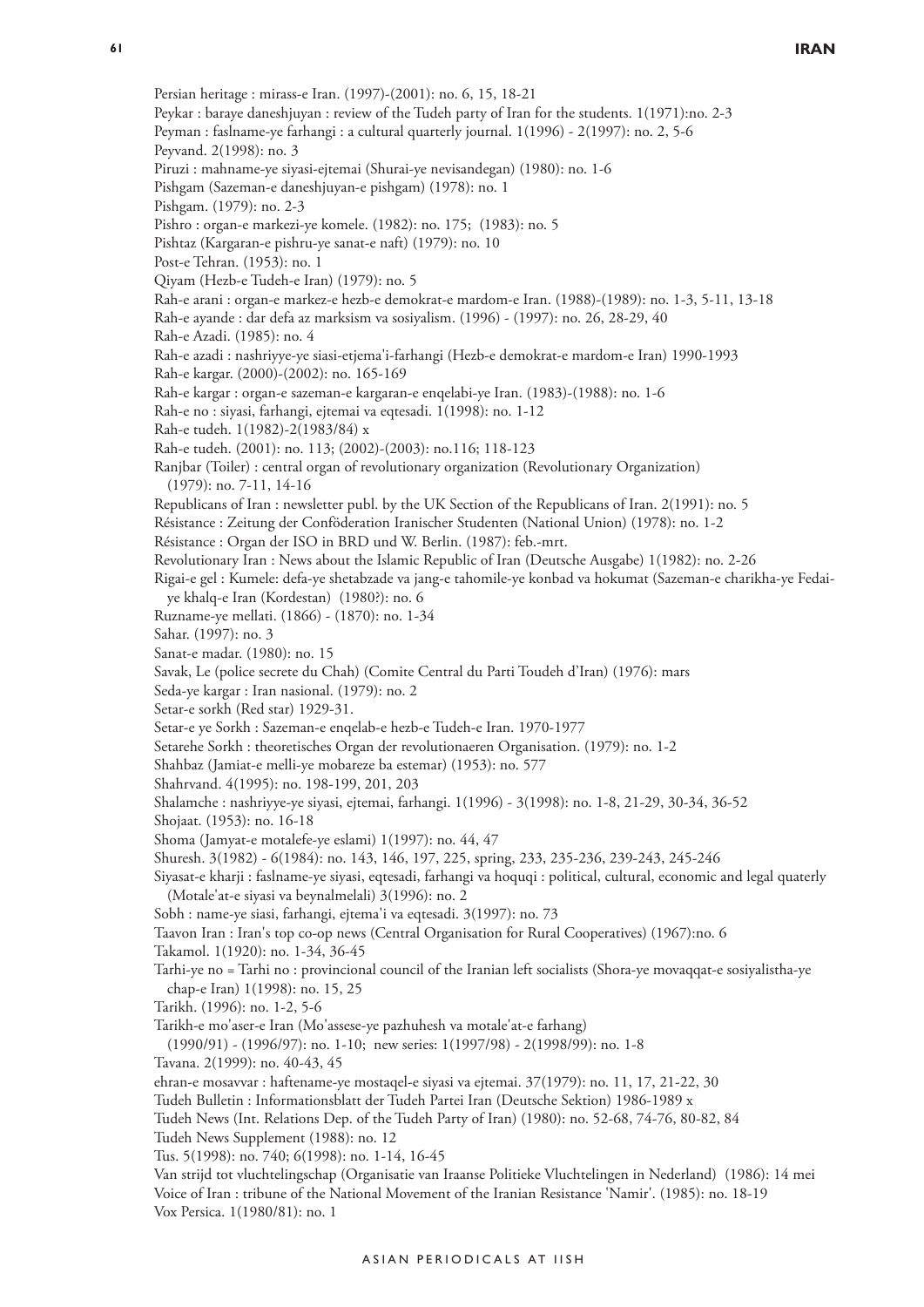Persian heritage : mirass-e Iran. (1997)-(2001): no. 6, 15, 18-21
Peykar : baraye daneshjuyan : review of the Tudeh party of Iran for the students. 1(1971):no. 2-3
Peyman : faslname-ye farhangi : a cultural quarterly journal. 1(1996) - 2(1997): no. 2, 5-6
Peyvand. 2(1998): no. 3
Piruzi : mahname-ye siyasi-ejtemai (Shurai-ye nevisandegan) (1980): no. 1-6
Pishgam (Sazeman-e daneshjuyan-e pishgam) (1978): no. 1
Pishgam. (1979): no. 2-3
Pishro : organ-e markezi-ye komele. (1982): no. 175; (1983): no. 5
Pishtaz (Kargaran-e pishru-ye sanat-e naft) (1979): no. 10
Post-e Tehran. (1953): no. 1
Qiyam (Hezb-e Tudeh-e Iran) (1979): no. 5
Rah-e arani : organ-e markez-e hezb-e demokrat-e mardom-e Iran. (1988)-(1989): no. 1-3, 5-11, 13-18
Rah-e ayande : dar defa az marksism va sosiyalism. (1996) - (1997): no. 26, 28-29, 40
Rah-e Azadi. (1985): no. 4
Rah-e azadi : nashriyye-ye siasi-etjema'i-farhangi (Hezb-e demokrat-e mardom-e Iran) 1990-1993
Rah-e kargar. (2000)-(2002): no. 165-169
Rah-e kargar : organ-e sazeman-e kargaran-e enqelabi-ye Iran. (1983)-(1988): no. 1-6
Rah-e no : siyasi, farhangi, ejtemai va eqtesadi. 1(1998): no. 1-12
Rah-e tudeh. 1(1982)-2(1983/84) x
Rah-e tudeh. (2001): no. 113; (2002)-(2003): no.116; 118-123
Ranjbar (Toiler) : central organ of revolutionary organization (Revolutionary Organization) (1979): no. 7-11, 14-16
Republicans of Iran : newsletter publ. by the UK Section of the Republicans of Iran. 2(1991): no. 5
Résistance : Zeitung der Conföderation Iranischer Studenten (National Union) (1978): no. 1-2
Résistance : Organ der ISO in BRD und W. Berlin. (1987): feb.-mrt.
Revolutionary Iran : News about the Islamic Republic of Iran (Deutsche Ausgabe) 1(1982): no. 2-26
Rigai-e gel : Kumele: defa-ye shetabzade va jang-e tahomile-ye konbad va hokumat (Sazeman-e charikha-ye Fedai-ye khalq-e Iran (Kordestan) (1980?): no. 6
Ruzname-ye mellati. (1866) - (1870): no. 1-34
Sahar. (1997): no. 3
Sanat-e madar. (1980): no. 15
Savak, Le (police secrete du Chah) (Comite Central du Parti Toudeh d'Iran) (1976): mars
Seda-ye kargar : Iran nasional. (1979): no. 2
Setar-e sorkh (Red star) 1929-31.
Setar-e ye Sorkh : Sazeman-e enqelab-e hezb-e Tudeh-e Iran. 1970-1977
Setarehe Sorkh : theoretisches Organ der revolutionaeren Organisation. (1979): no. 1-2
Shahbaz (Jamiat-e melli-ye mobareze ba estemar) (1953): no. 577
Shahrvand. 4(1995): no. 198-199, 201, 203
Shalamche : nashriyye-ye siyasi, ejtemai, farhangi. 1(1996) - 3(1998): no. 1-8, 21-29, 30-34, 36-52
Shojaat. (1953): no. 16-18
Shoma (Jamyat-e motalefe-ye eslami) 1(1997): no. 44, 47
Shuresh. 3(1982) - 6(1984): no. 143, 146, 197, 225, spring, 233, 235-236, 239-243, 245-246
Siyasat-e kharji : faslname-ye siyasi, eqtesadi, farhangi va hoquqi : political, cultural, economic and legal quaterly (Motale'at-e siyasi va beynalmelali) 3(1996): no. 2
Sobh : name-ye siasi, farhangi, ejtema'i va eqtesadi. 3(1997): no. 73
Taavon Iran : Iran's top co-op news (Central Organisation for Rural Cooperatives) (1967):no. 6
Takamol. 1(1920): no. 1-34, 36-45
Tarhi-ye no = Tarhi no : provincional council of the Iranian left socialists (Shora-ye movaqqat-e sosiyalistha-ye chap-e Iran) 1(1998): no. 15, 25
Tarikh. (1996): no. 1-2, 5-6
Tarikh-e mo'aser-e Iran (Mo'assese-ye pazhuhesh va motale'at-e farhang) (1990/91) - (1996/97): no. 1-10; new series: 1(1997/98) - 2(1998/99): no. 1-8
Tavana. 2(1999): no. 40-43, 45
ehran-e mosavvar : haftename-ye mostaqel-e siyasi va ejtemai. 37(1979): no. 11, 17, 21-22, 30
Tudeh Bulletin : Informationsblatt der Tudeh Partei Iran (Deutsche Sektion) 1986-1989 x
Tudeh News (Int. Relations Dep. of the Tudeh Party of Iran) (1980): no. 52-68, 74-76, 80-82, 84
Tudeh News Supplement (1988): no. 12
Tus. 5(1998): no. 740; 6(1998): no. 1-14, 16-45
Van strijd tot vluchtelingschap (Organisatie van Iraanse Politieke Vluchtelingen in Nederland) (1986): 14 mei
Voice of Iran : tribune of the National Movement of the Iranian Resistance 'Namir'. (1985): no. 18-19
Vox Persica. 1(1980/81): no. 1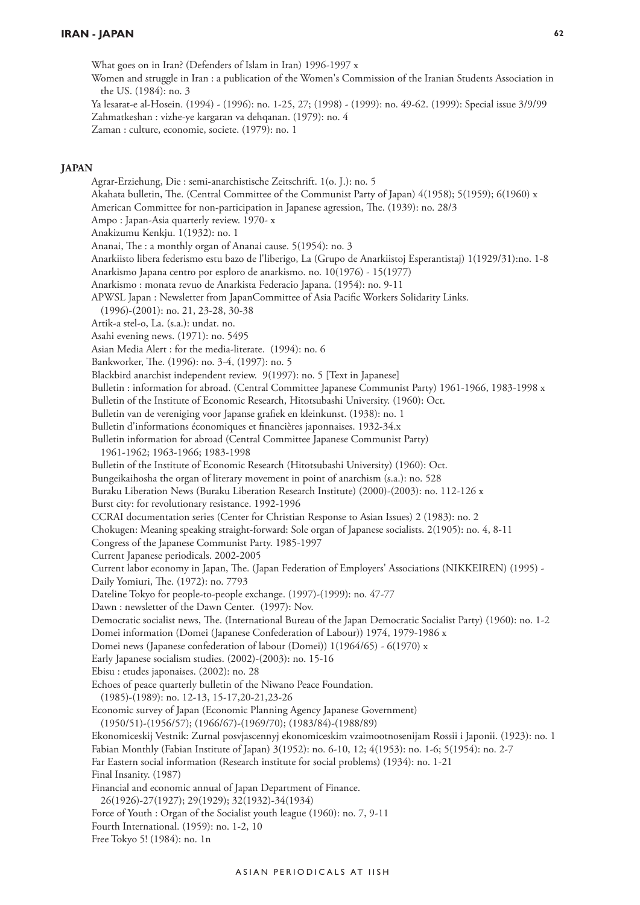What goes on in Iran? (Defenders of Islam in Iran) 1996-1997 x

Women and struggle in Iran : a publication of the Women's Commission of the Iranian Students Association in the US. (1984): no. 3

Ya lesarat-e al-Hosein. (1994) - (1996): no. 1-25, 27; (1998) - (1999): no. 49-62. (1999): Special issue 3/9/99

Zahmatkeshan : vizhe-ye kargaran va dehqanan. (1979): no. 4

Zaman : culture, economie, societe. (1979): no. 1

## JAPAN

Agrar-Erziehung, Die : semi-anarchistische Zeitschrift. 1(o. J.): no. 5

Akahata bulletin, The. (Central Committee of the Communist Party of Japan) 4(1958); 5(1959); 6(1960) x

American Committee for non-participation in Japanese agression, The. (1939): no. 28/3

Ampo : Japan-Asia quarterly review. 1970- x

Anakizumu Kenkju. 1(1932): no. 1

Ananai, The : a monthly organ of Ananai cause. 5(1954): no. 3

Anarkiisto libera federismo estu bazo de l'liberigo, La (Grupo de Anarkiistoj Esperantistaj) 1(1929/31):no. 1-8

Anarkismo Japana centro por esploro de anarkismo. no. 10(1976) - 15(1977)

Anarkismo : monata revuo de Anarkista Federacio Japana. (1954): no. 9-11

APWSL Japan : Newsletter from JapanCommittee of Asia Pacific Workers Solidarity Links. (1996)-(2001): no. 21, 23-28, 30-38

Artik-a stel-o, La. (s.a.): undat. no.

Asahi evening news. (1971): no. 5495

Asian Media Alert : for the media-literate. (1994): no. 6

Bankworker, The. (1996): no. 3-4, (1997): no. 5

Blackbird anarchist independent review. 9(1997): no. 5 [Text in Japanese]

Bulletin : information for abroad. (Central Committee Japanese Communist Party) 1961-1966, 1983-1998 x

Bulletin of the Institute of Economic Research, Hitotsubashi University. (1960): Oct.

Bulletin van de vereniging voor Japanse grafiek en kleinkunst. (1938): no. 1

Bulletin d'informations économiques et financières japonnaises. 1932-34.x

Bulletin information for abroad (Central Committee Japanese Communist Party) 1961-1962; 1963-1966; 1983-1998

Bulletin of the Institute of Economic Research (Hitotsubashi University) (1960): Oct.

Bungeikaihosha the organ of literary movement in point of anarchism (s.a.): no. 528

Buraku Liberation News (Buraku Liberation Research Institute) (2000)-(2003): no. 112-126 x

Burst city: for revolutionary resistance. 1992-1996

CCRAI documentation series (Center for Christian Response to Asian Issues) 2 (1983): no. 2

Chokugen: Meaning speaking straight-forward: Sole organ of Japanese socialists. 2(1905): no. 4, 8-11

Congress of the Japanese Communist Party. 1985-1997

Current Japanese periodicals. 2002-2005

Current labor economy in Japan, The. (Japan Federation of Employers' Associations (NIKKEIREN) (1995) -

Daily Yomiuri, The. (1972): no. 7793

Dateline Tokyo for people-to-people exchange. (1997)-(1999): no. 47-77

Dawn : newsletter of the Dawn Center. (1997): Nov.

Democratic socialist news, The. (International Bureau of the Japan Democratic Socialist Party) (1960): no. 1-2

Domei information (Domei (Japanese Confederation of Labour)) 1974, 1979-1986 x

Domei news (Japanese confederation of labour (Domei)) 1(1964/65) - 6(1970) x

Early Japanese socialism studies. (2002)-(2003): no. 15-16

Ebisu : etudes japonaises. (2002): no. 28

Echoes of peace quarterly bulletin of the Niwano Peace Foundation. (1985)-(1989): no. 12-13, 15-17,20-21,23-26

Economic survey of Japan (Economic Planning Agency Japanese Government) (1950/51)-(1956/57); (1966/67)-(1969/70); (1983/84)-(1988/89)

Ekonomiceskij Vestnik: Zurnal posvjascennyj ekonomiceskim vzaimootnosenijam Rossii i Japonii. (1923): no. 1

Fabian Monthly (Fabian Institute of Japan) 3(1952): no. 6-10, 12; 4(1953): no. 1-6; 5(1954): no. 2-7

Far Eastern social information (Research institute for social problems) (1934): no. 1-21

Final Insanity. (1987)

Financial and economic annual of Japan Department of Finance. 26(1926)-27(1927); 29(1929); 32(1932)-34(1934)

Force of Youth : Organ of the Socialist youth league (1960): no. 7, 9-11

Fourth International. (1959): no. 1-2, 10

Free Tokyo 5! (1984): no. 1n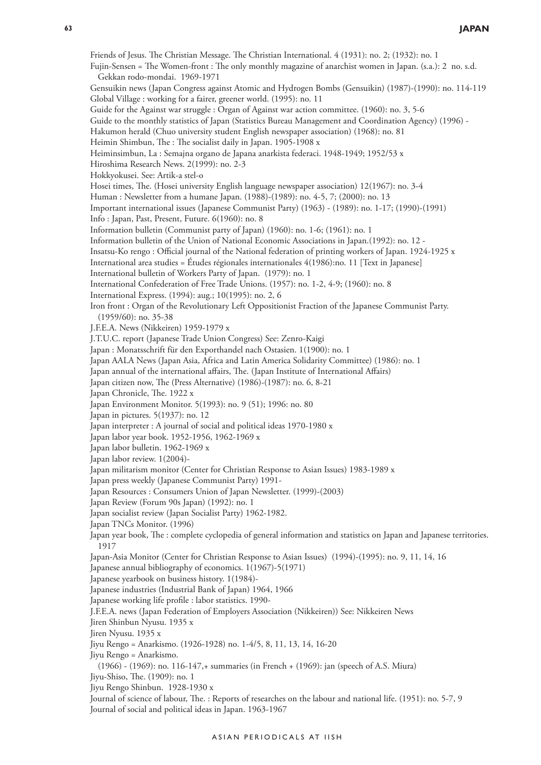Friends of Jesus. The Christian Message. The Christian International. 4 (1931): no. 2; (1932): no. 1

Fujin-Sensen = The Women-front : The only monthly magazine of anarchist women in Japan. (s.a.): 2 no. s.d.
Gekkan rodo-mondai. 1969-1971

Gensuikin news (Japan Congress against Atomic and Hydrogen Bombs (Gensuikin) (1987)-(1990): no. 114-119

Global Village : working for a fairer, greener world. (1995): no. 11

Guide for the Against war struggle : Organ of Against war action committee. (1960): no. 3, 5-6

Guide to the monthly statistics of Japan (Statistics Bureau Management and Coordination Agency) (1996) -

Hakumon herald (Chuo university student English newspaper association) (1968): no. 81

Heimin Shimbun, The : The socialist daily in Japan. 1905-1908 x

Heiminsimbun, La : Semajna organo de Japana anarkista federaci. 1948-1949; 1952/53 x

Hiroshima Research News. 2(1999): no. 2-3

Hokkyokusei. See: Artik-a stel-o

Hosei times, The. (Hosei university English language newspaper association) 12(1967): no. 3-4

Human : Newsletter from a humane Japan. (1988)-(1989): no. 4-5, 7; (2000): no. 13

Important international issues (Japanese Communist Party) (1963) - (1989): no. 1-17; (1990)-(1991)

Info : Japan, Past, Present, Future. 6(1960): no. 8

Information bulletin (Communist party of Japan) (1960): no. 1-6; (1961): no. 1

Information bulletin of the Union of National Economic Associations in Japan.(1992): no. 12 -

Insatsu-Ko rengo : Official journal of the National federation of printing workers of Japan. 1924-1925 x

International area studies = Études régionales internationales 4(1986):no. 11 [Text in Japanese]

International bulletin of Workers Party of Japan. (1979): no. 1

International Confederation of Free Trade Unions. (1957): no. 1-2, 4-9; (1960): no. 8

International Express. (1994): aug.; 10(1995): no. 2, 6

Iron front : Organ of the Revolutionary Left Oppositionist Fraction of the Japanese Communist Party.
(1959/60): no. 35-38

J.F.E.A. News (Nikkeiren) 1959-1979 x

J.T.U.C. report (Japanese Trade Union Congress) See: Zenro-Kaigi

Japan : Monatsschrift für den Exporthandel nach Ostasien. 1(1900): no. 1

Japan AALA News (Japan Asia, Africa and Latin America Solidarity Committee) (1986): no. 1

Japan annual of the international affairs, The. (Japan Institute of International Affairs)

Japan citizen now, The (Press Alternative) (1986)-(1987): no. 6, 8-21

Japan Chronicle, The. 1922 x

Japan Environment Monitor. 5(1993): no. 9 (51); 1996: no. 80

Japan in pictures. 5(1937): no. 12

Japan interpreter : A journal of social and political ideas 1970-1980 x

Japan labor year book. 1952-1956, 1962-1969 x

Japan labor bulletin. 1962-1969 x

Japan labor review. 1(2004)-

Japan militarism monitor (Center for Christian Response to Asian Issues) 1983-1989 x

Japan press weekly (Japanese Communist Party) 1991-

Japan Resources : Consumers Union of Japan Newsletter. (1999)-(2003)

Japan Review (Forum 90s Japan) (1992): no. 1

Japan socialist review (Japan Socialist Party) 1962-1982.

Japan TNCs Monitor. (1996)

Japan year book, The : complete cyclopedia of general information and statistics on Japan and Japanese territories.
1917

Japan-Asia Monitor (Center for Christian Response to Asian Issues) (1994)-(1995): no. 9, 11, 14, 16

Japanese annual bibliography of economics. 1(1967)-5(1971)

Japanese yearbook on business history. 1(1984)-

Japanese industries (Industrial Bank of Japan) 1964, 1966

Japanese working life profile : labor statistics. 1990-

J.F.E.A. news (Japan Federation of Employers Association (Nikkeiren)) See: Nikkeiren News

Jiren Shinbun Nyusu. 1935 x

Jiren Nyusu. 1935 x

Jiyu Rengo = Anarkismo. (1926-1928) no. 1-4/5, 8, 11, 13, 14, 16-20

Jiyu Rengo = Anarkismo.
(1966) - (1969): no. 116-147,+ summaries (in French + (1969): jan (speech of A.S. Miura)

Jiyu-Shiso, The. (1909): no. 1

Jiyu Rengo Shinbun. 1928-1930 x

Journal of science of labour, The. : Reports of researches on the labour and national life. (1951): no. 5-7, 9

Journal of social and political ideas in Japan. 1963-1967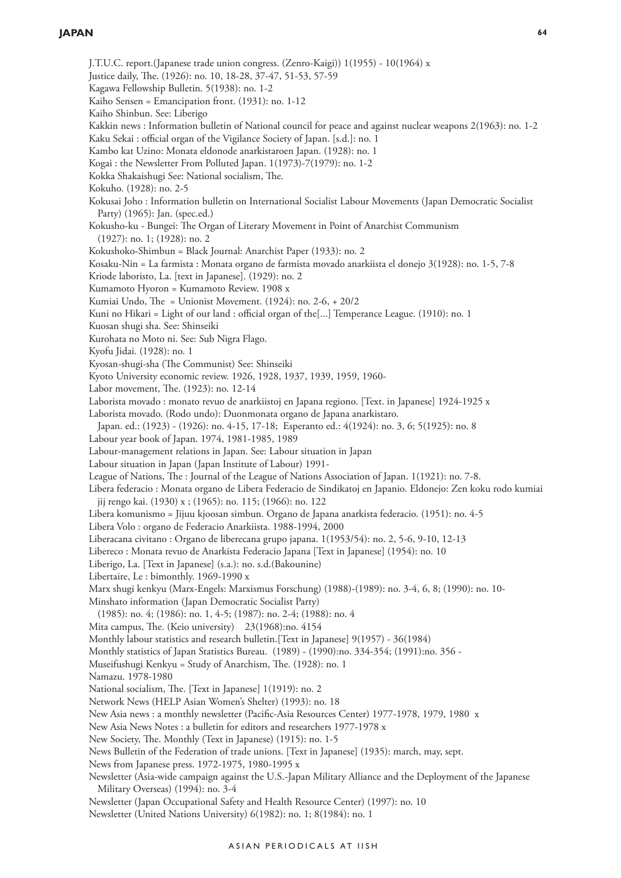J.T.U.C. report.(Japanese trade union congress. (Zenro-Kaigi)) 1(1955) - 10(1964) x
Justice daily, The. (1926): no. 10, 18-28, 37-47, 51-53, 57-59
Kagawa Fellowship Bulletin. 5(1938): no. 1-2
Kaiho Sensen = Emancipation front. (1931): no. 1-12
Kaiho Shinbun. See: Liberigo
Kakkin news : Information bulletin of National council for peace and against nuclear weapons 2(1963): no. 1-2
Kaku Sekai : official organ of the Vigilance Society of Japan. [s.d.]: no. 1
Kambo kat Uzino: Monata eldonode anarkistaroen Japan. (1928): no. 1
Kogai : the Newsletter From Polluted Japan. 1(1973)-7(1979): no. 1-2
Kokka Shakaishugi See: National socialism, The.
Kokuho. (1928): no. 2-5
Kokusai Joho : Information bulletin on International Socialist Labour Movements (Japan Democratic Socialist Party) (1965): Jan. (spec.ed.)
Kokusho-ku - Bungei: The Organ of Literary Movement in Point of Anarchist Communism (1927): no. 1; (1928): no. 2
Kokushoko-Shimbun = Black Journal: Anarchist Paper (1933): no. 2
Kosaku-Nin = La farmista : Monata organo de farmista movado anarkiista el donejo 3(1928): no. 1-5, 7-8
Kriode laboristo, La. [text in Japanese]. (1929): no. 2
Kumamoto Hyoron = Kumamoto Review. 1908 x
Kumiai Undo, The = Unionist Movement. (1924): no. 2-6, + 20/2
Kuni no Hikari = Light of our land : official organ of the[...] Temperance League. (1910): no. 1
Kuosan shugi sha. See: Shinseiki
Kurohata no Moto ni. See: Sub Nigra Flago.
Kyofu Jidai. (1928): no. 1
Kyosan-shugi-sha (The Communist) See: Shinseiki
Kyoto University economic review. 1926, 1928, 1937, 1939, 1959, 1960-
Labor movement, The. (1923): no. 12-14
Laborista movado : monato revuo de anarkiistoj en Japana regiono. [Text. in Japanese] 1924-1925 x
Laborista movado. (Rodo undo): Duonmonata organo de Japana anarkistaro. Japan. ed.: (1923) - (1926): no. 4-15, 17-18; Esperanto ed.: 4(1924): no. 3, 6; 5(1925): no. 8
Labour year book of Japan. 1974, 1981-1985, 1989
Labour-management relations in Japan. See: Labour situation in Japan
Labour situation in Japan (Japan Institute of Labour) 1991-
League of Nations, The : Journal of the League of Nations Association of Japan. 1(1921): no. 7-8.
Libera federacio : Monata organo de Libera Federacio de Sindikatoj en Japanio. Eldonejo: Zen koku rodo kumiai jij rengo kai. (1930) x ; (1965): no. 115; (1966): no. 122
Libera komunismo = Jijuu kjoosan simbun. Organo de Japana anarkista federacio. (1951): no. 4-5
Libera Volo : organo de Federacio Anarkiista. 1988-1994, 2000
Liberacana civitano : Organo de liberecana grupo japana. 1(1953/54): no. 2, 5-6, 9-10, 12-13
Libereco : Monata revuo de Anarkista Federacio Japana [Text in Japanese] (1954): no. 10
Liberigo, La. [Text in Japanese] (s.a.): no. s.d.(Bakounine)
Libertaire, Le : bimonthly. 1969-1990 x
Marx shugi kenkyu (Marx-Engels: Marxismus Forschung) (1988)-(1989): no. 3-4, 6, 8; (1990): no. 10-
Minshato information (Japan Democratic Socialist Party) (1985): no. 4; (1986): no. 1, 4-5; (1987): no. 2-4; (1988): no. 4
Mita campus, The. (Keio university) 23(1968):no. 4154
Monthly labour statistics and research bulletin.[Text in Japanese] 9(1957) - 36(1984)
Monthly statistics of Japan Statistics Bureau. (1989) - (1990):no. 334-354; (1991):no. 356 -
Museifushugi Kenkyu = Study of Anarchism, The. (1928): no. 1
Namazu. 1978-1980
National socialism, The. [Text in Japanese] 1(1919): no. 2
Network News (HELP Asian Women's Shelter) (1993): no. 18
New Asia news : a monthly newsletter (Pacific-Asia Resources Center) 1977-1978, 1979, 1980 x
New Asia News Notes : a bulletin for editors and researchers 1977-1978 x
New Society, The. Monthly (Text in Japanese) (1915): no. 1-5
News Bulletin of the Federation of trade unions. [Text in Japanese] (1935): march, may, sept.
News from Japanese press. 1972-1975, 1980-1995 x
Newsletter (Asia-wide campaign against the U.S.-Japan Military Alliance and the Deployment of the Japanese Military Overseas) (1994): no. 3-4
Newsletter (Japan Occupational Safety and Health Resource Center) (1997): no. 10
Newsletter (United Nations University) 6(1982): no. 1; 8(1984): no. 1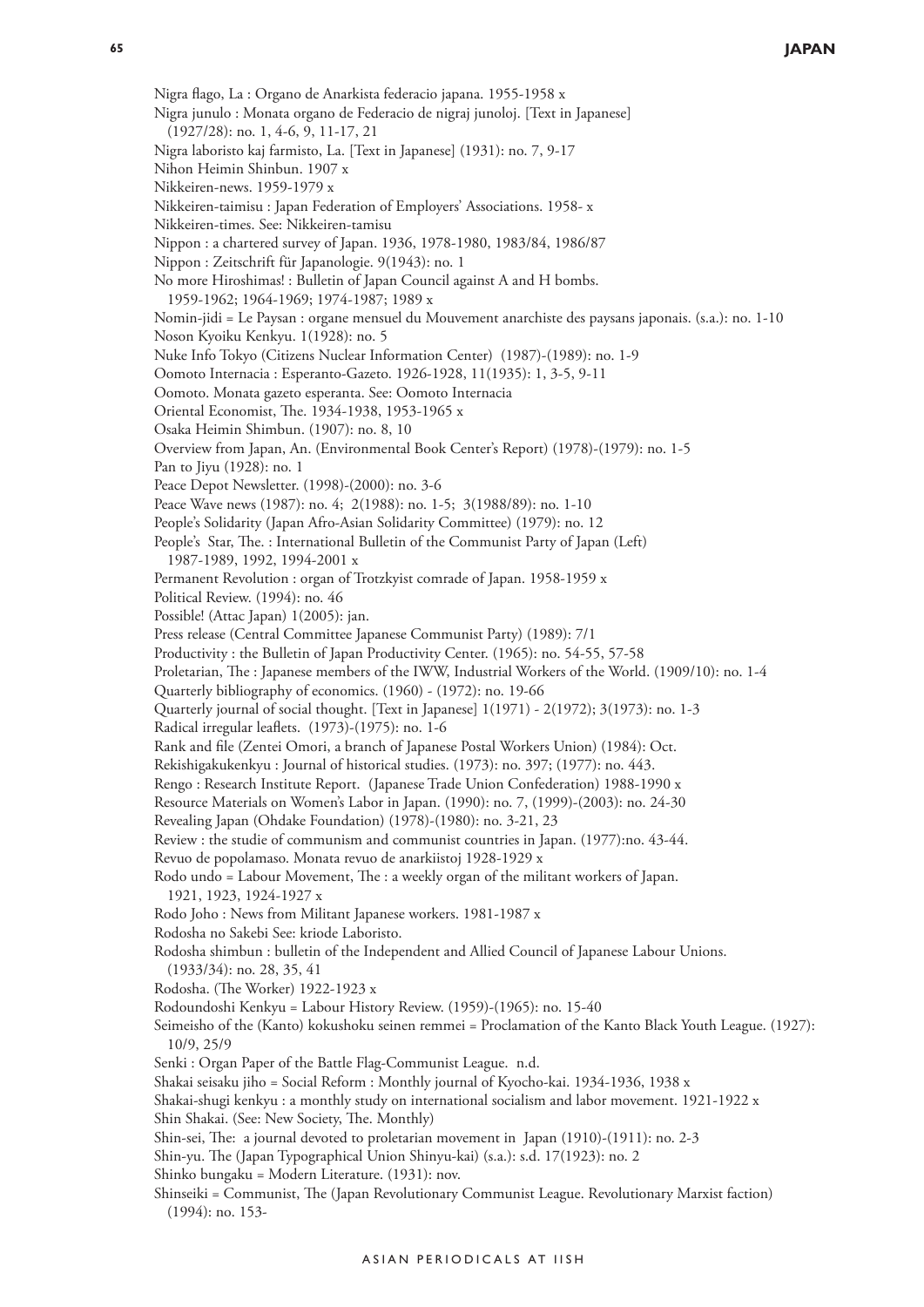Nigra flago, La : Organo de Anarkista federacio japana. 1955-1958 x
Nigra junulo : Monata organo de Federacio de nigraj junoloj. [Text in Japanese]
(1927/28): no. 1, 4-6, 9, 11-17, 21
Nigra laboristo kaj farmisto, La. [Text in Japanese] (1931): no. 7, 9-17
Nihon Heimin Shinbun. 1907 x
Nikkeiren-news. 1959-1979 x
Nikkeiren-taimisu : Japan Federation of Employers' Associations. 1958- x
Nikkeiren-times. See: Nikkeiren-tamisu
Nippon : a chartered survey of Japan. 1936, 1978-1980, 1983/84, 1986/87
Nippon : Zeitschrift für Japanologie. 9(1943): no. 1
No more Hiroshimas! : Bulletin of Japan Council against A and H bombs.
1959-1962; 1964-1969; 1974-1987; 1989 x
Nomin-jidi = Le Paysan : organe mensuel du Mouvement anarchiste des paysans japonais. (s.a.): no. 1-10
Noson Kyoiku Kenkyu. 1(1928): no. 5
Nuke Info Tokyo (Citizens Nuclear Information Center) (1987)-(1989): no. 1-9
Oomoto Internacia : Esperanto-Gazeto. 1926-1928, 11(1935): 1, 3-5, 9-11
Oomoto. Monata gazeto esperanta. See: Oomoto Internacia
Oriental Economist, The. 1934-1938, 1953-1965 x
Osaka Heimin Shimbun. (1907): no. 8, 10
Overview from Japan, An. (Environmental Book Center's Report) (1978)-(1979): no. 1-5
Pan to Jiyu (1928): no. 1
Peace Depot Newsletter. (1998)-(2000): no. 3-6
Peace Wave news (1987): no. 4; 2(1988): no. 1-5; 3(1988/89): no. 1-10
People's Solidarity (Japan Afro-Asian Solidarity Committee) (1979): no. 12
People's Star, The. : International Bulletin of the Communist Party of Japan (Left)
1987-1989, 1992, 1994-2001 x
Permanent Revolution : organ of Trotzkyist comrade of Japan. 1958-1959 x
Political Review. (1994): no. 46
Possible! (Attac Japan) 1(2005): jan.
Press release (Central Committee Japanese Communist Party) (1989): 7/1
Productivity : the Bulletin of Japan Productivity Center. (1965): no. 54-55, 57-58
Proletarian, The : Japanese members of the IWW, Industrial Workers of the World. (1909/10): no. 1-4
Quarterly bibliography of economics. (1960) - (1972): no. 19-66
Quarterly journal of social thought. [Text in Japanese] 1(1971) - 2(1972); 3(1973): no. 1-3
Radical irregular leaflets. (1973)-(1975): no. 1-6
Rank and file (Zentei Omori, a branch of Japanese Postal Workers Union) (1984): Oct.
Rekishigakukenkyu : Journal of historical studies. (1973): no. 397; (1977): no. 443.
Rengo : Research Institute Report. (Japanese Trade Union Confederation) 1988-1990 x
Resource Materials on Women's Labor in Japan. (1990): no. 7, (1999)-(2003): no. 24-30
Revealing Japan (Ohdake Foundation) (1978)-(1980): no. 3-21, 23
Review : the studie of communism and communist countries in Japan. (1977):no. 43-44.
Revuo de popolamaso. Monata revuo de anarkiistoj 1928-1929 x
Rodo undo = Labour Movement, The : a weekly organ of the militant workers of Japan.
1921, 1923, 1924-1927 x
Rodo Joho : News from Militant Japanese workers. 1981-1987 x
Rodosha no Sakebi See: kriode Laboristo.
Rodosha shimbun : bulletin of the Independent and Allied Council of Japanese Labour Unions.
(1933/34): no. 28, 35, 41
Rodosha. (The Worker) 1922-1923 x
Rodoundoshi Kenkyu = Labour History Review. (1959)-(1965): no. 15-40
Seimeisho of the (Kanto) kokushoku seinen remmei = Proclamation of the Kanto Black Youth League. (1927):
10/9, 25/9
Senki : Organ Paper of the Battle Flag-Communist League. n.d.
Shakai seisaku jiho = Social Reform : Monthly journal of Kyocho-kai. 1934-1936, 1938 x
Shakai-shugi kenkyu : a monthly study on international socialism and labor movement. 1921-1922 x
Shin Shakai. (See: New Society, The. Monthly)
Shin-sei, The: a journal devoted to proletarian movement in Japan (1910)-(1911): no. 2-3
Shin-yu. The (Japan Typographical Union Shinyu-kai) (s.a.): s.d. 17(1923): no. 2
Shinko bungaku = Modern Literature. (1931): nov.
Shinseiki = Communist, The (Japan Revolutionary Communist League. Revolutionary Marxist faction)
(1994): no. 153-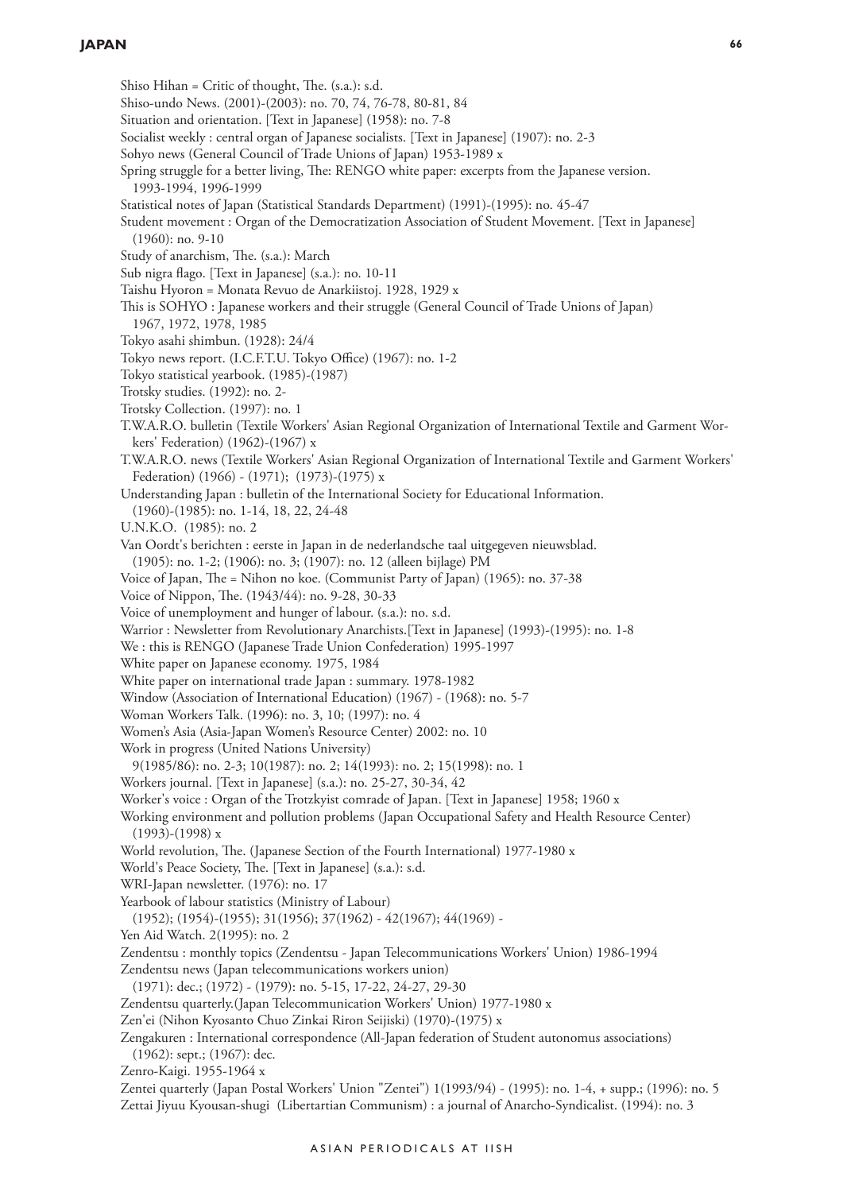Shiso Hihan = Critic of thought, The. (s.a.): s.d.
Shiso-undo News. (2001)-(2003): no. 70, 74, 76-78, 80-81, 84
Situation and orientation. [Text in Japanese] (1958): no. 7-8
Socialist weekly : central organ of Japanese socialists. [Text in Japanese] (1907): no. 2-3
Sohyo news (General Council of Trade Unions of Japan) 1953-1989 x
Spring struggle for a better living, The: RENGO white paper: excerpts from the Japanese version.
  1993-1994, 1996-1999
Statistical notes of Japan (Statistical Standards Department) (1991)-(1995): no. 45-47
Student movement : Organ of the Democratization Association of Student Movement. [Text in Japanese]
  (1960): no. 9-10
Study of anarchism, The. (s.a.): March
Sub nigra flago. [Text in Japanese] (s.a.): no. 10-11
Taishu Hyoron = Monata Revuo de Anarkiistoj. 1928, 1929 x
This is SOHYO : Japanese workers and their struggle (General Council of Trade Unions of Japan)
  1967, 1972, 1978, 1985
Tokyo asahi shimbun. (1928): 24/4
Tokyo news report. (I.C.F.T.U. Tokyo Office) (1967): no. 1-2
Tokyo statistical yearbook. (1985)-(1987)
Trotsky studies. (1992): no. 2-
Trotsky Collection. (1997): no. 1
T.W.A.R.O. bulletin (Textile Workers' Asian Regional Organization of International Textile and Garment Workers' Federation) (1962)-(1967) x
T.W.A.R.O. news (Textile Workers' Asian Regional Organization of International Textile and Garment Workers' Federation) (1966) - (1971); (1973)-(1975) x
Understanding Japan : bulletin of the International Society for Educational Information.
  (1960)-(1985): no. 1-14, 18, 22, 24-48
U.N.K.O. (1985): no. 2
Van Oordt's berichten : eerste in Japan in de nederlandsche taal uitgegeven nieuwsblad.
  (1905): no. 1-2; (1906): no. 3; (1907): no. 12 (alleen bijlage) PM
Voice of Japan, The = Nihon no koe. (Communist Party of Japan) (1965): no. 37-38
Voice of Nippon, The. (1943/44): no. 9-28, 30-33
Voice of unemployment and hunger of labour. (s.a.): no. s.d.
Warrior : Newsletter from Revolutionary Anarchists.[Text in Japanese] (1993)-(1995): no. 1-8
We : this is RENGO (Japanese Trade Union Confederation) 1995-1997
White paper on Japanese economy. 1975, 1984
White paper on international trade Japan : summary. 1978-1982
Window (Association of International Education) (1967) - (1968): no. 5-7
Woman Workers Talk. (1996): no. 3, 10; (1997): no. 4
Women's Asia (Asia-Japan Women's Resource Center) 2002: no. 10
Work in progress (United Nations University)
  9(1985/86): no. 2-3; 10(1987): no. 2; 14(1993): no. 2; 15(1998): no. 1
Workers journal. [Text in Japanese] (s.a.): no. 25-27, 30-34, 42
Worker's voice : Organ of the Trotzkyist comrade of Japan. [Text in Japanese] 1958; 1960 x
Working environment and pollution problems (Japan Occupational Safety and Health Resource Center)
  (1993)-(1998) x
World revolution, The. (Japanese Section of the Fourth International) 1977-1980 x
World's Peace Society, The. [Text in Japanese] (s.a.): s.d.
WRI-Japan newsletter. (1976): no. 17
Yearbook of labour statistics (Ministry of Labour)
  (1952); (1954)-(1955); 31(1956); 37(1962) - 42(1967); 44(1969) -
Yen Aid Watch. 2(1995): no. 2
Zendentsu : monthly topics (Zendentsu - Japan Telecommunications Workers' Union) 1986-1994
Zendentsu news (Japan telecommunications workers union)
  (1971): dec.; (1972) - (1979): no. 5-15, 17-22, 24-27, 29-30
Zendentsu quarterly.(Japan Telecommunication Workers' Union) 1977-1980 x
Zen'ei (Nihon Kyosanto Chuo Zinkai Riron Seijiski) (1970)-(1975) x
Zengakuren : International correspondence (All-Japan federation of Student autonomus associations)
  (1962): sept.; (1967): dec.
Zenro-Kaigi. 1955-1964 x
Zentei quarterly (Japan Postal Workers' Union "Zentei") 1(1993/94) - (1995): no. 1-4, + supp.; (1996): no. 5
Zettai Jiyuu Kyousan-shugi (Libertartian Communism) : a journal of Anarcho-Syndicalist. (1994): no. 3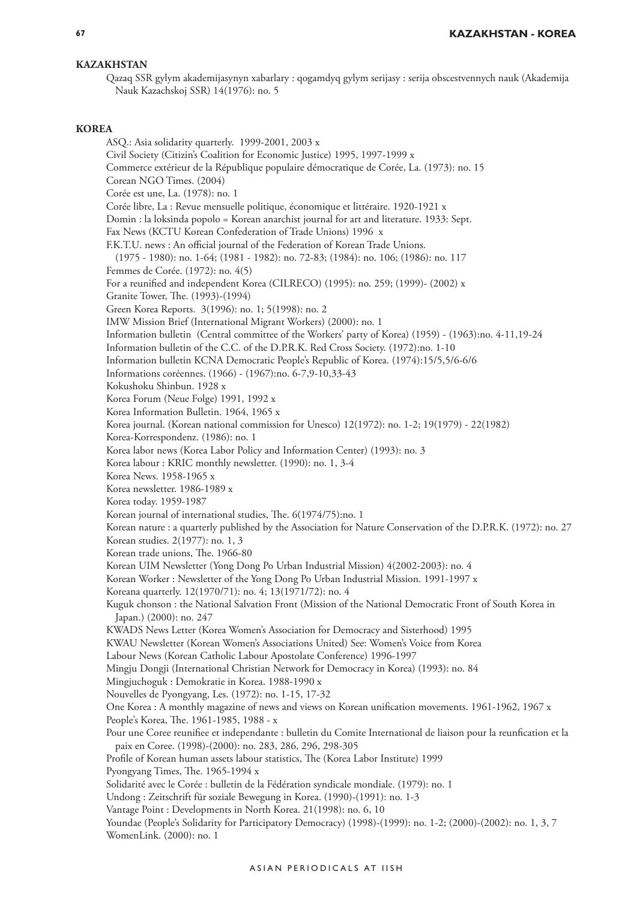## KAZAKHSTAN

Qazaq SSR gylym akademijasynyn xabarlary : qogamdyq gylym serijasy : serija obscestvennych nauk (Akademija Nauk Kazachskoj SSR) 14(1976): no. 5

## KOREA

ASQ.: Asia solidarity quarterly. 1999-2001, 2003 x
Civil Society (Citizin's Coalition for Economic Justice) 1995, 1997-1999 x
Commerce extérieur de la République populaire démocratique de Corée, La. (1973): no. 15
Corean NGO Times. (2004)
Corée est une, La. (1978): no. 1
Corée libre, La : Revue mensuelle politique, économique et littéraire. 1920-1921 x
Domin : la loksinda popolo = Korean anarchist journal for art and literature. 1933: Sept.
Fax News (KCTU Korean Confederation of Trade Unions) 1996 x
F.K.T.U. news : An official journal of the Federation of Korean Trade Unions. (1975 - 1980): no. 1-64; (1981 - 1982): no. 72-83; (1984): no. 106; (1986): no. 117
Femmes de Corée. (1972): no. 4(5)
For a reunified and independent Korea (CILRECO) (1995): no. 259; (1999)- (2002) x
Granite Tower, The. (1993)-(1994)
Green Korea Reports. 3(1996): no. 1; 5(1998): no. 2
IMW Mission Brief (International Migrant Workers) (2000): no. 1
Information bulletin (Central committee of the Workers' party of Korea) (1959) - (1963):no. 4-11,19-24
Information bulletin of the C.C. of the D.P.R.K. Red Cross Society. (1972):no. 1-10
Information bulletin KCNA Democratic People's Republic of Korea. (1974):15/5,5/6-6/6
Informations coréennes. (1966) - (1967):no. 6-7,9-10,33-43
Kokushoku Shinbun. 1928 x
Korea Forum (Neue Folge) 1991, 1992 x
Korea Information Bulletin. 1964, 1965 x
Korea journal. (Korean national commission for Unesco) 12(1972): no. 1-2; 19(1979) - 22(1982)
Korea-Korrespondenz. (1986): no. 1
Korea labor news (Korea Labor Policy and Information Center) (1993): no. 3
Korea labour : KRIC monthly newsletter. (1990): no. 1, 3-4
Korea News. 1958-1965 x
Korea newsletter. 1986-1989 x
Korea today. 1959-1987
Korean journal of international studies, The. 6(1974/75):no. 1
Korean nature : a quarterly published by the Association for Nature Conservation of the D.P.R.K. (1972): no. 27
Korean studies. 2(1977): no. 1, 3
Korean trade unions, The. 1966-80
Korean UIM Newsletter (Yong Dong Po Urban Industrial Mission) 4(2002-2003): no. 4
Korean Worker : Newsletter of the Yong Dong Po Urban Industrial Mission. 1991-1997 x
Koreana quarterly. 12(1970/71): no. 4; 13(1971/72): no. 4
Kuguk chonson : the National Salvation Front (Mission of the National Democratic Front of South Korea in Japan.) (2000): no. 247
KWADS News Letter (Korea Women's Association for Democracy and Sisterhood) 1995
KWAU Newsletter (Korean Women's Associations United) See: Women's Voice from Korea
Labour News (Korean Catholic Labour Apostolate Conference) 1996-1997
Mingju Dongji (International Christian Network for Democracy in Korea) (1993): no. 84
Mingjuchoguk : Demokratie in Korea. 1988-1990 x
Nouvelles de Pyongyang, Les. (1972): no. 1-15, 17-32
One Korea : A monthly magazine of news and views on Korean unification movements. 1961-1962, 1967 x
People's Korea, The. 1961-1985, 1988 - x
Pour une Coree reunifiee et independante : bulletin du Comite International de liaison pour la reunfication et la paix en Coree. (1998)-(2000): no. 283, 286, 296, 298-305
Profile of Korean human assets labour statistics, The (Korea Labor Institute) 1999
Pyongyang Times, The. 1965-1994 x
Solidarité avec le Corée : bulletin de la Fédération syndicale mondiale. (1979): no. 1
Undong : Zeitschrift für soziale Bewegung in Korea. (1990)-(1991): no. 1-3
Vantage Point : Developments in North Korea. 21(1998): no. 6, 10
Youndae (People's Solidarity for Participatory Democracy) (1998)-(1999): no. 1-2; (2000)-(2002): no. 1, 3, 7
WomenLink. (2000): no. 1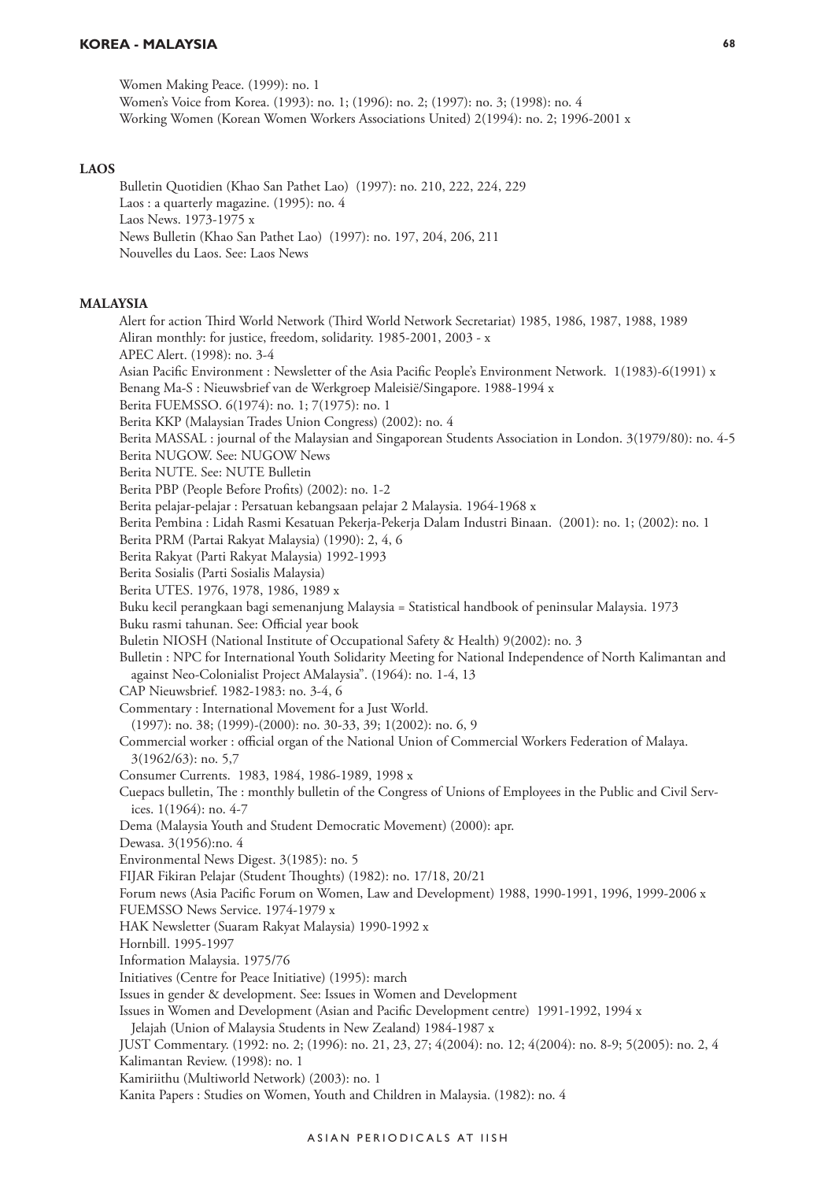Women Making Peace. (1999): no. 1
Women's Voice from Korea. (1993): no. 1; (1996): no. 2; (1997): no. 3; (1998): no. 4
Working Women (Korean Women Workers Associations United) 2(1994): no. 2; 1996-2001 x

## LAOS

Bulletin Quotidien (Khao San Pathet Lao) (1997): no. 210, 222, 224, 229
Laos : a quarterly magazine. (1995): no. 4
Laos News. 1973-1975 x
News Bulletin (Khao San Pathet Lao) (1997): no. 197, 204, 206, 211
Nouvelles du Laos. See: Laos News

## MALAYSIA

Alert for action Third World Network (Third World Network Secretariat) 1985, 1986, 1987, 1988, 1989
Aliran monthly: for justice, freedom, solidarity. 1985-2001, 2003 - x
APEC Alert. (1998): no. 3-4
Asian Pacific Environment : Newsletter of the Asia Pacific People's Environment Network. 1(1983)-6(1991) x
Benang Ma-S : Nieuwsbrief van de Werkgroep Maleisië/Singapore. 1988-1994 x
Berita FUEMSSO. 6(1974): no. 1; 7(1975): no. 1
Berita KKP (Malaysian Trades Union Congress) (2002): no. 4
Berita MASSAL : journal of the Malaysian and Singaporean Students Association in London. 3(1979/80): no. 4-5
Berita NUGOW. See: NUGOW News
Berita NUTE. See: NUTE Bulletin
Berita PBP (People Before Profits) (2002): no. 1-2
Berita pelajar-pelajar : Persatuan kebangsaan pelajar 2 Malaysia. 1964-1968 x
Berita Pembina : Lidah Rasmi Kesatuan Pekerja-Pekerja Dalam Industri Binaan. (2001): no. 1; (2002): no. 1
Berita PRM (Partai Rakyat Malaysia) (1990): 2, 4, 6
Berita Rakyat (Parti Rakyat Malaysia) 1992-1993
Berita Sosialis (Parti Sosialis Malaysia)
Berita UTES. 1976, 1978, 1986, 1989 x
Buku kecil perangkaan bagi semenanjung Malaysia = Statistical handbook of peninsular Malaysia. 1973
Buku rasmi tahunan. See: Official year book
Buletin NIOSH (National Institute of Occupational Safety & Health) 9(2002): no. 3
Bulletin : NPC for International Youth Solidarity Meeting for National Independence of North Kalimantan and against Neo-Colonialist Project AMalaysia". (1964): no. 1-4, 13
CAP Nieuwsbrief. 1982-1983: no. 3-4, 6
Commentary : International Movement for a Just World. (1997): no. 38; (1999)-(2000): no. 30-33, 39; 1(2002): no. 6, 9
Commercial worker : official organ of the National Union of Commercial Workers Federation of Malaya. 3(1962/63): no. 5,7
Consumer Currents. 1983, 1984, 1986-1989, 1998 x
Cuepacs bulletin, The : monthly bulletin of the Congress of Unions of Employees in the Public and Civil Services. 1(1964): no. 4-7
Dema (Malaysia Youth and Student Democratic Movement) (2000): apr.
Dewasa. 3(1956):no. 4
Environmental News Digest. 3(1985): no. 5
FIJAR Fikiran Pelajar (Student Thoughts) (1982): no. 17/18, 20/21
Forum news (Asia Pacific Forum on Women, Law and Development) 1988, 1990-1991, 1996, 1999-2006 x
FUEMSSO News Service. 1974-1979 x
HAK Newsletter (Suaram Rakyat Malaysia) 1990-1992 x
Hornbill. 1995-1997
Information Malaysia. 1975/76
Initiatives (Centre for Peace Initiative) (1995): march
Issues in gender & development. See: Issues in Women and Development
Issues in Women and Development (Asian and Pacific Development centre) 1991-1992, 1994 x
Jelajah (Union of Malaysia Students in New Zealand) 1984-1987 x
JUST Commentary. (1992: no. 2; (1996): no. 21, 23, 27; 4(2004): no. 12; 4(2004): no. 8-9; 5(2005): no. 2, 4
Kalimantan Review. (1998): no. 1
Kamiriithu (Multiworld Network) (2003): no. 1
Kanita Papers : Studies on Women, Youth and Children in Malaysia. (1982): no. 4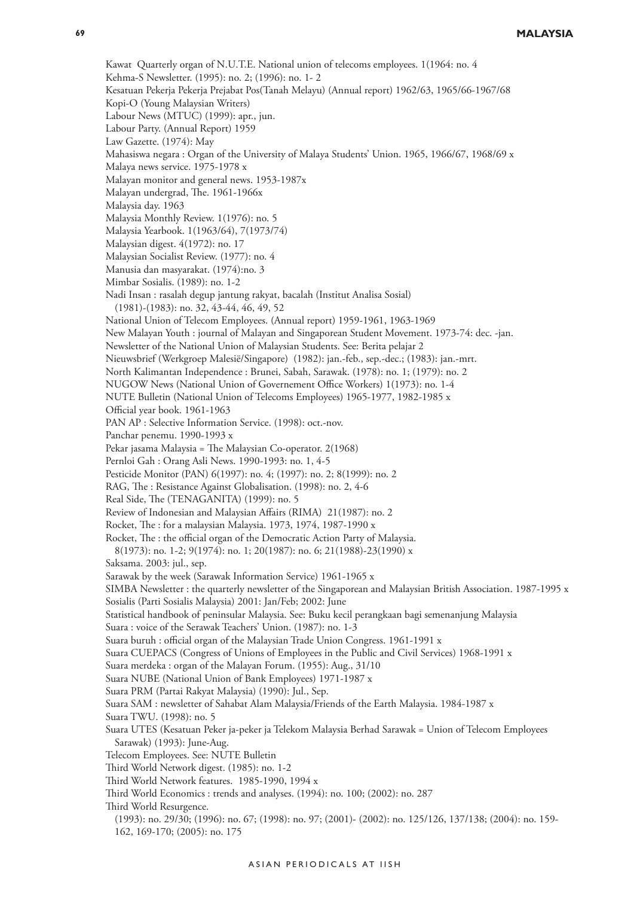Kawat Quarterly organ of N.U.T.E. National union of telecoms employees. 1(1964: no. 4
Kehma-S Newsletter. (1995): no. 2; (1996): no. 1- 2
Kesatuan Pekerja Pekerja Prejabat Pos(Tanah Melayu) (Annual report) 1962/63, 1965/66-1967/68
Kopi-O (Young Malaysian Writers)
Labour News (MTUC) (1999): apr., jun.
Labour Party. (Annual Report) 1959
Law Gazette. (1974): May
Mahasiswa negara : Organ of the University of Malaya Students' Union. 1965, 1966/67, 1968/69 x
Malaya news service. 1975-1978 x
Malayan monitor and general news. 1953-1987x
Malayan undergrad, The. 1961-1966x
Malaysia day. 1963
Malaysia Monthly Review. 1(1976): no. 5
Malaysia Yearbook. 1(1963/64), 7(1973/74)
Malaysian digest. 4(1972): no. 17
Malaysian Socialist Review. (1977): no. 4
Manusia dan masyarakat. (1974):no. 3
Mimbar Sosialis. (1989): no. 1-2
Nadi Insan : rasalah degup jantung rakyat, bacalah (Institut Analisa Sosial)
(1981)-(1983): no. 32, 43-44, 46, 49, 52
National Union of Telecom Employees. (Annual report) 1959-1961, 1963-1969
New Malayan Youth : journal of Malayan and Singaporean Student Movement. 1973-74: dec. -jan.
Newsletter of the National Union of Malaysian Students. See: Berita pelajar 2
Nieuwsbrief (Werkgroep Malesië/Singapore) (1982): jan.-feb., sep.-dec.; (1983): jan.-mrt.
North Kalimantan Independence : Brunei, Sabah, Sarawak. (1978): no. 1; (1979): no. 2
NUGOW News (National Union of Governement Office Workers) 1(1973): no. 1-4
NUTE Bulletin (National Union of Telecoms Employees) 1965-1977, 1982-1985 x
Official year book. 1961-1963
PAN AP : Selective Information Service. (1998): oct.-nov.
Panchar penemu. 1990-1993 x
Pekar jasama Malaysia = The Malaysian Co-operator. 2(1968)
Pernloi Gah : Orang Asli News. 1990-1993: no. 1, 4-5
Pesticide Monitor (PAN) 6(1997): no. 4; (1997): no. 2; 8(1999): no. 2
RAG, The : Resistance Against Globalisation. (1998): no. 2, 4-6
Real Side, The (TENAGANITA) (1999): no. 5
Review of Indonesian and Malaysian Affairs (RIMA) 21(1987): no. 2
Rocket, The : for a malaysian Malaysia. 1973, 1974, 1987-1990 x
Rocket, The : the official organ of the Democratic Action Party of Malaysia.
8(1973): no. 1-2; 9(1974): no. 1; 20(1987): no. 6; 21(1988)-23(1990) x
Saksama. 2003: jul., sep.
Sarawak by the week (Sarawak Information Service) 1961-1965 x
SIMBA Newsletter : the quarterly newsletter of the Singaporean and Malaysian British Association. 1987-1995 x
Sosialis (Parti Sosialis Malaysia) 2001: Jan/Feb; 2002: June
Statistical handbook of peninsular Malaysia. See: Buku kecil perangkaan bagi semenanjung Malaysia
Suara : voice of the Serawak Teachers' Union. (1987): no. 1-3
Suara buruh : official organ of the Malaysian Trade Union Congress. 1961-1991 x
Suara CUEPACS (Congress of Unions of Employees in the Public and Civil Services) 1968-1991 x
Suara merdeka : organ of the Malayan Forum. (1955): Aug., 31/10
Suara NUBE (National Union of Bank Employees) 1971-1987 x
Suara PRM (Partai Rakyat Malaysia) (1990): Jul., Sep.
Suara SAM : newsletter of Sahabat Alam Malaysia/Friends of the Earth Malaysia. 1984-1987 x
Suara TWU. (1998): no. 5
Suara UTES (Kesatuan Peker ja-peker ja Telekom Malaysia Berhad Sarawak = Union of Telecom Employees Sarawak) (1993): June-Aug.
Telecom Employees. See: NUTE Bulletin
Third World Network digest. (1985): no. 1-2
Third World Network features. 1985-1990, 1994 x
Third World Economics : trends and analyses. (1994): no. 100; (2002): no. 287
Third World Resurgence.
(1993): no. 29/30; (1996): no. 67; (1998): no. 97; (2001)- (2002): no. 125/126, 137/138; (2004): no. 159-162, 169-170; (2005): no. 175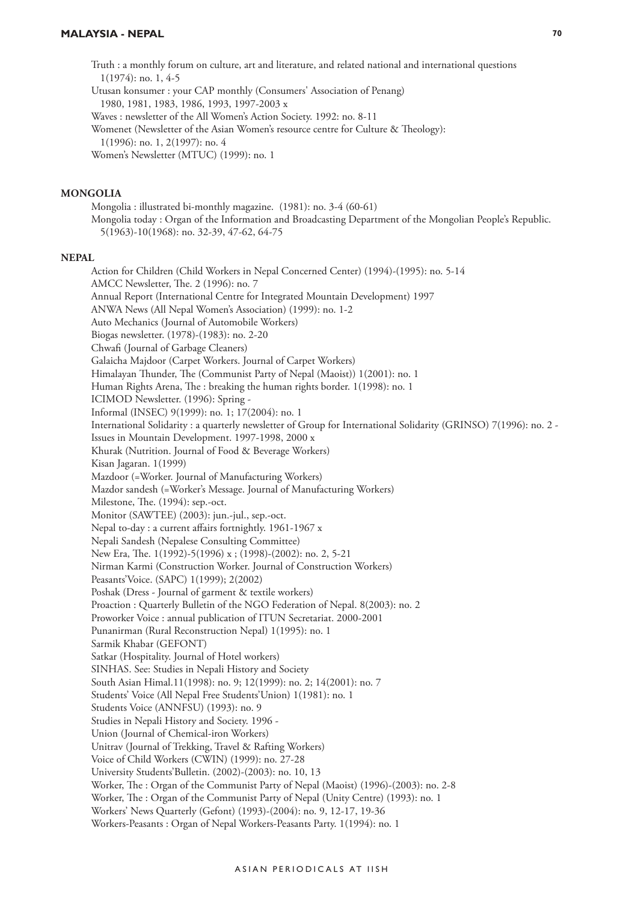Truth : a monthly forum on culture, art and literature, and related national and international questions
1(1974): no. 1, 4-5
Utusan konsumer : your CAP monthly (Consumers' Association of Penang)
1980, 1981, 1983, 1986, 1993, 1997-2003 x
Waves : newsletter of the All Women's Action Society. 1992: no. 8-11
Womenet (Newsletter of the Asian Women's resource centre for Culture & Theology):
1(1996): no. 1, 2(1997): no. 4
Women's Newsletter (MTUC) (1999): no. 1

## MONGOLIA

Mongolia : illustrated bi-monthly magazine. (1981): no. 3-4 (60-61)
Mongolia today : Organ of the Information and Broadcasting Department of the Mongolian People's Republic.
5(1963)-10(1968): no. 32-39, 47-62, 64-75

## NEPAL

Action for Children (Child Workers in Nepal Concerned Center) (1994)-(1995): no. 5-14
AMCC Newsletter, The. 2 (1996): no. 7
Annual Report (International Centre for Integrated Mountain Development) 1997
ANWA News (All Nepal Women's Association) (1999): no. 1-2
Auto Mechanics (Journal of Automobile Workers)
Biogas newsletter. (1978)-(1983): no. 2-20
Chwafi (Journal of Garbage Cleaners)
Galaicha Majdoor (Carpet Workers. Journal of Carpet Workers)
Himalayan Thunder, The (Communist Party of Nepal (Maoist)) 1(2001): no. 1
Human Rights Arena, The : breaking the human rights border. 1(1998): no. 1
ICIMOD Newsletter. (1996): Spring -
Informal (INSEC) 9(1999): no. 1; 17(2004): no. 1
International Solidarity : a quarterly newsletter of Group for International Solidarity (GRINSO) 7(1996): no. 2 -
Issues in Mountain Development. 1997-1998, 2000 x
Khurak (Nutrition. Journal of Food & Beverage Workers)
Kisan Jagaran. 1(1999)
Mazdoor (=Worker. Journal of Manufacturing Workers)
Mazdor sandesh (=Worker's Message. Journal of Manufacturing Workers)
Milestone, The. (1994): sep.-oct.
Monitor (SAWTEE) (2003): jun.-jul., sep.-oct.
Nepal to-day : a current affairs fortnightly. 1961-1967 x
Nepali Sandesh (Nepalese Consulting Committee)
New Era, The. 1(1992)-5(1996) x ; (1998)-(2002): no. 2, 5-21
Nirman Karmi (Construction Worker. Journal of Construction Workers)
Peasants'Voice. (SAPC) 1(1999); 2(2002)
Poshak (Dress - Journal of garment & textile workers)
Proaction : Quarterly Bulletin of the NGO Federation of Nepal. 8(2003): no. 2
Proworker Voice : annual publication of ITUN Secretariat. 2000-2001
Punanirman (Rural Reconstruction Nepal) 1(1995): no. 1
Sarmik Khabar (GEFONT)
Satkar (Hospitality. Journal of Hotel workers)
SINHAS. See: Studies in Nepali History and Society
South Asian Himal.11(1998): no. 9; 12(1999): no. 2; 14(2001): no. 7
Students' Voice (All Nepal Free Students'Union) 1(1981): no. 1
Students Voice (ANNFSU) (1993): no. 9
Studies in Nepali History and Society. 1996 -
Union (Journal of Chemical-iron Workers)
Unitrav (Journal of Trekking, Travel & Rafting Workers)
Voice of Child Workers (CWIN) (1999): no. 27-28
University Students'Bulletin. (2002)-(2003): no. 10, 13
Worker, The : Organ of the Communist Party of Nepal (Maoist) (1996)-(2003): no. 2-8
Worker, The : Organ of the Communist Party of Nepal (Unity Centre) (1993): no. 1
Workers' News Quarterly (Gefont) (1993)-(2004): no. 9, 12-17, 19-36
Workers-Peasants : Organ of Nepal Workers-Peasants Party. 1(1994): no. 1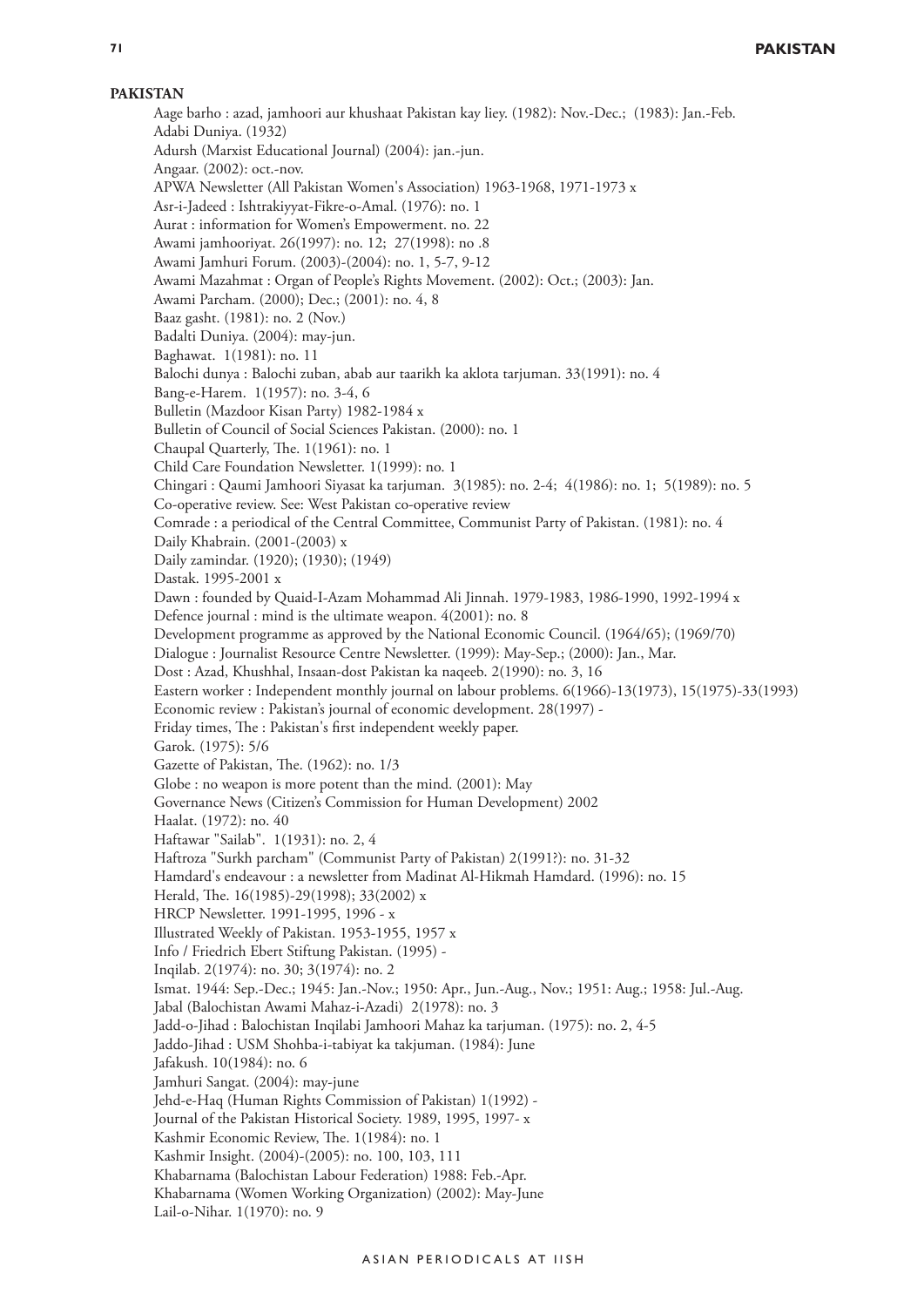## PAKISTAN

Aage barho : azad, jamhoori aur khushaat Pakistan kay liey. (1982): Nov.-Dec.; (1983): Jan.-Feb.
Adabi Duniya. (1932)
Adursh (Marxist Educational Journal) (2004): jan.-jun.
Angaar. (2002): oct.-nov.
APWA Newsletter (All Pakistan Women's Association) 1963-1968, 1971-1973 x
Asr-i-Jadeed : Ishtrakiyyat-Fikre-o-Amal. (1976): no. 1
Aurat : information for Women's Empowerment. no. 22
Awami jamhooriyat. 26(1997): no. 12; 27(1998): no .8
Awami Jamhuri Forum. (2003)-(2004): no. 1, 5-7, 9-12
Awami Mazahmat : Organ of People's Rights Movement. (2002): Oct.; (2003): Jan.
Awami Parcham. (2000); Dec.; (2001): no. 4, 8
Baaz gasht. (1981): no. 2 (Nov.)
Badalti Duniya. (2004): may-jun.
Baghawat. 1(1981): no. 11
Balochi dunya : Balochi zuban, abab aur taarikh ka aklota tarjuman. 33(1991): no. 4
Bang-e-Harem. 1(1957): no. 3-4, 6
Bulletin (Mazdoor Kisan Party) 1982-1984 x
Bulletin of Council of Social Sciences Pakistan. (2000): no. 1
Chaupal Quarterly, The. 1(1961): no. 1
Child Care Foundation Newsletter. 1(1999): no. 1
Chingari : Qaumi Jamhoori Siyasat ka tarjuman. 3(1985): no. 2-4; 4(1986): no. 1; 5(1989): no. 5
Co-operative review. See: West Pakistan co-operative review
Comrade : a periodical of the Central Committee, Communist Party of Pakistan. (1981): no. 4
Daily Khabrain. (2001-(2003) x
Daily zamindar. (1920); (1930); (1949)
Dastak. 1995-2001 x
Dawn : founded by Quaid-I-Azam Mohammad Ali Jinnah. 1979-1983, 1986-1990, 1992-1994 x
Defence journal : mind is the ultimate weapon. 4(2001): no. 8
Development programme as approved by the National Economic Council. (1964/65); (1969/70)
Dialogue : Journalist Resource Centre Newsletter. (1999): May-Sep.; (2000): Jan., Mar.
Dost : Azad, Khushhal, Insaan-dost Pakistan ka naqeeb. 2(1990): no. 3, 16
Eastern worker : Independent monthly journal on labour problems. 6(1966)-13(1973), 15(1975)-33(1993)
Economic review : Pakistan's journal of economic development. 28(1997) -
Friday times, The : Pakistan's first independent weekly paper.
Garok. (1975): 5/6
Gazette of Pakistan, The. (1962): no. 1/3
Globe : no weapon is more potent than the mind. (2001): May
Governance News (Citizen's Commission for Human Development) 2002
Haalat. (1972): no. 40
Haftawar "Sailab". 1(1931): no. 2, 4
Haftroza "Surkh parcham" (Communist Party of Pakistan) 2(1991?): no. 31-32
Hamdard's endeavour : a newsletter from Madinat Al-Hikmah Hamdard. (1996): no. 15
Herald, The. 16(1985)-29(1998); 33(2002) x
HRCP Newsletter. 1991-1995, 1996 - x
Illustrated Weekly of Pakistan. 1953-1955, 1957 x
Info / Friedrich Ebert Stiftung Pakistan. (1995) -
Inqilab. 2(1974): no. 30; 3(1974): no. 2
Ismat. 1944: Sep.-Dec.; 1945: Jan.-Nov.; 1950: Apr., Jun.-Aug., Nov.; 1951: Aug.; 1958: Jul.-Aug.
Jabal (Balochistan Awami Mahaz-i-Azadi) 2(1978): no. 3
Jadd-o-Jihad : Balochistan Inqilabi Jamhoori Mahaz ka tarjuman. (1975): no. 2, 4-5
Jaddo-Jihad : USM Shohba-i-tabiyat ka takjuman. (1984): June
Jafakush. 10(1984): no. 6
Jamhuri Sangat. (2004): may-june
Jehd-e-Haq (Human Rights Commission of Pakistan) 1(1992) -
Journal of the Pakistan Historical Society. 1989, 1995, 1997- x
Kashmir Economic Review, The. 1(1984): no. 1
Kashmir Insight. (2004)-(2005): no. 100, 103, 111
Khabarnama (Balochistan Labour Federation) 1988: Feb.-Apr.
Khabarnama (Women Working Organization) (2002): May-June
Lail-o-Nihar. 1(1970): no. 9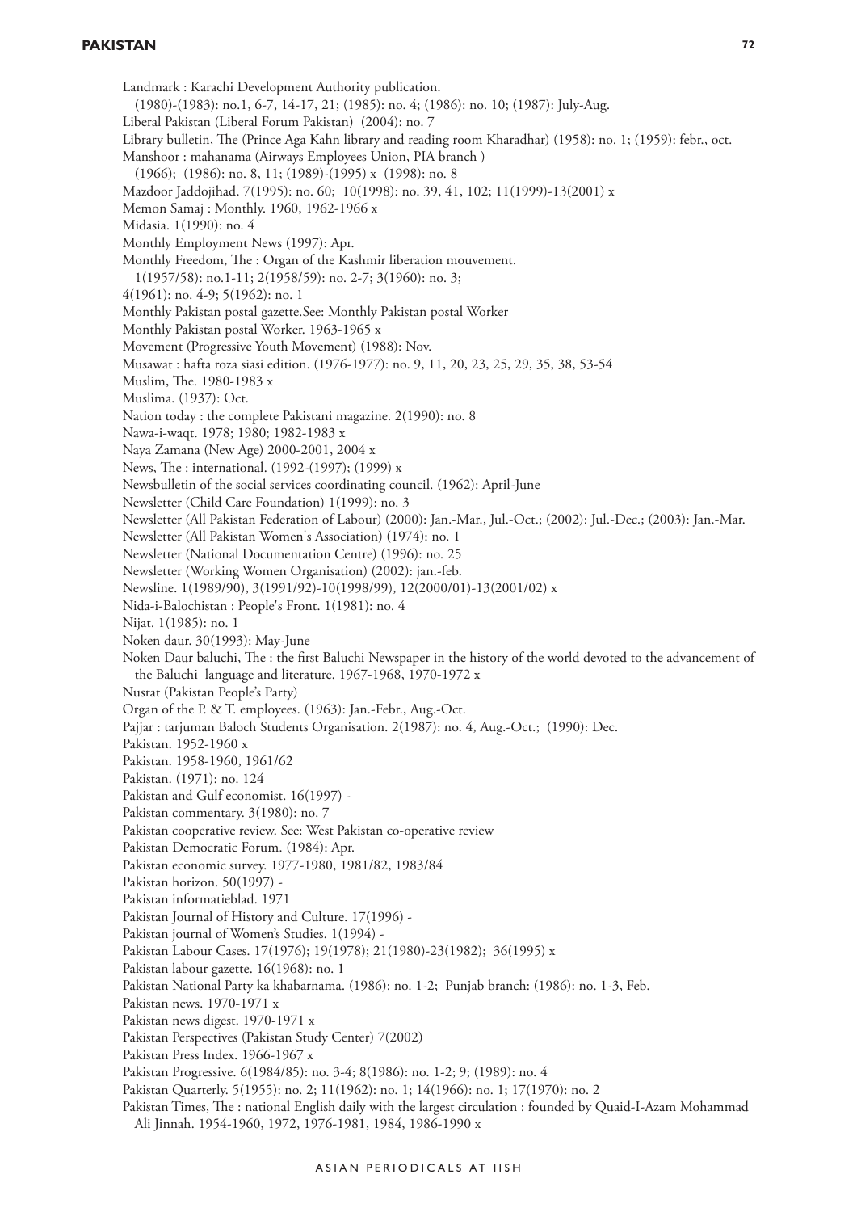Landmark : Karachi Development Authority publication.
(1980)-(1983): no.1, 6-7, 14-17, 21; (1985): no. 4; (1986): no. 10; (1987): July-Aug.

Liberal Pakistan (Liberal Forum Pakistan) (2004): no. 7

Library bulletin, The (Prince Aga Kahn library and reading room Kharadhar) (1958): no. 1; (1959): febr., oct.

Manshoor : mahanama (Airways Employees Union, PIA branch )
(1966); (1986): no. 8, 11; (1989)-(1995) x (1998): no. 8

Mazdoor Jaddojihad. 7(1995): no. 60; 10(1998): no. 39, 41, 102; 11(1999)-13(2001) x

Memon Samaj : Monthly. 1960, 1962-1966 x

Midasia. 1(1990): no. 4

Monthly Employment News (1997): Apr.

Monthly Freedom, The : Organ of the Kashmir liberation mouvement.
1(1957/58): no.1-11; 2(1958/59): no. 2-7; 3(1960): no. 3;
4(1961): no. 4-9; 5(1962): no. 1

Monthly Pakistan postal gazette.See: Monthly Pakistan postal Worker

Monthly Pakistan postal Worker. 1963-1965 x

Movement (Progressive Youth Movement) (1988): Nov.

Musawat : hafta roza siasi edition. (1976-1977): no. 9, 11, 20, 23, 25, 29, 35, 38, 53-54

Muslim, The. 1980-1983 x

Muslima. (1937): Oct.

Nation today : the complete Pakistani magazine. 2(1990): no. 8

Nawa-i-waqt. 1978; 1980; 1982-1983 x

Naya Zamana (New Age) 2000-2001, 2004 x

News, The : international. (1992-(1997); (1999) x

Newsbulletin of the social services coordinating council. (1962): April-June

Newsletter (Child Care Foundation) 1(1999): no. 3

Newsletter (All Pakistan Federation of Labour) (2000): Jan.-Mar., Jul.-Oct.; (2002): Jul.-Dec.; (2003): Jan.-Mar.

Newsletter (All Pakistan Women's Association) (1974): no. 1

Newsletter (National Documentation Centre) (1996): no. 25

Newsletter (Working Women Organisation) (2002): jan.-feb.

Newsline. 1(1989/90), 3(1991/92)-10(1998/99), 12(2000/01)-13(2001/02) x

Nida-i-Balochistan : People's Front. 1(1981): no. 4

Nijat. 1(1985): no. 1

Noken daur. 30(1993): May-June

Noken Daur baluchi, The : the first Baluchi Newspaper in the history of the world devoted to the advancement of the Baluchi language and literature. 1967-1968, 1970-1972 x

Nusrat (Pakistan People's Party)

Organ of the P. & T. employees. (1963): Jan.-Febr., Aug.-Oct.

Pajjar : tarjuman Baloch Students Organisation. 2(1987): no. 4, Aug.-Oct.; (1990): Dec.

Pakistan. 1952-1960 x

Pakistan. 1958-1960, 1961/62

Pakistan. (1971): no. 124

Pakistan and Gulf economist. 16(1997) -

Pakistan commentary. 3(1980): no. 7

Pakistan cooperative review. See: West Pakistan co-operative review

Pakistan Democratic Forum. (1984): Apr.

Pakistan economic survey. 1977-1980, 1981/82, 1983/84

Pakistan horizon. 50(1997) -

Pakistan informatieblad. 1971

Pakistan Journal of History and Culture. 17(1996) -

Pakistan journal of Women's Studies. 1(1994) -

Pakistan Labour Cases. 17(1976); 19(1978); 21(1980)-23(1982); 36(1995) x

Pakistan labour gazette. 16(1968): no. 1

Pakistan National Party ka khabarnama. (1986): no. 1-2; Punjab branch: (1986): no. 1-3, Feb.

Pakistan news. 1970-1971 x

Pakistan news digest. 1970-1971 x

Pakistan Perspectives (Pakistan Study Center) 7(2002)

Pakistan Press Index. 1966-1967 x

Pakistan Progressive. 6(1984/85): no. 3-4; 8(1986): no. 1-2; 9; (1989): no. 4

Pakistan Quarterly. 5(1955): no. 2; 11(1962): no. 1; 14(1966): no. 1; 17(1970): no. 2

Pakistan Times, The : national English daily with the largest circulation : founded by Quaid-I-Azam Mohammad Ali Jinnah. 1954-1960, 1972, 1976-1981, 1984, 1986-1990 x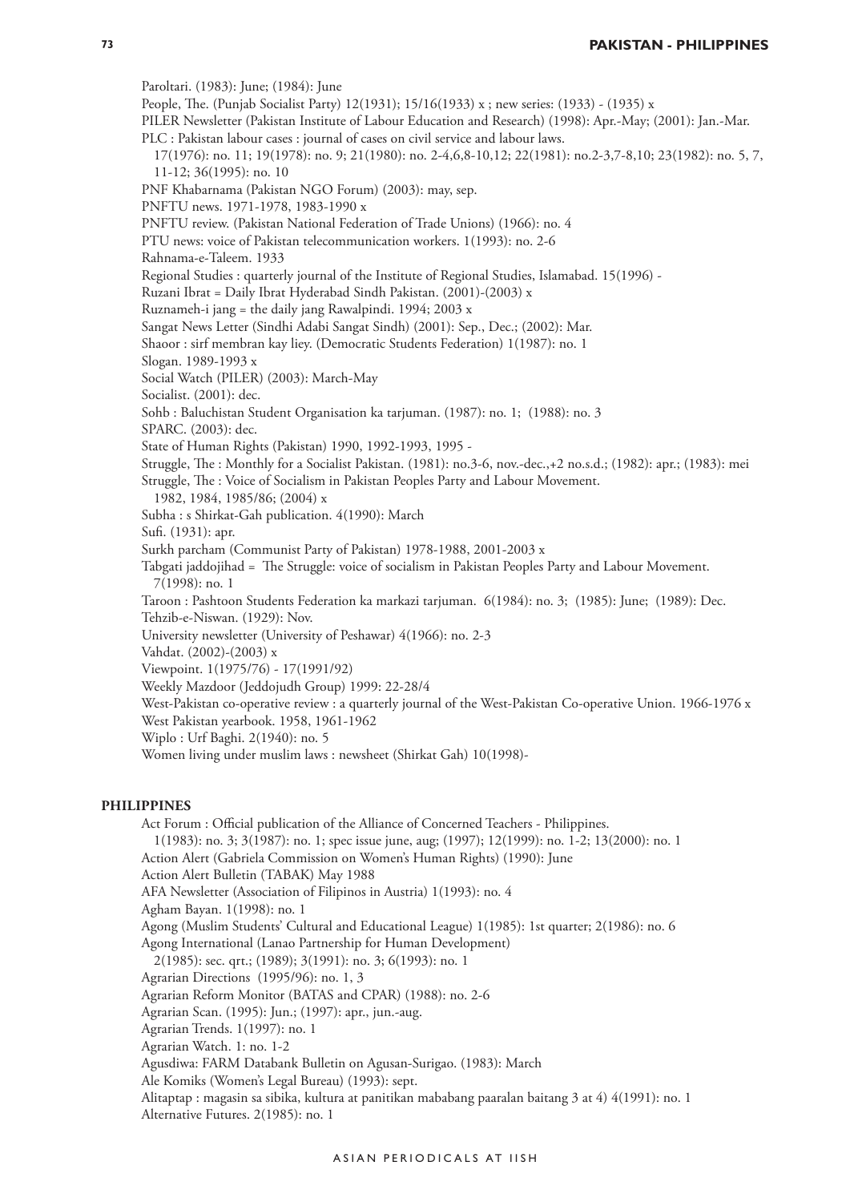Paroltari. (1983): June; (1984): June
People, The. (Punjab Socialist Party) 12(1931); 15/16(1933) x ; new series: (1933) - (1935) x
PILER Newsletter (Pakistan Institute of Labour Education and Research) (1998): Apr.-May; (2001): Jan.-Mar.
PLC : Pakistan labour cases : journal of cases on civil service and labour laws.
17(1976): no. 11; 19(1978): no. 9; 21(1980): no. 2-4,6,8-10,12; 22(1981): no.2-3,7-8,10; 23(1982): no. 5, 7, 11-12; 36(1995): no. 10
PNF Khabarnama (Pakistan NGO Forum) (2003): may, sep.
PNFTU news. 1971-1978, 1983-1990 x
PNFTU review. (Pakistan National Federation of Trade Unions) (1966): no. 4
PTU news: voice of Pakistan telecommunication workers. 1(1993): no. 2-6
Rahnama-e-Taleem. 1933
Regional Studies : quarterly journal of the Institute of Regional Studies, Islamabad. 15(1996) -
Ruzani Ibrat = Daily Ibrat Hyderabad Sindh Pakistan. (2001)-(2003) x
Ruznameh-i jang = the daily jang Rawalpindi. 1994; 2003 x
Sangat News Letter (Sindhi Adabi Sangat Sindh) (2001): Sep., Dec.; (2002): Mar.
Shaoor : sirf membran kay liey. (Democratic Students Federation) 1(1987): no. 1
Slogan. 1989-1993 x
Social Watch (PILER) (2003): March-May
Socialist. (2001): dec.
Sohb : Baluchistan Student Organisation ka tarjuman. (1987): no. 1; (1988): no. 3
SPARC. (2003): dec.
State of Human Rights (Pakistan) 1990, 1992-1993, 1995 -
Struggle, The : Monthly for a Socialist Pakistan. (1981): no.3-6, nov.-dec.,+2 no.s.d.; (1982): apr.; (1983): mei
Struggle, The : Voice of Socialism in Pakistan Peoples Party and Labour Movement.
1982, 1984, 1985/86; (2004) x
Subha : s Shirkat-Gah publication. 4(1990): March
Sufi. (1931): apr.
Surkh parcham (Communist Party of Pakistan) 1978-1988, 2001-2003 x
Tabgati jaddojihad = The Struggle: voice of socialism in Pakistan Peoples Party and Labour Movement.
7(1998): no. 1
Taroon : Pashtoon Students Federation ka markazi tarjuman. 6(1984): no. 3; (1985): June; (1989): Dec.
Tehzib-e-Niswan. (1929): Nov.
University newsletter (University of Peshawar) 4(1966): no. 2-3
Vahdat. (2002)-(2003) x
Viewpoint. 1(1975/76) - 17(1991/92)
Weekly Mazdoor (Jeddojudh Group) 1999: 22-28/4
West-Pakistan co-operative review : a quarterly journal of the West-Pakistan Co-operative Union. 1966-1976 x
West Pakistan yearbook. 1958, 1961-1962
Wiplo : Urf Baghi. 2(1940): no. 5
Women living under muslim laws : newsheet (Shirkat Gah) 10(1998)-

## PHILIPPINES

Act Forum : Official publication of the Alliance of Concerned Teachers - Philippines.
1(1983): no. 3; 3(1987): no. 1; spec issue june, aug; (1997); 12(1999): no. 1-2; 13(2000): no. 1
Action Alert (Gabriela Commission on Women's Human Rights) (1990): June
Action Alert Bulletin (TABAK) May 1988
AFA Newsletter (Association of Filipinos in Austria) 1(1993): no. 4
Agham Bayan. 1(1998): no. 1
Agong (Muslim Students' Cultural and Educational League) 1(1985): 1st quarter; 2(1986): no. 6
Agong International (Lanao Partnership for Human Development)
2(1985): sec. qrt.; (1989); 3(1991): no. 3; 6(1993): no. 1
Agrarian Directions (1995/96): no. 1, 3
Agrarian Reform Monitor (BATAS and CPAR) (1988): no. 2-6
Agrarian Scan. (1995): Jun.; (1997): apr., jun.-aug.
Agrarian Trends. 1(1997): no. 1
Agrarian Watch. 1: no. 1-2
Agusdiwa: FARM Databank Bulletin on Agusan-Surigao. (1983): March
Ale Komiks (Women's Legal Bureau) (1993): sept.
Alitaptap : magasin sa sibika, kultura at panitikan mababang paaralan baitang 3 at 4) 4(1991): no. 1
Alternative Futures. 2(1985): no. 1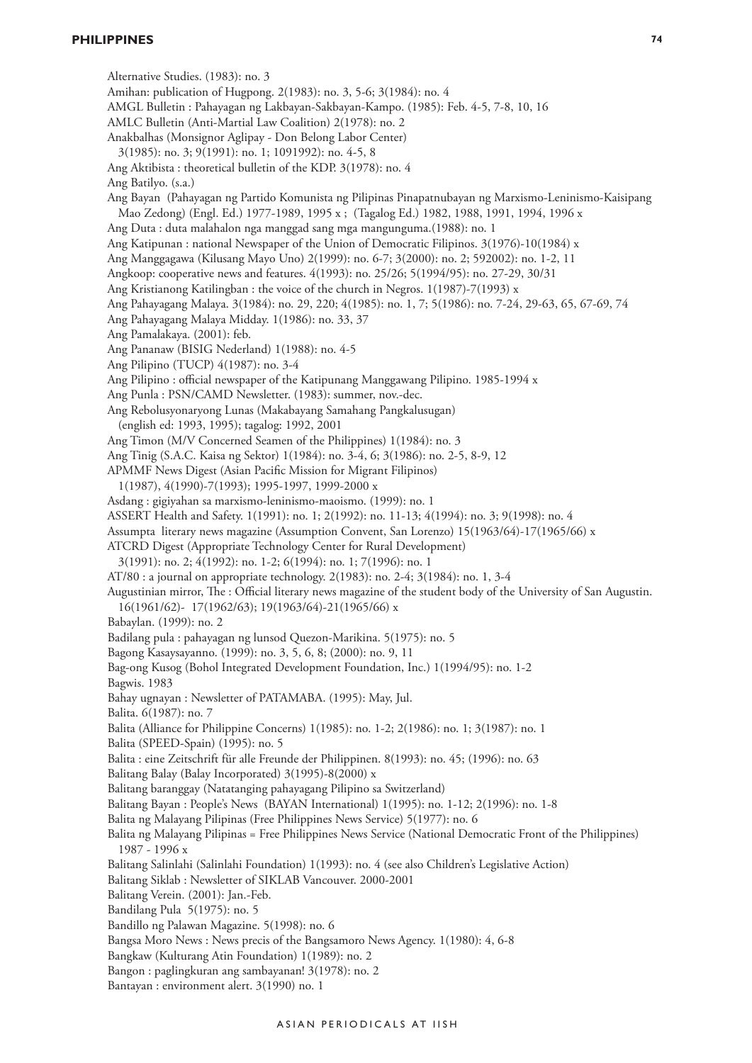Alternative Studies. (1983): no. 3

Amihan: publication of Hugpong. 2(1983): no. 3, 5-6; 3(1984): no. 4

AMGL Bulletin : Pahayagan ng Lakbayan-Sakbayan-Kampo. (1985): Feb. 4-5, 7-8, 10, 16

AMLC Bulletin (Anti-Martial Law Coalition) 2(1978): no. 2

Anakbalhas (Monsignor Aglipay - Don Belong Labor Center)
  3(1985): no. 3; 9(1991): no. 1; 1091992): no. 4-5, 8

Ang Aktibista : theoretical bulletin of the KDP. 3(1978): no. 4

Ang Batilyo. (s.a.)

Ang Bayan (Pahayagan ng Partido Komunista ng Pilipinas Pinapatnubayan ng Marxismo-Leninismo-Kaisipang Mao Zedong) (Engl. Ed.) 1977-1989, 1995 x ; (Tagalog Ed.) 1982, 1988, 1991, 1994, 1996 x

Ang Duta : duta malahalon nga manggad sang mga mangunguma.(1988): no. 1

Ang Katipunan : national Newspaper of the Union of Democratic Filipinos. 3(1976)-10(1984) x

Ang Manggagawa (Kilusang Mayo Uno) 2(1999): no. 6-7; 3(2000): no. 2; 592002): no. 1-2, 11

Angkoop: cooperative news and features. 4(1993): no. 25/26; 5(1994/95): no. 27-29, 30/31

Ang Kristianong Katilingban : the voice of the church in Negros. 1(1987)-7(1993) x

Ang Pahayagang Malaya. 3(1984): no. 29, 220; 4(1985): no. 1, 7; 5(1986): no. 7-24, 29-63, 65, 67-69, 74

Ang Pahayagang Malaya Midday. 1(1986): no. 33, 37

Ang Pamalakaya. (2001): feb.

Ang Pananaw (BISIG Nederland) 1(1988): no. 4-5

Ang Pilipino (TUCP) 4(1987): no. 3-4

Ang Pilipino : official newspaper of the Katipunang Manggawang Pilipino. 1985-1994 x

Ang Punla : PSN/CAMD Newsletter. (1983): summer, nov.-dec.

Ang Rebolusyonaryong Lunas (Makabayang Samahang Pangkalusugan)
  (english ed: 1993, 1995); tagalog: 1992, 2001

Ang Timon (M/V Concerned Seamen of the Philippines) 1(1984): no. 3

Ang Tinig (S.A.C. Kaisa ng Sektor) 1(1984): no. 3-4, 6; 3(1986): no. 2-5, 8-9, 12

APMMF News Digest (Asian Pacific Mission for Migrant Filipinos)
  1(1987), 4(1990)-7(1993); 1995-1997, 1999-2000 x

Asdang : gigiyahan sa marxismo-leninismo-maoismo. (1999): no. 1

ASSERT Health and Safety. 1(1991): no. 1; 2(1992): no. 11-13; 4(1994): no. 3; 9(1998): no. 4

Assumpta literary news magazine (Assumption Convent, San Lorenzo) 15(1963/64)-17(1965/66) x

ATCRD Digest (Appropriate Technology Center for Rural Development)
  3(1991): no. 2; 4(1992): no. 1-2; 6(1994): no. 1; 7(1996): no. 1

AT/80 : a journal on appropriate technology. 2(1983): no. 2-4; 3(1984): no. 1, 3-4

Augustinian mirror, The : Official literary news magazine of the student body of the University of San Augustin.
  16(1961/62)- 17(1962/63); 19(1963/64)-21(1965/66) x

Babaylan. (1999): no. 2

Badilang pula : pahayagan ng lunsod Quezon-Marikina. 5(1975): no. 5

Bagong Kasaysayanno. (1999): no. 3, 5, 6, 8; (2000): no. 9, 11

Bag-ong Kusog (Bohol Integrated Development Foundation, Inc.) 1(1994/95): no. 1-2

Bagwis. 1983

Bahay ugnayan : Newsletter of PATAMABA. (1995): May, Jul.

Balita. 6(1987): no. 7

Balita (Alliance for Philippine Concerns) 1(1985): no. 1-2; 2(1986): no. 1; 3(1987): no. 1

Balita (SPEED-Spain) (1995): no. 5

Balita : eine Zeitschrift für alle Freunde der Philippinen. 8(1993): no. 45; (1996): no. 63

Balitang Balay (Balay Incorporated) 3(1995)-8(2000) x

Balitang baranggay (Natatanging pahayagang Pilipino sa Switzerland)

Balitang Bayan : People's News (BAYAN International) 1(1995): no. 1-12; 2(1996): no. 1-8

Balita ng Malayang Pilipinas (Free Philippines News Service) 5(1977): no. 6

Balita ng Malayang Pilipinas = Free Philippines News Service (National Democratic Front of the Philippines)
  1987 - 1996 x

Balitang Salinlahi (Salinlahi Foundation) 1(1993): no. 4 (see also Children's Legislative Action)

Balitang Siklab : Newsletter of SIKLAB Vancouver. 2000-2001

Balitang Verein. (2001): Jan.-Feb.

Bandilang Pula 5(1975): no. 5

Bandillo ng Palawan Magazine. 5(1998): no. 6

Bangsa Moro News : News precis of the Bangsamoro News Agency. 1(1980): 4, 6-8

Bangkaw (Kulturang Atin Foundation) 1(1989): no. 2

Bangon : paglingkuran ang sambayanan! 3(1978): no. 2

Bantayan : environment alert. 3(1990) no. 1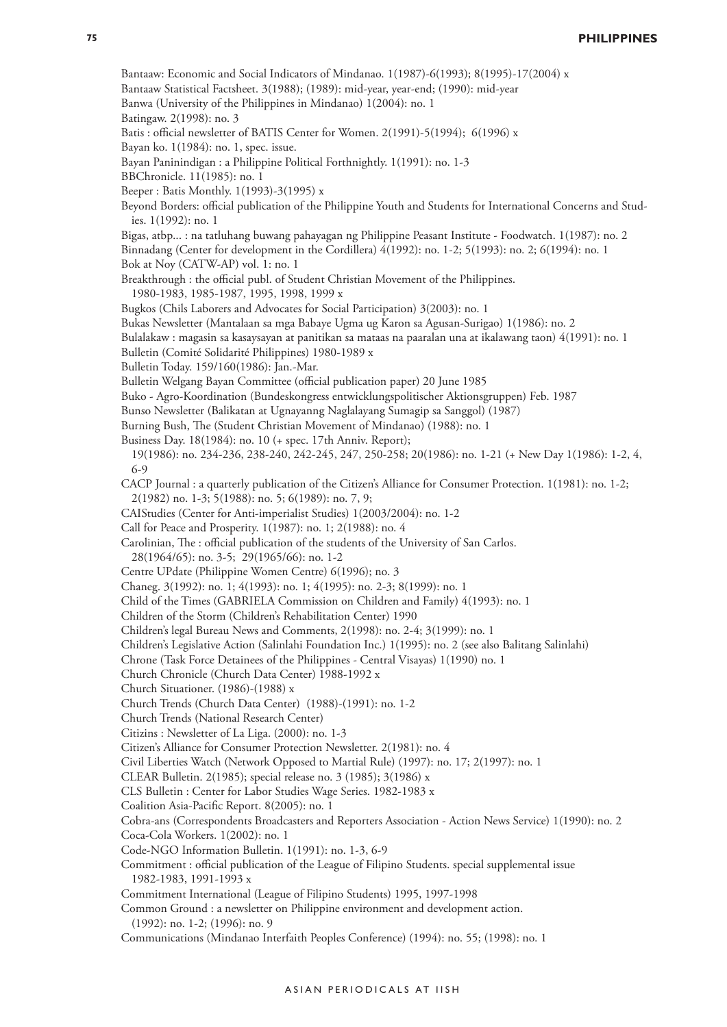Bantaaw: Economic and Social Indicators of Mindanao. 1(1987)-6(1993); 8(1995)-17(2004) x

Bantaaw Statistical Factsheet. 3(1988); (1989): mid-year, year-end; (1990): mid-year

Banwa (University of the Philippines in Mindanao) 1(2004): no. 1

Batingaw. 2(1998): no. 3

Batis : official newsletter of BATIS Center for Women. 2(1991)-5(1994); 6(1996) x

Bayan ko. 1(1984): no. 1, spec. issue.

Bayan Paninindigan : a Philippine Political Forthnightly. 1(1991): no. 1-3

BBChronicle. 11(1985): no. 1

Beeper : Batis Monthly. 1(1993)-3(1995) x

Beyond Borders: official publication of the Philippine Youth and Students for International Concerns and Studies. 1(1992): no. 1

Bigas, atbp... : na tatluhang buwang pahayagan ng Philippine Peasant Institute - Foodwatch. 1(1987): no. 2

Binnadang (Center for development in the Cordillera) 4(1992): no. 1-2; 5(1993): no. 2; 6(1994): no. 1

Bok at Noy (CATW-AP) vol. 1: no. 1

Breakthrough : the official publ. of Student Christian Movement of the Philippines.
1980-1983, 1985-1987, 1995, 1998, 1999 x

Bugkos (Chils Laborers and Advocates for Social Participation) 3(2003): no. 1

Bukas Newsletter (Mantalaan sa mga Babaye Ugma ug Karon sa Agusan-Surigao) 1(1986): no. 2

Bulalakaw : magasin sa kasaysayan at panitikan sa mataas na paaralan una at ikalawang taon) 4(1991): no. 1

Bulletin (Comité Solidarité Philippines) 1980-1989 x

Bulletin Today. 159/160(1986): Jan.-Mar.

Bulletin Welgang Bayan Committee (official publication paper) 20 June 1985

Buko - Agro-Koordination (Bundeskongress entwicklungspolitischer Aktionsgruppen) Feb. 1987

Bunso Newsletter (Balikatan at Ugnayanng Naglalayang Sumagip sa Sanggol) (1987)

Burning Bush, The (Student Christian Movement of Mindanao) (1988): no. 1

Business Day. 18(1984): no. 10 (+ spec. 17th Anniv. Report);
19(1986): no. 234-236, 238-240, 242-245, 247, 250-258; 20(1986): no. 1-21 (+ New Day 1(1986): 1-2, 4, 6-9

CACP Journal : a quarterly publication of the Citizen's Alliance for Consumer Protection. 1(1981): no. 1-2;
2(1982) no. 1-3; 5(1988): no. 5; 6(1989): no. 7, 9;

CAIStudies (Center for Anti-imperialist Studies) 1(2003/2004): no. 1-2

Call for Peace and Prosperity. 1(1987): no. 1; 2(1988): no. 4

Carolinian, The : official publication of the students of the University of San Carlos.
28(1964/65): no. 3-5; 29(1965/66): no. 1-2

Centre UPdate (Philippine Women Centre) 6(1996); no. 3

Chaneg. 3(1992): no. 1; 4(1993): no. 1; 4(1995): no. 2-3; 8(1999): no. 1

Child of the Times (GABRIELA Commission on Children and Family) 4(1993): no. 1

Children of the Storm (Children's Rehabilitation Center) 1990

Children's legal Bureau News and Comments, 2(1998): no. 2-4; 3(1999): no. 1

Children's Legislative Action (Salinlahi Foundation Inc.) 1(1995): no. 2 (see also Balitang Salinlahi)

Chrone (Task Force Detainees of the Philippines - Central Visayas) 1(1990) no. 1

Church Chronicle (Church Data Center) 1988-1992 x

Church Situationer. (1986)-(1988) x

Church Trends (Church Data Center) (1988)-(1991): no. 1-2

Church Trends (National Research Center)

Citizins : Newsletter of La Liga. (2000): no. 1-3

Citizen's Alliance for Consumer Protection Newsletter. 2(1981): no. 4

Civil Liberties Watch (Network Opposed to Martial Rule) (1997): no. 17; 2(1997): no. 1

CLEAR Bulletin. 2(1985); special release no. 3 (1985); 3(1986) x

CLS Bulletin : Center for Labor Studies Wage Series. 1982-1983 x

Coalition Asia-Pacific Report. 8(2005): no. 1

Cobra-ans (Correspondents Broadcasters and Reporters Association - Action News Service) 1(1990): no. 2

Coca-Cola Workers. 1(2002): no. 1

Code-NGO Information Bulletin. 1(1991): no. 1-3, 6-9

Commitment : official publication of the League of Filipino Students. special supplemental issue
1982-1983, 1991-1993 x

Commitment International (League of Filipino Students) 1995, 1997-1998

Common Ground : a newsletter on Philippine environment and development action.
(1992): no. 1-2; (1996): no. 9

Communications (Mindanao Interfaith Peoples Conference) (1994): no. 55; (1998): no. 1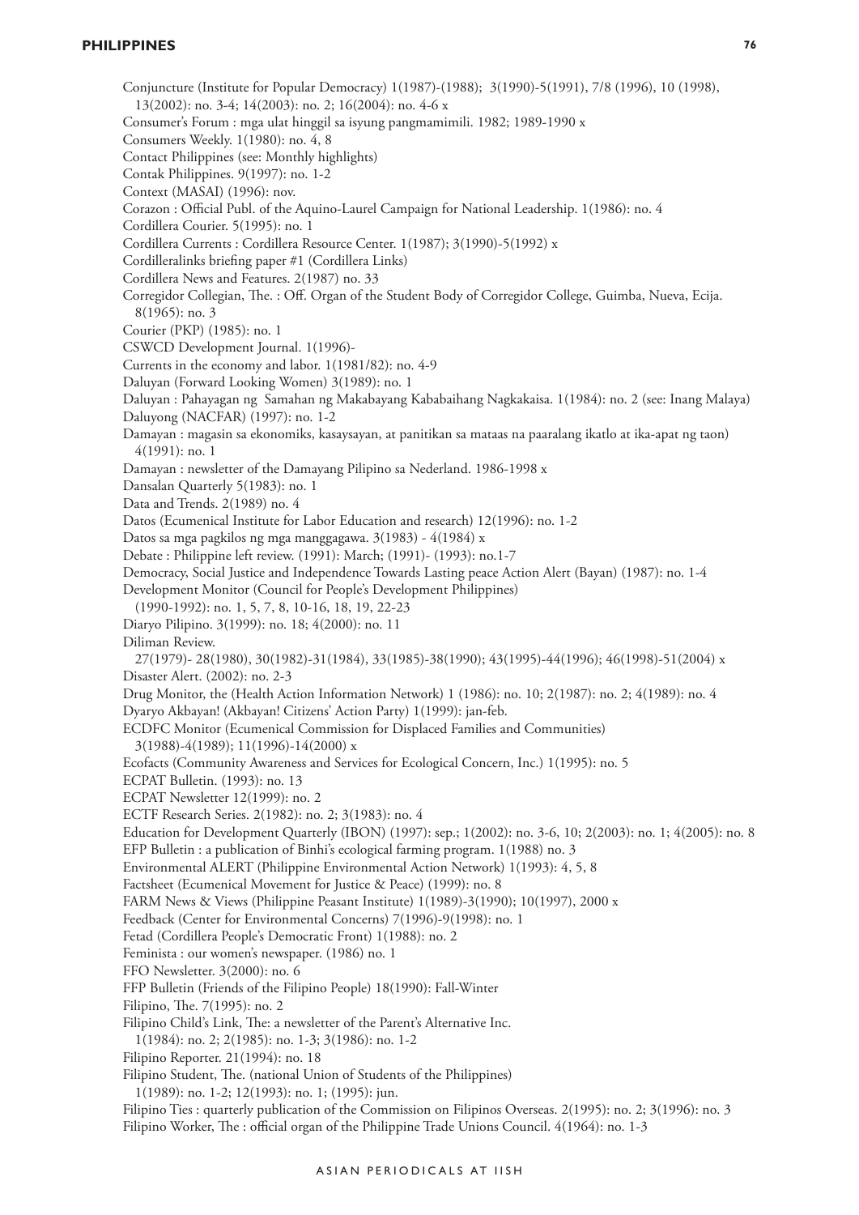Conjuncture (Institute for Popular Democracy) 1(1987)-(1988); 3(1990)-5(1991), 7/8 (1996), 10 (1998), 13(2002): no. 3-4; 14(2003): no. 2; 16(2004): no. 4-6 x

Consumer's Forum : mga ulat hinggil sa isyung pangmamimili. 1982; 1989-1990 x

Consumers Weekly. 1(1980): no. 4, 8

Contact Philippines (see: Monthly highlights)

Contak Philippines. 9(1997): no. 1-2

Context (MASAI) (1996): nov.

Corazon : Official Publ. of the Aquino-Laurel Campaign for National Leadership. 1(1986): no. 4

Cordillera Courier. 5(1995): no. 1

Cordillera Currents : Cordillera Resource Center. 1(1987); 3(1990)-5(1992) x

Cordilleralinks briefing paper #1 (Cordillera Links)

Cordillera News and Features. 2(1987) no. 33

Corregidor Collegian, The. : Off. Organ of the Student Body of Corregidor College, Guimba, Nueva, Ecija. 8(1965): no. 3

Courier (PKP) (1985): no. 1

CSWCD Development Journal. 1(1996)-

Currents in the economy and labor. 1(1981/82): no. 4-9

Daluyan (Forward Looking Women) 3(1989): no. 1

Daluyan : Pahayagan ng Samahan ng Makabayang Kababaihang Nagkakaisa. 1(1984): no. 2 (see: Inang Malaya)

Daluyong (NACFAR) (1997): no. 1-2

Damayan : magasin sa ekonomiks, kasaysayan, at panitikan sa mataas na paaralang ikatlo at ika-apat ng taon) 4(1991): no. 1

Damayan : newsletter of the Damayang Pilipino sa Nederland. 1986-1998 x

Dansalan Quarterly 5(1983): no. 1

Data and Trends. 2(1989) no. 4

Datos (Ecumenical Institute for Labor Education and research) 12(1996): no. 1-2

Datos sa mga pagkilos ng mga manggagawa. 3(1983) - 4(1984) x

Debate : Philippine left review. (1991): March; (1991)- (1993): no.1-7

Democracy, Social Justice and Independence Towards Lasting peace Action Alert (Bayan) (1987): no. 1-4

Development Monitor (Council for People's Development Philippines) (1990-1992): no. 1, 5, 7, 8, 10-16, 18, 19, 22-23

Diaryo Pilipino. 3(1999): no. 18; 4(2000): no. 11

Diliman Review. 27(1979)- 28(1980), 30(1982)-31(1984), 33(1985)-38(1990); 43(1995)-44(1996); 46(1998)-51(2004) x

Disaster Alert. (2002): no. 2-3

Drug Monitor, the (Health Action Information Network) 1 (1986): no. 10; 2(1987): no. 2; 4(1989): no. 4

Dyaryo Akbayan! (Akbayan! Citizens' Action Party) 1(1999): jan-feb.

ECDFC Monitor (Ecumenical Commission for Displaced Families and Communities) 3(1988)-4(1989); 11(1996)-14(2000) x

Ecofacts (Community Awareness and Services for Ecological Concern, Inc.) 1(1995): no. 5

ECPAT Bulletin. (1993): no. 13

ECPAT Newsletter 12(1999): no. 2

ECTF Research Series. 2(1982): no. 2; 3(1983): no. 4

Education for Development Quarterly (IBON) (1997): sep.; 1(2002): no. 3-6, 10; 2(2003): no. 1; 4(2005): no. 8

EFP Bulletin : a publication of Binhi's ecological farming program. 1(1988) no. 3

Environmental ALERT (Philippine Environmental Action Network) 1(1993): 4, 5, 8

Factsheet (Ecumenical Movement for Justice & Peace) (1999): no. 8

FARM News & Views (Philippine Peasant Institute) 1(1989)-3(1990); 10(1997), 2000 x

Feedback (Center for Environmental Concerns) 7(1996)-9(1998): no. 1

Fetad (Cordillera People's Democratic Front) 1(1988): no. 2

Feminista : our women's newspaper. (1986) no. 1

FFO Newsletter. 3(2000): no. 6

FFP Bulletin (Friends of the Filipino People) 18(1990): Fall-Winter

Filipino, The. 7(1995): no. 2

Filipino Child's Link, The: a newsletter of the Parent's Alternative Inc. 1(1984): no. 2; 2(1985): no. 1-3; 3(1986): no. 1-2

Filipino Reporter. 21(1994): no. 18

Filipino Student, The. (national Union of Students of the Philippines) 1(1989): no. 1-2; 12(1993): no. 1; (1995): jun.

Filipino Ties : quarterly publication of the Commission on Filipinos Overseas. 2(1995): no. 2; 3(1996): no. 3

Filipino Worker, The : official organ of the Philippine Trade Unions Council. 4(1964): no. 1-3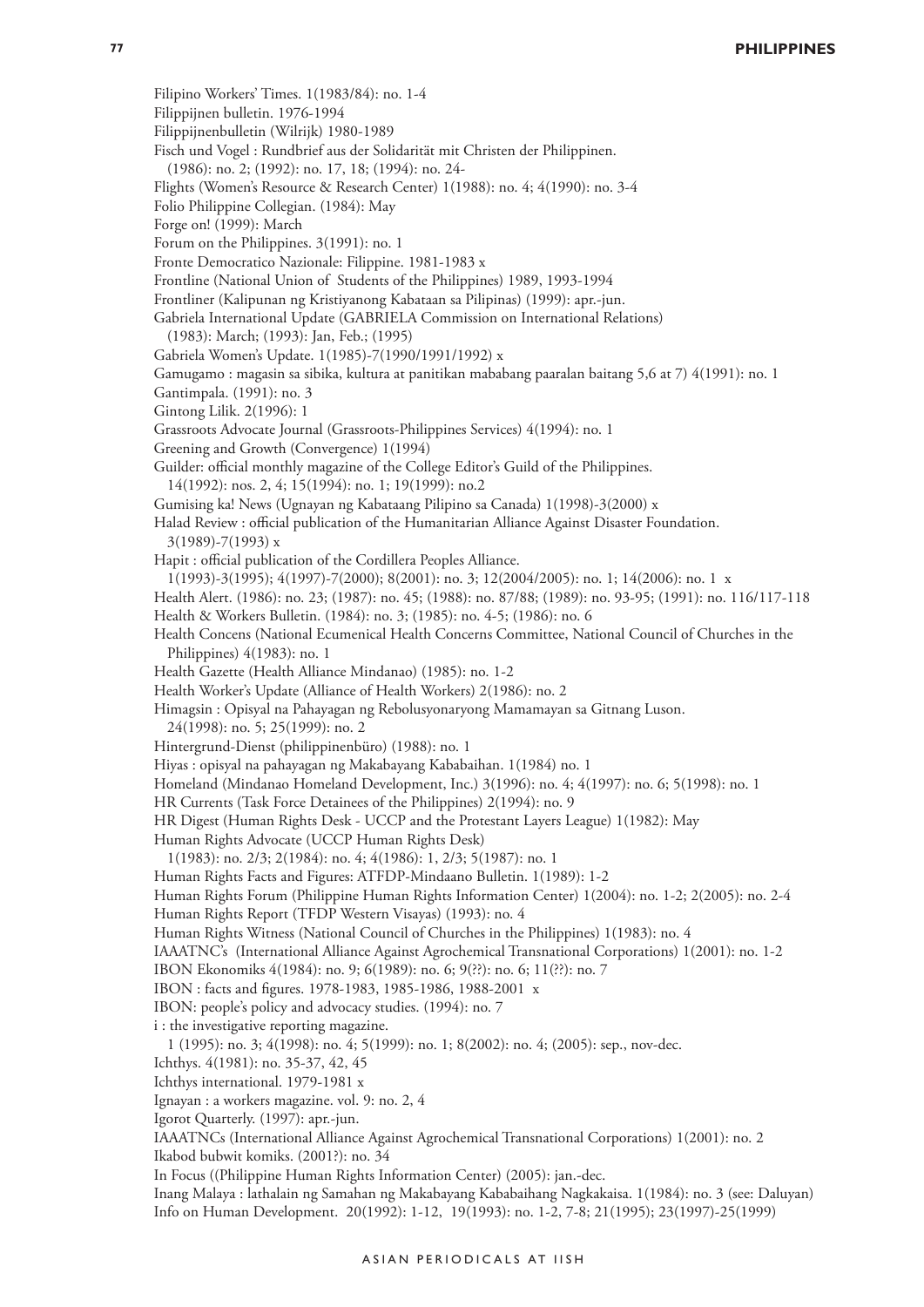Filipino Workers' Times. 1(1983/84): no. 1-4
Filippijnen bulletin. 1976-1994
Filippijnenbulletin (Wilrijk) 1980-1989
Fisch und Vogel : Rundbrief aus der Solidarität mit Christen der Philippinen.
  (1986): no. 2; (1992): no. 17, 18; (1994): no. 24-
Flights (Women's Resource & Research Center) 1(1988): no. 4; 4(1990): no. 3-4
Folio Philippine Collegian. (1984): May
Forge on! (1999): March
Forum on the Philippines. 3(1991): no. 1
Fronte Democratico Nazionale: Filippine. 1981-1983 x
Frontline (National Union of Students of the Philippines) 1989, 1993-1994
Frontliner (Kalipunan ng Kristiyanong Kabataan sa Pilipinas) (1999): apr.-jun.
Gabriela International Update (GABRIELA Commission on International Relations)
  (1983): March; (1993): Jan, Feb.; (1995)
Gabriela Women's Update. 1(1985)-7(1990/1991/1992) x
Gamugamo : magasin sa sibika, kultura at panitikan mababang paaralan baitang 5,6 at 7) 4(1991): no. 1
Gantimpala. (1991): no. 3
Gintong Lilik. 2(1996): 1
Grassroots Advocate Journal (Grassroots-Philippines Services) 4(1994): no. 1
Greening and Growth (Convergence) 1(1994)
Guilder: official monthly magazine of the College Editor's Guild of the Philippines.
  14(1992): nos. 2, 4; 15(1994): no. 1; 19(1999): no.2
Gumising ka! News (Ugnayan ng Kabataang Pilipino sa Canada) 1(1998)-3(2000) x
Halad Review : official publication of the Humanitarian Alliance Against Disaster Foundation.
  3(1989)-7(1993) x
Hapit : official publication of the Cordillera Peoples Alliance.
  1(1993)-3(1995); 4(1997)-7(2000); 8(2001): no. 3; 12(2004/2005): no. 1; 14(2006): no. 1 x
Health Alert. (1986): no. 23; (1987): no. 45; (1988): no. 87/88; (1989): no. 93-95; (1991): no. 116/117-118
Health & Workers Bulletin. (1984): no. 3; (1985): no. 4-5; (1986): no. 6
Health Concens (National Ecumenical Health Concerns Committee, National Council of Churches in the
  Philippines) 4(1983): no. 1
Health Gazette (Health Alliance Mindanao) (1985): no. 1-2
Health Worker's Update (Alliance of Health Workers) 2(1986): no. 2
Himagsin : Opisyal na Pahayagan ng Rebolusyonaryong Mamamayan sa Gitnang Luson.
  24(1998): no. 5; 25(1999): no. 2
Hintergrund-Dienst (philippinenbüro) (1988): no. 1
Hiyas : opisyal na pahayagan ng Makabayang Kababaihan. 1(1984) no. 1
Homeland (Mindanao Homeland Development, Inc.) 3(1996): no. 4; 4(1997): no. 6; 5(1998): no. 1
HR Currents (Task Force Detainees of the Philippines) 2(1994): no. 9
HR Digest (Human Rights Desk - UCCP and the Protestant Layers League) 1(1982): May
Human Rights Advocate (UCCP Human Rights Desk)
  1(1983): no. 2/3; 2(1984): no. 4; 4(1986): 1, 2/3; 5(1987): no. 1
Human Rights Facts and Figures: ATFDP-Mindaano Bulletin. 1(1989): 1-2
Human Rights Forum (Philippine Human Rights Information Center) 1(2004): no. 1-2; 2(2005): no. 2-4
Human Rights Report (TFDP Western Visayas) (1993): no. 4
Human Rights Witness (National Council of Churches in the Philippines) 1(1983): no. 4
IAAATNC's (International Alliance Against Agrochemical Transnational Corporations) 1(2001): no. 1-2
IBON Ekonomiks 4(1984): no. 9; 6(1989): no. 6; 9(??): no. 6; 11(??): no. 7
IBON : facts and figures. 1978-1983, 1985-1986, 1988-2001 x
IBON: people's policy and advocacy studies. (1994): no. 7
i : the investigative reporting magazine.
  1 (1995): no. 3; 4(1998): no. 4; 5(1999): no. 1; 8(2002): no. 4; (2005): sep., nov-dec.
Ichthys. 4(1981): no. 35-37, 42, 45
Ichthys international. 1979-1981 x
Ignayan : a workers magazine. vol. 9: no. 2, 4
Igorot Quarterly. (1997): apr.-jun.
IAAATNCs (International Alliance Against Agrochemical Transnational Corporations) 1(2001): no. 2
Ikabod bubwit komiks. (2001?): no. 34
In Focus ((Philippine Human Rights Information Center) (2005): jan.-dec.
Inang Malaya : lathalain ng Samahan ng Makabayang Kababaihang Nagkakaisa. 1(1984): no. 3 (see: Daluyan)
Info on Human Development. 20(1992): 1-12, 19(1993): no. 1-2, 7-8; 21(1995); 23(1997)-25(1999)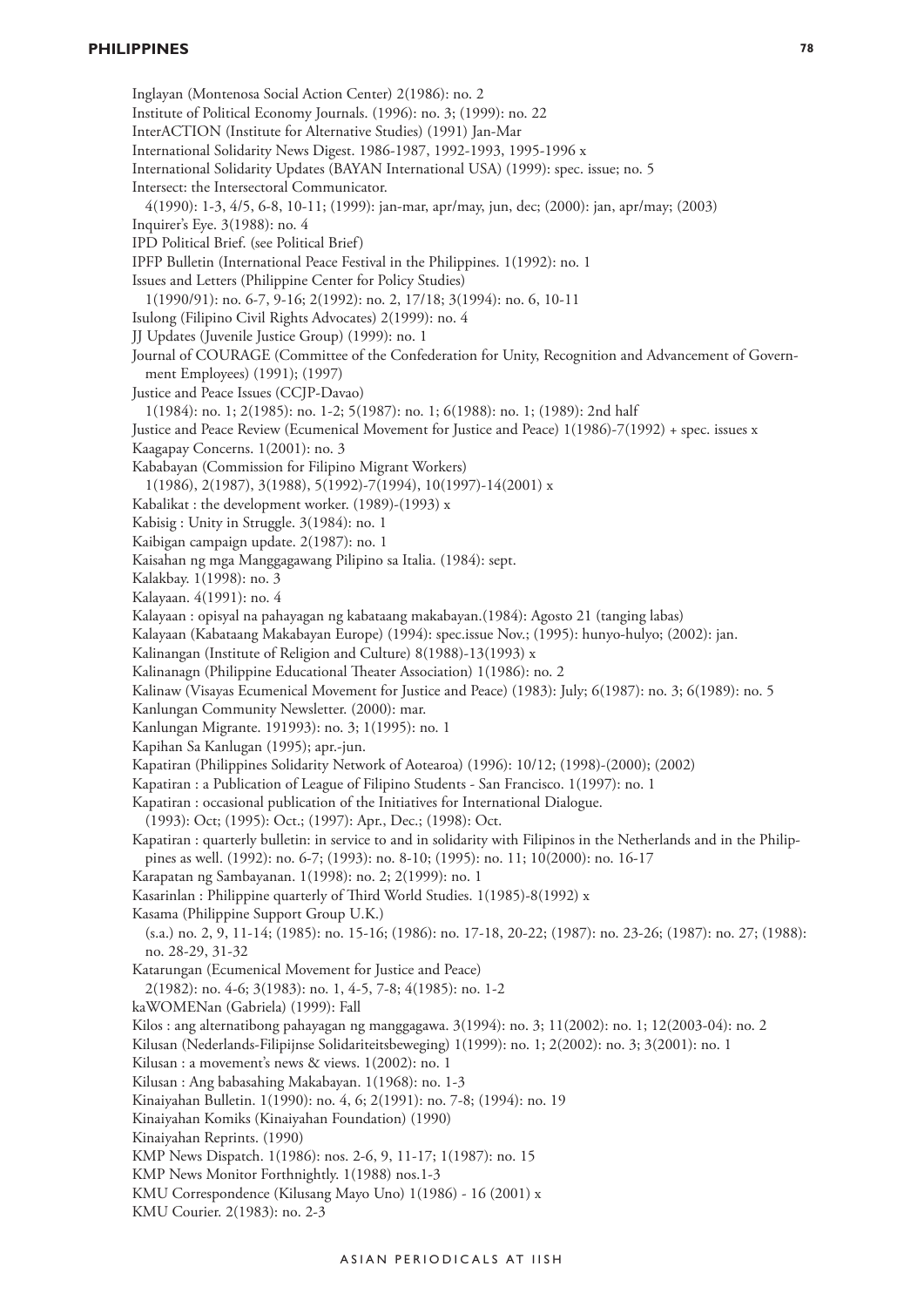Inglayan (Montenosa Social Action Center) 2(1986): no. 2
Institute of Political Economy Journals. (1996): no. 3; (1999): no. 22
InterACTION (Institute for Alternative Studies) (1991) Jan-Mar
International Solidarity News Digest. 1986-1987, 1992-1993, 1995-1996 x
International Solidarity Updates (BAYAN International USA) (1999): spec. issue; no. 5
Intersect: the Intersectoral Communicator.
4(1990): 1-3, 4/5, 6-8, 10-11; (1999): jan-mar, apr/may, jun, dec; (2000): jan, apr/may; (2003)
Inquirer's Eye. 3(1988): no. 4
IPD Political Brief. (see Political Brief)
IPFP Bulletin (International Peace Festival in the Philippines. 1(1992): no. 1
Issues and Letters (Philippine Center for Policy Studies)
1(1990/91): no. 6-7, 9-16; 2(1992): no. 2, 17/18; 3(1994): no. 6, 10-11
Isulong (Filipino Civil Rights Advocates) 2(1999): no. 4
JJ Updates (Juvenile Justice Group) (1999): no. 1
Journal of COURAGE (Committee of the Confederation for Unity, Recognition and Advancement of Government Employees) (1991); (1997)
Justice and Peace Issues (CCJP-Davao)
1(1984): no. 1; 2(1985): no. 1-2; 5(1987): no. 1; 6(1988): no. 1; (1989): 2nd half
Justice and Peace Review (Ecumenical Movement for Justice and Peace) 1(1986)-7(1992) + spec. issues x
Kaagapay Concerns. 1(2001): no. 3
Kababayan (Commission for Filipino Migrant Workers)
1(1986), 2(1987), 3(1988), 5(1992)-7(1994), 10(1997)-14(2001) x
Kabalikat : the development worker. (1989)-(1993) x
Kabisig : Unity in Struggle. 3(1984): no. 1
Kaibigan campaign update. 2(1987): no. 1
Kaisahan ng mga Manggagawang Pilipino sa Italia. (1984): sept.
Kalakbay. 1(1998): no. 3
Kalayaan. 4(1991): no. 4
Kalayaan : opisyal na pahayagan ng kabataang makabayan.(1984): Agosto 21 (tanging labas)
Kalayaan (Kabataang Makabayan Europe) (1994): spec.issue Nov.; (1995): hunyo-hulyo; (2002): jan.
Kalinangan (Institute of Religion and Culture) 8(1988)-13(1993) x
Kalinanagn (Philippine Educational Theater Association) 1(1986): no. 2
Kalinaw (Visayas Ecumenical Movement for Justice and Peace) (1983): July; 6(1987): no. 3; 6(1989): no. 5
Kanlungan Community Newsletter. (2000): mar.
Kanlungan Migrante. 191993): no. 3; 1(1995): no. 1
Kapihan Sa Kanlugan (1995); apr.-jun.
Kapatiran (Philippines Solidarity Network of Aotearoa) (1996): 10/12; (1998)-(2000); (2002)
Kapatiran : a Publication of League of Filipino Students - San Francisco. 1(1997): no. 1
Kapatiran : occasional publication of the Initiatives for International Dialogue.
(1993): Oct; (1995): Oct.; (1997): Apr., Dec.; (1998): Oct.
Kapatiran : quarterly bulletin: in service to and in solidarity with Filipinos in the Netherlands and in the Philippines as well. (1992): no. 6-7; (1993): no. 8-10; (1995): no. 11; 10(2000): no. 16-17
Karapatan ng Sambayanan. 1(1998): no. 2; 2(1999): no. 1
Kasarinlan : Philippine quarterly of Third World Studies. 1(1985)-8(1992) x
Kasama (Philippine Support Group U.K.)
(s.a.) no. 2, 9, 11-14; (1985): no. 15-16; (1986): no. 17-18, 20-22; (1987): no. 23-26; (1987): no. 27; (1988): no. 28-29, 31-32
Katarungan (Ecumenical Movement for Justice and Peace)
2(1982): no. 4-6; 3(1983): no. 1, 4-5, 7-8; 4(1985): no. 1-2
kaWOMENan (Gabriela) (1999): Fall
Kilos : ang alternatibong pahayagan ng manggagawa. 3(1994): no. 3; 11(2002): no. 1; 12(2003-04): no. 2
Kilusan (Nederlands-Filipijnse Solidariteitsbeweging) 1(1999): no. 1; 2(2002): no. 3; 3(2001): no. 1
Kilusan : a movement's news & views. 1(2002): no. 1
Kilusan : Ang babasahing Makabayan. 1(1968): no. 1-3
Kinaiyahan Bulletin. 1(1990): no. 4, 6; 2(1991): no. 7-8; (1994): no. 19
Kinaiyahan Komiks (Kinaiyahan Foundation) (1990)
Kinaiyahan Reprints. (1990)
KMP News Dispatch. 1(1986): nos. 2-6, 9, 11-17; 1(1987): no. 15
KMP News Monitor Forthnightly. 1(1988) nos.1-3
KMU Correspondence (Kilusang Mayo Uno) 1(1986) - 16 (2001) x
KMU Courier. 2(1983): no. 2-3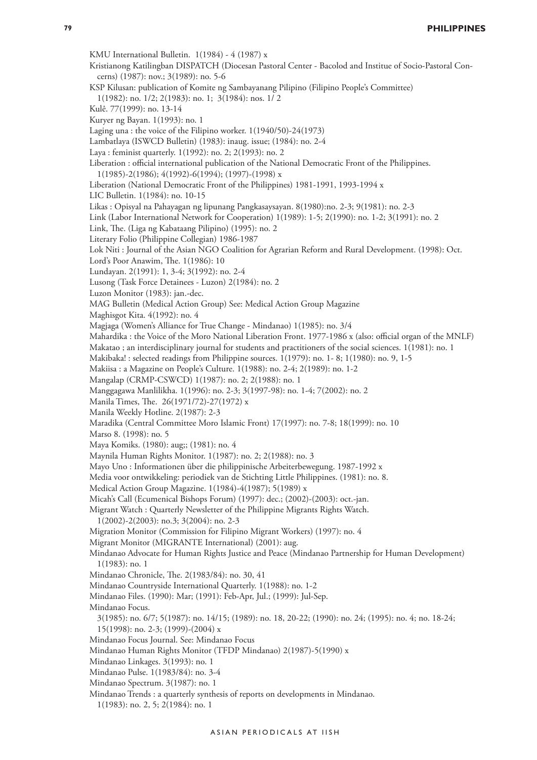KMU International Bulletin. 1(1984) - 4 (1987) x
Kristianong Katilingban DISPATCH (Diocesan Pastoral Center - Bacolod and Institue of Socio-Pastoral Concerns) (1987): nov.; 3(1989): no. 5-6
KSP Kilusan: publication of Komite ng Sambayanang Pilipino (Filipino People's Committee)
1(1982): no. 1/2; 2(1983): no. 1; 3(1984): nos. 1/ 2
Kulê. 77(1999): no. 13-14
Kuryer ng Bayan. 1(1993): no. 1
Laging una : the voice of the Filipino worker. 1(1940/50)-24(1973)
Lambatlaya (ISWCD Bulletin) (1983): inaug. issue; (1984): no. 2-4
Laya : feminist quarterly. 1(1992): no. 2; 2(1993): no. 2
Liberation : official international publication of the National Democratic Front of the Philippines.
1(1985)-2(1986); 4(1992)-6(1994); (1997)-(1998) x
Liberation (National Democratic Front of the Philippines) 1981-1991, 1993-1994 x
LIC Bulletin. 1(1984): no. 10-15
Likas : Opisyal na Pahayagan ng lipunang Pangkasaysayan. 8(1980):no. 2-3; 9(1981): no. 2-3
Link (Labor International Network for Cooperation) 1(1989): 1-5; 2(1990): no. 1-2; 3(1991): no. 2
Link, The. (Liga ng Kabataang Pilipino) (1995): no. 2
Literary Folio (Philippine Collegian) 1986-1987
Lok Niti : Journal of the Asian NGO Coalition for Agrarian Reform and Rural Development. (1998): Oct.
Lord's Poor Anawim, The. 1(1986): 10
Lundayan. 2(1991): 1, 3-4; 3(1992): no. 2-4
Lusong (Task Force Detainees - Luzon) 2(1984): no. 2
Luzon Monitor (1983): jan.-dec.
MAG Bulletin (Medical Action Group) See: Medical Action Group Magazine
Maghisgot Kita. 4(1992): no. 4
Magjaga (Women's Alliance for True Change - Mindanao) 1(1985): no. 3/4
Mahardika : the Voice of the Moro National Liberation Front. 1977-1986 x (also: official organ of the MNLF)
Makatao ; an interdisciplinary journal for students and practitioners of the social sciences. 1(1981): no. 1
Makibaka! : selected readings from Philippine sources. 1(1979): no. 1- 8; 1(1980): no. 9, 1-5
Makiisa : a Magazine on People's Culture. 1(1988): no. 2-4; 2(1989): no. 1-2
Mangalap (CRMP-CSWCD) 1(1987): no. 2; 2(1988): no. 1
Manggagawa Manlilikha. 1(1996): no. 2-3; 3(1997-98): no. 1-4; 7(2002): no. 2
Manila Times, The. 26(1971/72)-27(1972) x
Manila Weekly Hotline. 2(1987): 2-3
Maradika (Central Committee Moro Islamic Front) 17(1997): no. 7-8; 18(1999): no. 10
Marso 8. (1998): no. 5
Maya Komiks. (1980): aug;; (1981): no. 4
Maynila Human Rights Monitor. 1(1987): no. 2; 2(1988): no. 3
Mayo Uno : Informationen über die philippinische Arbeiterbewegung. 1987-1992 x
Media voor ontwikkeling: periodiek van de Stichting Little Philippines. (1981): no. 8.
Medical Action Group Magazine. 1(1984)-4(1987); 5(1989) x
Micah's Call (Ecumenical Bishops Forum) (1997): dec.; (2002)-(2003): oct.-jan.
Migrant Watch : Quarterly Newsletter of the Philippine Migrants Rights Watch.
1(2002)-2(2003): no.3; 3(2004): no. 2-3
Migration Monitor (Commission for Filipino Migrant Workers) (1997): no. 4
Migrant Monitor (MIGRANTE International) (2001): aug.
Mindanao Advocate for Human Rights Justice and Peace (Mindanao Partnership for Human Development)
1(1983): no. 1
Mindanao Chronicle, The. 2(1983/84): no. 30, 41
Mindanao Countryside International Quarterly. 1(1988): no. 1-2
Mindanao Files. (1990): Mar; (1991): Feb-Apr, Jul.; (1999): Jul-Sep.
Mindanao Focus.
3(1985): no. 6/7; 5(1987): no. 14/15; (1989): no. 18, 20-22; (1990): no. 24; (1995): no. 4; no. 18-24;
15(1998): no. 2-3; (1999)-(2004) x
Mindanao Focus Journal. See: Mindanao Focus
Mindanao Human Rights Monitor (TFDP Mindanao) 2(1987)-5(1990) x
Mindanao Linkages. 3(1993): no. 1
Mindanao Pulse. 1(1983/84): no. 3-4
Mindanao Spectrum. 3(1987): no. 1
Mindanao Trends : a quarterly synthesis of reports on developments in Mindanao.
1(1983): no. 2, 5; 2(1984): no. 1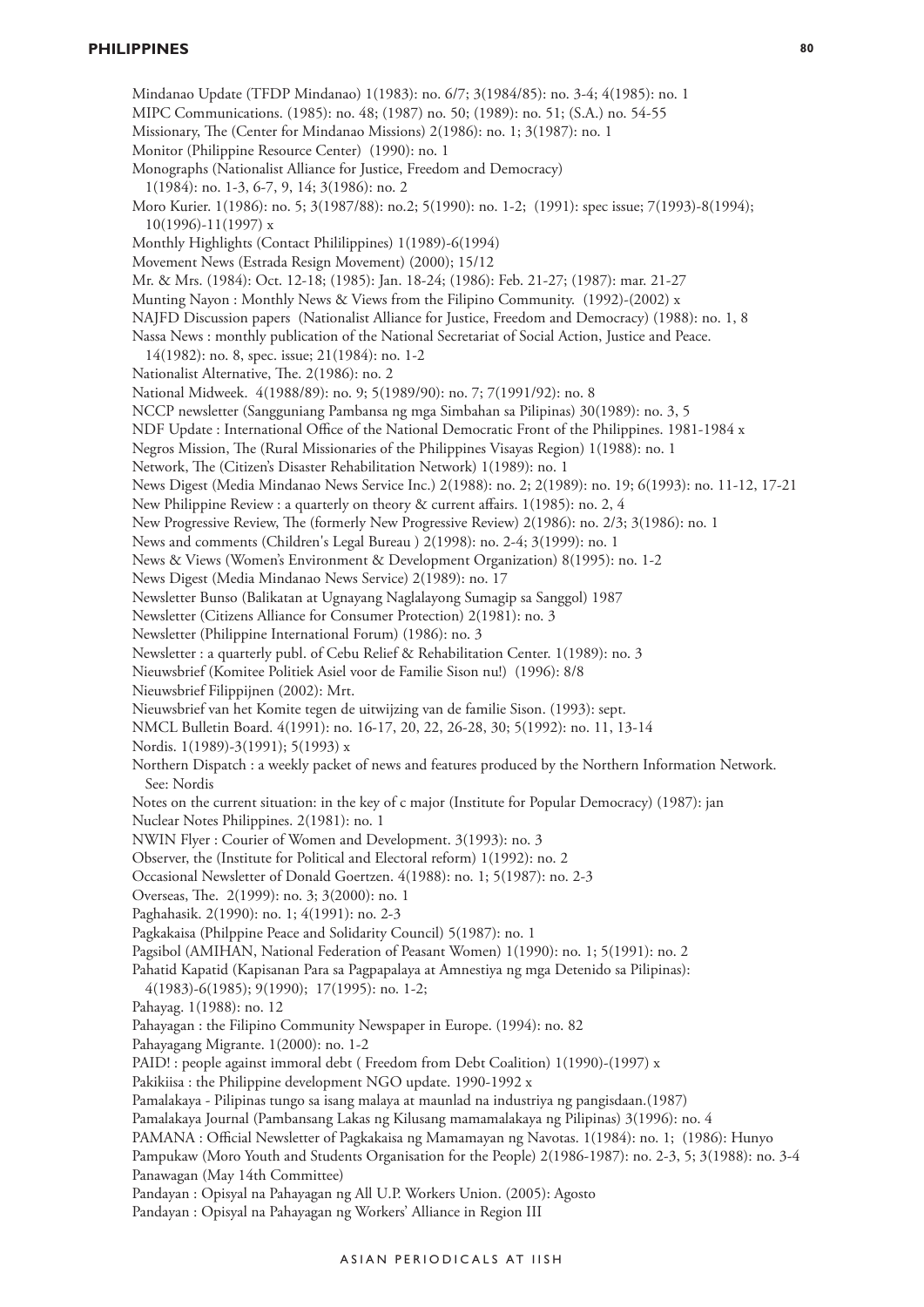Mindanao Update (TFDP Mindanao) 1(1983): no. 6/7; 3(1984/85): no. 3-4; 4(1985): no. 1

MIPC Communications. (1985): no. 48; (1987) no. 50; (1989): no. 51; (S.A.) no. 54-55

Missionary, The (Center for Mindanao Missions) 2(1986): no. 1; 3(1987): no. 1

Monitor (Philippine Resource Center) (1990): no. 1

Monographs (Nationalist Alliance for Justice, Freedom and Democracy)
 1(1984): no. 1-3, 6-7, 9, 14; 3(1986): no. 2

Moro Kurier. 1(1986): no. 5; 3(1987/88): no.2; 5(1990): no. 1-2; (1991): spec issue; 7(1993)-8(1994);
 10(1996)-11(1997) x

Monthly Highlights (Contact Phililippines) 1(1989)-6(1994)

Movement News (Estrada Resign Movement) (2000); 15/12

Mr. & Mrs. (1984): Oct. 12-18; (1985): Jan. 18-24; (1986): Feb. 21-27; (1987): mar. 21-27

Munting Nayon : Monthly News & Views from the Filipino Community. (1992)-(2002) x

NAJFD Discussion papers (Nationalist Alliance for Justice, Freedom and Democracy) (1988): no. 1, 8

Nassa News : monthly publication of the National Secretariat of Social Action, Justice and Peace.
 14(1982): no. 8, spec. issue; 21(1984): no. 1-2

Nationalist Alternative, The. 2(1986): no. 2

National Midweek. 4(1988/89): no. 9; 5(1989/90): no. 7; 7(1991/92): no. 8

NCCP newsletter (Sangguniang Pambansa ng mga Simbahan sa Pilipinas) 30(1989): no. 3, 5

NDF Update : International Office of the National Democratic Front of the Philippines. 1981-1984 x

Negros Mission, The (Rural Missionaries of the Philippines Visayas Region) 1(1988): no. 1

Network, The (Citizen's Disaster Rehabilitation Network) 1(1989): no. 1

News Digest (Media Mindanao News Service Inc.) 2(1988): no. 2; 2(1989): no. 19; 6(1993): no. 11-12, 17-21

New Philippine Review : a quarterly on theory & current affairs. 1(1985): no. 2, 4

New Progressive Review, The (formerly New Progressive Review) 2(1986): no. 2/3; 3(1986): no. 1

News and comments (Children's Legal Bureau ) 2(1998): no. 2-4; 3(1999): no. 1

News & Views (Women's Environment & Development Organization) 8(1995): no. 1-2

News Digest (Media Mindanao News Service) 2(1989): no. 17

Newsletter Bunso (Balikatan at Ugnayang Naglalayong Sumagip sa Sanggol) 1987

Newsletter (Citizens Alliance for Consumer Protection) 2(1981): no. 3

Newsletter (Philippine International Forum) (1986): no. 3

Newsletter : a quarterly publ. of Cebu Relief & Rehabilitation Center. 1(1989): no. 3

Nieuwsbrief (Komitee Politiek Asiel voor de Familie Sison nu!) (1996): 8/8

Nieuwsbrief Filippijnen (2002): Mrt.

Nieuwsbrief van het Komite tegen de uitwijzing van de familie Sison. (1993): sept.

NMCL Bulletin Board. 4(1991): no. 16-17, 20, 22, 26-28, 30; 5(1992): no. 11, 13-14

Nordis. 1(1989)-3(1991); 5(1993) x

Northern Dispatch : a weekly packet of news and features produced by the Northern Information Network.
 See: Nordis

Notes on the current situation: in the key of c major (Institute for Popular Democracy) (1987): jan

Nuclear Notes Philippines. 2(1981): no. 1

NWIN Flyer : Courier of Women and Development. 3(1993): no. 3

Observer, the (Institute for Political and Electoral reform) 1(1992): no. 2

Occasional Newsletter of Donald Goertzen. 4(1988): no. 1; 5(1987): no. 2-3

Overseas, The. 2(1999): no. 3; 3(2000): no. 1

Paghahasik. 2(1990): no. 1; 4(1991): no. 2-3

Pagkakaisa (Philppine Peace and Solidarity Council) 5(1987): no. 1

Pagsibol (AMIHAN, National Federation of Peasant Women) 1(1990): no. 1; 5(1991): no. 2

Pahatid Kapatid (Kapisanan Para sa Pagpapalaya at Amnestiya ng mga Detenido sa Pilipinas):
 4(1983)-6(1985); 9(1990); 17(1995): no. 1-2;

Pahayag. 1(1988): no. 12

Pahayagan : the Filipino Community Newspaper in Europe. (1994): no. 82

Pahayagang Migrante. 1(2000): no. 1-2

PAID! : people against immoral debt ( Freedom from Debt Coalition) 1(1990)-(1997) x

Pakikiisa : the Philippine development NGO update. 1990-1992 x

Pamalakaya - Pilipinas tungo sa isang malaya at maunlad na industriya ng pangisdaan.(1987)

Pamalakaya Journal (Pambansang Lakas ng Kilusang mamamalakaya ng Pilipinas) 3(1996): no. 4

PAMANA : Official Newsletter of Pagkakaisa ng Mamamayan ng Navotas. 1(1984): no. 1; (1986): Hunyo

Pampukaw (Moro Youth and Students Organisation for the People) 2(1986-1987): no. 2-3, 5; 3(1988): no. 3-4

Panawagan (May 14th Committee)

Pandayan : Opisyal na Pahayagan ng All U.P. Workers Union. (2005): Agosto

Pandayan : Opisyal na Pahayagan ng Workers' Alliance in Region III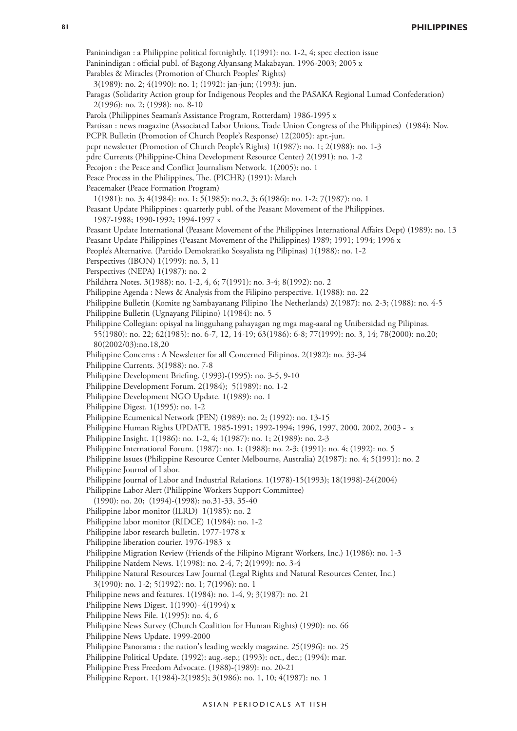Paninindigan : a Philippine political fortnightly. 1(1991): no. 1-2, 4; spec election issue
Paninindigan : official publ. of Bagong Alyansang Makabayan. 1996-2003; 2005 x
Parables & Miracles (Promotion of Church Peoples' Rights)
  3(1989): no. 2; 4(1990): no. 1; (1992): jan-jun; (1993): jun.
Paragas (Solidarity Action group for Indigenous Peoples and the PASAKA Regional Lumad Confederation)
  2(1996): no. 2; (1998): no. 8-10
Parola (Philippines Seaman's Assistance Program, Rotterdam) 1986-1995 x
Partisan : news magazine (Associated Labor Unions, Trade Union Congress of the Philippines) (1984): Nov.
PCPR Bulletin (Promotion of Church People's Response) 12(2005): apr.-jun.
pcpr newsletter (Promotion of Church People's Rights) 1(1987): no. 1; 2(1988): no. 1-3
pdrc Currents (Philippine-China Development Resource Center) 2(1991): no. 1-2
Pecojon : the Peace and Conflict Journalism Network. 1(2005): no. 1
Peace Process in the Philippines, The. (PICHR) (1991): March
Peacemaker (Peace Formation Program)
  1(1981): no. 3; 4(1984): no. 1; 5(1985): no.2, 3; 6(1986): no. 1-2; 7(1987): no. 1
Peasant Update Philippines : quarterly publ. of the Peasant Movement of the Philippines.
  1987-1988; 1990-1992; 1994-1997 x
Peasant Update International (Peasant Movement of the Philippines International Affairs Dept) (1989): no. 13
Peasant Update Philippines (Peasant Movement of the Philippines) 1989; 1991; 1994; 1996 x
People's Alternative. (Partido Demokratiko Sosyalista ng Pilipinas) 1(1988): no. 1-2
Perspectives (IBON) 1(1999): no. 3, 11
Perspectives (NEPA) 1(1987): no. 2
Phildhrra Notes. 3(1988): no. 1-2, 4, 6; 7(1991): no. 3-4; 8(1992): no. 2
Philippine Agenda : News & Analysis from the Filipino perspective. 1(1988): no. 22
Philippine Bulletin (Komite ng Sambayanang Pilipino The Netherlands) 2(1987): no. 2-3; (1988): no. 4-5
Philippine Bulletin (Ugnayang Pilipino) 1(1984): no. 5
Philippine Collegian: opisyal na lingguhang pahayagan ng mga mag-aaral ng Unibersidad ng Pilipinas.
  55(1980): no. 22; 62(1985): no. 6-7, 12, 14-19; 63(1986): 6-8; 77(1999): no. 3, 14; 78(2000): no.20;
  80(2002/03):no.18,20
Philippine Concerns : A Newsletter for all Concerned Filipinos. 2(1982): no. 33-34
Philippine Currents. 3(1988): no. 7-8
Philippine Development Briefing. (1993)-(1995): no. 3-5, 9-10
Philippine Development Forum. 2(1984); 5(1989): no. 1-2
Philippine Development NGO Update. 1(1989): no. 1
Philippine Digest. 1(1995): no. 1-2
Philippine Ecumenical Network (PEN) (1989): no. 2; (1992): no. 13-15
Philippine Human Rights UPDATE. 1985-1991; 1992-1994; 1996, 1997, 2000, 2002, 2003 - x
Philippine Insight. 1(1986): no. 1-2, 4; 1(1987): no. 1; 2(1989): no. 2-3
Philippine International Forum. (1987): no. 1; (1988): no. 2-3; (1991): no. 4; (1992): no. 5
Philippine Issues (Philippine Resource Center Melbourne, Australia) 2(1987): no. 4; 5(1991): no. 2
Philippine Journal of Labor.
Philippine Journal of Labor and Industrial Relations. 1(1978)-15(1993); 18(1998)-24(2004)
Philippine Labor Alert (Philippine Workers Support Committee)
  (1990): no. 20; (1994)-(1998): no.31-33, 35-40
Philippine labor monitor (ILRD) 1(1985): no. 2
Philippine labor monitor (RIDCE) 1(1984): no. 1-2
Philippine labor research bulletin. 1977-1978 x
Philippine liberation courier. 1976-1983 x
Philippine Migration Review (Friends of the Filipino Migrant Workers, Inc.) 1(1986): no. 1-3
Philippine Natdem News. 1(1998): no. 2-4, 7; 2(1999): no. 3-4
Philippine Natural Resources Law Journal (Legal Rights and Natural Resources Center, Inc.)
  3(1990): no. 1-2; 5(1992): no. 1; 7(1996): no. 1
Philippine news and features. 1(1984): no. 1-4, 9; 3(1987): no. 21
Philippine News Digest. 1(1990)- 4(1994) x
Philippine News File. 1(1995): no. 4, 6
Philippine News Survey (Church Coalition for Human Rights) (1990): no. 66
Philippine News Update. 1999-2000
Philippine Panorama : the nation's leading weekly magazine. 25(1996): no. 25
Philippine Political Update. (1992): aug.-sep.; (1993): oct., dec.; (1994): mar.
Philippine Press Freedom Advocate. (1988)-(1989): no. 20-21
Philippine Report. 1(1984)-2(1985); 3(1986): no. 1, 10; 4(1987): no. 1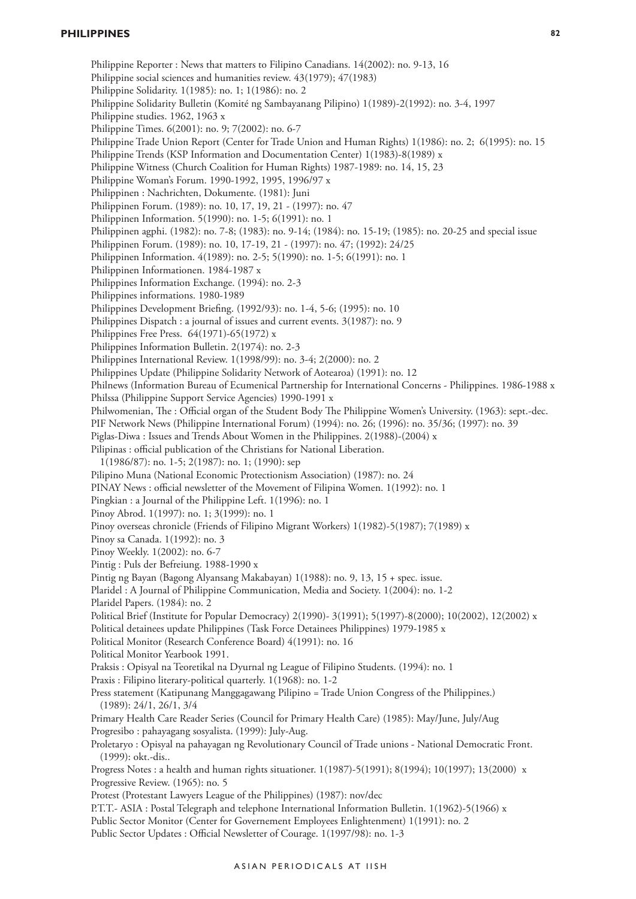Philippine Reporter : News that matters to Filipino Canadians. 14(2002): no. 9-13, 16
Philippine social sciences and humanities review. 43(1979); 47(1983)
Philippine Solidarity. 1(1985): no. 1; 1(1986): no. 2
Philippine Solidarity Bulletin (Komité ng Sambayanang Pilipino) 1(1989)-2(1992): no. 3-4, 1997
Philippine studies. 1962, 1963 x
Philippine Times. 6(2001): no. 9; 7(2002): no. 6-7
Philippine Trade Union Report (Center for Trade Union and Human Rights) 1(1986): no. 2; 6(1995): no. 15
Philippine Trends (KSP Information and Documentation Center) 1(1983)-8(1989) x
Philippine Witness (Church Coalition for Human Rights) 1987-1989: no. 14, 15, 23
Philippine Woman's Forum. 1990-1992, 1995, 1996/97 x
Philippinen : Nachrichten, Dokumente. (1981): Juni
Philippinen Forum. (1989): no. 10, 17, 19, 21 - (1997): no. 47
Philippinen Information. 5(1990): no. 1-5; 6(1991): no. 1
Philippinen agphi. (1982): no. 7-8; (1983): no. 9-14; (1984): no. 15-19; (1985): no. 20-25 and special issue
Philippinen Forum. (1989): no. 10, 17-19, 21 - (1997): no. 47; (1992): 24/25
Philippinen Information. 4(1989): no. 2-5; 5(1990): no. 1-5; 6(1991): no. 1
Philippinen Informationen. 1984-1987 x
Philippines Information Exchange. (1994): no. 2-3
Philippines informations. 1980-1989
Philippines Development Briefing. (1992/93): no. 1-4, 5-6; (1995): no. 10
Philippines Dispatch : a journal of issues and current events. 3(1987): no. 9
Philippines Free Press. 64(1971)-65(1972) x
Philippines Information Bulletin. 2(1974): no. 2-3
Philippines International Review. 1(1998/99): no. 3-4; 2(2000): no. 2
Philippines Update (Philippine Solidarity Network of Aotearoa) (1991): no. 12
Philnews (Information Bureau of Ecumenical Partnership for International Concerns - Philippines. 1986-1988 x
Philssa (Philippine Support Service Agencies) 1990-1991 x
Philwomenian, The : Official organ of the Student Body The Philippine Women's University. (1963): sept.-dec.
PIF Network News (Philippine International Forum) (1994): no. 26; (1996): no. 35/36; (1997): no. 39
Piglas-Diwa : Issues and Trends About Women in the Philippines. 2(1988)-(2004) x
Pilipinas : official publication of the Christians for National Liberation.
1(1986/87): no. 1-5; 2(1987): no. 1; (1990): sep
Pilipino Muna (National Economic Protectionism Association) (1987): no. 24
PINAY News : official newsletter of the Movement of Filipina Women. 1(1992): no. 1
Pingkian : a Journal of the Philippine Left. 1(1996): no. 1
Pinoy Abrod. 1(1997): no. 1; 3(1999): no. 1
Pinoy overseas chronicle (Friends of Filipino Migrant Workers) 1(1982)-5(1987); 7(1989) x
Pinoy sa Canada. 1(1992): no. 3
Pinoy Weekly. 1(2002): no. 6-7
Pintig : Puls der Befreiung. 1988-1990 x
Pintig ng Bayan (Bagong Alyansang Makabayan) 1(1988): no. 9, 13, 15 + spec. issue.
Plaridel : A Journal of Philippine Communication, Media and Society. 1(2004): no. 1-2
Plaridel Papers. (1984): no. 2
Political Brief (Institute for Popular Democracy) 2(1990)- 3(1991); 5(1997)-8(2000); 10(2002), 12(2002) x
Political detainees update Philippines (Task Force Detainees Philippines) 1979-1985 x
Political Monitor (Research Conference Board) 4(1991): no. 16
Political Monitor Yearbook 1991.
Praksis : Opisyal na Teoretikal na Dyurnal ng League of Filipino Students. (1994): no. 1
Praxis : Filipino literary-political quarterly. 1(1968): no. 1-2
Press statement (Katipunang Manggagawang Pilipino = Trade Union Congress of the Philippines.)
(1989): 24/1, 26/1, 3/4
Primary Health Care Reader Series (Council for Primary Health Care) (1985): May/June, July/Aug
Progresibo : pahayagang sosyalista. (1999): July-Aug.
Proletaryo : Opisyal na pahayagan ng Revolutionary Council of Trade unions - National Democratic Front.
(1999): okt.-dis..
Progress Notes : a health and human rights situationer. 1(1987)-5(1991); 8(1994); 10(1997); 13(2000) x
Progressive Review. (1965): no. 5
Protest (Protestant Lawyers League of the Philippines) (1987): nov/dec
P.T.T.- ASIA : Postal Telegraph and telephone International Information Bulletin. 1(1962)-5(1966) x
Public Sector Monitor (Center for Governement Employees Enlightenment) 1(1991): no. 2
Public Sector Updates : Official Newsletter of Courage. 1(1997/98): no. 1-3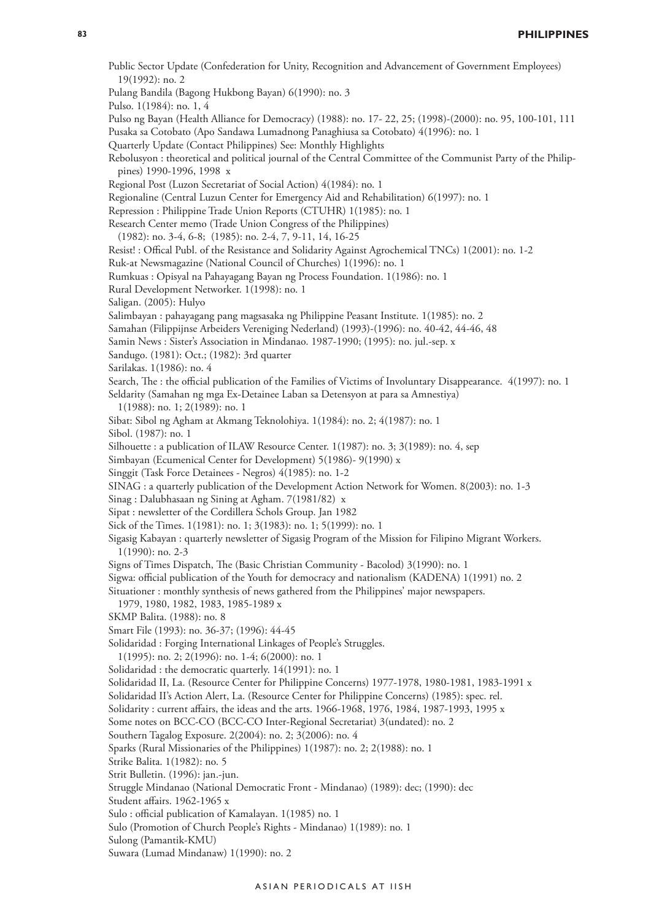Public Sector Update (Confederation for Unity, Recognition and Advancement of Government Employees) 19(1992): no. 2

Pulang Bandila (Bagong Hukbong Bayan) 6(1990): no. 3

Pulso. 1(1984): no. 1, 4

Pulso ng Bayan (Health Alliance for Democracy) (1988): no. 17- 22, 25; (1998)-(2000): no. 95, 100-101, 111

Pusaka sa Cotobato (Apo Sandawa Lumadnong Panaghiusa sa Cotobato) 4(1996): no. 1

Quarterly Update (Contact Philippines) See: Monthly Highlights

Rebolusyon : theoretical and political journal of the Central Committee of the Communist Party of the Philippines) 1990-1996, 1998 x

Regional Post (Luzon Secretariat of Social Action) 4(1984): no. 1

Regionaline (Central Luzun Center for Emergency Aid and Rehabilitation) 6(1997): no. 1

Repression : Philippine Trade Union Reports (CTUHR) 1(1985): no. 1

Research Center memo (Trade Union Congress of the Philippines) (1982): no. 3-4, 6-8; (1985): no. 2-4, 7, 9-11, 14, 16-25

Resist! : Offical Publ. of the Resistance and Solidarity Against Agrochemical TNCs) 1(2001): no. 1-2

Ruk-at Newsmagazine (National Council of Churches) 1(1996): no. 1

Rumkuas : Opisyal na Pahayagang Bayan ng Process Foundation. 1(1986): no. 1

Rural Development Networker. 1(1998): no. 1

Saligan. (2005): Hulyo

Salimbayan : pahayagang pang magsasaka ng Philippine Peasant Institute. 1(1985): no. 2

Samahan (Filippijnse Arbeiders Vereniging Nederland) (1993)-(1996): no. 40-42, 44-46, 48

Samin News : Sister's Association in Mindanao. 1987-1990; (1995): no. jul.-sep. x

Sandugo. (1981): Oct.; (1982): 3rd quarter

Sarilakas. 1(1986): no. 4

Search, The : the official publication of the Families of Victims of Involuntary Disappearance. 4(1997): no. 1

Seldarity (Samahan ng mga Ex-Detainee Laban sa Detensyon at para sa Amnestiya) 1(1988): no. 1; 2(1989): no. 1

Sibat: Sibol ng Agham at Akmang Teknolohiya. 1(1984): no. 2; 4(1987): no. 1

Sibol. (1987): no. 1

Silhouette : a publication of ILAW Resource Center. 1(1987): no. 3; 3(1989): no. 4, sep

Simbayan (Ecumenical Center for Development) 5(1986)- 9(1990) x

Singgit (Task Force Detainees - Negros) 4(1985): no. 1-2

SINAG : a quarterly publication of the Development Action Network for Women. 8(2003): no. 1-3

Sinag : Dalubhasaan ng Sining at Agham. 7(1981/82) x

Sipat : newsletter of the Cordillera Schols Group. Jan 1982

Sick of the Times. 1(1981): no. 1; 3(1983): no. 1; 5(1999): no. 1

Sigasig Kabayan : quarterly newsletter of Sigasig Program of the Mission for Filipino Migrant Workers. 1(1990): no. 2-3

Signs of Times Dispatch, The (Basic Christian Community - Bacolod) 3(1990): no. 1

Sigwa: official publication of the Youth for democracy and nationalism (KADENA) 1(1991) no. 2

Situationer : monthly synthesis of news gathered from the Philippines' major newspapers. 1979, 1980, 1982, 1983, 1985-1989 x

SKMP Balita. (1988): no. 8

Smart File (1993): no. 36-37; (1996): 44-45

Solidaridad : Forging International Linkages of People's Struggles. 1(1995): no. 2; 2(1996): no. 1-4; 6(2000): no. 1

Solidaridad : the democratic quarterly. 14(1991): no. 1

Solidaridad II, La. (Resource Center for Philippine Concerns) 1977-1978, 1980-1981, 1983-1991 x

Solidaridad II's Action Alert, La. (Resource Center for Philippine Concerns) (1985): spec. rel.

Solidarity : current affairs, the ideas and the arts. 1966-1968, 1976, 1984, 1987-1993, 1995 x

Some notes on BCC-CO (BCC-CO Inter-Regional Secretariat) 3(undated): no. 2

Southern Tagalog Exposure. 2(2004): no. 2; 3(2006): no. 4

Sparks (Rural Missionaries of the Philippines) 1(1987): no. 2; 2(1988): no. 1

Strike Balita. 1(1982): no. 5

Strit Bulletin. (1996): jan.-jun.

Struggle Mindanao (National Democratic Front - Mindanao) (1989): dec; (1990): dec

Student affairs. 1962-1965 x

Sulo : official publication of Kamalayan. 1(1985) no. 1

Sulo (Promotion of Church People's Rights - Mindanao) 1(1989): no. 1

Sulong (Pamantik-KMU)

Suwara (Lumad Mindanaw) 1(1990): no. 2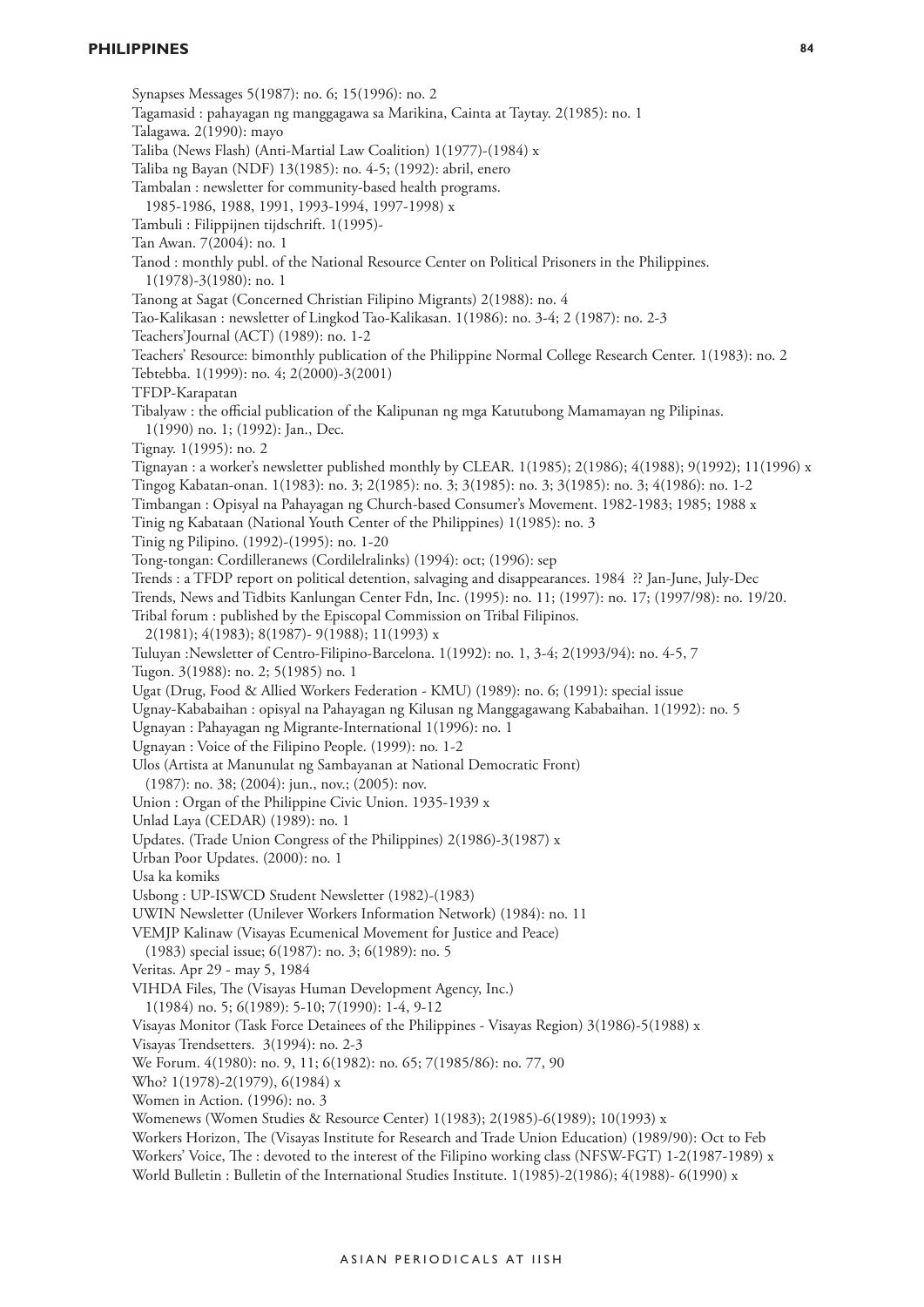Synapses Messages 5(1987): no. 6; 15(1996): no. 2

Tagamasid : pahayagan ng manggagawa sa Marikina, Cainta at Taytay. 2(1985): no. 1

Talagawa. 2(1990): mayo

Taliba (News Flash) (Anti-Martial Law Coalition) 1(1977)-(1984) x

Taliba ng Bayan (NDF) 13(1985): no. 4-5; (1992): abril, enero

Tambalan : newsletter for community-based health programs.
  1985-1986, 1988, 1991, 1993-1994, 1997-1998) x

Tambuli : Filippijnen tijdschrift. 1(1995)-

Tan Awan. 7(2004): no. 1

Tanod : monthly publ. of the National Resource Center on Political Prisoners in the Philippines.
  1(1978)-3(1980): no. 1

Tanong at Sagat (Concerned Christian Filipino Migrants) 2(1988): no. 4

Tao-Kalikasan : newsletter of Lingkod Tao-Kalikasan. 1(1986): no. 3-4; 2 (1987): no. 2-3

Teachers'Journal (ACT) (1989): no. 1-2

Teachers' Resource: bimonthly publication of the Philippine Normal College Research Center. 1(1983): no. 2

Tebtebba. 1(1999): no. 4; 2(2000)-3(2001)

TFDP-Karapatan

Tibalyaw : the official publication of the Kalipunan ng mga Katutubong Mamamayan ng Pilipinas.
  1(1990) no. 1; (1992): Jan., Dec.

Tignay. 1(1995): no. 2

Tignayan : a worker's newsletter published monthly by CLEAR. 1(1985); 2(1986); 4(1988); 9(1992); 11(1996) x

Tingog Kabatan-onan. 1(1983): no. 3; 2(1985): no. 3; 3(1985): no. 3; 3(1985): no. 3; 4(1986): no. 1-2

Timbangan : Opisyal na Pahayagan ng Church-based Consumer's Movement. 1982-1983; 1985; 1988 x

Tinig ng Kabataan (National Youth Center of the Philippines) 1(1985): no. 3

Tinig ng Pilipino. (1992)-(1995): no. 1-20

Tong-tongan: Cordilleranews (Cordilelralinks) (1994): oct; (1996): sep

Trends : a TFDP report on political detention, salvaging and disappearances. 1984 ?? Jan-June, July-Dec

Trends, News and Tidbits Kanlungan Center Fdn, Inc. (1995): no. 11; (1997): no. 17; (1997/98): no. 19/20.

Tribal forum : published by the Episcopal Commission on Tribal Filipinos.
  2(1981); 4(1983); 8(1987)- 9(1988); 11(1993) x

Tuluyan :Newsletter of Centro-Filipino-Barcelona. 1(1992): no. 1, 3-4; 2(1993/94): no. 4-5, 7

Tugon. 3(1988): no. 2; 5(1985) no. 1

Ugat (Drug, Food & Allied Workers Federation - KMU) (1989): no. 6; (1991): special issue

Ugnay-Kababaihan : opisyal na Pahayagan ng Kilusan ng Manggagawang Kababaihan. 1(1992): no. 5

Ugnayan : Pahayagan ng Migrante-International 1(1996): no. 1

Ugnayan : Voice of the Filipino People. (1999): no. 1-2

Ulos (Artista at Manunulat ng Sambayanan at National Democratic Front)
  (1987): no. 38; (2004): jun., nov.; (2005): nov.

Union : Organ of the Philippine Civic Union. 1935-1939 x

Unlad Laya (CEDAR) (1989): no. 1

Updates. (Trade Union Congress of the Philippines) 2(1986)-3(1987) x

Urban Poor Updates. (2000): no. 1

Usa ka komiks

Usbong : UP-ISWCD Student Newsletter (1982)-(1983)

UWIN Newsletter (Unilever Workers Information Network) (1984): no. 11

VEMJP Kalinaw (Visayas Ecumenical Movement for Justice and Peace)
  (1983) special issue; 6(1987): no. 3; 6(1989): no. 5

Veritas. Apr 29 - may 5, 1984

VIHDA Files, The (Visayas Human Development Agency, Inc.)
  1(1984) no. 5; 6(1989): 5-10; 7(1990): 1-4, 9-12

Visayas Monitor (Task Force Detainees of the Philippines - Visayas Region) 3(1986)-5(1988) x

Visayas Trendsetters. 3(1994): no. 2-3

We Forum. 4(1980): no. 9, 11; 6(1982): no. 65; 7(1985/86): no. 77, 90

Who? 1(1978)-2(1979), 6(1984) x

Women in Action. (1996): no. 3

Womenews (Women Studies & Resource Center) 1(1983); 2(1985)-6(1989); 10(1993) x

Workers Horizon, The (Visayas Institute for Research and Trade Union Education) (1989/90): Oct to Feb

Workers' Voice, The : devoted to the interest of the Filipino working class (NFSW-FGT) 1-2(1987-1989) x

World Bulletin : Bulletin of the International Studies Institute. 1(1985)-2(1986); 4(1988)- 6(1990) x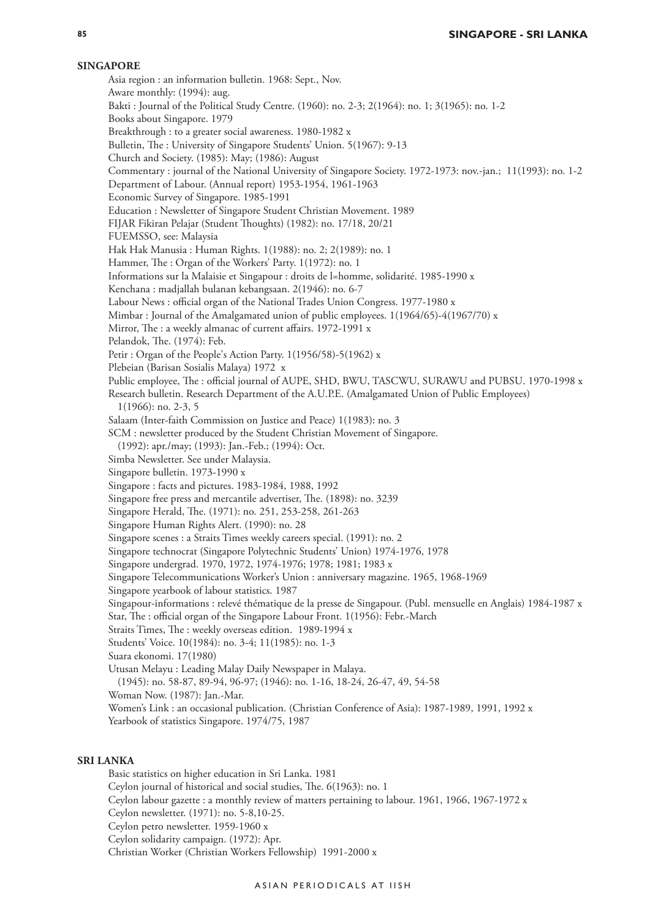## SINGAPORE

Asia region : an information bulletin. 1968: Sept., Nov.
Aware monthly: (1994): aug.
Bakti : Journal of the Political Study Centre. (1960): no. 2-3; 2(1964): no. 1; 3(1965): no. 1-2
Books about Singapore. 1979
Breakthrough : to a greater social awareness. 1980-1982 x
Bulletin, The : University of Singapore Students' Union. 5(1967): 9-13
Church and Society. (1985): May; (1986): August
Commentary : journal of the National University of Singapore Society. 1972-1973: nov.-jan.; 11(1993): no. 1-2
Department of Labour. (Annual report) 1953-1954, 1961-1963
Economic Survey of Singapore. 1985-1991
Education : Newsletter of Singapore Student Christian Movement. 1989
FIJAR Fikiran Pelajar (Student Thoughts) (1982): no. 17/18, 20/21
FUEMSSO, see: Malaysia
Hak Hak Manusia : Human Rights. 1(1988): no. 2; 2(1989): no. 1
Hammer, The : Organ of the Workers' Party. 1(1972): no. 1
Informations sur la Malaisie et Singapour : droits de l=homme, solidarité. 1985-1990 x
Kenchana : madjallah bulanan kebangsaan. 2(1946): no. 6-7
Labour News : official organ of the National Trades Union Congress. 1977-1980 x
Mimbar : Journal of the Amalgamated union of public employees. 1(1964/65)-4(1967/70) x
Mirror, The : a weekly almanac of current affairs. 1972-1991 x
Pelandok, The. (1974): Feb.
Petir : Organ of the People's Action Party. 1(1956/58)-5(1962) x
Plebeian (Barisan Sosialis Malaya) 1972 x
Public employee, The : official journal of AUPE, SHD, BWU, TASCWU, SURAWU and PUBSU. 1970-1998 x
Research bulletin. Research Department of the A.U.P.E. (Amalgamated Union of Public Employees) 1(1966): no. 2-3, 5
Salaam (Inter-faith Commission on Justice and Peace) 1(1983): no. 3
SCM : newsletter produced by the Student Christian Movement of Singapore. (1992): apr./may; (1993): Jan.-Feb.; (1994): Oct.
Simba Newsletter. See under Malaysia.
Singapore bulletin. 1973-1990 x
Singapore : facts and pictures. 1983-1984, 1988, 1992
Singapore free press and mercantile advertiser, The. (1898): no. 3239
Singapore Herald, The. (1971): no. 251, 253-258, 261-263
Singapore Human Rights Alert. (1990): no. 28
Singapore scenes : a Straits Times weekly careers special. (1991): no. 2
Singapore technocrat (Singapore Polytechnic Students' Union) 1974-1976, 1978
Singapore undergrad. 1970, 1972, 1974-1976; 1978; 1981; 1983 x
Singapore Telecommunications Worker's Union : anniversary magazine. 1965, 1968-1969
Singapore yearbook of labour statistics. 1987
Singapour-informations : relevé thématique de la presse de Singapour. (Publ. mensuelle en Anglais) 1984-1987 x
Star, The : official organ of the Singapore Labour Front. 1(1956): Febr.-March
Straits Times, The : weekly overseas edition. 1989-1994 x
Students' Voice. 10(1984): no. 3-4; 11(1985): no. 1-3
Suara ekonomi. 17(1980)
Utusan Melayu : Leading Malay Daily Newspaper in Malaya. (1945): no. 58-87, 89-94, 96-97; (1946): no. 1-16, 18-24, 26-47, 49, 54-58
Woman Now. (1987): Jan.-Mar.
Women's Link : an occasional publication. (Christian Conference of Asia): 1987-1989, 1991, 1992 x
Yearbook of statistics Singapore. 1974/75, 1987

## SRI LANKA

Basic statistics on higher education in Sri Lanka. 1981
Ceylon journal of historical and social studies, The. 6(1963): no. 1
Ceylon labour gazette : a monthly review of matters pertaining to labour. 1961, 1966, 1967-1972 x
Ceylon newsletter. (1971): no. 5-8,10-25.
Ceylon petro newsletter. 1959-1960 x
Ceylon solidarity campaign. (1972): Apr.
Christian Worker (Christian Workers Fellowship) 1991-2000 x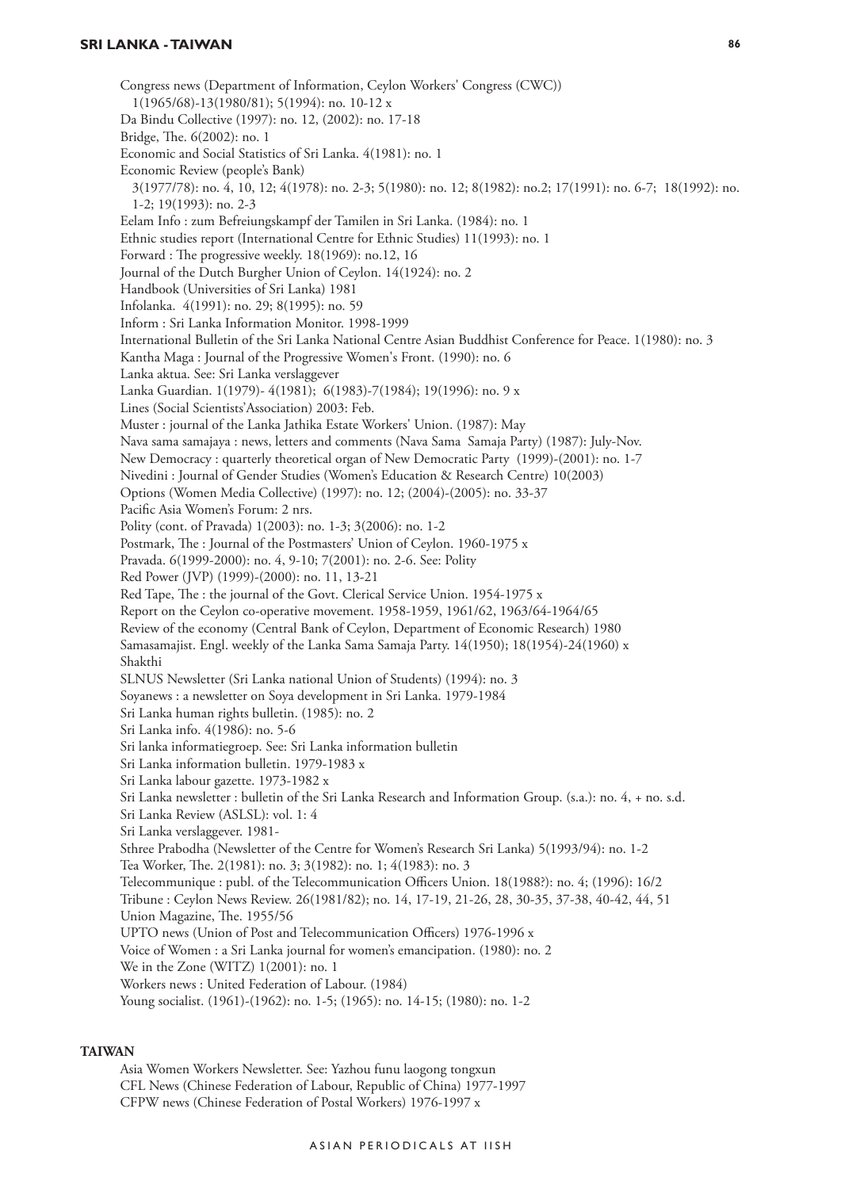Congress news (Department of Information, Ceylon Workers' Congress (CWC))
1(1965/68)-13(1980/81); 5(1994): no. 10-12 x

Da Bindu Collective (1997): no. 12, (2002): no. 17-18

Bridge, The. 6(2002): no. 1

Economic and Social Statistics of Sri Lanka. 4(1981): no. 1

Economic Review (people's Bank)
3(1977/78): no. 4, 10, 12; 4(1978): no. 2-3; 5(1980): no. 12; 8(1982): no.2; 17(1991): no. 6-7; 18(1992): no. 1-2; 19(1993): no. 2-3

Eelam Info : zum Befreiungskampf der Tamilen in Sri Lanka. (1984): no. 1

Ethnic studies report (International Centre for Ethnic Studies) 11(1993): no. 1

Forward : The progressive weekly. 18(1969): no.12, 16

Journal of the Dutch Burgher Union of Ceylon. 14(1924): no. 2

Handbook (Universities of Sri Lanka) 1981

Infolanka. 4(1991): no. 29; 8(1995): no. 59

Inform : Sri Lanka Information Monitor. 1998-1999

International Bulletin of the Sri Lanka National Centre Asian Buddhist Conference for Peace. 1(1980): no. 3

Kantha Maga : Journal of the Progressive Women's Front. (1990): no. 6

Lanka aktua. See: Sri Lanka verslaggever

Lanka Guardian. 1(1979)- 4(1981); 6(1983)-7(1984); 19(1996): no. 9 x

Lines (Social Scientists'Association) 2003: Feb.

Muster : journal of the Lanka Jathika Estate Workers' Union. (1987): May

Nava sama samajaya : news, letters and comments (Nava Sama Samaja Party) (1987): July-Nov.

New Democracy : quarterly theoretical organ of New Democratic Party (1999)-(2001): no. 1-7

Nivedini : Journal of Gender Studies (Women's Education & Research Centre) 10(2003)

Options (Women Media Collective) (1997): no. 12; (2004)-(2005): no. 33-37

Pacific Asia Women's Forum: 2 nrs.

Polity (cont. of Pravada) 1(2003): no. 1-3; 3(2006): no. 1-2

Postmark, The : Journal of the Postmasters' Union of Ceylon. 1960-1975 x

Pravada. 6(1999-2000): no. 4, 9-10; 7(2001): no. 2-6. See: Polity

Red Power (JVP) (1999)-(2000): no. 11, 13-21

Red Tape, The : the journal of the Govt. Clerical Service Union. 1954-1975 x

Report on the Ceylon co-operative movement. 1958-1959, 1961/62, 1963/64-1964/65

Review of the economy (Central Bank of Ceylon, Department of Economic Research) 1980

Samasamajist. Engl. weekly of the Lanka Sama Samaja Party. 14(1950); 18(1954)-24(1960) x

Shakthi

SLNUS Newsletter (Sri Lanka national Union of Students) (1994): no. 3

Soyanews : a newsletter on Soya development in Sri Lanka. 1979-1984

Sri Lanka human rights bulletin. (1985): no. 2

Sri Lanka info. 4(1986): no. 5-6

Sri lanka informatiegroep. See: Sri Lanka information bulletin

Sri Lanka information bulletin. 1979-1983 x

Sri Lanka labour gazette. 1973-1982 x

Sri Lanka newsletter : bulletin of the Sri Lanka Research and Information Group. (s.a.): no. 4, + no. s.d.

Sri Lanka Review (ASLSL): vol. 1: 4

Sri Lanka verslaggever. 1981-

Sthree Prabodha (Newsletter of the Centre for Women's Research Sri Lanka) 5(1993/94): no. 1-2

Tea Worker, The. 2(1981): no. 3; 3(1982): no. 1; 4(1983): no. 3

Telecommunique : publ. of the Telecommunication Officers Union. 18(1988?): no. 4; (1996): 16/2

Tribune : Ceylon News Review. 26(1981/82); no. 14, 17-19, 21-26, 28, 30-35, 37-38, 40-42, 44, 51

Union Magazine, The. 1955/56

UPTO news (Union of Post and Telecommunication Officers) 1976-1996 x

Voice of Women : a Sri Lanka journal for women's emancipation. (1980): no. 2

We in the Zone (WITZ) 1(2001): no. 1

Workers news : United Federation of Labour. (1984)

Young socialist. (1961)-(1962): no. 1-5; (1965): no. 14-15; (1980): no. 1-2

## TAIWAN

Asia Women Workers Newsletter. See: Yazhou funu laogong tongxun

CFL News (Chinese Federation of Labour, Republic of China) 1977-1997

CFPW news (Chinese Federation of Postal Workers) 1976-1997 x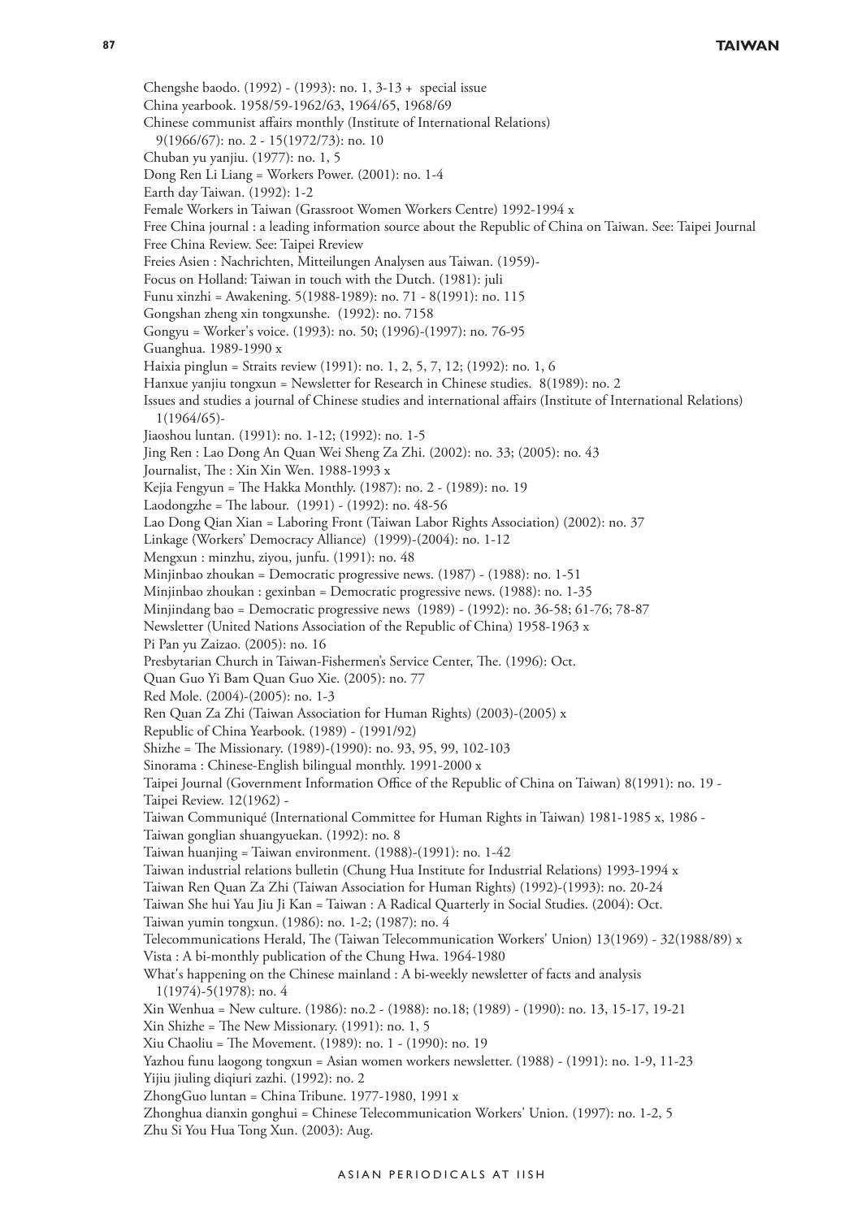Chengshe baodo. (1992) - (1993): no. 1, 3-13 + special issue
China yearbook. 1958/59-1962/63, 1964/65, 1968/69
Chinese communist affairs monthly (Institute of International Relations)
9(1966/67): no. 2 - 15(1972/73): no. 10
Chuban yu yanjiu. (1977): no. 1, 5
Dong Ren Li Liang = Workers Power. (2001): no. 1-4
Earth day Taiwan. (1992): 1-2
Female Workers in Taiwan (Grassroot Women Workers Centre) 1992-1994 x
Free China journal : a leading information source about the Republic of China on Taiwan. See: Taipei Journal
Free China Review. See: Taipei Rreview
Freies Asien : Nachrichten, Mitteilungen Analysen aus Taiwan. (1959)-
Focus on Holland: Taiwan in touch with the Dutch. (1981): juli
Funu xinzhi = Awakening. 5(1988-1989): no. 71 - 8(1991): no. 115
Gongshan zheng xin tongxunshe. (1992): no. 7158
Gongyu = Worker's voice. (1993): no. 50; (1996)-(1997): no. 76-95
Guanghua. 1989-1990 x
Haixia pinglun = Straits review (1991): no. 1, 2, 5, 7, 12; (1992): no. 1, 6
Hanxue yanjiu tongxun = Newsletter for Research in Chinese studies. 8(1989): no. 2
Issues and studies a journal of Chinese studies and international affairs (Institute of International Relations)
1(1964/65)-
Jiaoshou luntan. (1991): no. 1-12; (1992): no. 1-5
Jing Ren : Lao Dong An Quan Wei Sheng Za Zhi. (2002): no. 33; (2005): no. 43
Journalist, The : Xin Xin Wen. 1988-1993 x
Kejia Fengyun = The Hakka Monthly. (1987): no. 2 - (1989): no. 19
Laodongzhe = The labour. (1991) - (1992): no. 48-56
Lao Dong Qian Xian = Laboring Front (Taiwan Labor Rights Association) (2002): no. 37
Linkage (Workers' Democracy Alliance) (1999)-(2004): no. 1-12
Mengxun : minzhu, ziyou, junfu. (1991): no. 48
Minjinbao zhoukan = Democratic progressive news. (1987) - (1988): no. 1-51
Minjinbao zhoukan : gexinban = Democratic progressive news. (1988): no. 1-35
Minjindang bao = Democratic progressive news (1989) - (1992): no. 36-58; 61-76; 78-87
Newsletter (United Nations Association of the Republic of China) 1958-1963 x
Pi Pan yu Zaizao. (2005): no. 16
Presbytarian Church in Taiwan-Fishermen's Service Center, The. (1996): Oct.
Quan Guo Yi Bam Quan Guo Xie. (2005): no. 77
Red Mole. (2004)-(2005): no. 1-3
Ren Quan Za Zhi (Taiwan Association for Human Rights) (2003)-(2005) x
Republic of China Yearbook. (1989) - (1991/92)
Shizhe = The Missionary. (1989)-(1990): no. 93, 95, 99, 102-103
Sinorama : Chinese-English bilingual monthly. 1991-2000 x
Taipei Journal (Government Information Office of the Republic of China on Taiwan) 8(1991): no. 19 -
Taipei Review. 12(1962) -
Taiwan Communiqué (International Committee for Human Rights in Taiwan) 1981-1985 x, 1986 -
Taiwan gonglian shuangyuekan. (1992): no. 8
Taiwan huanjing = Taiwan environment. (1988)-(1991): no. 1-42
Taiwan industrial relations bulletin (Chung Hua Institute for Industrial Relations) 1993-1994 x
Taiwan Ren Quan Za Zhi (Taiwan Association for Human Rights) (1992)-(1993): no. 20-24
Taiwan She hui Yau Jiu Ji Kan = Taiwan : A Radical Quarterly in Social Studies. (2004): Oct.
Taiwan yumin tongxun. (1986): no. 1-2; (1987): no. 4
Telecommunications Herald, The (Taiwan Telecommunication Workers' Union) 13(1969) - 32(1988/89) x
Vista : A bi-monthly publication of the Chung Hwa. 1964-1980
What's happening on the Chinese mainland : A bi-weekly newsletter of facts and analysis
1(1974)-5(1978): no. 4
Xin Wenhua = New culture. (1986): no.2 - (1988): no.18; (1989) - (1990): no. 13, 15-17, 19-21
Xin Shizhe = The New Missionary. (1991): no. 1, 5
Xiu Chaoliu = The Movement. (1989): no. 1 - (1990): no. 19
Yazhou funu laogong tongxun = Asian women workers newsletter. (1988) - (1991): no. 1-9, 11-23
Yijiu jiuling diqiuri zazhi. (1992): no. 2
ZhongGuo luntan = China Tribune. 1977-1980, 1991 x
Zhonghua dianxin gonghui = Chinese Telecommunication Workers' Union. (1997): no. 1-2, 5
Zhu Si You Hua Tong Xun. (2003): Aug.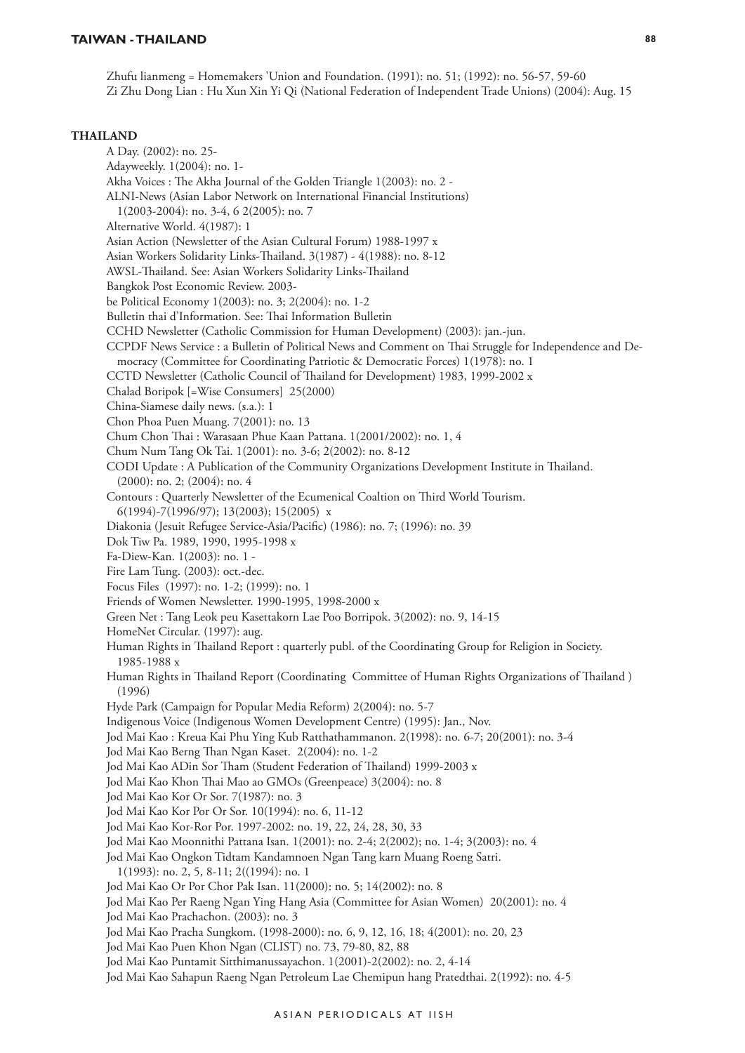Zhufu lianmeng = Homemakers 'Union and Foundation. (1991): no. 51; (1992): no. 56-57, 59-60
Zi Zhu Dong Lian : Hu Xun Xin Yi Qi (National Federation of Independent Trade Unions) (2004): Aug. 15

## THAILAND

A Day. (2002): no. 25-
Adayweekly. 1(2004): no. 1-
Akha Voices : The Akha Journal of the Golden Triangle 1(2003): no. 2 -
ALNI-News (Asian Labor Network on International Financial Institutions)
1(2003-2004): no. 3-4, 6 2(2005): no. 7
Alternative World. 4(1987): 1
Asian Action (Newsletter of the Asian Cultural Forum) 1988-1997 x
Asian Workers Solidarity Links-Thailand. 3(1987) - 4(1988): no. 8-12
AWSL-Thailand. See: Asian Workers Solidarity Links-Thailand
Bangkok Post Economic Review. 2003-
be Political Economy 1(2003): no. 3; 2(2004): no. 1-2
Bulletin thai d'Information. See: Thai Information Bulletin
CCHD Newsletter (Catholic Commission for Human Development) (2003): jan.-jun.
CCPDF News Service : a Bulletin of Political News and Comment on Thai Struggle for Independence and Democracy (Committee for Coordinating Patriotic & Democratic Forces) 1(1978): no. 1
CCTD Newsletter (Catholic Council of Thailand for Development) 1983, 1999-2002 x
Chalad Boripok [=Wise Consumers] 25(2000)
China-Siamese daily news. (s.a.): 1
Chon Phoa Puen Muang. 7(2001): no. 13
Chum Chon Thai : Warasaan Phue Kaan Pattana. 1(2001/2002): no. 1, 4
Chum Num Tang Ok Tai. 1(2001): no. 3-6; 2(2002): no. 8-12
CODI Update : A Publication of the Community Organizations Development Institute in Thailand.
(2000): no. 2; (2004): no. 4
Contours : Quarterly Newsletter of the Ecumenical Coaltion on Third World Tourism.
6(1994)-7(1996/97); 13(2003); 15(2005) x
Diakonia (Jesuit Refugee Service-Asia/Pacific) (1986): no. 7; (1996): no. 39
Dok Tiw Pa. 1989, 1990, 1995-1998 x
Fa-Diew-Kan. 1(2003): no. 1 -
Fire Lam Tung. (2003): oct.-dec.
Focus Files (1997): no. 1-2; (1999): no. 1
Friends of Women Newsletter. 1990-1995, 1998-2000 x
Green Net : Tang Leok peu Kasettakorn Lae Poo Borripok. 3(2002): no. 9, 14-15
HomeNet Circular. (1997): aug.
Human Rights in Thailand Report : quarterly publ. of the Coordinating Group for Religion in Society.
1985-1988 x
Human Rights in Thailand Report (Coordinating Committee of Human Rights Organizations of Thailand )
(1996)
Hyde Park (Campaign for Popular Media Reform) 2(2004): no. 5-7
Indigenous Voice (Indigenous Women Development Centre) (1995): Jan., Nov.
Jod Mai Kao : Kreua Kai Phu Ying Kub Ratthathammanon. 2(1998): no. 6-7; 20(2001): no. 3-4
Jod Mai Kao Berng Than Ngan Kaset. 2(2004): no. 1-2
Jod Mai Kao ADin Sor Tham (Student Federation of Thailand) 1999-2003 x
Jod Mai Kao Khon Thai Mao ao GMOs (Greenpeace) 3(2004): no. 8
Jod Mai Kao Kor Or Sor. 7(1987): no. 3
Jod Mai Kao Kor Por Or Sor. 10(1994): no. 6, 11-12
Jod Mai Kao Kor-Ror Por. 1997-2002: no. 19, 22, 24, 28, 30, 33
Jod Mai Kao Moonnithi Pattana Isan. 1(2001): no. 2-4; 2(2002); no. 1-4; 3(2003): no. 4
Jod Mai Kao Ongkon Tidtam Kandamnoen Ngan Tang karn Muang Roeng Satri.
1(1993): no. 2, 5, 8-11; 2((1994): no. 1
Jod Mai Kao Or Por Chor Pak Isan. 11(2000): no. 5; 14(2002): no. 8
Jod Mai Kao Per Raeng Ngan Ying Hang Asia (Committee for Asian Women) 20(2001): no. 4
Jod Mai Kao Prachachon. (2003): no. 3
Jod Mai Kao Pracha Sungkom. (1998-2000): no. 6, 9, 12, 16, 18; 4(2001): no. 20, 23
Jod Mai Kao Puen Khon Ngan (CLIST) no. 73, 79-80, 82, 88
Jod Mai Kao Puntamit Sitthimanussayachon. 1(2001)-2(2002): no. 2, 4-14
Jod Mai Kao Sahapun Raeng Ngan Petroleum Lae Chemipun hang Pratedthai. 2(1992): no. 4-5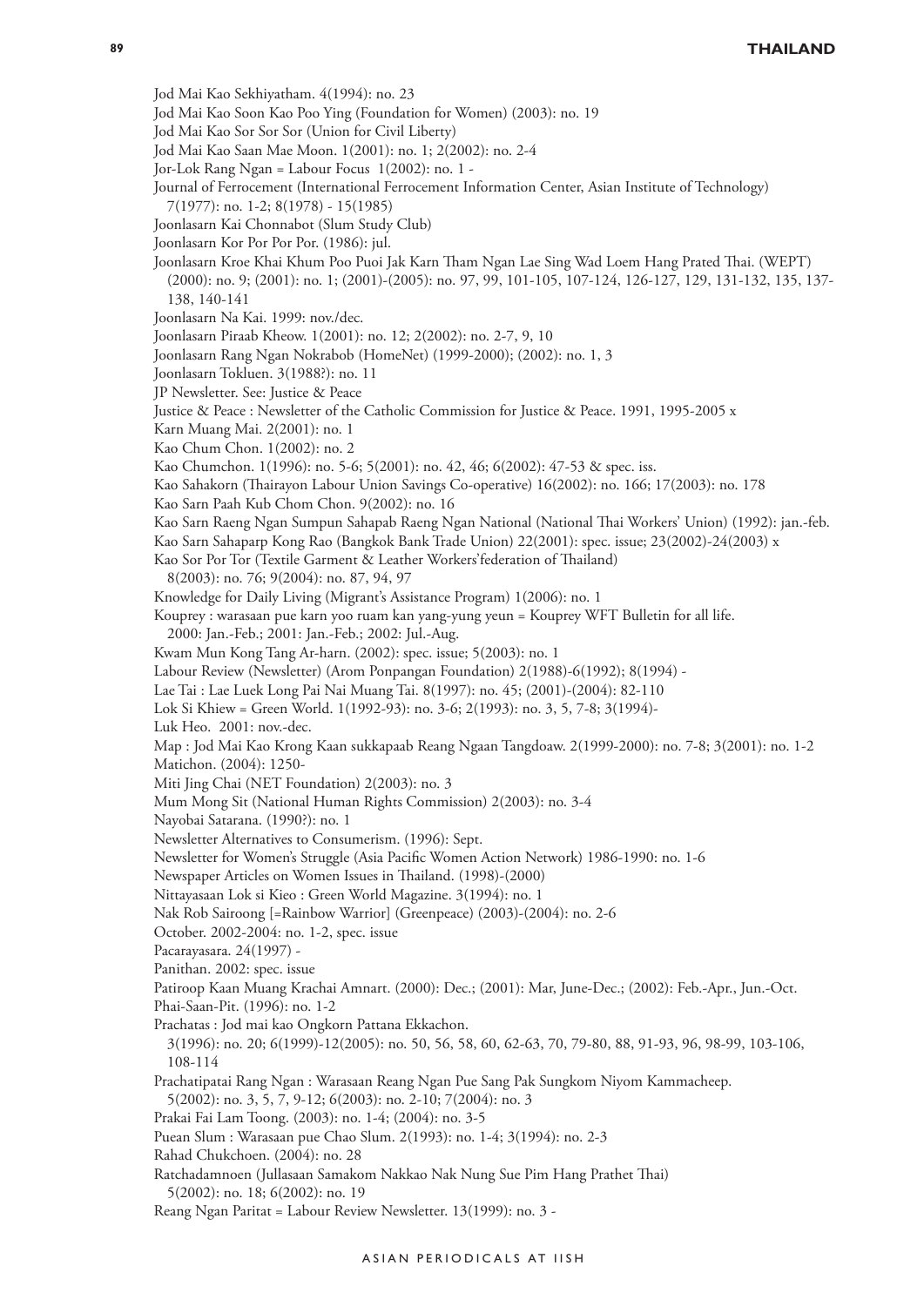Jod Mai Kao Sekhiyatham. 4(1994): no. 23

Jod Mai Kao Soon Kao Poo Ying (Foundation for Women) (2003): no. 19

Jod Mai Kao Sor Sor Sor (Union for Civil Liberty)

Jod Mai Kao Saan Mae Moon. 1(2001): no. 1; 2(2002): no. 2-4

Jor-Lok Rang Ngan = Labour Focus 1(2002): no. 1 -

Journal of Ferrocement (International Ferrocement Information Center, Asian Institute of Technology) 7(1977): no. 1-2; 8(1978) - 15(1985)

Joonlasarn Kai Chonnabot (Slum Study Club)

Joonlasarn Kor Por Por Por. (1986): jul.

Joonlasarn Kroe Khai Khum Poo Puoi Jak Karn Tham Ngan Lae Sing Wad Loem Hang Prated Thai. (WEPT) (2000): no. 9; (2001): no. 1; (2001)-(2005): no. 97, 99, 101-105, 107-124, 126-127, 129, 131-132, 135, 137-138, 140-141

Joonlasarn Na Kai. 1999: nov./dec.

Joonlasarn Piraab Kheow. 1(2001): no. 12; 2(2002): no. 2-7, 9, 10

Joonlasarn Rang Ngan Nokrabob (HomeNet) (1999-2000); (2002): no. 1, 3

Joonlasarn Tokluen. 3(1988?): no. 11

JP Newsletter. See: Justice & Peace

Justice & Peace : Newsletter of the Catholic Commission for Justice & Peace. 1991, 1995-2005 x

Karn Muang Mai. 2(2001): no. 1

Kao Chum Chon. 1(2002): no. 2

Kao Chumchon. 1(1996): no. 5-6; 5(2001): no. 42, 46; 6(2002): 47-53 & spec. iss.

Kao Sahakorn (Thairayon Labour Union Savings Co-operative) 16(2002): no. 166; 17(2003): no. 178

Kao Sarn Paah Kub Chom Chon. 9(2002): no. 16

Kao Sarn Raeng Ngan Sumpun Sahapab Raeng Ngan National (National Thai Workers' Union) (1992): jan.-feb.

Kao Sarn Sahaparp Kong Rao (Bangkok Bank Trade Union) 22(2001): spec. issue; 23(2002)-24(2003) x

Kao Sor Por Tor (Textile Garment & Leather Workers'federation of Thailand) 8(2003): no. 76; 9(2004): no. 87, 94, 97

Knowledge for Daily Living (Migrant's Assistance Program) 1(2006): no. 1

Kouprey : warasaan pue karn yoo ruam kan yang-yung yeun = Kouprey WFT Bulletin for all life. 2000: Jan.-Feb.; 2001: Jan.-Feb.; 2002: Jul.-Aug.

Kwam Mun Kong Tang Ar-harn. (2002): spec. issue; 5(2003): no. 1

Labour Review (Newsletter) (Arom Ponpangan Foundation) 2(1988)-6(1992); 8(1994) -

Lae Tai : Lae Luek Long Pai Nai Muang Tai. 8(1997): no. 45; (2001)-(2004): 82-110

Lok Si Khiew = Green World. 1(1992-93): no. 3-6; 2(1993): no. 3, 5, 7-8; 3(1994)-

Luk Heo. 2001: nov.-dec.

Map : Jod Mai Kao Krong Kaan sukkapaab Reang Ngaan Tangdoaw. 2(1999-2000): no. 7-8; 3(2001): no. 1-2

Matichon. (2004): 1250-

Miti Jing Chai (NET Foundation) 2(2003): no. 3

Mum Mong Sit (National Human Rights Commission) 2(2003): no. 3-4

Nayobai Satarana. (1990?): no. 1

Newsletter Alternatives to Consumerism. (1996): Sept.

Newsletter for Women's Struggle (Asia Pacific Women Action Network) 1986-1990: no. 1-6

Newspaper Articles on Women Issues in Thailand. (1998)-(2000)

Nittayasaan Lok si Kieo : Green World Magazine. 3(1994): no. 1

Nak Rob Sairoong [=Rainbow Warrior] (Greenpeace) (2003)-(2004): no. 2-6

October. 2002-2004: no. 1-2, spec. issue

Pacarayasara. 24(1997) -

Panithan. 2002: spec. issue

Patiroop Kaan Muang Krachai Amnart. (2000): Dec.; (2001): Mar, June-Dec.; (2002): Feb.-Apr., Jun.-Oct.

Phai-Saan-Pit. (1996): no. 1-2

Prachatas : Jod mai kao Ongkorn Pattana Ekkachon. 3(1996): no. 20; 6(1999)-12(2005): no. 50, 56, 58, 60, 62-63, 70, 79-80, 88, 91-93, 96, 98-99, 103-106, 108-114

Prachatipatai Rang Ngan : Warasaan Reang Ngan Pue Sang Pak Sungkom Niyom Kammacheep. 5(2002): no. 3, 5, 7, 9-12; 6(2003): no. 2-10; 7(2004): no. 3

Prakai Fai Lam Toong. (2003): no. 1-4; (2004): no. 3-5

Puean Slum : Warasaan pue Chao Slum. 2(1993): no. 1-4; 3(1994): no. 2-3

Rahad Chukchoen. (2004): no. 28

Ratchadamnoen (Jullasaan Samakom Nakkao Nak Nung Sue Pim Hang Prathet Thai) 5(2002): no. 18; 6(2002): no. 19

Reang Ngan Paritat = Labour Review Newsletter. 13(1999): no. 3 -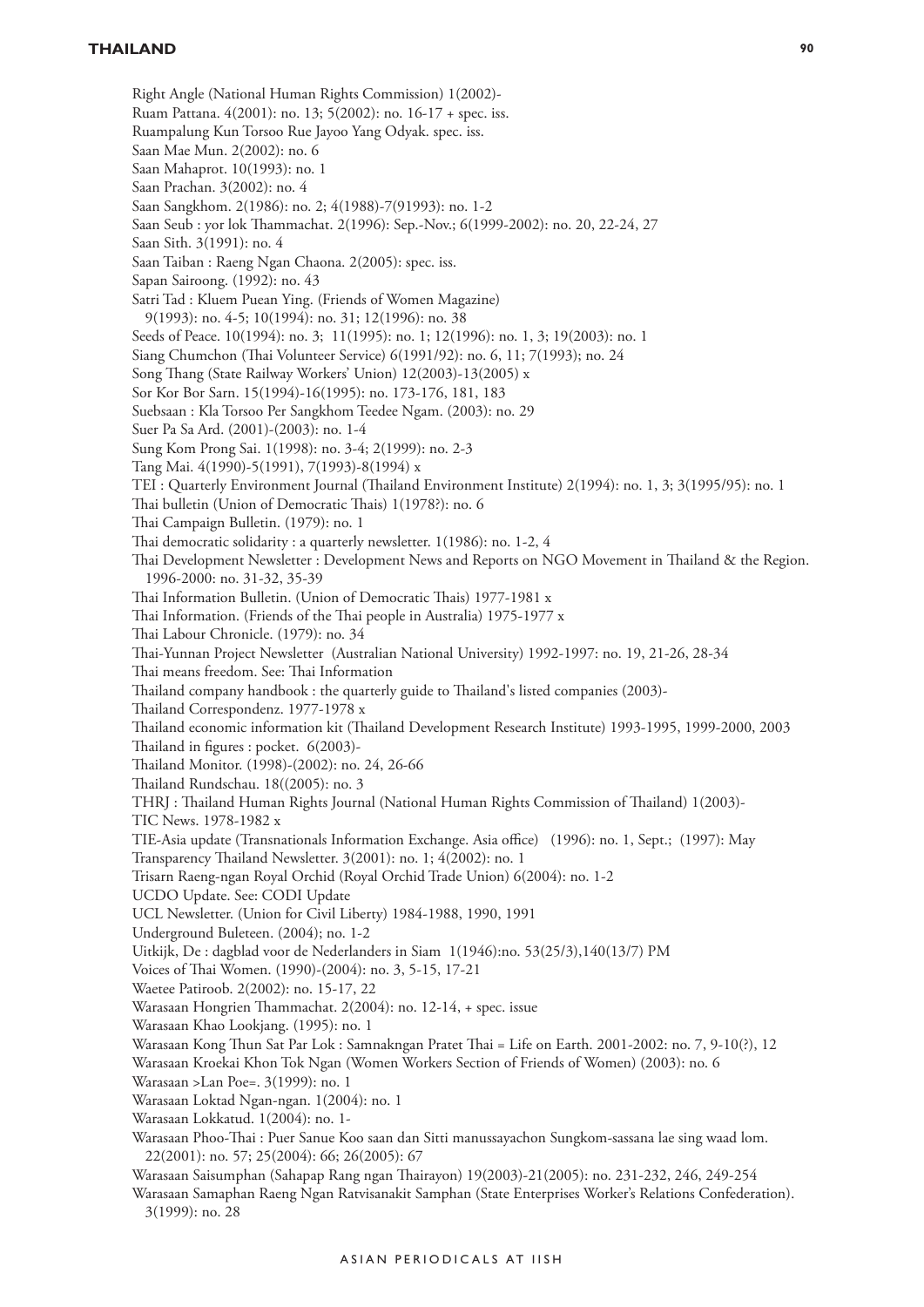Right Angle (National Human Rights Commission) 1(2002)-
Ruam Pattana. 4(2001): no. 13; 5(2002): no. 16-17 + spec. iss.
Ruampalung Kun Torsoo Rue Jayoo Yang Odyak. spec. iss.
Saan Mae Mun. 2(2002): no. 6
Saan Mahaprot. 10(1993): no. 1
Saan Prachan. 3(2002): no. 4
Saan Sangkhom. 2(1986): no. 2; 4(1988)-7(91993): no. 1-2
Saan Seub : yor lok Thammachat. 2(1996): Sep.-Nov.; 6(1999-2002): no. 20, 22-24, 27
Saan Sith. 3(1991): no. 4
Saan Taiban : Raeng Ngan Chaona. 2(2005): spec. iss.
Sapan Sairoong. (1992): no. 43
Satri Tad : Kluem Puean Ying. (Friends of Women Magazine)
  9(1993): no. 4-5; 10(1994): no. 31; 12(1996): no. 38
Seeds of Peace. 10(1994): no. 3; 11(1995): no. 1; 12(1996): no. 1, 3; 19(2003): no. 1
Siang Chumchon (Thai Volunteer Service) 6(1991/92): no. 6, 11; 7(1993); no. 24
Song Thang (State Railway Workers' Union) 12(2003)-13(2005) x
Sor Kor Bor Sarn. 15(1994)-16(1995): no. 173-176, 181, 183
Suebsaan : Kla Torsoo Per Sangkhom Teedee Ngam. (2003): no. 29
Suer Pa Sa Ard. (2001)-(2003): no. 1-4
Sung Kom Prong Sai. 1(1998): no. 3-4; 2(1999): no. 2-3
Tang Mai. 4(1990)-5(1991), 7(1993)-8(1994) x
TEI : Quarterly Environment Journal (Thailand Environment Institute) 2(1994): no. 1, 3; 3(1995/95): no. 1
Thai bulletin (Union of Democratic Thais) 1(1978?): no. 6
Thai Campaign Bulletin. (1979): no. 1
Thai democratic solidarity : a quarterly newsletter. 1(1986): no. 1-2, 4
Thai Development Newsletter : Development News and Reports on NGO Movement in Thailand & the Region.
  1996-2000: no. 31-32, 35-39
Thai Information Bulletin. (Union of Democratic Thais) 1977-1981 x
Thai Information. (Friends of the Thai people in Australia) 1975-1977 x
Thai Labour Chronicle. (1979): no. 34
Thai-Yunnan Project Newsletter (Australian National University) 1992-1997: no. 19, 21-26, 28-34
Thai means freedom. See: Thai Information
Thailand company handbook : the quarterly guide to Thailand's listed companies (2003)-
Thailand Correspondenz. 1977-1978 x
Thailand economic information kit (Thailand Development Research Institute) 1993-1995, 1999-2000, 2003
Thailand in figures : pocket. 6(2003)-
Thailand Monitor. (1998)-(2002): no. 24, 26-66
Thailand Rundschau. 18((2005): no. 3
THRJ : Thailand Human Rights Journal (National Human Rights Commission of Thailand) 1(2003)-
TIC News. 1978-1982 x
TIE-Asia update (Transnationals Information Exchange. Asia office) (1996): no. 1, Sept.; (1997): May
Transparency Thailand Newsletter. 3(2001): no. 1; 4(2002): no. 1
Trisarn Raeng-ngan Royal Orchid (Royal Orchid Trade Union) 6(2004): no. 1-2
UCDO Update. See: CODI Update
UCL Newsletter. (Union for Civil Liberty) 1984-1988, 1990, 1991
Underground Buleteen. (2004); no. 1-2
Uitkijk, De : dagblad voor de Nederlanders in Siam 1(1946):no. 53(25/3),140(13/7) PM
Voices of Thai Women. (1990)-(2004): no. 3, 5-15, 17-21
Waetee Patiroob. 2(2002): no. 15-17, 22
Warasaan Hongrien Thammachat. 2(2004): no. 12-14, + spec. issue
Warasaan Khao Lookjang. (1995): no. 1
Warasaan Kong Thun Sat Par Lok : Samnakngan Pratet Thai = Life on Earth. 2001-2002: no. 7, 9-10(?), 12
Warasaan Kroekai Khon Tok Ngan (Women Workers Section of Friends of Women) (2003): no. 6
Warasaan >Lan Poe=. 3(1999): no. 1
Warasaan Loktad Ngan-ngan. 1(2004): no. 1
Warasaan Lokkatud. 1(2004): no. 1-
Warasaan Phoo-Thai : Puer Sanue Koo saan dan Sitti manussayachon Sungkom-sassana lae sing waad lom.
  22(2001): no. 57; 25(2004): 66; 26(2005): 67
Warasaan Saisumphan (Sahapap Rang ngan Thairayon) 19(2003)-21(2005): no. 231-232, 246, 249-254
Warasaan Samaphan Raeng Ngan Ratvisanakit Samphan (State Enterprises Worker's Relations Confederation).
  3(1999): no. 28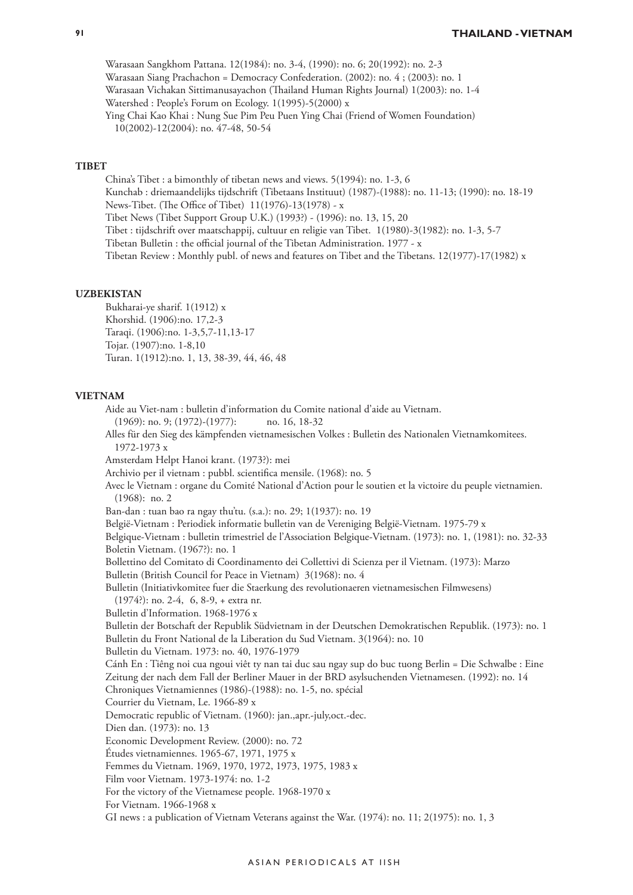Warasaan Sangkhom Pattana. 12(1984): no. 3-4, (1990): no. 6; 20(1992): no. 2-3
Warasaan Siang Prachachon = Democracy Confederation. (2002): no. 4 ; (2003): no. 1
Warasaan Vichakan Sittimanusayachon (Thailand Human Rights Journal) 1(2003): no. 1-4
Watershed : People's Forum on Ecology. 1(1995)-5(2000) x
Ying Chai Kao Khai : Nung Sue Pim Peu Puen Ying Chai (Friend of Women Foundation) 10(2002)-12(2004): no. 47-48, 50-54

## TIBET

China's Tibet : a bimonthly of tibetan news and views. 5(1994): no. 1-3, 6
Kunchab : driemaandelijks tijdschrift (Tibetaans Instituut) (1987)-(1988): no. 11-13; (1990): no. 18-19
News-Tibet. (The Office of Tibet) 11(1976)-13(1978) - x
Tibet News (Tibet Support Group U.K.) (1993?) - (1996): no. 13, 15, 20
Tibet : tijdschrift over maatschappij, cultuur en religie van Tibet. 1(1980)-3(1982): no. 1-3, 5-7
Tibetan Bulletin : the official journal of the Tibetan Administration. 1977 - x
Tibetan Review : Monthly publ. of news and features on Tibet and the Tibetans. 12(1977)-17(1982) x

## UZBEKISTAN

Bukharai-ye sharif. 1(1912) x
Khorshid. (1906):no. 17,2-3
Taraqi. (1906):no. 1-3,5,7-11,13-17
Tojar. (1907):no. 1-8,10
Turan. 1(1912):no. 1, 13, 38-39, 44, 46, 48

## VIETNAM

Aide au Viet-nam : bulletin d'information du Comite national d'aide au Vietnam. (1969): no. 9; (1972)-(1977): no. 16, 18-32
Alles für den Sieg des kämpfenden vietnamesischen Volkes : Bulletin des Nationalen Vietnamkomitees. 1972-1973 x
Amsterdam Helpt Hanoi krant. (1973?): mei
Archivio per il vietnam : pubbl. scientifica mensile. (1968): no. 5
Avec le Vietnam : organe du Comité National d'Action pour le soutien et la victoire du peuple vietnamien. (1968): no. 2
Ban-dan : tuan bao ra ngay thu'tu. (s.a.): no. 29; 1(1937): no. 19
België-Vietnam : Periodiek informatie bulletin van de Vereniging België-Vietnam. 1975-79 x
Belgique-Vietnam : bulletin trimestriel de l'Association Belgique-Vietnam. (1973): no. 1, (1981): no. 32-33
Boletin Vietnam. (1967?): no. 1
Bollettino del Comitato di Coordinamento dei Collettivi di Scienza per il Vietnam. (1973): Marzo
Bulletin (British Council for Peace in Vietnam) 3(1968): no. 4
Bulletin (Initiativkomitee fuer die Staerkung des revolutionaeren vietnamesischen Filmwesens) (1974?): no. 2-4, 6, 8-9, + extra nr.
Bulletin d'Information. 1968-1976 x
Bulletin der Botschaft der Republik Südvietnam in der Deutschen Demokratischen Republik. (1973): no. 1
Bulletin du Front National de la Liberation du Sud Vietnam. 3(1964): no. 10
Bulletin du Vietnam. 1973: no. 40, 1976-1979
Cánh En : Tiêng noi cua ngoui viêt ty nan tai duc sau ngay sup do buc tuong Berlin = Die Schwalbe : Eine Zeitung der nach dem Fall der Berliner Mauer in der BRD asylsuchenden Vietnamesen. (1992): no. 14
Chroniques Vietnamiennes (1986)-(1988): no. 1-5, no. spécial
Courrier du Vietnam, Le. 1966-89 x
Democratic republic of Vietnam. (1960): jan.,apr.-july,oct.-dec.
Dien dan. (1973): no. 13
Economic Development Review. (2000): no. 72
Études vietnamiennes. 1965-67, 1971, 1975 x
Femmes du Vietnam. 1969, 1970, 1972, 1973, 1975, 1983 x
Film voor Vietnam. 1973-1974: no. 1-2
For the victory of the Vietnamese people. 1968-1970 x
For Vietnam. 1966-1968 x
GI news : a publication of Vietnam Veterans against the War. (1974): no. 11; 2(1975): no. 1, 3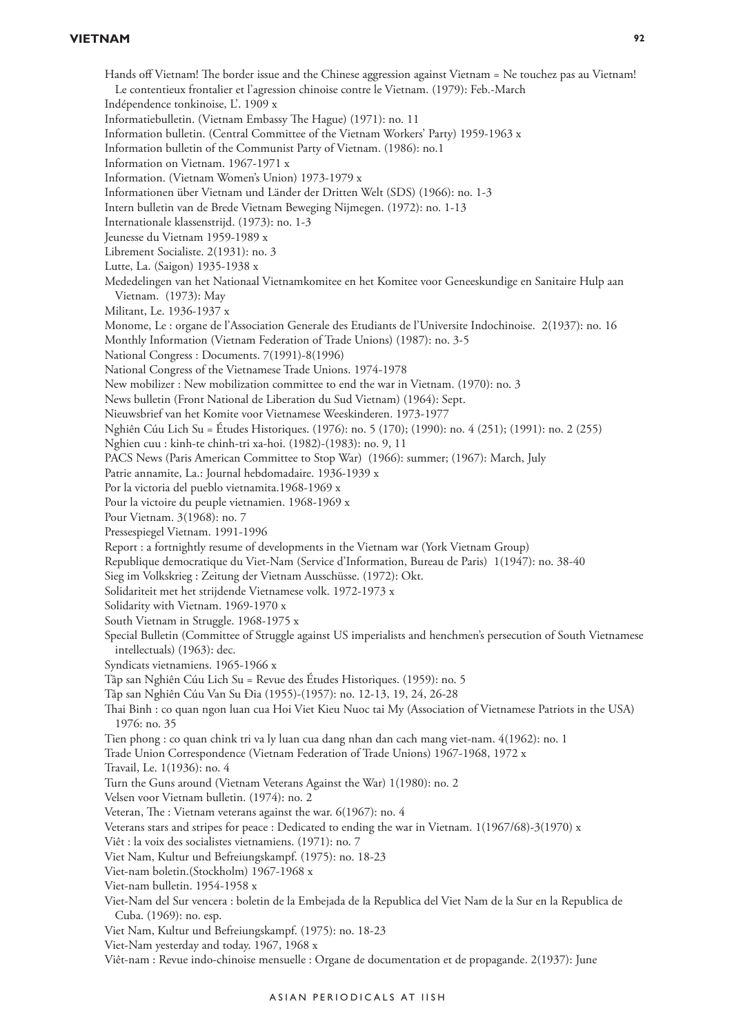Hands off Vietnam! The border issue and the Chinese aggression against Vietnam = Ne touchez pas au Vietnam! Le contentieux frontalier et l'agression chinoise contre le Vietnam. (1979): Feb.-March
Indépendence tonkinoise, L'. 1909 x
Informatiebulletin. (Vietnam Embassy The Hague) (1971): no. 11
Information bulletin. (Central Committee of the Vietnam Workers' Party) 1959-1963 x
Information bulletin of the Communist Party of Vietnam. (1986): no.1
Information on Vietnam. 1967-1971 x
Information. (Vietnam Women's Union) 1973-1979 x
Informationen über Vietnam und Länder der Dritten Welt (SDS) (1966): no. 1-3
Intern bulletin van de Brede Vietnam Beweging Nijmegen. (1972): no. 1-13
Internationale klassenstrijd. (1973): no. 1-3
Jeunesse du Vietnam 1959-1989 x
Librement Socialiste. 2(1931): no. 3
Lutte, La. (Saigon) 1935-1938 x
Mededelingen van het Nationaal Vietnamkomitee en het Komitee voor Geneeskundige en Sanitaire Hulp aan Vietnam. (1973): May
Militant, Le. 1936-1937 x
Monome, Le : organe de l'Association Generale des Etudiants de l'Universite Indochinoise. 2(1937): no. 16
Monthly Information (Vietnam Federation of Trade Unions) (1987): no. 3-5
National Congress : Documents. 7(1991)-8(1996)
National Congress of the Vietnamese Trade Unions. 1974-1978
New mobilizer : New mobilization committee to end the war in Vietnam. (1970): no. 3
News bulletin (Front National de Liberation du Sud Vietnam) (1964): Sept.
Nieuwsbrief van het Komite voor Vietnamese Weeskinderen. 1973-1977
Nghiên Cúu Lich Su = Études Historiques. (1976): no. 5 (170); (1990): no. 4 (251); (1991): no. 2 (255)
Nghien cuu : kinh-te chinh-tri xa-hoi. (1982)-(1983): no. 9, 11
PACS News (Paris American Committee to Stop War) (1966): summer; (1967): March, July
Patrie annamite, La.: Journal hebdomadaire. 1936-1939 x
Por la victoria del pueblo vietnamita.1968-1969 x
Pour la victoire du peuple vietnamien. 1968-1969 x
Pour Vietnam. 3(1968): no. 7
Pressespiegel Vietnam. 1991-1996
Report : a fortnightly resume of developments in the Vietnam war (York Vietnam Group)
Republique democratique du Viet-Nam (Service d'Information, Bureau de Paris) 1(1947): no. 38-40
Sieg im Volkskrieg : Zeitung der Vietnam Ausschüsse. (1972): Okt.
Solidariteit met het strijdende Vietnamese volk. 1972-1973 x
Solidarity with Vietnam. 1969-1970 x
South Vietnam in Struggle. 1968-1975 x
Special Bulletin (Committee of Struggle against US imperialists and henchmen's persecution of South Vietnamese intellectuals) (1963): dec.
Syndicats vietnamiens. 1965-1966 x
Tâp san Nghiên Cúu Lich Su = Revue des Études Historiques. (1959): no. 5
Tâp san Nghiên Cúu Van Su Đia (1955)-(1957): no. 12-13, 19, 24, 26-28
Thai Binh : co quan ngon luan cua Hoi Viet Kieu Nuoc tai My (Association of Vietnamese Patriots in the USA) 1976: no. 35
Tien phong : co quan chink tri va ly luan cua dang nhan dan cach mang viet-nam. 4(1962): no. 1
Trade Union Correspondence (Vietnam Federation of Trade Unions) 1967-1968, 1972 x
Travail, Le. 1(1936): no. 4
Turn the Guns around (Vietnam Veterans Against the War) 1(1980): no. 2
Velsen voor Vietnam bulletin. (1974): no. 2
Veteran, The : Vietnam veterans against the war. 6(1967): no. 4
Veterans stars and stripes for peace : Dedicated to ending the war in Vietnam. 1(1967/68)-3(1970) x
Viêt : la voix des socialistes vietnamiens. (1971): no. 7
Viet Nam, Kultur und Befreiungskampf. (1975): no. 18-23
Viet-nam boletin.(Stockholm) 1967-1968 x
Viet-nam bulletin. 1954-1958 x
Viet-Nam del Sur vencera : boletin de la Embejada de la Republica del Viet Nam de la Sur en la Republica de Cuba. (1969): no. esp.
Viet Nam, Kultur und Befreiungskampf. (1975): no. 18-23
Viet-Nam yesterday and today. 1967, 1968 x
Viêt-nam : Revue indo-chinoise mensuelle : Organe de documentation et de propagande. 2(1937): June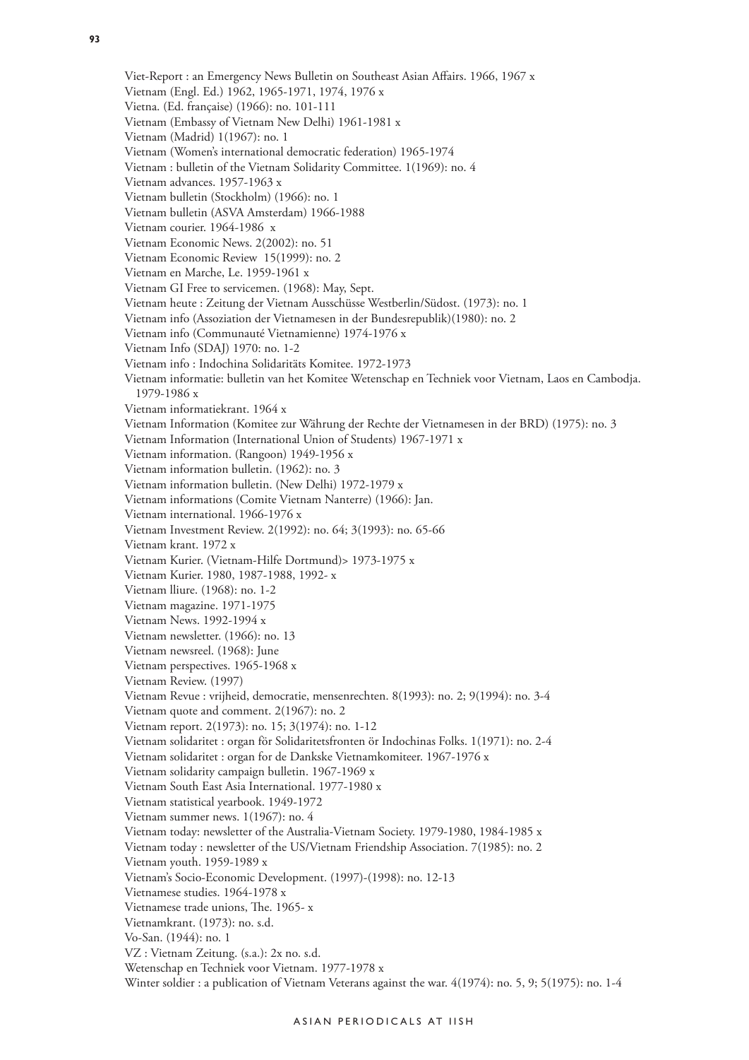Viet-Report : an Emergency News Bulletin on Southeast Asian Affairs. 1966, 1967 x
Vietnam (Engl. Ed.) 1962, 1965-1971, 1974, 1976 x
Vietna. (Ed. française) (1966): no. 101-111
Vietnam (Embassy of Vietnam New Delhi) 1961-1981 x
Vietnam (Madrid) 1(1967): no. 1
Vietnam (Women's international democratic federation) 1965-1974
Vietnam : bulletin of the Vietnam Solidarity Committee. 1(1969): no. 4
Vietnam advances. 1957-1963 x
Vietnam bulletin (Stockholm) (1966): no. 1
Vietnam bulletin (ASVA Amsterdam) 1966-1988
Vietnam courier. 1964-1986 x
Vietnam Economic News. 2(2002): no. 51
Vietnam Economic Review 15(1999): no. 2
Vietnam en Marche, Le. 1959-1961 x
Vietnam GI Free to servicemen. (1968): May, Sept.
Vietnam heute : Zeitung der Vietnam Ausschüsse Westberlin/Südost. (1973): no. 1
Vietnam info (Assoziation der Vietnamesen in der Bundesrepublik)(1980): no. 2
Vietnam info (Communauté Vietnamienne) 1974-1976 x
Vietnam Info (SDAJ) 1970: no. 1-2
Vietnam info : Indochina Solidaritäts Komitee. 1972-1973
Vietnam informatie: bulletin van het Komitee Wetenschap en Techniek voor Vietnam, Laos en Cambodja. 1979-1986 x
Vietnam informatiekrant. 1964 x
Vietnam Information (Komitee zur Währung der Rechte der Vietnamesen in der BRD) (1975): no. 3
Vietnam Information (International Union of Students) 1967-1971 x
Vietnam information. (Rangoon) 1949-1956 x
Vietnam information bulletin. (1962): no. 3
Vietnam information bulletin. (New Delhi) 1972-1979 x
Vietnam informations (Comite Vietnam Nanterre) (1966): Jan.
Vietnam international. 1966-1976 x
Vietnam Investment Review. 2(1992): no. 64; 3(1993): no. 65-66
Vietnam krant. 1972 x
Vietnam Kurier. (Vietnam-Hilfe Dortmund)> 1973-1975 x
Vietnam Kurier. 1980, 1987-1988, 1992- x
Vietnam lliure. (1968): no. 1-2
Vietnam magazine. 1971-1975
Vietnam News. 1992-1994 x
Vietnam newsletter. (1966): no. 13
Vietnam newsreel. (1968): June
Vietnam perspectives. 1965-1968 x
Vietnam Review. (1997)
Vietnam Revue : vrijheid, democratie, mensenrechten. 8(1993): no. 2; 9(1994): no. 3-4
Vietnam quote and comment. 2(1967): no. 2
Vietnam report. 2(1973): no. 15; 3(1974): no. 1-12
Vietnam solidaritet : organ för Solidaritetsfronten ör Indochinas Folks. 1(1971): no. 2-4
Vietnam solidaritet : organ for de Dankske Vietnamkomiteer. 1967-1976 x
Vietnam solidarity campaign bulletin. 1967-1969 x
Vietnam South East Asia International. 1977-1980 x
Vietnam statistical yearbook. 1949-1972
Vietnam summer news. 1(1967): no. 4
Vietnam today: newsletter of the Australia-Vietnam Society. 1979-1980, 1984-1985 x
Vietnam today : newsletter of the US/Vietnam Friendship Association. 7(1985): no. 2
Vietnam youth. 1959-1989 x
Vietnam's Socio-Economic Development. (1997)-(1998): no. 12-13
Vietnamese studies. 1964-1978 x
Vietnamese trade unions, The. 1965- x
Vietnamkrant. (1973): no. s.d.
Vo-San. (1944): no. 1
VZ : Vietnam Zeitung. (s.a.): 2x no. s.d.
Wetenschap en Techniek voor Vietnam. 1977-1978 x
Winter soldier : a publication of Vietnam Veterans against the war. 4(1974): no. 5, 9; 5(1975): no. 1-4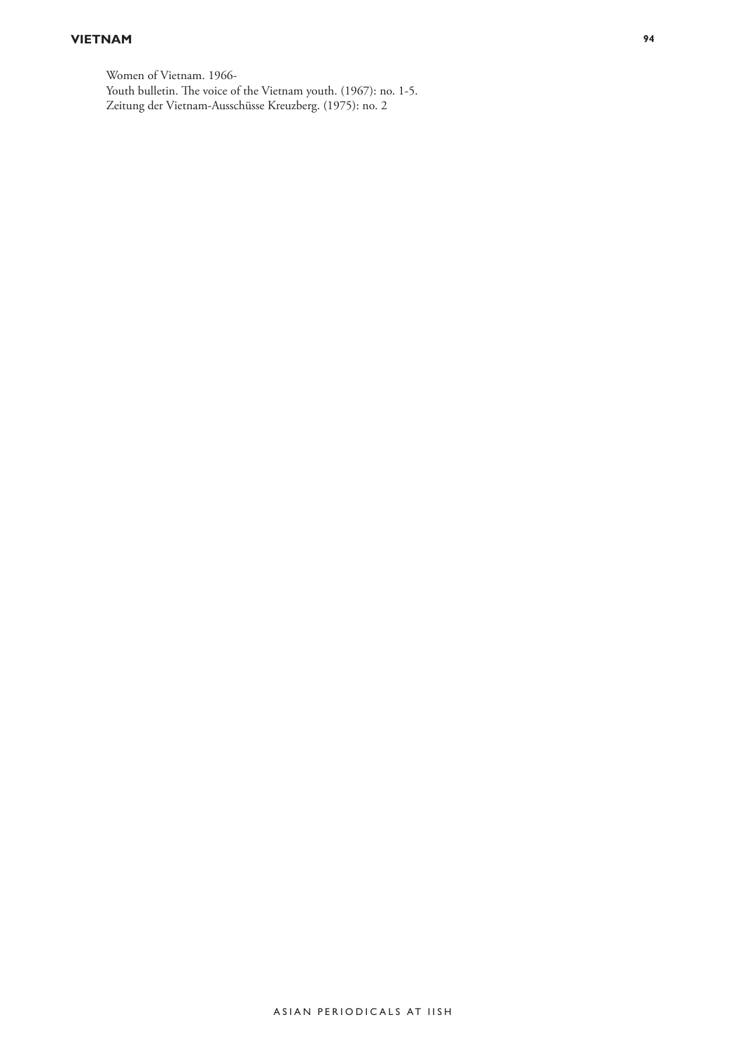Women of Vietnam. 1966-
Youth bulletin. The voice of the Vietnam youth. (1967): no. 1-5.
Zeitung der Vietnam-Ausschüsse Kreuzberg. (1975): no. 2